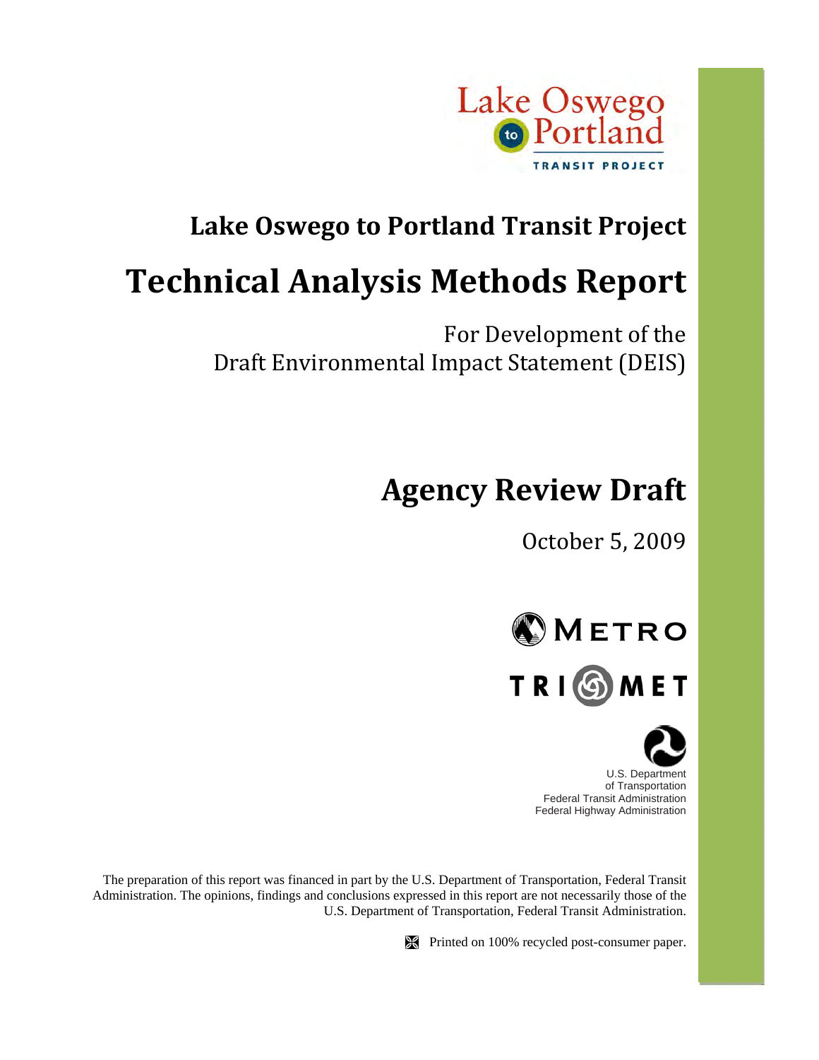Lake Oswego to Portland

TRANSIT PROJECT

# Lake Oswego to Portland Transit Project

# Technical Analysis Methods Report

For Development of the
Draft Environmental Impact Statement (DEIS)

## Agency Review Draft

October 5, 2009

METRO

TRIMET

U.S. Department
of Transportation
Federal Transit Administration
Federal Highway Administration

The preparation of this report was financed in part by the U.S. Department of Transportation, Federal Transit Administration. The opinions, findings and conclusions expressed in this report are not necessarily those of the U.S. Department of Transportation, Federal Transit Administration.

Printed on 100% recycled post-consumer paper.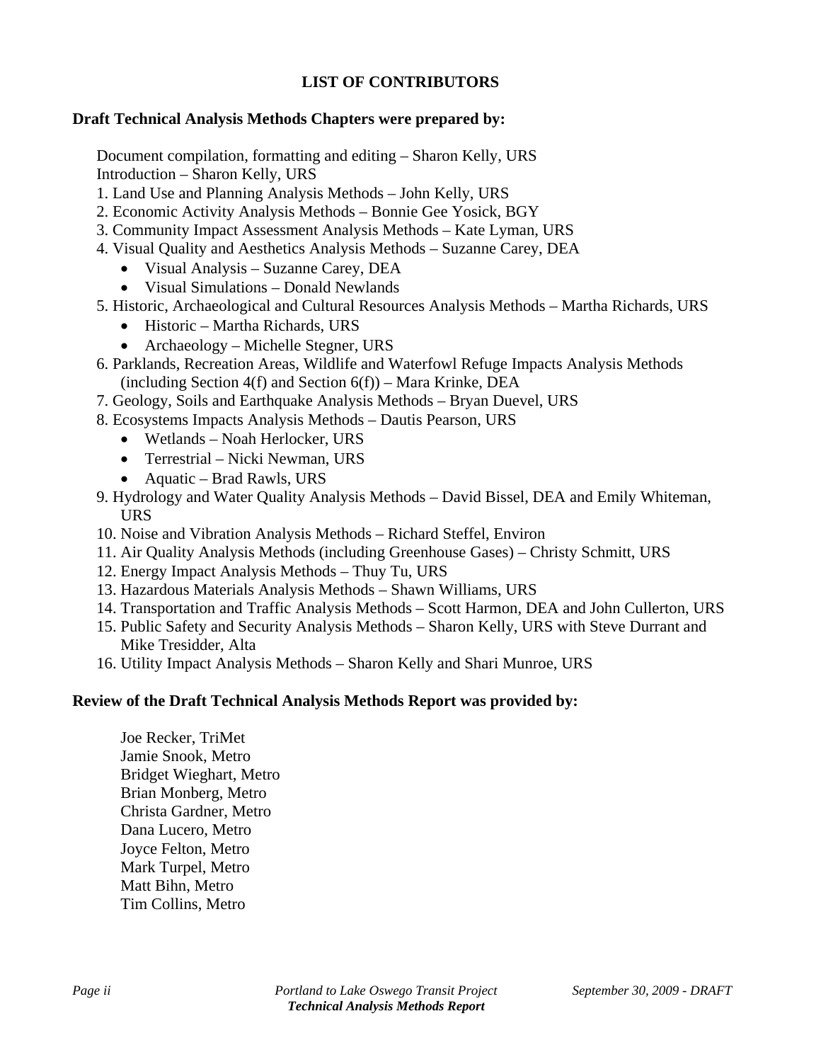# LIST OF CONTRIBUTORS

**Draft Technical Analysis Methods Chapters were prepared by:**

Document compilation, formatting and editing – Sharon Kelly, URS
Introduction – Sharon Kelly, URS

1. Land Use and Planning Analysis Methods – John Kelly, URS
2. Economic Activity Analysis Methods – Bonnie Gee Yosick, BGY
3. Community Impact Assessment Analysis Methods – Kate Lyman, URS
4. Visual Quality and Aesthetics Analysis Methods – Suzanne Carey, DEA
    - Visual Analysis – Suzanne Carey, DEA
    - Visual Simulations – Donald Newlands
5. Historic, Archaeological and Cultural Resources Analysis Methods – Martha Richards, URS
    - Historic – Martha Richards, URS
    - Archaeology – Michelle Stegner, URS
6. Parklands, Recreation Areas, Wildlife and Waterfowl Refuge Impacts Analysis Methods (including Section 4(f) and Section 6(f)) – Mara Krinke, DEA
7. Geology, Soils and Earthquake Analysis Methods – Bryan Duevel, URS
8. Ecosystems Impacts Analysis Methods – Dautis Pearson, URS
    - Wetlands – Noah Herlocker, URS
    - Terrestrial – Nicki Newman, URS
    - Aquatic – Brad Rawls, URS
9. Hydrology and Water Quality Analysis Methods – David Bissel, DEA and Emily Whiteman, URS
10. Noise and Vibration Analysis Methods – Richard Steffel, Environ
11. Air Quality Analysis Methods (including Greenhouse Gases) – Christy Schmitt, URS
12. Energy Impact Analysis Methods – Thuy Tu, URS
13. Hazardous Materials Analysis Methods – Shawn Williams, URS
14. Transportation and Traffic Analysis Methods – Scott Harmon, DEA and John Cullerton, URS
15. Public Safety and Security Analysis Methods – Sharon Kelly, URS with Steve Durrant and Mike Tresidder, Alta
16. Utility Impact Analysis Methods – Sharon Kelly and Shari Munroe, URS

**Review of the Draft Technical Analysis Methods Report was provided by:**

Joe Recker, TriMet
Jamie Snook, Metro
Bridget Wieghart, Metro
Brian Monberg, Metro
Christa Gardner, Metro
Dana Lucero, Metro
Joyce Felton, Metro
Mark Turpel, Metro
Matt Bihn, Metro
Tim Collins, Metro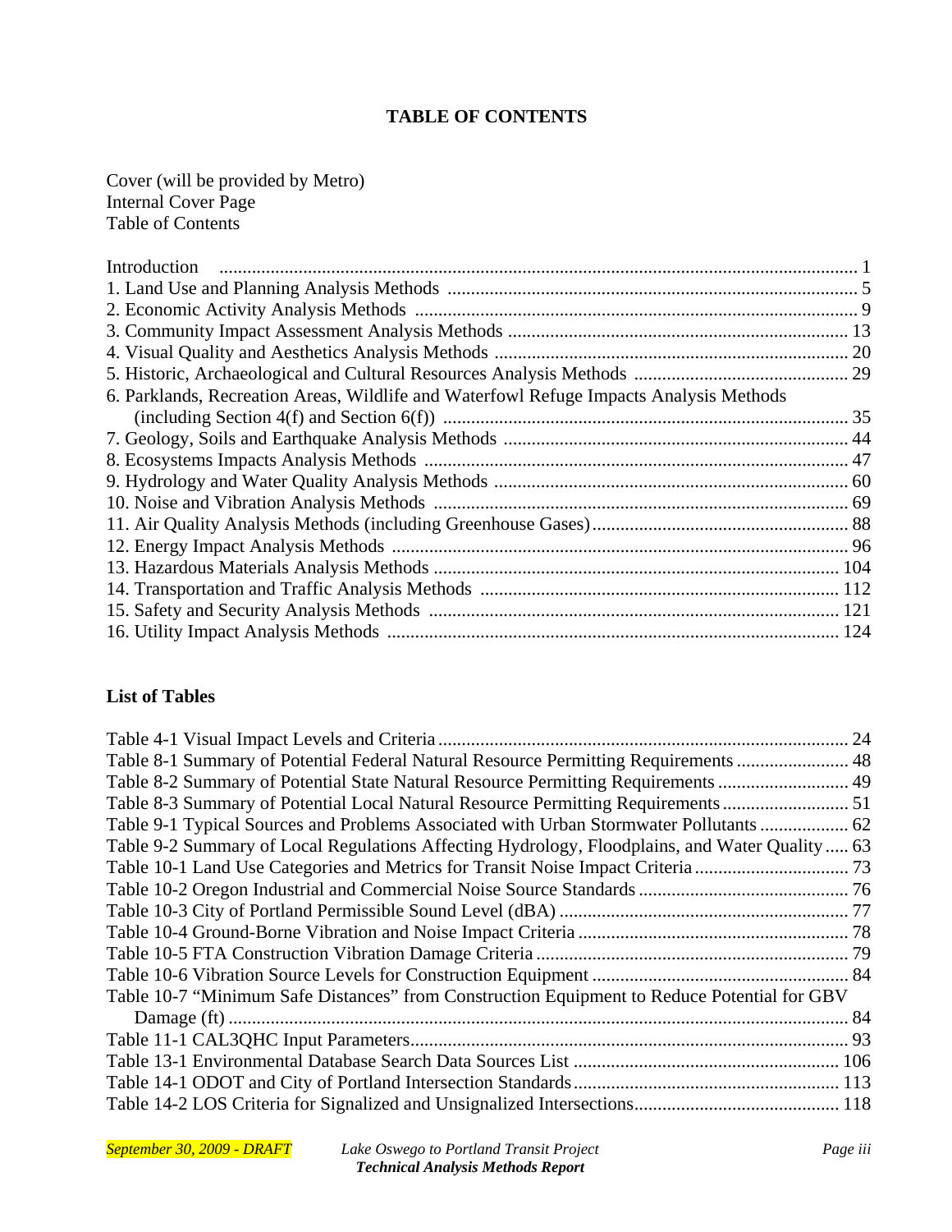# TABLE OF CONTENTS

Cover (will be provided by Metro)
Internal Cover Page
Table of Contents

Introduction ........................................................................................................................ 1
1. Land Use and Planning Analysis Methods ...................................................................... 5
2. Economic Activity Analysis Methods ............................................................................. 9
3. Community Impact Assessment Analysis Methods ........................................................ 13
4. Visual Quality and Aesthetics Analysis Methods ........................................................... 20
5. Historic, Archaeological and Cultural Resources Analysis Methods ............................. 29
6. Parklands, Recreation Areas, Wildlife and Waterfowl Refuge Impacts Analysis Methods (including Section 4(f) and Section 6(f)) ...................................................................... 35
7. Geology, Soils and Earthquake Analysis Methods ......................................................... 44
8. Ecosystems Impacts Analysis Methods .......................................................................... 47
9. Hydrology and Water Quality Analysis Methods ........................................................... 60
10. Noise and Vibration Analysis Methods ........................................................................ 69
11. Air Quality Analysis Methods (including Greenhouse Gases)....................................... 88
12. Energy Impact Analysis Methods ................................................................................. 96
13. Hazardous Materials Analysis Methods ...................................................................... 104
14. Transportation and Traffic Analysis Methods ............................................................ 112
15. Safety and Security Analysis Methods ....................................................................... 121
16. Utility Impact Analysis Methods ................................................................................ 124

## List of Tables

Table 4-1 Visual Impact Levels and Criteria ....................................................................... 24
Table 8-1 Summary of Potential Federal Natural Resource Permitting Requirements ........................ 48
Table 8-2 Summary of Potential State Natural Resource Permitting Requirements ............................ 49
Table 8-3 Summary of Potential Local Natural Resource Permitting Requirements ........................... 51
Table 9-1 Typical Sources and Problems Associated with Urban Stormwater Pollutants ................... 62
Table 9-2 Summary of Local Regulations Affecting Hydrology, Floodplains, and Water Quality ..... 63
Table 10-1 Land Use Categories and Metrics for Transit Noise Impact Criteria ................................. 73
Table 10-2 Oregon Industrial and Commercial Noise Source Standards ............................................. 76
Table 10-3 City of Portland Permissible Sound Level (dBA) ............................................................. 77
Table 10-4 Ground-Borne Vibration and Noise Impact Criteria .......................................................... 78
Table 10-5 FTA Construction Vibration Damage Criteria ................................................................... 79
Table 10-6 Vibration Source Levels for Construction Equipment ....................................................... 84
Table 10-7 "Minimum Safe Distances" from Construction Equipment to Reduce Potential for GBV Damage (ft) ..................................................................................................................... 84
Table 11-1 CAL3QHC Input Parameters.............................................................................................. 93
Table 13-1 Environmental Database Search Data Sources List ......................................................... 106
Table 14-1 ODOT and City of Portland Intersection Standards......................................................... 113
Table 14-2 LOS Criteria for Signalized and Unsignalized Intersections............................................ 118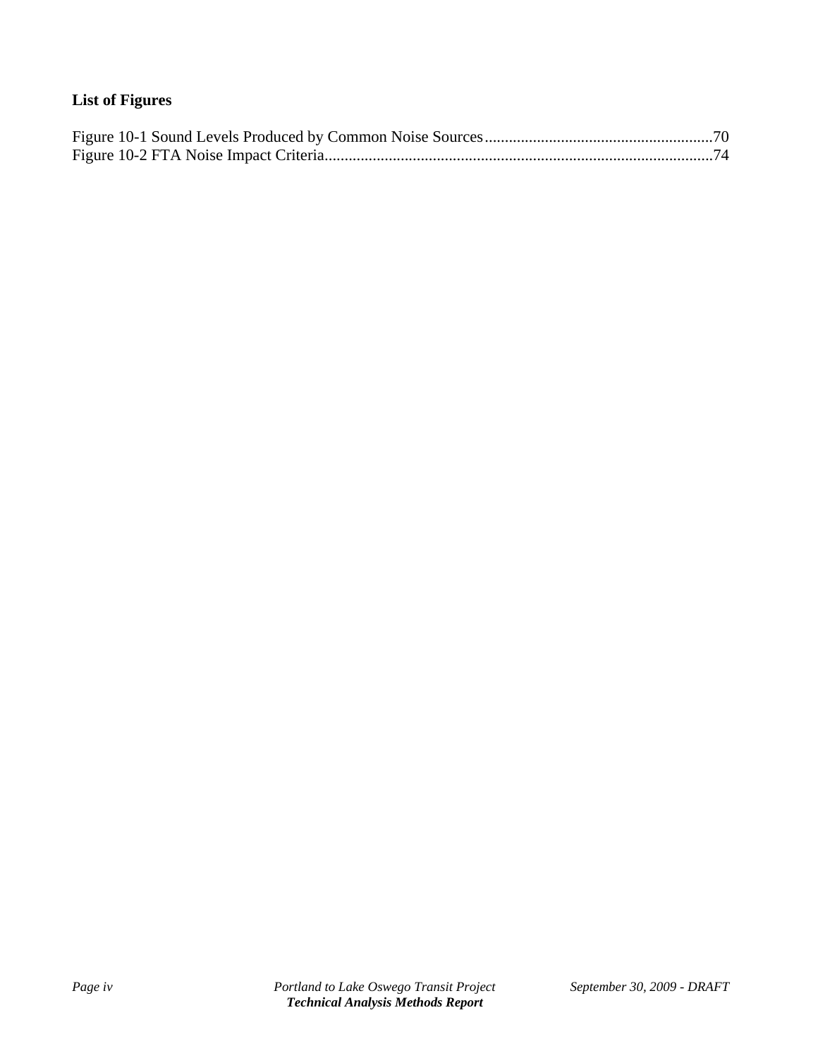## List of Figures

Figure 10-1 Sound Levels Produced by Common Noise Sources........................................................70
Figure 10-2 FTA Noise Impact Criteria................................................................................................74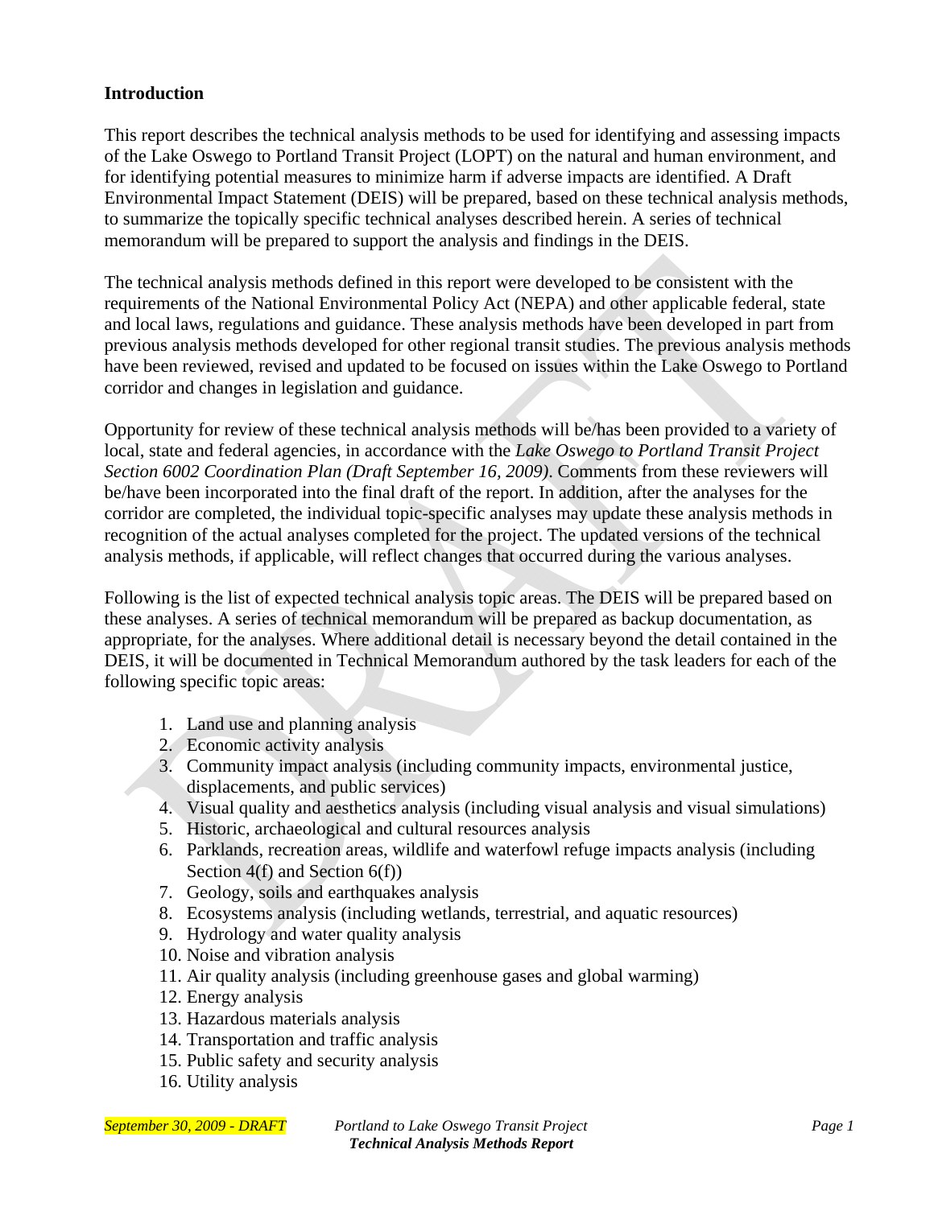## Introduction

This report describes the technical analysis methods to be used for identifying and assessing impacts of the Lake Oswego to Portland Transit Project (LOPT) on the natural and human environment, and for identifying potential measures to minimize harm if adverse impacts are identified. A Draft Environmental Impact Statement (DEIS) will be prepared, based on these technical analysis methods, to summarize the topically specific technical analyses described herein. A series of technical memorandum will be prepared to support the analysis and findings in the DEIS.

The technical analysis methods defined in this report were developed to be consistent with the requirements of the National Environmental Policy Act (NEPA) and other applicable federal, state and local laws, regulations and guidance. These analysis methods have been developed in part from previous analysis methods developed for other regional transit studies. The previous analysis methods have been reviewed, revised and updated to be focused on issues within the Lake Oswego to Portland corridor and changes in legislation and guidance.

Opportunity for review of these technical analysis methods will be/has been provided to a variety of local, state and federal agencies, in accordance with the *Lake Oswego to Portland Transit Project Section 6002 Coordination Plan (Draft September 16, 2009)*. Comments from these reviewers will be/have been incorporated into the final draft of the report. In addition, after the analyses for the corridor are completed, the individual topic-specific analyses may update these analysis methods in recognition of the actual analyses completed for the project. The updated versions of the technical analysis methods, if applicable, will reflect changes that occurred during the various analyses.

Following is the list of expected technical analysis topic areas. The DEIS will be prepared based on these analyses. A series of technical memorandum will be prepared as backup documentation, as appropriate, for the analyses. Where additional detail is necessary beyond the detail contained in the DEIS, it will be documented in Technical Memorandum authored by the task leaders for each of the following specific topic areas:

1. Land use and planning analysis
2. Economic activity analysis
3. Community impact analysis (including community impacts, environmental justice, displacements, and public services)
4. Visual quality and aesthetics analysis (including visual analysis and visual simulations)
5. Historic, archaeological and cultural resources analysis
6. Parklands, recreation areas, wildlife and waterfowl refuge impacts analysis (including Section 4(f) and Section 6(f))
7. Geology, soils and earthquakes analysis
8. Ecosystems analysis (including wetlands, terrestrial, and aquatic resources)
9. Hydrology and water quality analysis
10. Noise and vibration analysis
11. Air quality analysis (including greenhouse gases and global warming)
12. Energy analysis
13. Hazardous materials analysis
14. Transportation and traffic analysis
15. Public safety and security analysis
16. Utility analysis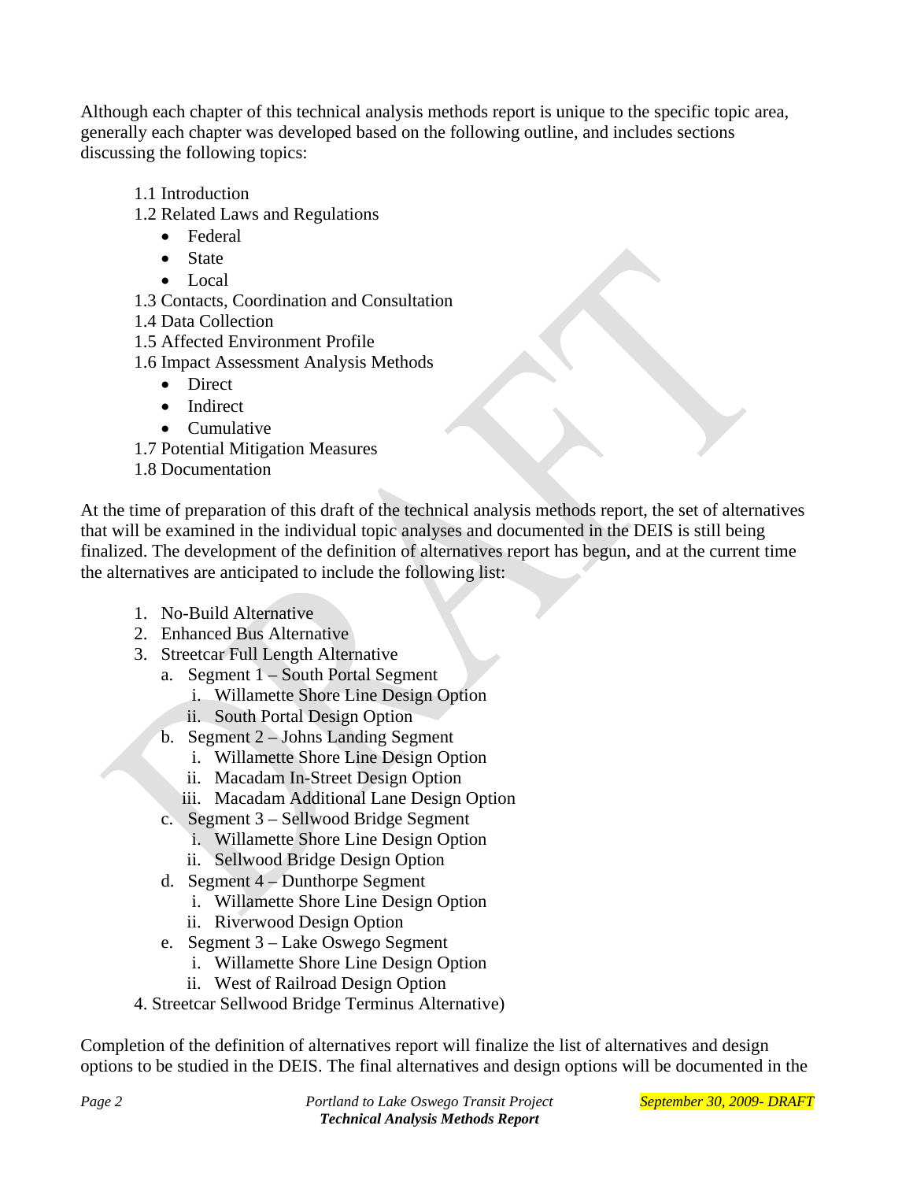Although each chapter of this technical analysis methods report is unique to the specific topic area, generally each chapter was developed based on the following outline, and includes sections discussing the following topics:

- 1.1 Introduction
- 1.2 Related Laws and Regulations
  - Federal
  - State
  - Local
- 1.3 Contacts, Coordination and Consultation
- 1.4 Data Collection
- 1.5 Affected Environment Profile
- 1.6 Impact Assessment Analysis Methods
  - Direct
  - Indirect
  - Cumulative
- 1.7 Potential Mitigation Measures
- 1.8 Documentation

At the time of preparation of this draft of the technical analysis methods report, the set of alternatives that will be examined in the individual topic analyses and documented in the DEIS is still being finalized. The development of the definition of alternatives report has begun, and at the current time the alternatives are anticipated to include the following list:

1. No-Build Alternative
2. Enhanced Bus Alternative
3. Streetcar Full Length Alternative
   a. Segment 1 – South Portal Segment
      i. Willamette Shore Line Design Option
      ii. South Portal Design Option
   b. Segment 2 – Johns Landing Segment
      i. Willamette Shore Line Design Option
      ii. Macadam In-Street Design Option
      iii. Macadam Additional Lane Design Option
   c. Segment 3 – Sellwood Bridge Segment
      i. Willamette Shore Line Design Option
      ii. Sellwood Bridge Design Option
   d. Segment 4 – Dunthorpe Segment
      i. Willamette Shore Line Design Option
      ii. Riverwood Design Option
   e. Segment 3 – Lake Oswego Segment
      i. Willamette Shore Line Design Option
      ii. West of Railroad Design Option
4. Streetcar Sellwood Bridge Terminus Alternative)

Completion of the definition of alternatives report will finalize the list of alternatives and design options to be studied in the DEIS. The final alternatives and design options will be documented in the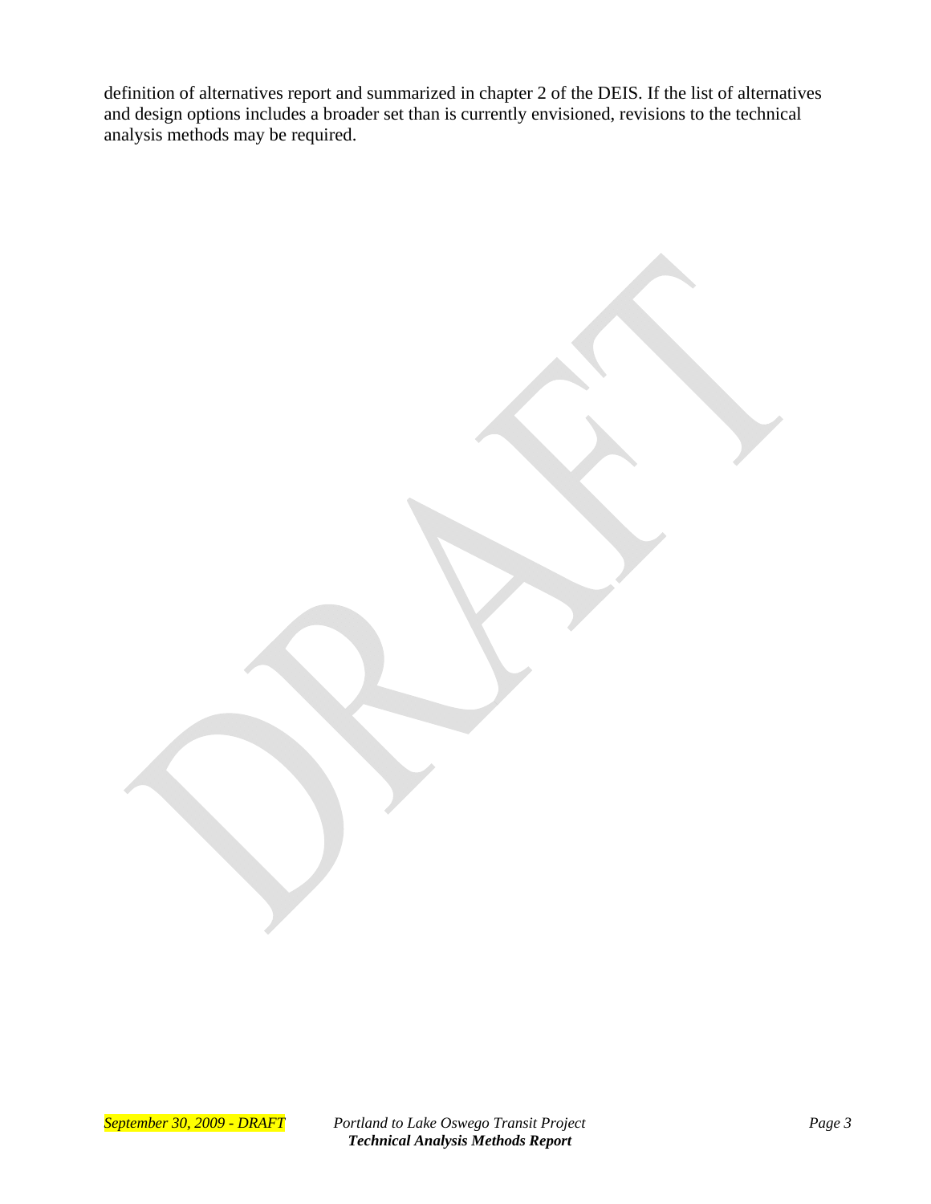definition of alternatives report and summarized in chapter 2 of the DEIS. If the list of alternatives and design options includes a broader set than is currently envisioned, revisions to the technical analysis methods may be required.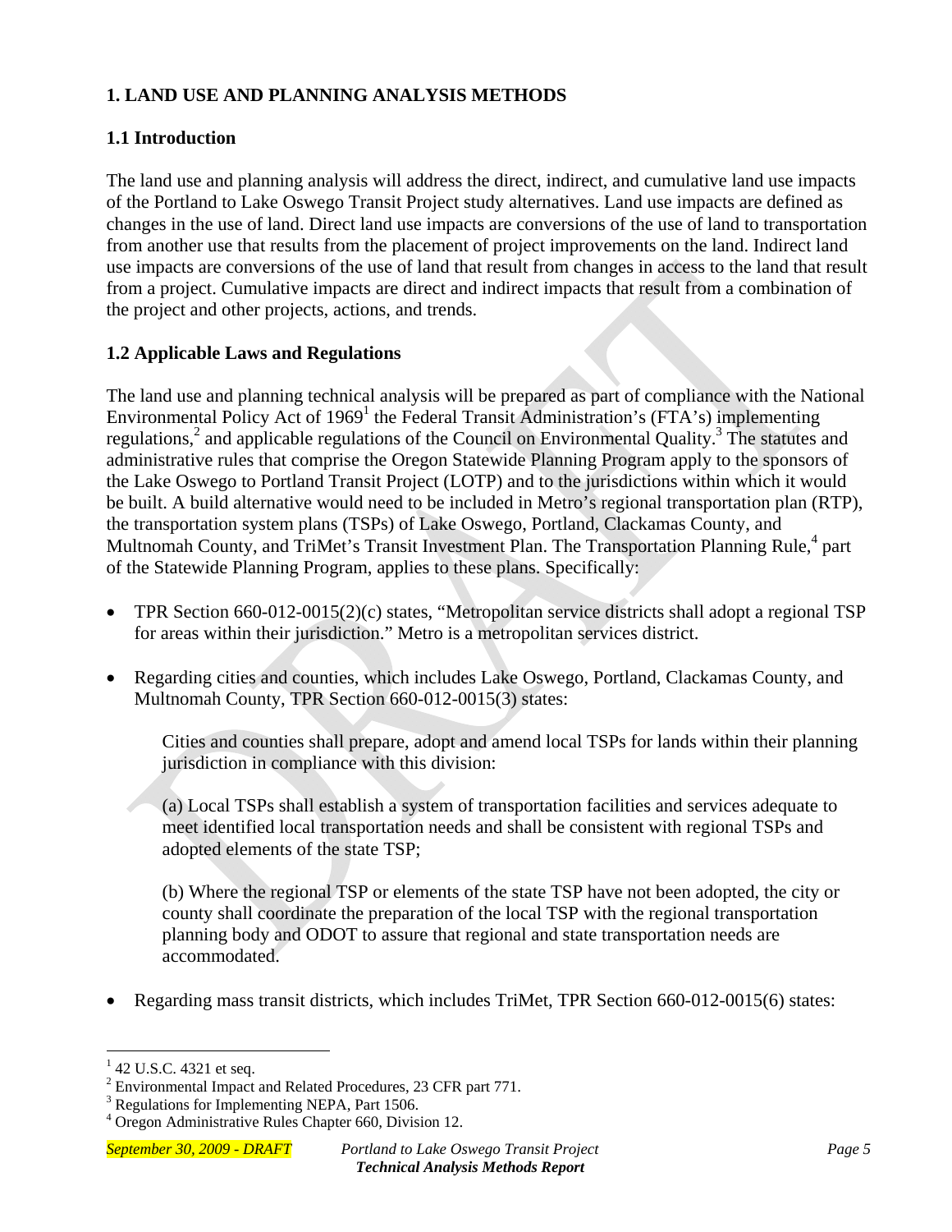# 1. LAND USE AND PLANNING ANALYSIS METHODS

## 1.1 Introduction

The land use and planning analysis will address the direct, indirect, and cumulative land use impacts of the Portland to Lake Oswego Transit Project study alternatives. Land use impacts are defined as changes in the use of land. Direct land use impacts are conversions of the use of land to transportation from another use that results from the placement of project improvements on the land. Indirect land use impacts are conversions of the use of land that result from changes in access to the land that result from a project. Cumulative impacts are direct and indirect impacts that result from a combination of the project and other projects, actions, and trends.

## 1.2 Applicable Laws and Regulations

The land use and planning technical analysis will be prepared as part of compliance with the National Environmental Policy Act of 1969[1] the Federal Transit Administration's (FTA's) implementing regulations,[2] and applicable regulations of the Council on Environmental Quality.[3] The statutes and administrative rules that comprise the Oregon Statewide Planning Program apply to the sponsors of the Lake Oswego to Portland Transit Project (LOTP) and to the jurisdictions within which it would be built. A build alternative would need to be included in Metro's regional transportation plan (RTP), the transportation system plans (TSPs) of Lake Oswego, Portland, Clackamas County, and Multnomah County, and TriMet's Transit Investment Plan. The Transportation Planning Rule,[4] part of the Statewide Planning Program, applies to these plans. Specifically:

- TPR Section 660-012-0015(2)(c) states, "Metropolitan service districts shall adopt a regional TSP for areas within their jurisdiction." Metro is a metropolitan services district.

- Regarding cities and counties, which includes Lake Oswego, Portland, Clackamas County, and Multnomah County, TPR Section 660-012-0015(3) states:

  Cities and counties shall prepare, adopt and amend local TSPs for lands within their planning jurisdiction in compliance with this division:

  (a) Local TSPs shall establish a system of transportation facilities and services adequate to meet identified local transportation needs and shall be consistent with regional TSPs and adopted elements of the state TSP;

  (b) Where the regional TSP or elements of the state TSP have not been adopted, the city or county shall coordinate the preparation of the local TSP with the regional transportation planning body and ODOT to assure that regional and state transportation needs are accommodated.

- Regarding mass transit districts, which includes TriMet, TPR Section 660-012-0015(6) states:

---

[1] 42 U.S.C. 4321 et seq.

[2] Environmental Impact and Related Procedures, 23 CFR part 771.

[3] Regulations for Implementing NEPA, Part 1506.

[4] Oregon Administrative Rules Chapter 660, Division 12.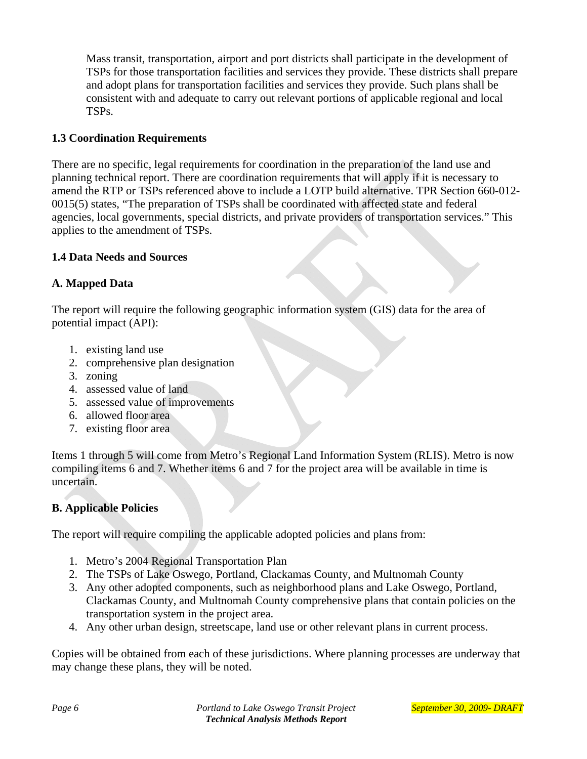Mass transit, transportation, airport and port districts shall participate in the development of TSPs for those transportation facilities and services they provide. These districts shall prepare and adopt plans for transportation facilities and services they provide. Such plans shall be consistent with and adequate to carry out relevant portions of applicable regional and local TSPs.

**1.3 Coordination Requirements**

There are no specific, legal requirements for coordination in the preparation of the land use and planning technical report. There are coordination requirements that will apply if it is necessary to amend the RTP or TSPs referenced above to include a LOTP build alternative. TPR Section 660-012-0015(5) states, "The preparation of TSPs shall be coordinated with affected state and federal agencies, local governments, special districts, and private providers of transportation services." This applies to the amendment of TSPs.

**1.4 Data Needs and Sources**

**A. Mapped Data**

The report will require the following geographic information system (GIS) data for the area of potential impact (API):

1. existing land use
2. comprehensive plan designation
3. zoning
4. assessed value of land
5. assessed value of improvements
6. allowed floor area
7. existing floor area

Items 1 through 5 will come from Metro's Regional Land Information System (RLIS). Metro is now compiling items 6 and 7. Whether items 6 and 7 for the project area will be available in time is uncertain.

**B. Applicable Policies**

The report will require compiling the applicable adopted policies and plans from:

1. Metro's 2004 Regional Transportation Plan
2. The TSPs of Lake Oswego, Portland, Clackamas County, and Multnomah County
3. Any other adopted components, such as neighborhood plans and Lake Oswego, Portland, Clackamas County, and Multnomah County comprehensive plans that contain policies on the transportation system in the project area.
4. Any other urban design, streetscape, land use or other relevant plans in current process.

Copies will be obtained from each of these jurisdictions. Where planning processes are underway that may change these plans, they will be noted.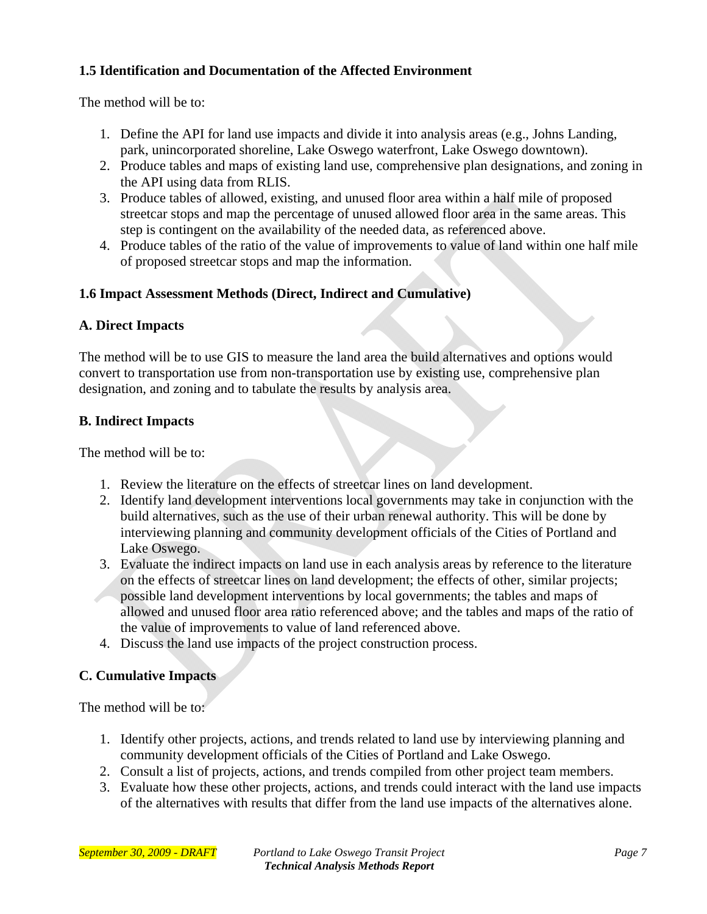### 1.5 Identification and Documentation of the Affected Environment

The method will be to:

1. Define the API for land use impacts and divide it into analysis areas (e.g., Johns Landing, park, unincorporated shoreline, Lake Oswego waterfront, Lake Oswego downtown).
2. Produce tables and maps of existing land use, comprehensive plan designations, and zoning in the API using data from RLIS.
3. Produce tables of allowed, existing, and unused floor area within a half mile of proposed streetcar stops and map the percentage of unused allowed floor area in the same areas. This step is contingent on the availability of the needed data, as referenced above.
4. Produce tables of the ratio of the value of improvements to value of land within one half mile of proposed streetcar stops and map the information.

### 1.6 Impact Assessment Methods (Direct, Indirect and Cumulative)

#### A. Direct Impacts

The method will be to use GIS to measure the land area the build alternatives and options would convert to transportation use from non-transportation use by existing use, comprehensive plan designation, and zoning and to tabulate the results by analysis area.

#### B. Indirect Impacts

The method will be to:

1. Review the literature on the effects of streetcar lines on land development.
2. Identify land development interventions local governments may take in conjunction with the build alternatives, such as the use of their urban renewal authority. This will be done by interviewing planning and community development officials of the Cities of Portland and Lake Oswego.
3. Evaluate the indirect impacts on land use in each analysis areas by reference to the literature on the effects of streetcar lines on land development; the effects of other, similar projects; possible land development interventions by local governments; the tables and maps of allowed and unused floor area ratio referenced above; and the tables and maps of the ratio of the value of improvements to value of land referenced above.
4. Discuss the land use impacts of the project construction process.

#### C. Cumulative Impacts

The method will be to:

1. Identify other projects, actions, and trends related to land use by interviewing planning and community development officials of the Cities of Portland and Lake Oswego.
2. Consult a list of projects, actions, and trends compiled from other project team members.
3. Evaluate how these other projects, actions, and trends could interact with the land use impacts of the alternatives with results that differ from the land use impacts of the alternatives alone.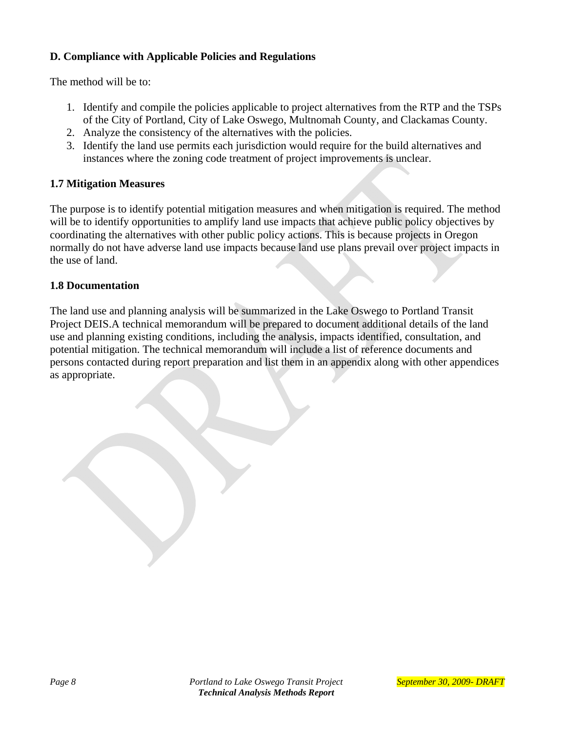**D. Compliance with Applicable Policies and Regulations**

The method will be to:

1. Identify and compile the policies applicable to project alternatives from the RTP and the TSPs of the City of Portland, City of Lake Oswego, Multnomah County, and Clackamas County.
2. Analyze the consistency of the alternatives with the policies.
3. Identify the land use permits each jurisdiction would require for the build alternatives and instances where the zoning code treatment of project improvements is unclear.

## 1.7 Mitigation Measures

The purpose is to identify potential mitigation measures and when mitigation is required. The method will be to identify opportunities to amplify land use impacts that achieve public policy objectives by coordinating the alternatives with other public policy actions. This is because projects in Oregon normally do not have adverse land use impacts because land use plans prevail over project impacts in the use of land.

## 1.8 Documentation

The land use and planning analysis will be summarized in the Lake Oswego to Portland Transit Project DEIS.A technical memorandum will be prepared to document additional details of the land use and planning existing conditions, including the analysis, impacts identified, consultation, and potential mitigation. The technical memorandum will include a list of reference documents and persons contacted during report preparation and list them in an appendix along with other appendices as appropriate.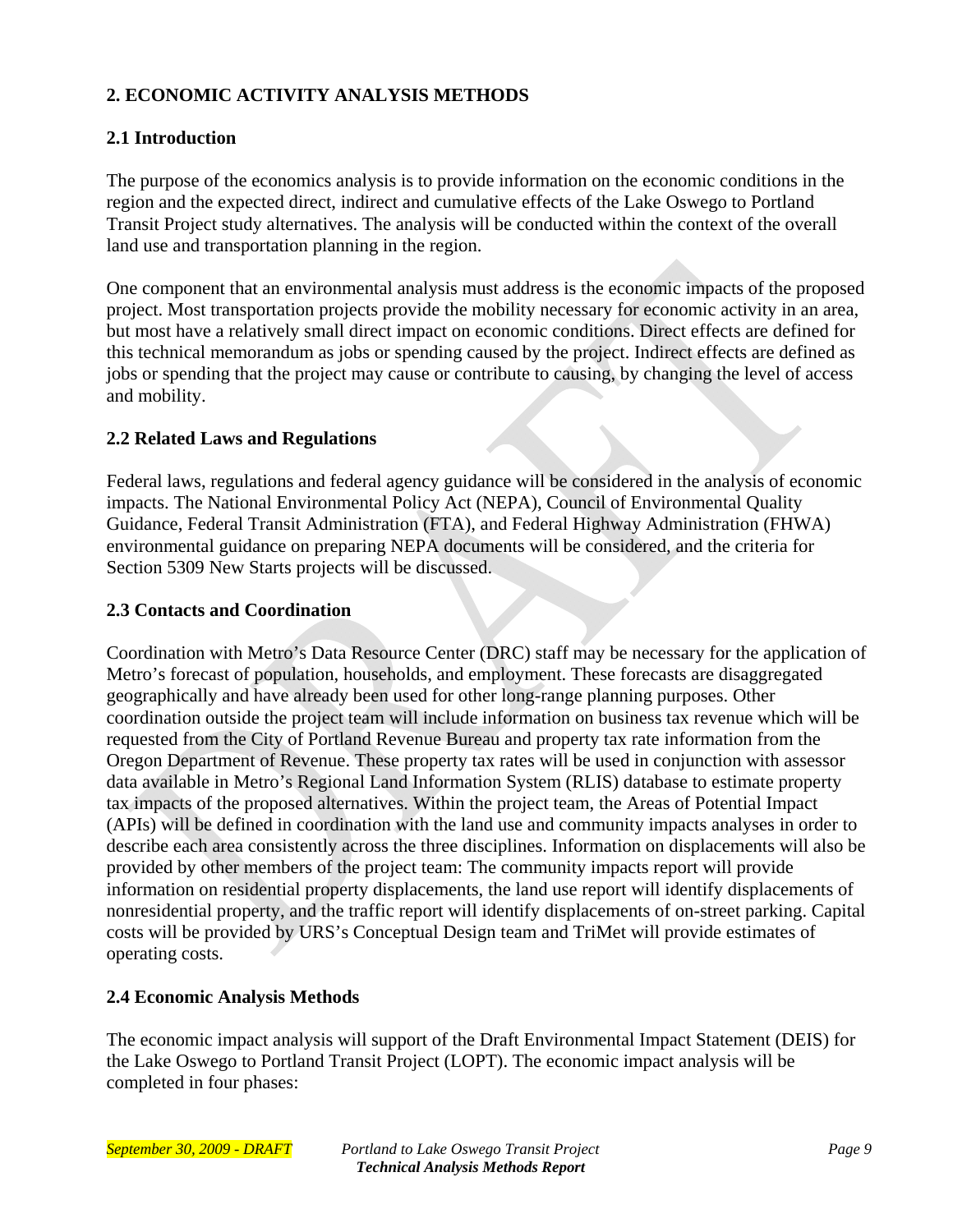## 2. ECONOMIC ACTIVITY ANALYSIS METHODS

### 2.1 Introduction

The purpose of the economics analysis is to provide information on the economic conditions in the region and the expected direct, indirect and cumulative effects of the Lake Oswego to Portland Transit Project study alternatives. The analysis will be conducted within the context of the overall land use and transportation planning in the region.

One component that an environmental analysis must address is the economic impacts of the proposed project. Most transportation projects provide the mobility necessary for economic activity in an area, but most have a relatively small direct impact on economic conditions. Direct effects are defined for this technical memorandum as jobs or spending caused by the project. Indirect effects are defined as jobs or spending that the project may cause or contribute to causing, by changing the level of access and mobility.

### 2.2 Related Laws and Regulations

Federal laws, regulations and federal agency guidance will be considered in the analysis of economic impacts. The National Environmental Policy Act (NEPA), Council of Environmental Quality Guidance, Federal Transit Administration (FTA), and Federal Highway Administration (FHWA) environmental guidance on preparing NEPA documents will be considered, and the criteria for Section 5309 New Starts projects will be discussed.

### 2.3 Contacts and Coordination

Coordination with Metro's Data Resource Center (DRC) staff may be necessary for the application of Metro's forecast of population, households, and employment. These forecasts are disaggregated geographically and have already been used for other long-range planning purposes. Other coordination outside the project team will include information on business tax revenue which will be requested from the City of Portland Revenue Bureau and property tax rate information from the Oregon Department of Revenue. These property tax rates will be used in conjunction with assessor data available in Metro's Regional Land Information System (RLIS) database to estimate property tax impacts of the proposed alternatives. Within the project team, the Areas of Potential Impact (APIs) will be defined in coordination with the land use and community impacts analyses in order to describe each area consistently across the three disciplines. Information on displacements will also be provided by other members of the project team: The community impacts report will provide information on residential property displacements, the land use report will identify displacements of nonresidential property, and the traffic report will identify displacements of on-street parking. Capital costs will be provided by URS's Conceptual Design team and TriMet will provide estimates of operating costs.

### 2.4 Economic Analysis Methods

The economic impact analysis will support of the Draft Environmental Impact Statement (DEIS) for the Lake Oswego to Portland Transit Project (LOPT). The economic impact analysis will be completed in four phases: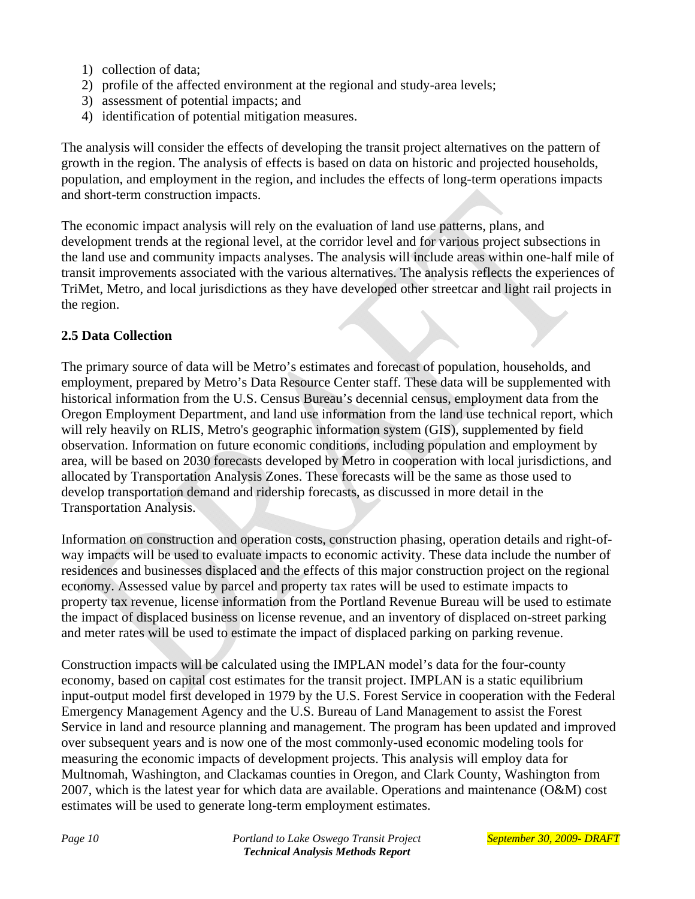1) collection of data;
2) profile of the affected environment at the regional and study-area levels;
3) assessment of potential impacts; and
4) identification of potential mitigation measures.

The analysis will consider the effects of developing the transit project alternatives on the pattern of growth in the region. The analysis of effects is based on data on historic and projected households, population, and employment in the region, and includes the effects of long-term operations impacts and short-term construction impacts.

The economic impact analysis will rely on the evaluation of land use patterns, plans, and development trends at the regional level, at the corridor level and for various project subsections in the land use and community impacts analyses. The analysis will include areas within one-half mile of transit improvements associated with the various alternatives. The analysis reflects the experiences of TriMet, Metro, and local jurisdictions as they have developed other streetcar and light rail projects in the region.

**2.5 Data Collection**

The primary source of data will be Metro's estimates and forecast of population, households, and employment, prepared by Metro's Data Resource Center staff. These data will be supplemented with historical information from the U.S. Census Bureau's decennial census, employment data from the Oregon Employment Department, and land use information from the land use technical report, which will rely heavily on RLIS, Metro's geographic information system (GIS), supplemented by field observation. Information on future economic conditions, including population and employment by area, will be based on 2030 forecasts developed by Metro in cooperation with local jurisdictions, and allocated by Transportation Analysis Zones. These forecasts will be the same as those used to develop transportation demand and ridership forecasts, as discussed in more detail in the Transportation Analysis.

Information on construction and operation costs, construction phasing, operation details and right-of-way impacts will be used to evaluate impacts to economic activity. These data include the number of residences and businesses displaced and the effects of this major construction project on the regional economy. Assessed value by parcel and property tax rates will be used to estimate impacts to property tax revenue, license information from the Portland Revenue Bureau will be used to estimate the impact of displaced business on license revenue, and an inventory of displaced on-street parking and meter rates will be used to estimate the impact of displaced parking on parking revenue.

Construction impacts will be calculated using the IMPLAN model's data for the four-county economy, based on capital cost estimates for the transit project. IMPLAN is a static equilibrium input-output model first developed in 1979 by the U.S. Forest Service in cooperation with the Federal Emergency Management Agency and the U.S. Bureau of Land Management to assist the Forest Service in land and resource planning and management. The program has been updated and improved over subsequent years and is now one of the most commonly-used economic modeling tools for measuring the economic impacts of development projects. This analysis will employ data for Multnomah, Washington, and Clackamas counties in Oregon, and Clark County, Washington from 2007, which is the latest year for which data are available. Operations and maintenance (O&M) cost estimates will be used to generate long-term employment estimates.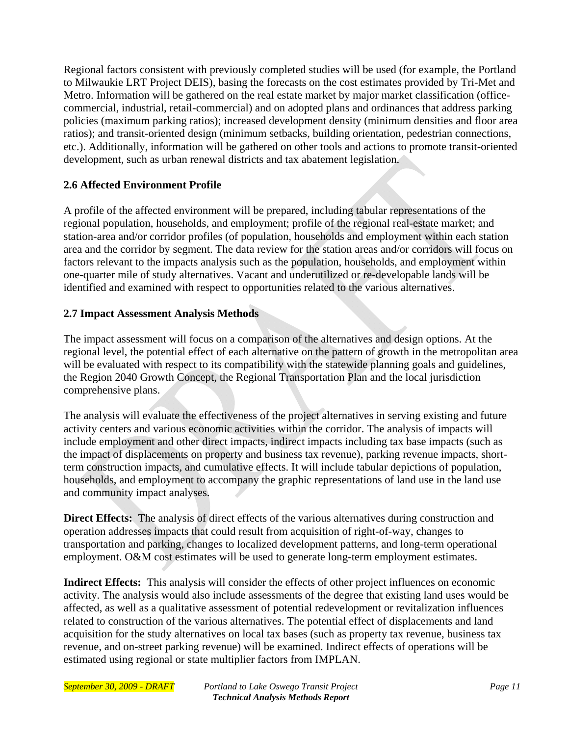Regional factors consistent with previously completed studies will be used (for example, the Portland to Milwaukie LRT Project DEIS), basing the forecasts on the cost estimates provided by Tri-Met and Metro. Information will be gathered on the real estate market by major market classification (office-commercial, industrial, retail-commercial) and on adopted plans and ordinances that address parking policies (maximum parking ratios); increased development density (minimum densities and floor area ratios); and transit-oriented design (minimum setbacks, building orientation, pedestrian connections, etc.). Additionally, information will be gathered on other tools and actions to promote transit-oriented development, such as urban renewal districts and tax abatement legislation.

### 2.6 Affected Environment Profile

A profile of the affected environment will be prepared, including tabular representations of the regional population, households, and employment; profile of the regional real-estate market; and station-area and/or corridor profiles (of population, households and employment within each station area and the corridor by segment. The data review for the station areas and/or corridors will focus on factors relevant to the impacts analysis such as the population, households, and employment within one-quarter mile of study alternatives. Vacant and underutilized or re-developable lands will be identified and examined with respect to opportunities related to the various alternatives.

### 2.7 Impact Assessment Analysis Methods

The impact assessment will focus on a comparison of the alternatives and design options. At the regional level, the potential effect of each alternative on the pattern of growth in the metropolitan area will be evaluated with respect to its compatibility with the statewide planning goals and guidelines, the Region 2040 Growth Concept, the Regional Transportation Plan and the local jurisdiction comprehensive plans.

The analysis will evaluate the effectiveness of the project alternatives in serving existing and future activity centers and various economic activities within the corridor. The analysis of impacts will include employment and other direct impacts, indirect impacts including tax base impacts (such as the impact of displacements on property and business tax revenue), parking revenue impacts, short-term construction impacts, and cumulative effects. It will include tabular depictions of population, households, and employment to accompany the graphic representations of land use in the land use and community impact analyses.

**Direct Effects:** The analysis of direct effects of the various alternatives during construction and operation addresses impacts that could result from acquisition of right-of-way, changes to transportation and parking, changes to localized development patterns, and long-term operational employment. O&M cost estimates will be used to generate long-term employment estimates.

**Indirect Effects:** This analysis will consider the effects of other project influences on economic activity. The analysis would also include assessments of the degree that existing land uses would be affected, as well as a qualitative assessment of potential redevelopment or revitalization influences related to construction of the various alternatives. The potential effect of displacements and land acquisition for the study alternatives on local tax bases (such as property tax revenue, business tax revenue, and on-street parking revenue) will be examined. Indirect effects of operations will be estimated using regional or state multiplier factors from IMPLAN.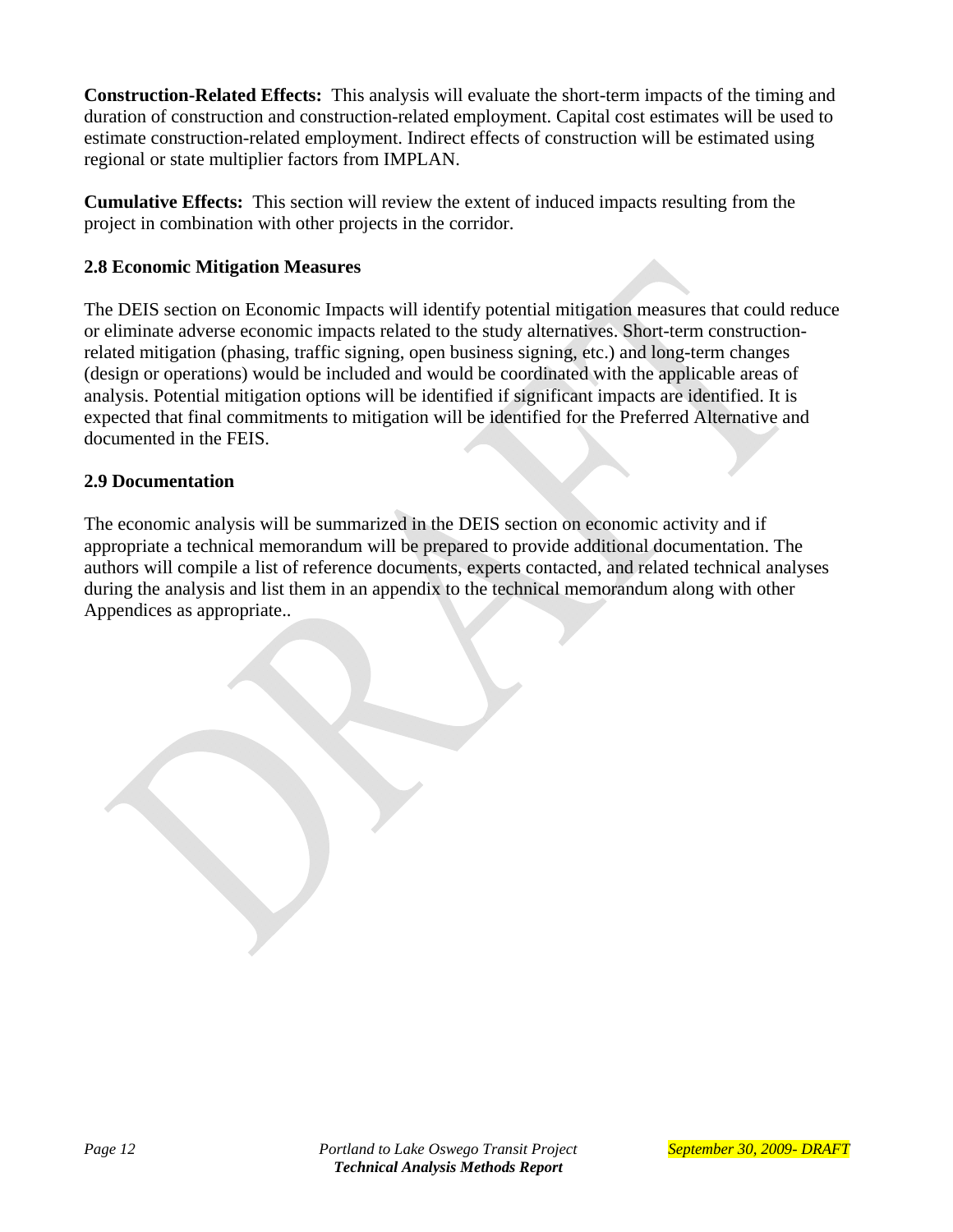**Construction-Related Effects:** This analysis will evaluate the short-term impacts of the timing and duration of construction and construction-related employment. Capital cost estimates will be used to estimate construction-related employment. Indirect effects of construction will be estimated using regional or state multiplier factors from IMPLAN.

**Cumulative Effects:** This section will review the extent of induced impacts resulting from the project in combination with other projects in the corridor.

## 2.8 Economic Mitigation Measures

The DEIS section on Economic Impacts will identify potential mitigation measures that could reduce or eliminate adverse economic impacts related to the study alternatives. Short-term construction-related mitigation (phasing, traffic signing, open business signing, etc.) and long-term changes (design or operations) would be included and would be coordinated with the applicable areas of analysis. Potential mitigation options will be identified if significant impacts are identified. It is expected that final commitments to mitigation will be identified for the Preferred Alternative and documented in the FEIS.

## 2.9 Documentation

The economic analysis will be summarized in the DEIS section on economic activity and if appropriate a technical memorandum will be prepared to provide additional documentation. The authors will compile a list of reference documents, experts contacted, and related technical analyses during the analysis and list them in an appendix to the technical memorandum along with other Appendices as appropriate..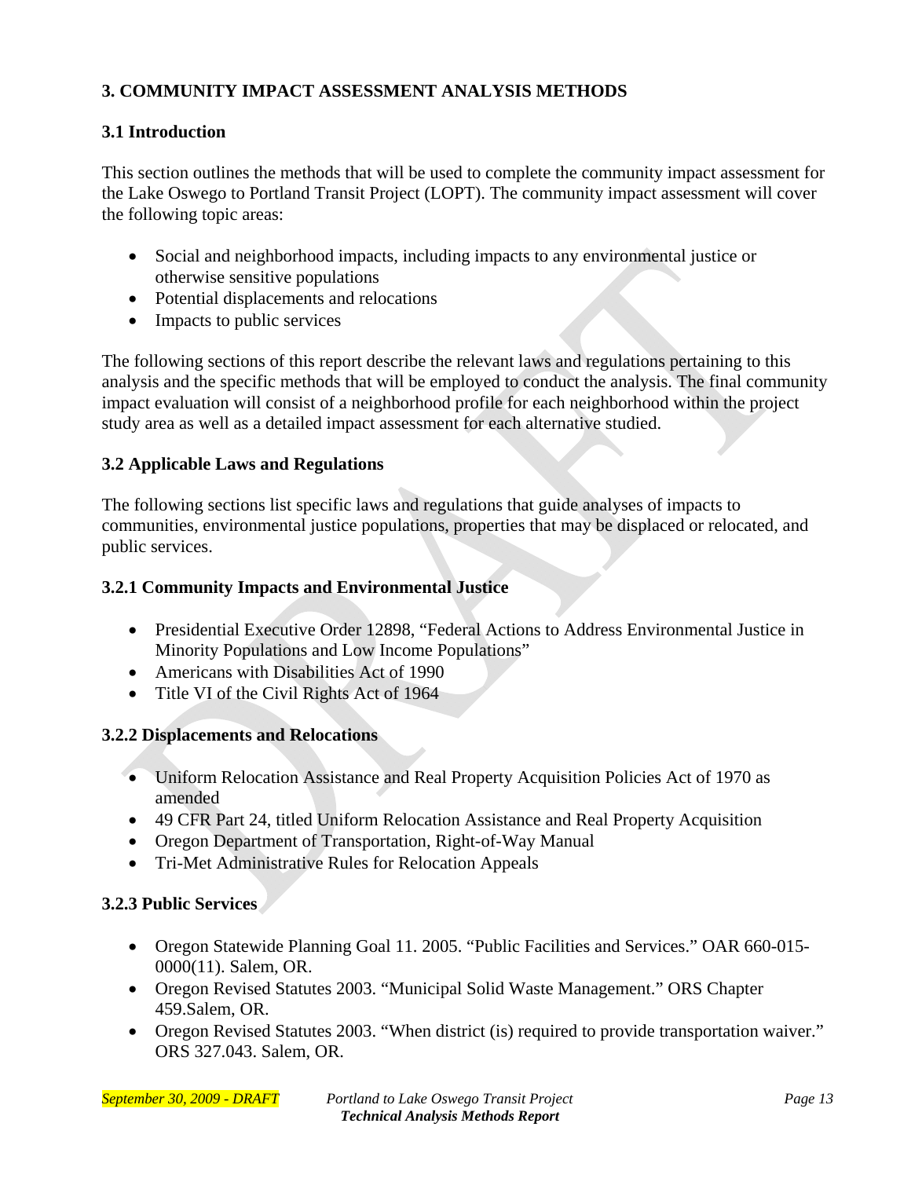## 3. COMMUNITY IMPACT ASSESSMENT ANALYSIS METHODS

### 3.1 Introduction

This section outlines the methods that will be used to complete the community impact assessment for the Lake Oswego to Portland Transit Project (LOPT). The community impact assessment will cover the following topic areas:

- Social and neighborhood impacts, including impacts to any environmental justice or otherwise sensitive populations
- Potential displacements and relocations
- Impacts to public services

The following sections of this report describe the relevant laws and regulations pertaining to this analysis and the specific methods that will be employed to conduct the analysis. The final community impact evaluation will consist of a neighborhood profile for each neighborhood within the project study area as well as a detailed impact assessment for each alternative studied.

### 3.2 Applicable Laws and Regulations

The following sections list specific laws and regulations that guide analyses of impacts to communities, environmental justice populations, properties that may be displaced or relocated, and public services.

#### 3.2.1 Community Impacts and Environmental Justice

- Presidential Executive Order 12898, "Federal Actions to Address Environmental Justice in Minority Populations and Low Income Populations"
- Americans with Disabilities Act of 1990
- Title VI of the Civil Rights Act of 1964

#### 3.2.2 Displacements and Relocations

- Uniform Relocation Assistance and Real Property Acquisition Policies Act of 1970 as amended
- 49 CFR Part 24, titled Uniform Relocation Assistance and Real Property Acquisition
- Oregon Department of Transportation, Right-of-Way Manual
- Tri-Met Administrative Rules for Relocation Appeals

#### 3.2.3 Public Services

- Oregon Statewide Planning Goal 11. 2005. "Public Facilities and Services." OAR 660-015-0000(11). Salem, OR.
- Oregon Revised Statutes 2003. "Municipal Solid Waste Management." ORS Chapter 459.Salem, OR.
- Oregon Revised Statutes 2003. "When district (is) required to provide transportation waiver." ORS 327.043. Salem, OR.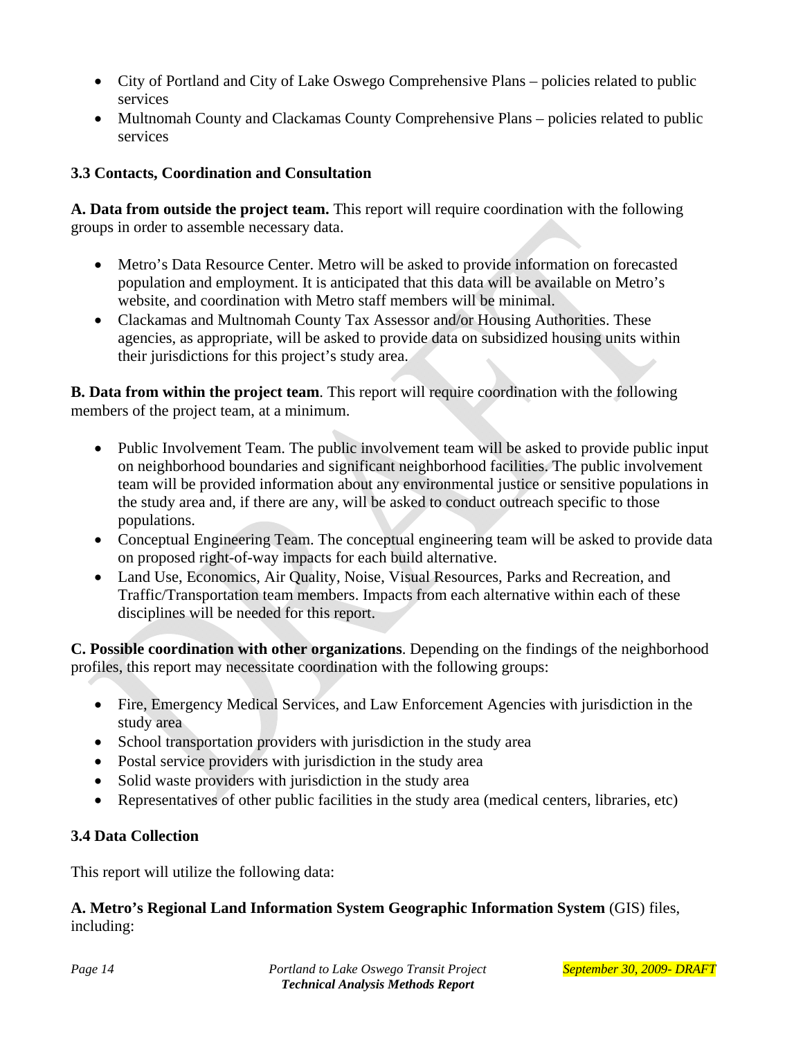- City of Portland and City of Lake Oswego Comprehensive Plans – policies related to public services
- Multnomah County and Clackamas County Comprehensive Plans – policies related to public services

### 3.3 Contacts, Coordination and Consultation

**A. Data from outside the project team.** This report will require coordination with the following groups in order to assemble necessary data.

- Metro's Data Resource Center. Metro will be asked to provide information on forecasted population and employment. It is anticipated that this data will be available on Metro's website, and coordination with Metro staff members will be minimal.
- Clackamas and Multnomah County Tax Assessor and/or Housing Authorities. These agencies, as appropriate, will be asked to provide data on subsidized housing units within their jurisdictions for this project's study area.

**B. Data from within the project team**. This report will require coordination with the following members of the project team, at a minimum.

- Public Involvement Team. The public involvement team will be asked to provide public input on neighborhood boundaries and significant neighborhood facilities. The public involvement team will be provided information about any environmental justice or sensitive populations in the study area and, if there are any, will be asked to conduct outreach specific to those populations.
- Conceptual Engineering Team. The conceptual engineering team will be asked to provide data on proposed right-of-way impacts for each build alternative.
- Land Use, Economics, Air Quality, Noise, Visual Resources, Parks and Recreation, and Traffic/Transportation team members. Impacts from each alternative within each of these disciplines will be needed for this report.

**C. Possible coordination with other organizations**. Depending on the findings of the neighborhood profiles, this report may necessitate coordination with the following groups:

- Fire, Emergency Medical Services, and Law Enforcement Agencies with jurisdiction in the study area
- School transportation providers with jurisdiction in the study area
- Postal service providers with jurisdiction in the study area
- Solid waste providers with jurisdiction in the study area
- Representatives of other public facilities in the study area (medical centers, libraries, etc)

### 3.4 Data Collection

This report will utilize the following data:

**A. Metro's Regional Land Information System Geographic Information System** (GIS) files, including: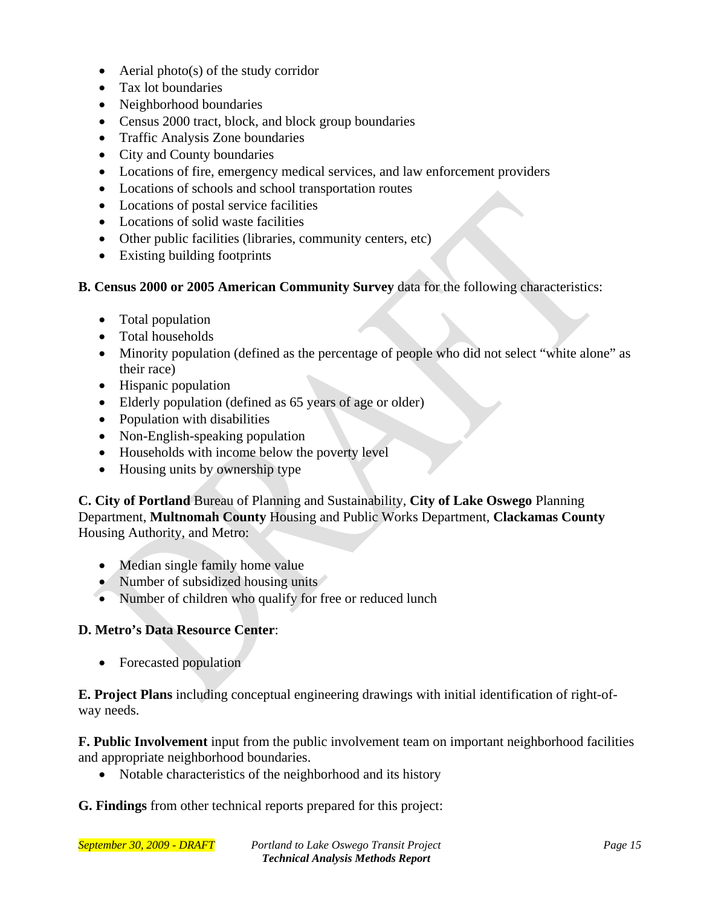- Aerial photo(s) of the study corridor
- Tax lot boundaries
- Neighborhood boundaries
- Census 2000 tract, block, and block group boundaries
- Traffic Analysis Zone boundaries
- City and County boundaries
- Locations of fire, emergency medical services, and law enforcement providers
- Locations of schools and school transportation routes
- Locations of postal service facilities
- Locations of solid waste facilities
- Other public facilities (libraries, community centers, etc)
- Existing building footprints

**B. Census 2000 or 2005 American Community Survey** data for the following characteristics:

- Total population
- Total households
- Minority population (defined as the percentage of people who did not select "white alone" as their race)
- Hispanic population
- Elderly population (defined as 65 years of age or older)
- Population with disabilities
- Non-English-speaking population
- Households with income below the poverty level
- Housing units by ownership type

**C. City of Portland** Bureau of Planning and Sustainability, **City of Lake Oswego** Planning Department, **Multnomah County** Housing and Public Works Department, **Clackamas County** Housing Authority, and Metro:

- Median single family home value
- Number of subsidized housing units
- Number of children who qualify for free or reduced lunch

**D. Metro's Data Resource Center**:

- Forecasted population

**E. Project Plans** including conceptual engineering drawings with initial identification of right-of-way needs.

**F. Public Involvement** input from the public involvement team on important neighborhood facilities and appropriate neighborhood boundaries.

- Notable characteristics of the neighborhood and its history

**G. Findings** from other technical reports prepared for this project: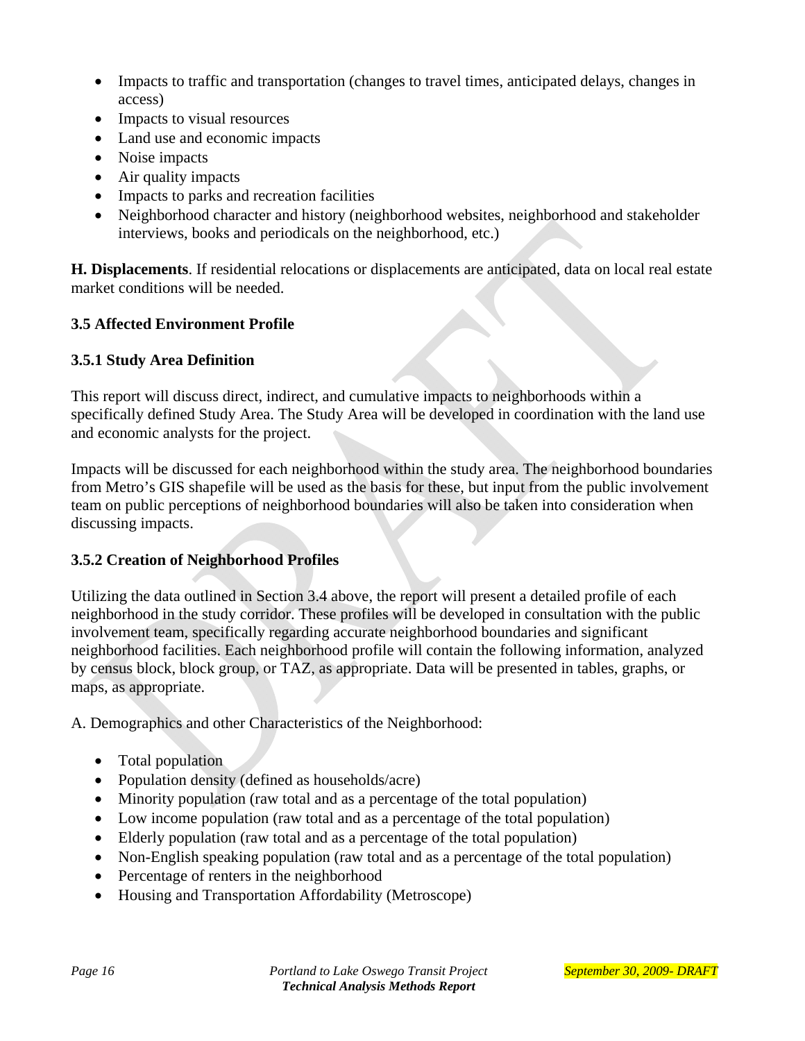- Impacts to traffic and transportation (changes to travel times, anticipated delays, changes in access)
- Impacts to visual resources
- Land use and economic impacts
- Noise impacts
- Air quality impacts
- Impacts to parks and recreation facilities
- Neighborhood character and history (neighborhood websites, neighborhood and stakeholder interviews, books and periodicals on the neighborhood, etc.)

**H. Displacements**. If residential relocations or displacements are anticipated, data on local real estate market conditions will be needed.

### 3.5 Affected Environment Profile

#### 3.5.1 Study Area Definition

This report will discuss direct, indirect, and cumulative impacts to neighborhoods within a specifically defined Study Area. The Study Area will be developed in coordination with the land use and economic analysts for the project.

Impacts will be discussed for each neighborhood within the study area. The neighborhood boundaries from Metro's GIS shapefile will be used as the basis for these, but input from the public involvement team on public perceptions of neighborhood boundaries will also be taken into consideration when discussing impacts.

#### 3.5.2 Creation of Neighborhood Profiles

Utilizing the data outlined in Section 3.4 above, the report will present a detailed profile of each neighborhood in the study corridor. These profiles will be developed in consultation with the public involvement team, specifically regarding accurate neighborhood boundaries and significant neighborhood facilities. Each neighborhood profile will contain the following information, analyzed by census block, block group, or TAZ, as appropriate. Data will be presented in tables, graphs, or maps, as appropriate.

A. Demographics and other Characteristics of the Neighborhood:

- Total population
- Population density (defined as households/acre)
- Minority population (raw total and as a percentage of the total population)
- Low income population (raw total and as a percentage of the total population)
- Elderly population (raw total and as a percentage of the total population)
- Non-English speaking population (raw total and as a percentage of the total population)
- Percentage of renters in the neighborhood
- Housing and Transportation Affordability (Metroscope)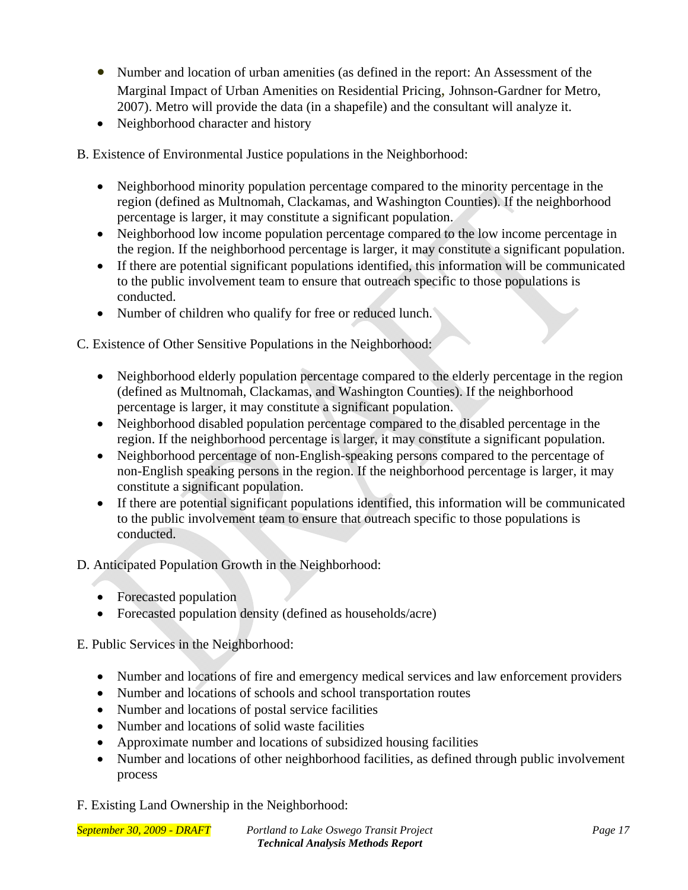- Number and location of urban amenities (as defined in the report: An Assessment of the Marginal Impact of Urban Amenities on Residential Pricing, Johnson-Gardner for Metro, 2007). Metro will provide the data (in a shapefile) and the consultant will analyze it.
- Neighborhood character and history

B. Existence of Environmental Justice populations in the Neighborhood:

- Neighborhood minority population percentage compared to the minority percentage in the region (defined as Multnomah, Clackamas, and Washington Counties). If the neighborhood percentage is larger, it may constitute a significant population.
- Neighborhood low income population percentage compared to the low income percentage in the region. If the neighborhood percentage is larger, it may constitute a significant population.
- If there are potential significant populations identified, this information will be communicated to the public involvement team to ensure that outreach specific to those populations is conducted.
- Number of children who qualify for free or reduced lunch.

C. Existence of Other Sensitive Populations in the Neighborhood:

- Neighborhood elderly population percentage compared to the elderly percentage in the region (defined as Multnomah, Clackamas, and Washington Counties). If the neighborhood percentage is larger, it may constitute a significant population.
- Neighborhood disabled population percentage compared to the disabled percentage in the region. If the neighborhood percentage is larger, it may constitute a significant population.
- Neighborhood percentage of non-English-speaking persons compared to the percentage of non-English speaking persons in the region. If the neighborhood percentage is larger, it may constitute a significant population.
- If there are potential significant populations identified, this information will be communicated to the public involvement team to ensure that outreach specific to those populations is conducted.

D. Anticipated Population Growth in the Neighborhood:

- Forecasted population
- Forecasted population density (defined as households/acre)

E. Public Services in the Neighborhood:

- Number and locations of fire and emergency medical services and law enforcement providers
- Number and locations of schools and school transportation routes
- Number and locations of postal service facilities
- Number and locations of solid waste facilities
- Approximate number and locations of subsidized housing facilities
- Number and locations of other neighborhood facilities, as defined through public involvement process

F. Existing Land Ownership in the Neighborhood: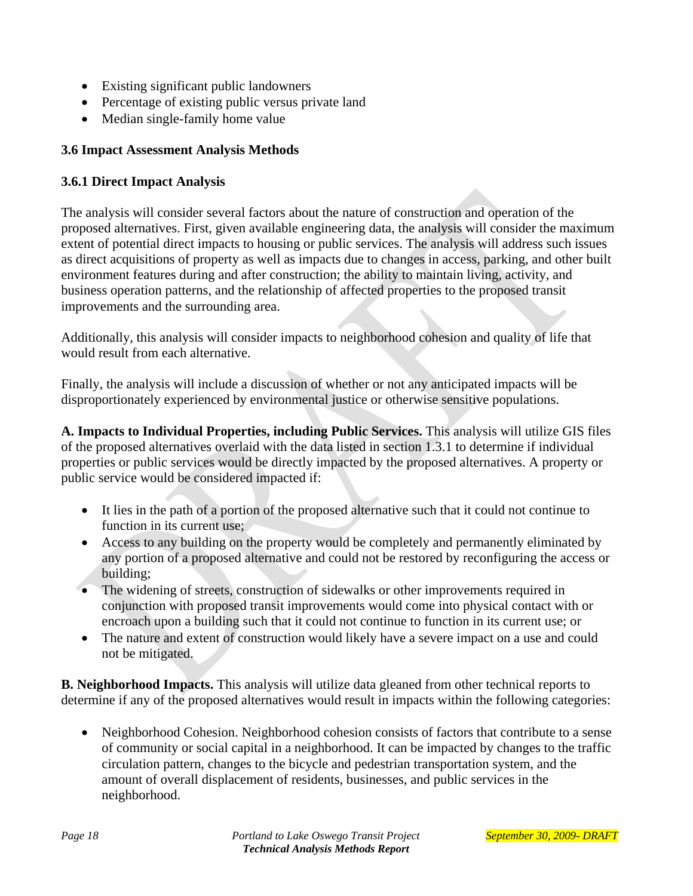- Existing significant public landowners
- Percentage of existing public versus private land
- Median single-family home value

### 3.6 Impact Assessment Analysis Methods

#### 3.6.1 Direct Impact Analysis

The analysis will consider several factors about the nature of construction and operation of the proposed alternatives. First, given available engineering data, the analysis will consider the maximum extent of potential direct impacts to housing or public services. The analysis will address such issues as direct acquisitions of property as well as impacts due to changes in access, parking, and other built environment features during and after construction; the ability to maintain living, activity, and business operation patterns, and the relationship of affected properties to the proposed transit improvements and the surrounding area.

Additionally, this analysis will consider impacts to neighborhood cohesion and quality of life that would result from each alternative.

Finally, the analysis will include a discussion of whether or not any anticipated impacts will be disproportionately experienced by environmental justice or otherwise sensitive populations.

**A. Impacts to Individual Properties, including Public Services.** This analysis will utilize GIS files of the proposed alternatives overlaid with the data listed in section 1.3.1 to determine if individual properties or public services would be directly impacted by the proposed alternatives. A property or public service would be considered impacted if:

- It lies in the path of a portion of the proposed alternative such that it could not continue to function in its current use;
- Access to any building on the property would be completely and permanently eliminated by any portion of a proposed alternative and could not be restored by reconfiguring the access or building;
- The widening of streets, construction of sidewalks or other improvements required in conjunction with proposed transit improvements would come into physical contact with or encroach upon a building such that it could not continue to function in its current use; or
- The nature and extent of construction would likely have a severe impact on a use and could not be mitigated.

**B. Neighborhood Impacts.** This analysis will utilize data gleaned from other technical reports to determine if any of the proposed alternatives would result in impacts within the following categories:

- Neighborhood Cohesion. Neighborhood cohesion consists of factors that contribute to a sense of community or social capital in a neighborhood. It can be impacted by changes to the traffic circulation pattern, changes to the bicycle and pedestrian transportation system, and the amount of overall displacement of residents, businesses, and public services in the neighborhood.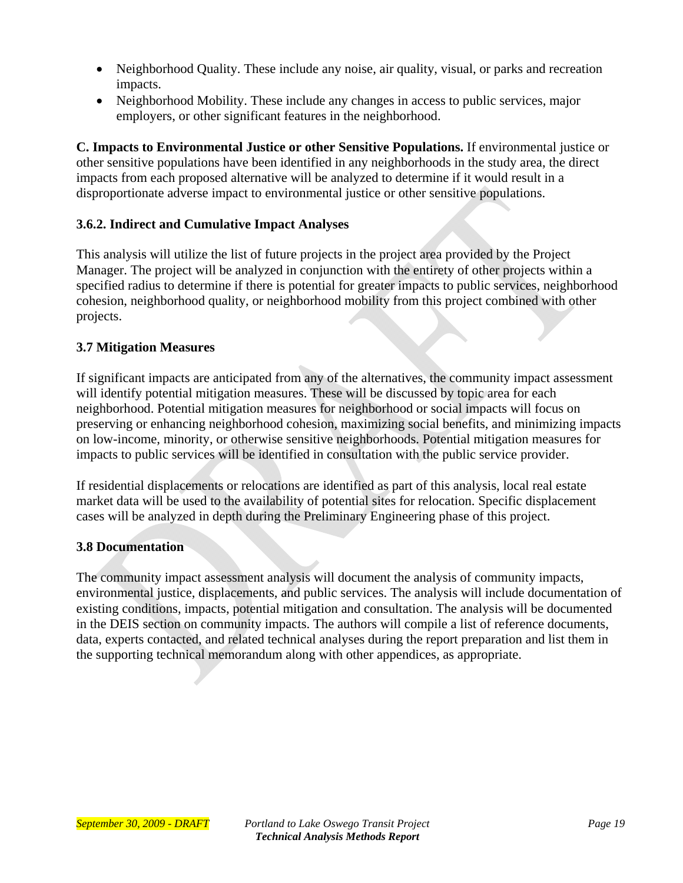- Neighborhood Quality. These include any noise, air quality, visual, or parks and recreation impacts.
- Neighborhood Mobility. These include any changes in access to public services, major employers, or other significant features in the neighborhood.

**C. Impacts to Environmental Justice or other Sensitive Populations.** If environmental justice or other sensitive populations have been identified in any neighborhoods in the study area, the direct impacts from each proposed alternative will be analyzed to determine if it would result in a disproportionate adverse impact to environmental justice or other sensitive populations.

### 3.6.2. Indirect and Cumulative Impact Analyses

This analysis will utilize the list of future projects in the project area provided by the Project Manager. The project will be analyzed in conjunction with the entirety of other projects within a specified radius to determine if there is potential for greater impacts to public services, neighborhood cohesion, neighborhood quality, or neighborhood mobility from this project combined with other projects.

## 3.7 Mitigation Measures

If significant impacts are anticipated from any of the alternatives, the community impact assessment will identify potential mitigation measures. These will be discussed by topic area for each neighborhood. Potential mitigation measures for neighborhood or social impacts will focus on preserving or enhancing neighborhood cohesion, maximizing social benefits, and minimizing impacts on low-income, minority, or otherwise sensitive neighborhoods. Potential mitigation measures for impacts to public services will be identified in consultation with the public service provider.

If residential displacements or relocations are identified as part of this analysis, local real estate market data will be used to the availability of potential sites for relocation. Specific displacement cases will be analyzed in depth during the Preliminary Engineering phase of this project.

## 3.8 Documentation

The community impact assessment analysis will document the analysis of community impacts, environmental justice, displacements, and public services. The analysis will include documentation of existing conditions, impacts, potential mitigation and consultation. The analysis will be documented in the DEIS section on community impacts. The authors will compile a list of reference documents, data, experts contacted, and related technical analyses during the report preparation and list them in the supporting technical memorandum along with other appendices, as appropriate.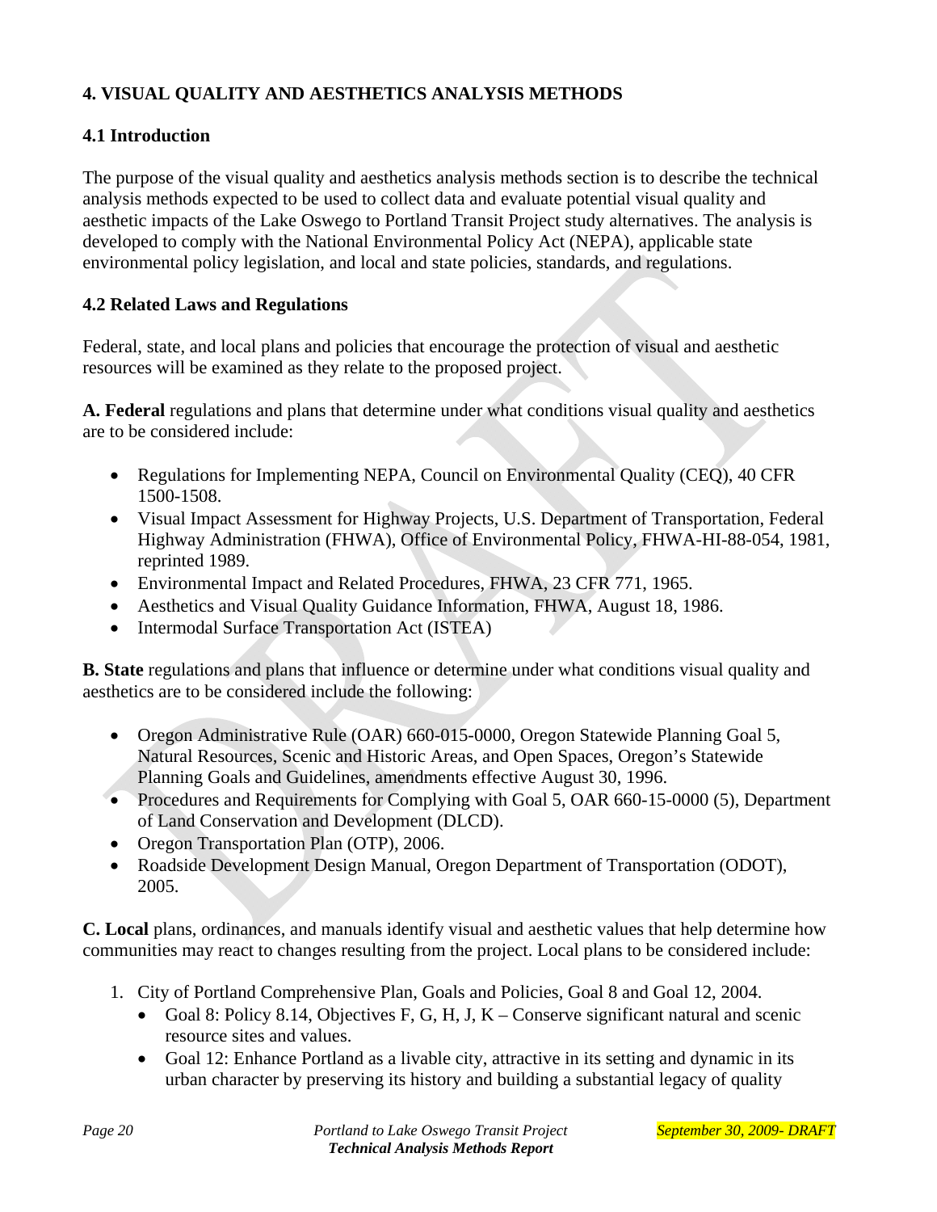## 4. VISUAL QUALITY AND AESTHETICS ANALYSIS METHODS

### 4.1 Introduction

The purpose of the visual quality and aesthetics analysis methods section is to describe the technical analysis methods expected to be used to collect data and evaluate potential visual quality and aesthetic impacts of the Lake Oswego to Portland Transit Project study alternatives. The analysis is developed to comply with the National Environmental Policy Act (NEPA), applicable state environmental policy legislation, and local and state policies, standards, and regulations.

### 4.2 Related Laws and Regulations

Federal, state, and local plans and policies that encourage the protection of visual and aesthetic resources will be examined as they relate to the proposed project.

**A. Federal** regulations and plans that determine under what conditions visual quality and aesthetics are to be considered include:

- Regulations for Implementing NEPA, Council on Environmental Quality (CEQ), 40 CFR 1500-1508.
- Visual Impact Assessment for Highway Projects, U.S. Department of Transportation, Federal Highway Administration (FHWA), Office of Environmental Policy, FHWA-HI-88-054, 1981, reprinted 1989.
- Environmental Impact and Related Procedures, FHWA, 23 CFR 771, 1965.
- Aesthetics and Visual Quality Guidance Information, FHWA, August 18, 1986.
- Intermodal Surface Transportation Act (ISTEA)

**B. State** regulations and plans that influence or determine under what conditions visual quality and aesthetics are to be considered include the following:

- Oregon Administrative Rule (OAR) 660-015-0000, Oregon Statewide Planning Goal 5, Natural Resources, Scenic and Historic Areas, and Open Spaces, Oregon's Statewide Planning Goals and Guidelines, amendments effective August 30, 1996.
- Procedures and Requirements for Complying with Goal 5, OAR 660-15-0000 (5), Department of Land Conservation and Development (DLCD).
- Oregon Transportation Plan (OTP), 2006.
- Roadside Development Design Manual, Oregon Department of Transportation (ODOT), 2005.

**C. Local** plans, ordinances, and manuals identify visual and aesthetic values that help determine how communities may react to changes resulting from the project. Local plans to be considered include:

1. City of Portland Comprehensive Plan, Goals and Policies, Goal 8 and Goal 12, 2004.
   - Goal 8: Policy 8.14, Objectives F, G, H, J, K – Conserve significant natural and scenic resource sites and values.
   - Goal 12: Enhance Portland as a livable city, attractive in its setting and dynamic in its urban character by preserving its history and building a substantial legacy of quality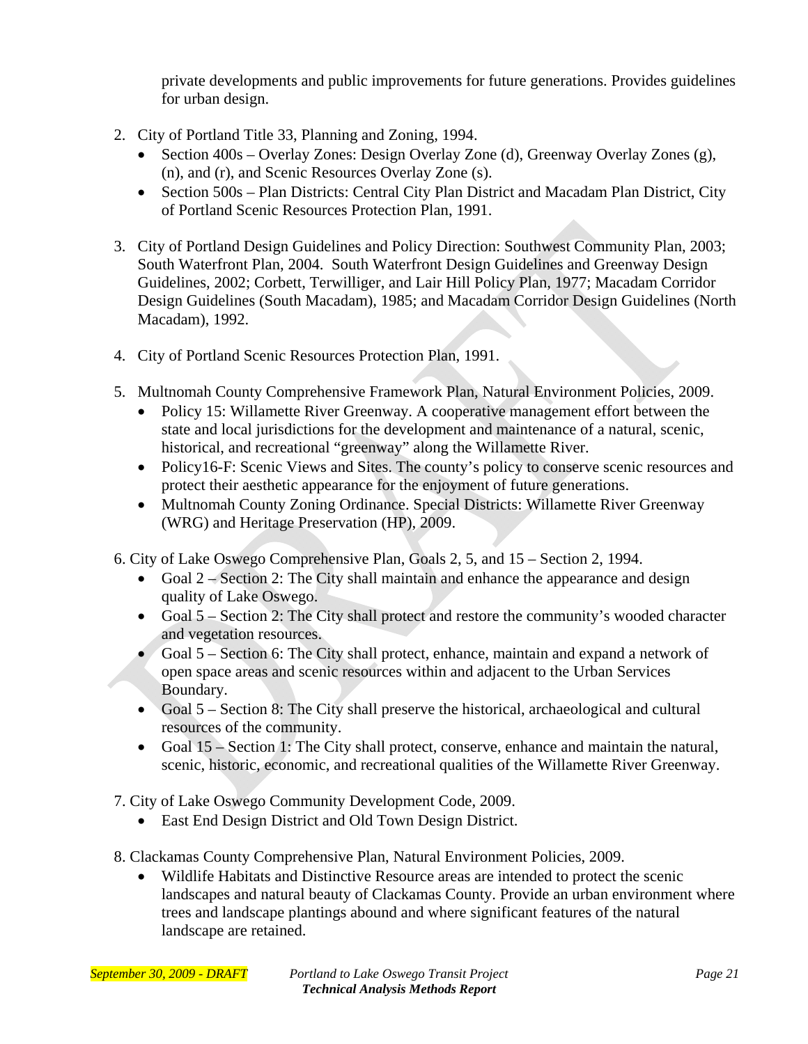private developments and public improvements for future generations. Provides guidelines for urban design.

2. City of Portland Title 33, Planning and Zoning, 1994.
   - Section 400s – Overlay Zones: Design Overlay Zone (d), Greenway Overlay Zones (g), (n), and (r), and Scenic Resources Overlay Zone (s).
   - Section 500s – Plan Districts: Central City Plan District and Macadam Plan District, City of Portland Scenic Resources Protection Plan, 1991.

3. City of Portland Design Guidelines and Policy Direction: Southwest Community Plan, 2003; South Waterfront Plan, 2004. South Waterfront Design Guidelines and Greenway Design Guidelines, 2002; Corbett, Terwilliger, and Lair Hill Policy Plan, 1977; Macadam Corridor Design Guidelines (South Macadam), 1985; and Macadam Corridor Design Guidelines (North Macadam), 1992.

4. City of Portland Scenic Resources Protection Plan, 1991.

5. Multnomah County Comprehensive Framework Plan, Natural Environment Policies, 2009.
   - Policy 15: Willamette River Greenway. A cooperative management effort between the state and local jurisdictions for the development and maintenance of a natural, scenic, historical, and recreational "greenway" along the Willamette River.
   - Policy16-F: Scenic Views and Sites. The county's policy to conserve scenic resources and protect their aesthetic appearance for the enjoyment of future generations.
   - Multnomah County Zoning Ordinance. Special Districts: Willamette River Greenway (WRG) and Heritage Preservation (HP), 2009.

6. City of Lake Oswego Comprehensive Plan, Goals 2, 5, and 15 – Section 2, 1994.
   - Goal 2 – Section 2: The City shall maintain and enhance the appearance and design quality of Lake Oswego.
   - Goal 5 – Section 2: The City shall protect and restore the community's wooded character and vegetation resources.
   - Goal 5 – Section 6: The City shall protect, enhance, maintain and expand a network of open space areas and scenic resources within and adjacent to the Urban Services Boundary.
   - Goal 5 – Section 8: The City shall preserve the historical, archaeological and cultural resources of the community.
   - Goal 15 – Section 1: The City shall protect, conserve, enhance and maintain the natural, scenic, historic, economic, and recreational qualities of the Willamette River Greenway.

7. City of Lake Oswego Community Development Code, 2009.
   - East End Design District and Old Town Design District.

8. Clackamas County Comprehensive Plan, Natural Environment Policies, 2009.
   - Wildlife Habitats and Distinctive Resource areas are intended to protect the scenic landscapes and natural beauty of Clackamas County. Provide an urban environment where trees and landscape plantings abound and where significant features of the natural landscape are retained.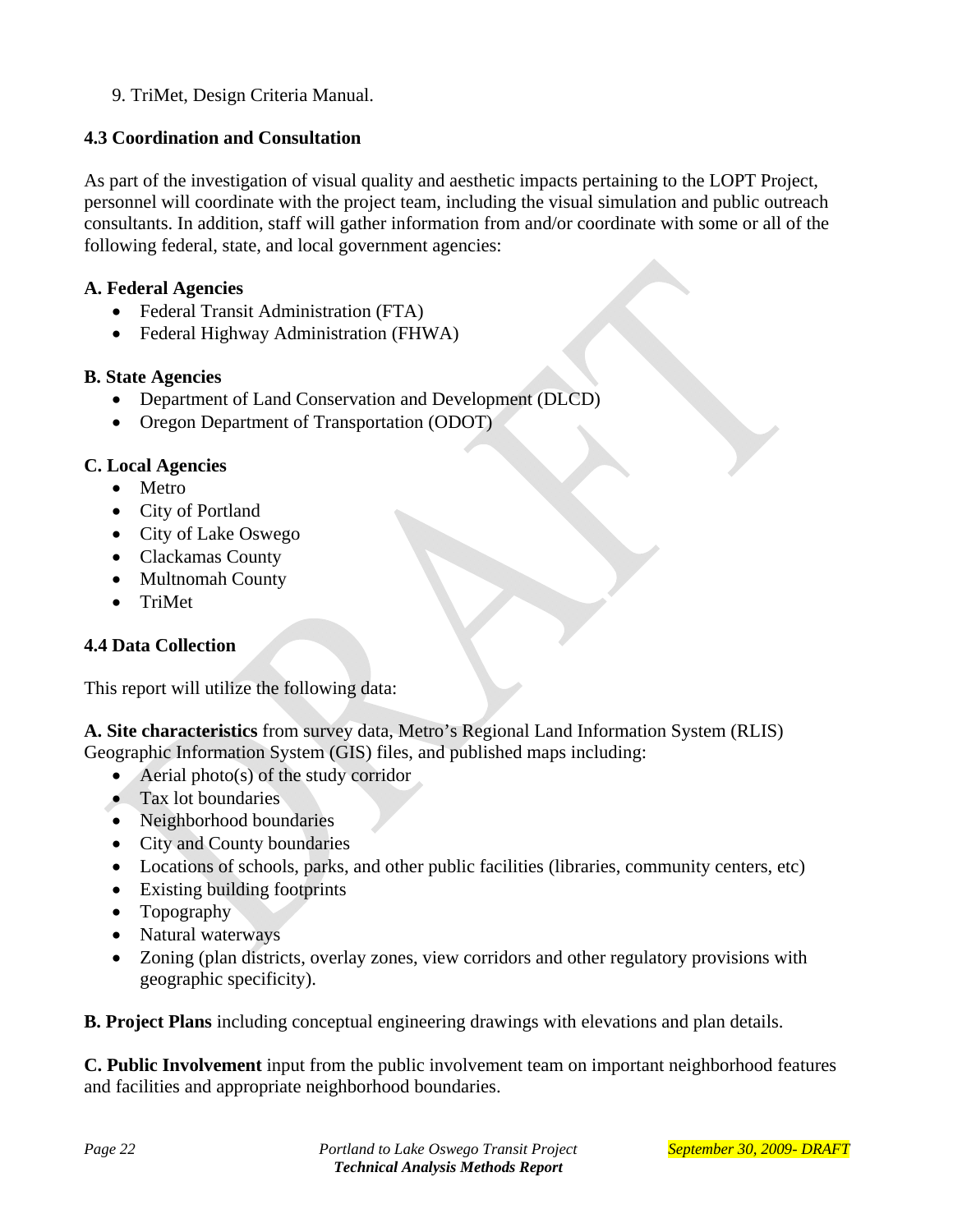9. TriMet, Design Criteria Manual.

### 4.3 Coordination and Consultation

As part of the investigation of visual quality and aesthetic impacts pertaining to the LOPT Project, personnel will coordinate with the project team, including the visual simulation and public outreach consultants. In addition, staff will gather information from and/or coordinate with some or all of the following federal, state, and local government agencies:

**A. Federal Agencies**

- Federal Transit Administration (FTA)
- Federal Highway Administration (FHWA)

**B. State Agencies**

- Department of Land Conservation and Development (DLCD)
- Oregon Department of Transportation (ODOT)

**C. Local Agencies**

- Metro
- City of Portland
- City of Lake Oswego
- Clackamas County
- Multnomah County
- TriMet

### 4.4 Data Collection

This report will utilize the following data:

**A. Site characteristics** from survey data, Metro's Regional Land Information System (RLIS) Geographic Information System (GIS) files, and published maps including:

- Aerial photo(s) of the study corridor
- Tax lot boundaries
- Neighborhood boundaries
- City and County boundaries
- Locations of schools, parks, and other public facilities (libraries, community centers, etc)
- Existing building footprints
- Topography
- Natural waterways
- Zoning (plan districts, overlay zones, view corridors and other regulatory provisions with geographic specificity).

**B. Project Plans** including conceptual engineering drawings with elevations and plan details.

**C. Public Involvement** input from the public involvement team on important neighborhood features and facilities and appropriate neighborhood boundaries.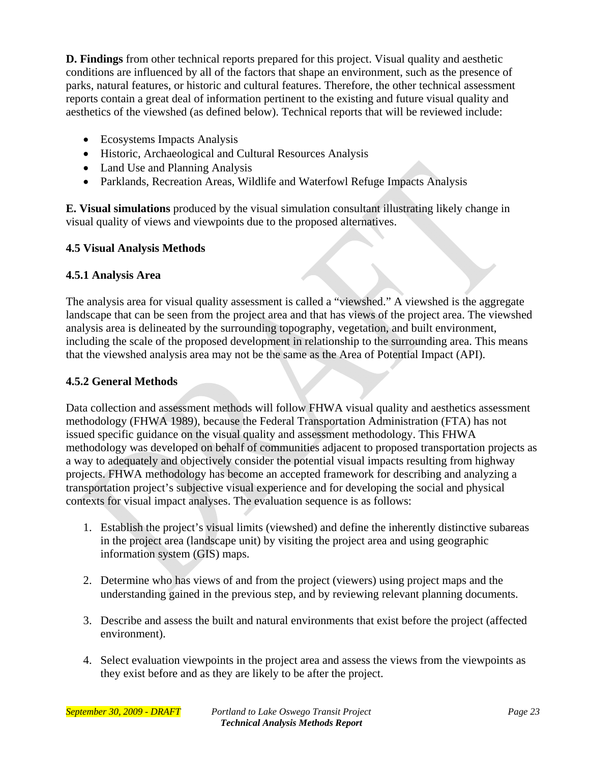**D. Findings** from other technical reports prepared for this project. Visual quality and aesthetic conditions are influenced by all of the factors that shape an environment, such as the presence of parks, natural features, or historic and cultural features. Therefore, the other technical assessment reports contain a great deal of information pertinent to the existing and future visual quality and aesthetics of the viewshed (as defined below). Technical reports that will be reviewed include:

- Ecosystems Impacts Analysis
- Historic, Archaeological and Cultural Resources Analysis
- Land Use and Planning Analysis
- Parklands, Recreation Areas, Wildlife and Waterfowl Refuge Impacts Analysis

**E. Visual simulations** produced by the visual simulation consultant illustrating likely change in visual quality of views and viewpoints due to the proposed alternatives.

### 4.5 Visual Analysis Methods

#### 4.5.1 Analysis Area

The analysis area for visual quality assessment is called a "viewshed." A viewshed is the aggregate landscape that can be seen from the project area and that has views of the project area. The viewshed analysis area is delineated by the surrounding topography, vegetation, and built environment, including the scale of the proposed development in relationship to the surrounding area. This means that the viewshed analysis area may not be the same as the Area of Potential Impact (API).

#### 4.5.2 General Methods

Data collection and assessment methods will follow FHWA visual quality and aesthetics assessment methodology (FHWA 1989), because the Federal Transportation Administration (FTA) has not issued specific guidance on the visual quality and assessment methodology. This FHWA methodology was developed on behalf of communities adjacent to proposed transportation projects as a way to adequately and objectively consider the potential visual impacts resulting from highway projects. FHWA methodology has become an accepted framework for describing and analyzing a transportation project's subjective visual experience and for developing the social and physical contexts for visual impact analyses. The evaluation sequence is as follows:

1. Establish the project's visual limits (viewshed) and define the inherently distinctive subareas in the project area (landscape unit) by visiting the project area and using geographic information system (GIS) maps.

2. Determine who has views of and from the project (viewers) using project maps and the understanding gained in the previous step, and by reviewing relevant planning documents.

3. Describe and assess the built and natural environments that exist before the project (affected environment).

4. Select evaluation viewpoints in the project area and assess the views from the viewpoints as they exist before and as they are likely to be after the project.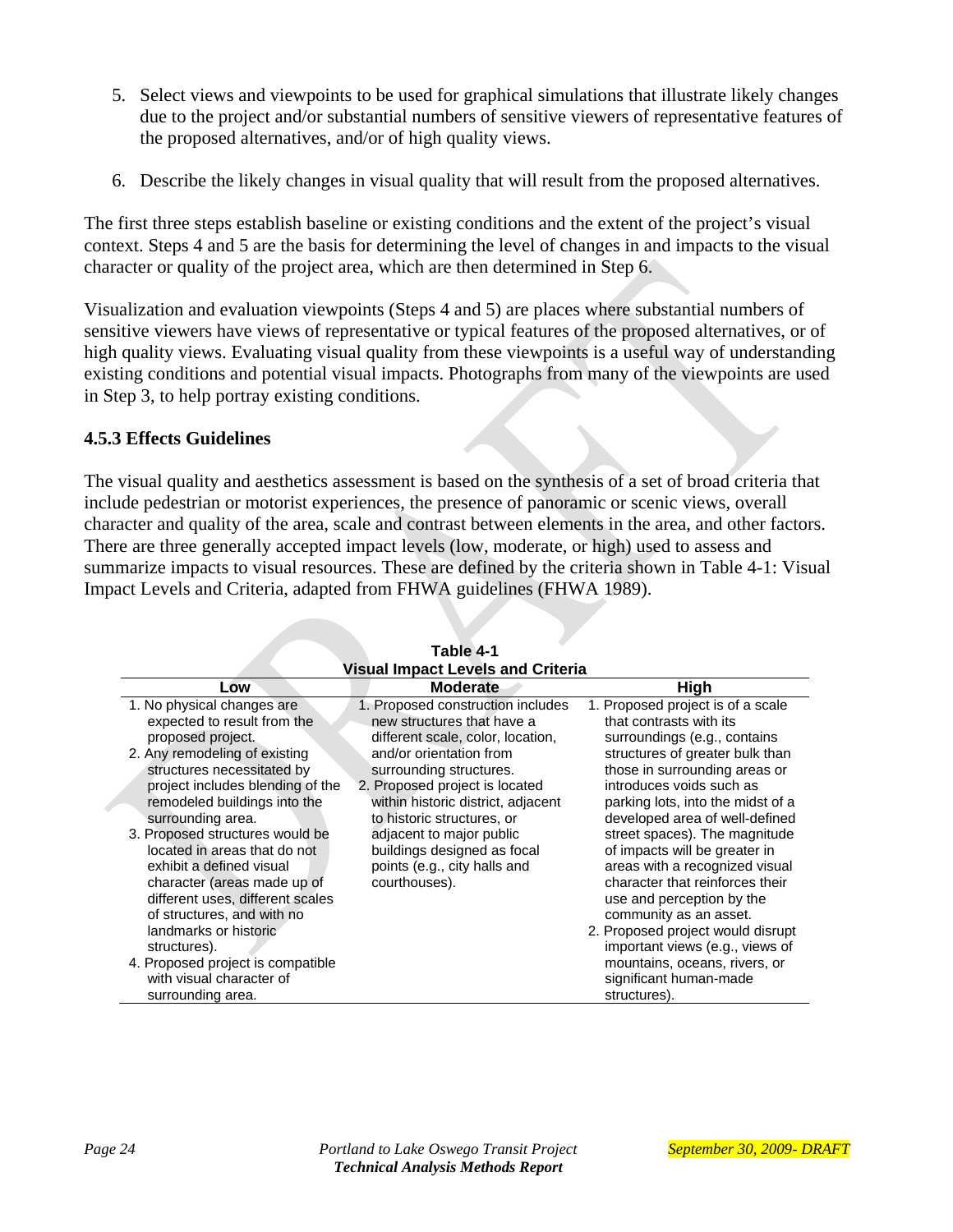5. Select views and viewpoints to be used for graphical simulations that illustrate likely changes due to the project and/or substantial numbers of sensitive viewers of representative features of the proposed alternatives, and/or of high quality views.

6. Describe the likely changes in visual quality that will result from the proposed alternatives.

The first three steps establish baseline or existing conditions and the extent of the project's visual context. Steps 4 and 5 are the basis for determining the level of changes in and impacts to the visual character or quality of the project area, which are then determined in Step 6.

Visualization and evaluation viewpoints (Steps 4 and 5) are places where substantial numbers of sensitive viewers have views of representative or typical features of the proposed alternatives, or of high quality views. Evaluating visual quality from these viewpoints is a useful way of understanding existing conditions and potential visual impacts. Photographs from many of the viewpoints are used in Step 3, to help portray existing conditions.

### 4.5.3 Effects Guidelines

The visual quality and aesthetics assessment is based on the synthesis of a set of broad criteria that include pedestrian or motorist experiences, the presence of panoramic or scenic views, overall character and quality of the area, scale and contrast between elements in the area, and other factors. There are three generally accepted impact levels (low, moderate, or high) used to assess and summarize impacts to visual resources. These are defined by the criteria shown in Table 4-1: Visual Impact Levels and Criteria, adapted from FHWA guidelines (FHWA 1989).

**Table 4-1**
**Visual Impact Levels and Criteria**

| Low | Moderate | High |
|---|---|---|
| 1. No physical changes are expected to result from the proposed project.<br>2. Any remodeling of existing structures necessitated by project includes blending of the remodeled buildings into the surrounding area.<br>3. Proposed structures would be located in areas that do not exhibit a defined visual character (areas made up of different uses, different scales of structures, and with no landmarks or historic structures).<br>4. Proposed project is compatible with visual character of surrounding area. | 1. Proposed construction includes new structures that have a different scale, color, location, and/or orientation from surrounding structures.<br>2. Proposed project is located within historic district, adjacent to historic structures, or adjacent to major public buildings designed as focal points (e.g., city halls and courthouses). | 1. Proposed project is of a scale that contrasts with its surroundings (e.g., contains structures of greater bulk than those in surrounding areas or introduces voids such as parking lots, into the midst of a developed area of well-defined street spaces). The magnitude of impacts will be greater in areas with a recognized visual character that reinforces their use and perception by the community as an asset.<br>2. Proposed project would disrupt important views (e.g., views of mountains, oceans, rivers, or significant human-made structures). |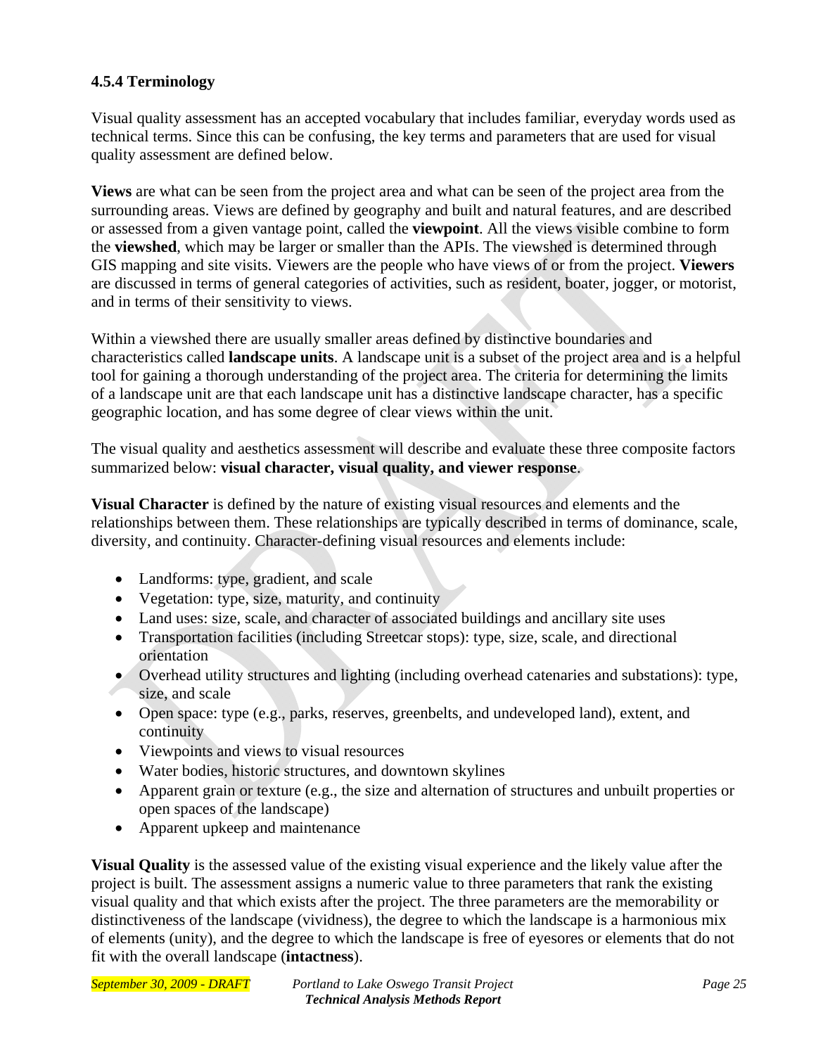### 4.5.4 Terminology

Visual quality assessment has an accepted vocabulary that includes familiar, everyday words used as technical terms. Since this can be confusing, the key terms and parameters that are used for visual quality assessment are defined below.

**Views** are what can be seen from the project area and what can be seen of the project area from the surrounding areas. Views are defined by geography and built and natural features, and are described or assessed from a given vantage point, called the **viewpoint**. All the views visible combine to form the **viewshed**, which may be larger or smaller than the APIs. The viewshed is determined through GIS mapping and site visits. Viewers are the people who have views of or from the project. **Viewers** are discussed in terms of general categories of activities, such as resident, boater, jogger, or motorist, and in terms of their sensitivity to views.

Within a viewshed there are usually smaller areas defined by distinctive boundaries and characteristics called **landscape units**. A landscape unit is a subset of the project area and is a helpful tool for gaining a thorough understanding of the project area. The criteria for determining the limits of a landscape unit are that each landscape unit has a distinctive landscape character, has a specific geographic location, and has some degree of clear views within the unit.

The visual quality and aesthetics assessment will describe and evaluate these three composite factors summarized below: **visual character, visual quality, and viewer response**.

**Visual Character** is defined by the nature of existing visual resources and elements and the relationships between them. These relationships are typically described in terms of dominance, scale, diversity, and continuity. Character-defining visual resources and elements include:

- Landforms: type, gradient, and scale
- Vegetation: type, size, maturity, and continuity
- Land uses: size, scale, and character of associated buildings and ancillary site uses
- Transportation facilities (including Streetcar stops): type, size, scale, and directional orientation
- Overhead utility structures and lighting (including overhead catenaries and substations): type, size, and scale
- Open space: type (e.g., parks, reserves, greenbelts, and undeveloped land), extent, and continuity
- Viewpoints and views to visual resources
- Water bodies, historic structures, and downtown skylines
- Apparent grain or texture (e.g., the size and alternation of structures and unbuilt properties or open spaces of the landscape)
- Apparent upkeep and maintenance

**Visual Quality** is the assessed value of the existing visual experience and the likely value after the project is built. The assessment assigns a numeric value to three parameters that rank the existing visual quality and that which exists after the project. The three parameters are the memorability or distinctiveness of the landscape (vividness), the degree to which the landscape is a harmonious mix of elements (unity), and the degree to which the landscape is free of eyesores or elements that do not fit with the overall landscape (**intactness**).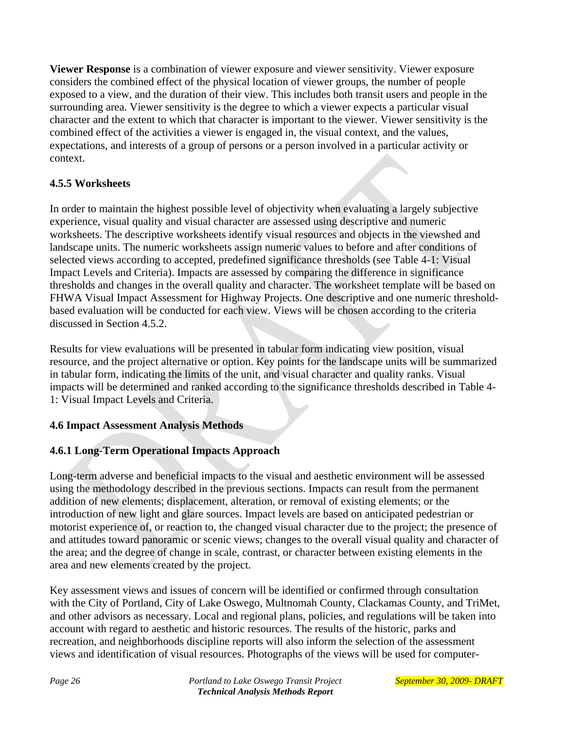**Viewer Response** is a combination of viewer exposure and viewer sensitivity. Viewer exposure considers the combined effect of the physical location of viewer groups, the number of people exposed to a view, and the duration of their view. This includes both transit users and people in the surrounding area. Viewer sensitivity is the degree to which a viewer expects a particular visual character and the extent to which that character is important to the viewer. Viewer sensitivity is the combined effect of the activities a viewer is engaged in, the visual context, and the values, expectations, and interests of a group of persons or a person involved in a particular activity or context.

### 4.5.5 Worksheets

In order to maintain the highest possible level of objectivity when evaluating a largely subjective experience, visual quality and visual character are assessed using descriptive and numeric worksheets. The descriptive worksheets identify visual resources and objects in the viewshed and landscape units. The numeric worksheets assign numeric values to before and after conditions of selected views according to accepted, predefined significance thresholds (see Table 4-1: Visual Impact Levels and Criteria). Impacts are assessed by comparing the difference in significance thresholds and changes in the overall quality and character. The worksheet template will be based on FHWA Visual Impact Assessment for Highway Projects. One descriptive and one numeric threshold-based evaluation will be conducted for each view. Views will be chosen according to the criteria discussed in Section 4.5.2.

Results for view evaluations will be presented in tabular form indicating view position, visual resource, and the project alternative or option. Key points for the landscape units will be summarized in tabular form, indicating the limits of the unit, and visual character and quality ranks. Visual impacts will be determined and ranked according to the significance thresholds described in Table 4-1: Visual Impact Levels and Criteria.

## 4.6 Impact Assessment Analysis Methods

### 4.6.1 Long-Term Operational Impacts Approach

Long-term adverse and beneficial impacts to the visual and aesthetic environment will be assessed using the methodology described in the previous sections. Impacts can result from the permanent addition of new elements; displacement, alteration, or removal of existing elements; or the introduction of new light and glare sources. Impact levels are based on anticipated pedestrian or motorist experience of, or reaction to, the changed visual character due to the project; the presence of and attitudes toward panoramic or scenic views; changes to the overall visual quality and character of the area; and the degree of change in scale, contrast, or character between existing elements in the area and new elements created by the project.

Key assessment views and issues of concern will be identified or confirmed through consultation with the City of Portland, City of Lake Oswego, Multnomah County, Clackamas County, and TriMet, and other advisors as necessary. Local and regional plans, policies, and regulations will be taken into account with regard to aesthetic and historic resources. The results of the historic, parks and recreation, and neighborhoods discipline reports will also inform the selection of the assessment views and identification of visual resources. Photographs of the views will be used for computer-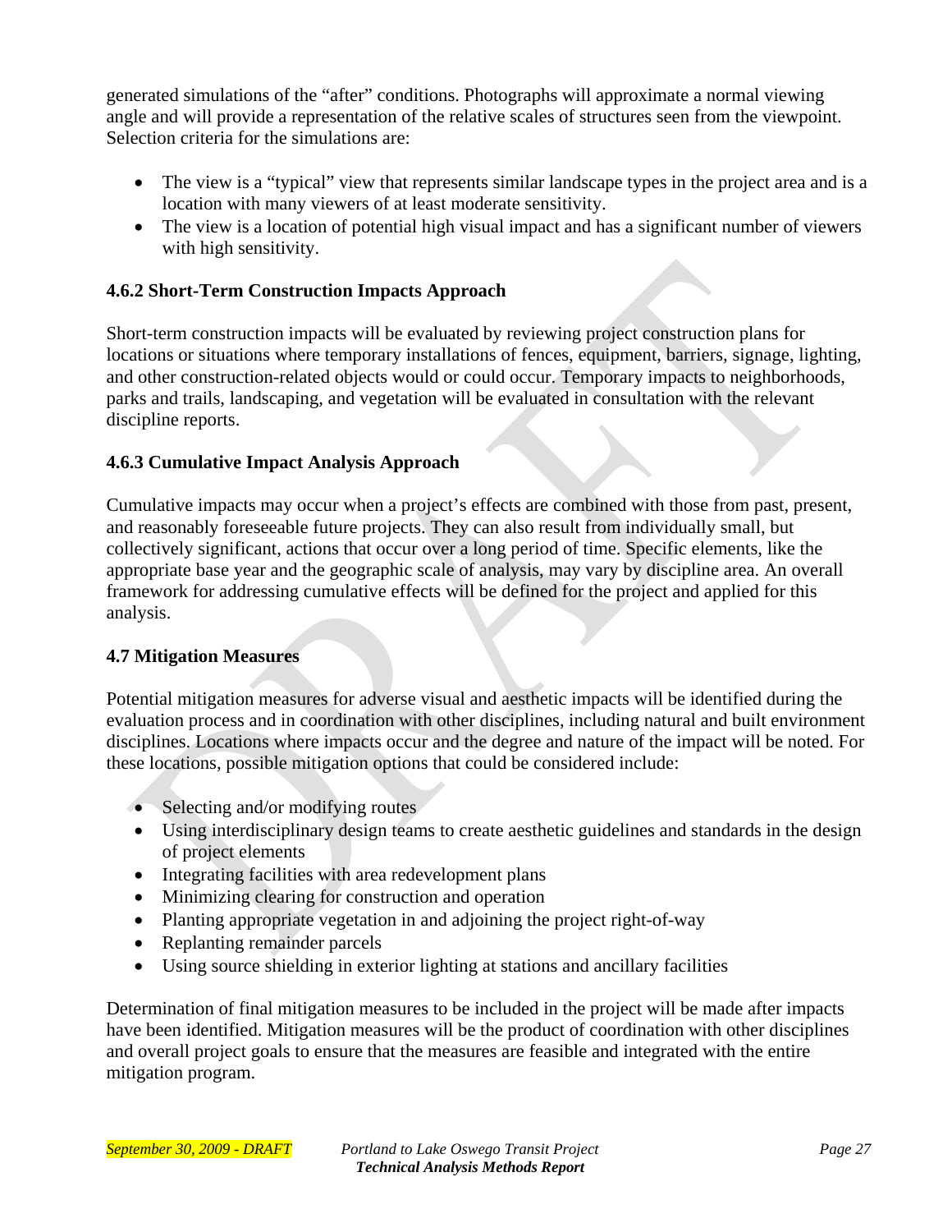generated simulations of the "after" conditions. Photographs will approximate a normal viewing angle and will provide a representation of the relative scales of structures seen from the viewpoint. Selection criteria for the simulations are:

- The view is a "typical" view that represents similar landscape types in the project area and is a location with many viewers of at least moderate sensitivity.
- The view is a location of potential high visual impact and has a significant number of viewers with high sensitivity.

### 4.6.2 Short-Term Construction Impacts Approach

Short-term construction impacts will be evaluated by reviewing project construction plans for locations or situations where temporary installations of fences, equipment, barriers, signage, lighting, and other construction-related objects would or could occur. Temporary impacts to neighborhoods, parks and trails, landscaping, and vegetation will be evaluated in consultation with the relevant discipline reports.

### 4.6.3 Cumulative Impact Analysis Approach

Cumulative impacts may occur when a project's effects are combined with those from past, present, and reasonably foreseeable future projects. They can also result from individually small, but collectively significant, actions that occur over a long period of time. Specific elements, like the appropriate base year and the geographic scale of analysis, may vary by discipline area. An overall framework for addressing cumulative effects will be defined for the project and applied for this analysis.

## 4.7 Mitigation Measures

Potential mitigation measures for adverse visual and aesthetic impacts will be identified during the evaluation process and in coordination with other disciplines, including natural and built environment disciplines. Locations where impacts occur and the degree and nature of the impact will be noted. For these locations, possible mitigation options that could be considered include:

- Selecting and/or modifying routes
- Using interdisciplinary design teams to create aesthetic guidelines and standards in the design of project elements
- Integrating facilities with area redevelopment plans
- Minimizing clearing for construction and operation
- Planting appropriate vegetation in and adjoining the project right-of-way
- Replanting remainder parcels
- Using source shielding in exterior lighting at stations and ancillary facilities

Determination of final mitigation measures to be included in the project will be made after impacts have been identified. Mitigation measures will be the product of coordination with other disciplines and overall project goals to ensure that the measures are feasible and integrated with the entire mitigation program.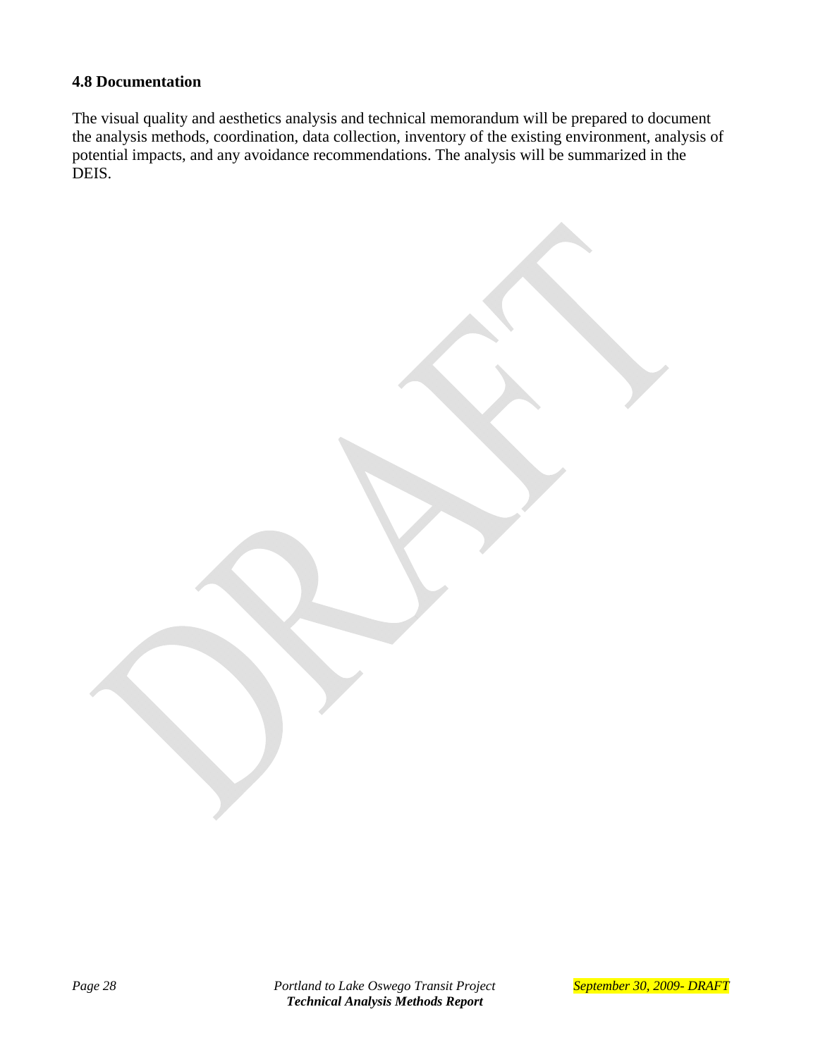### 4.8 Documentation

The visual quality and aesthetics analysis and technical memorandum will be prepared to document the analysis methods, coordination, data collection, inventory of the existing environment, analysis of potential impacts, and any avoidance recommendations. The analysis will be summarized in the DEIS.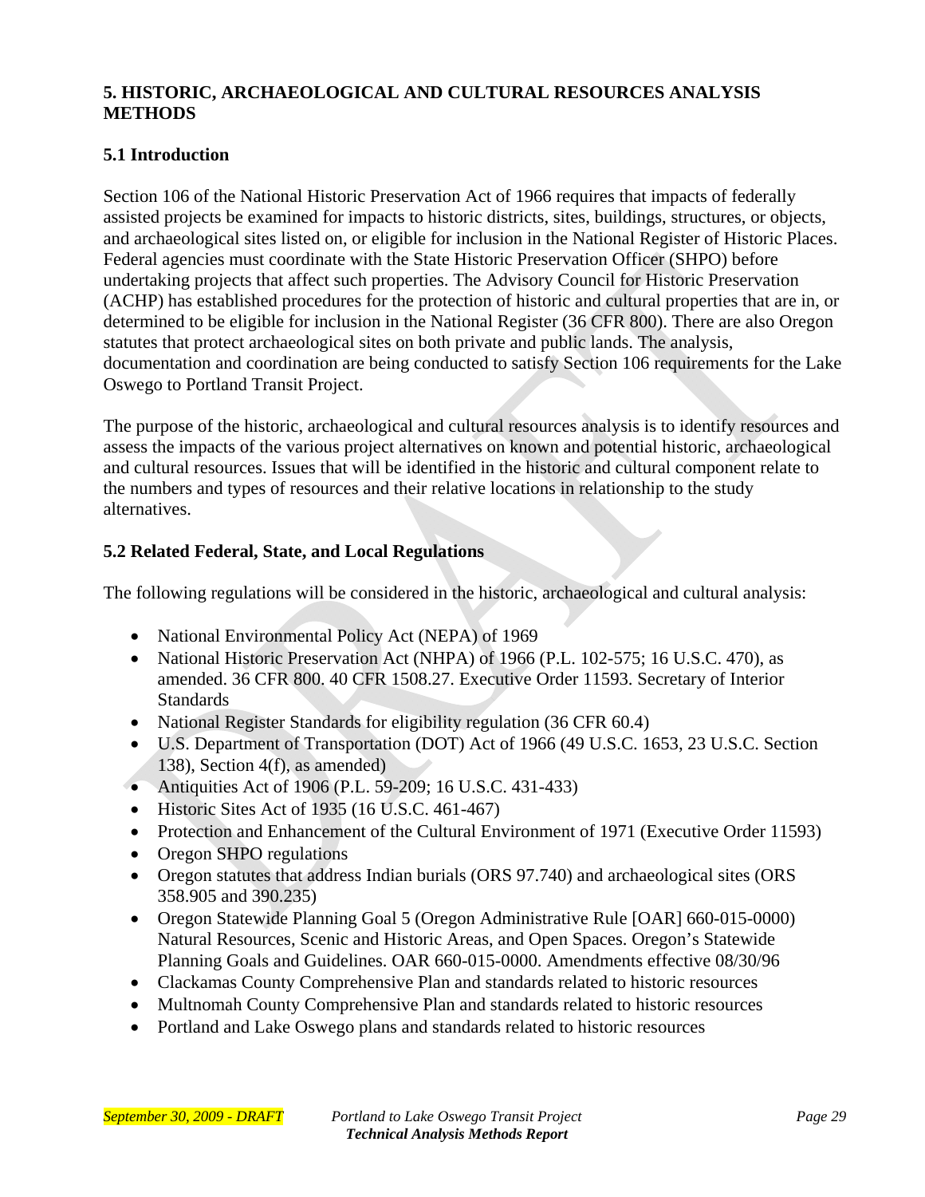## 5. HISTORIC, ARCHAEOLOGICAL AND CULTURAL RESOURCES ANALYSIS METHODS

### 5.1 Introduction

Section 106 of the National Historic Preservation Act of 1966 requires that impacts of federally assisted projects be examined for impacts to historic districts, sites, buildings, structures, or objects, and archaeological sites listed on, or eligible for inclusion in the National Register of Historic Places. Federal agencies must coordinate with the State Historic Preservation Officer (SHPO) before undertaking projects that affect such properties. The Advisory Council for Historic Preservation (ACHP) has established procedures for the protection of historic and cultural properties that are in, or determined to be eligible for inclusion in the National Register (36 CFR 800). There are also Oregon statutes that protect archaeological sites on both private and public lands. The analysis, documentation and coordination are being conducted to satisfy Section 106 requirements for the Lake Oswego to Portland Transit Project.

The purpose of the historic, archaeological and cultural resources analysis is to identify resources and assess the impacts of the various project alternatives on known and potential historic, archaeological and cultural resources. Issues that will be identified in the historic and cultural component relate to the numbers and types of resources and their relative locations in relationship to the study alternatives.

### 5.2 Related Federal, State, and Local Regulations

The following regulations will be considered in the historic, archaeological and cultural analysis:

- National Environmental Policy Act (NEPA) of 1969
- National Historic Preservation Act (NHPA) of 1966 (P.L. 102-575; 16 U.S.C. 470), as amended. 36 CFR 800. 40 CFR 1508.27. Executive Order 11593. Secretary of Interior Standards
- National Register Standards for eligibility regulation (36 CFR 60.4)
- U.S. Department of Transportation (DOT) Act of 1966 (49 U.S.C. 1653, 23 U.S.C. Section 138), Section 4(f), as amended)
- Antiquities Act of 1906 (P.L. 59-209; 16 U.S.C. 431-433)
- Historic Sites Act of 1935 (16 U.S.C. 461-467)
- Protection and Enhancement of the Cultural Environment of 1971 (Executive Order 11593)
- Oregon SHPO regulations
- Oregon statutes that address Indian burials (ORS 97.740) and archaeological sites (ORS 358.905 and 390.235)
- Oregon Statewide Planning Goal 5 (Oregon Administrative Rule [OAR] 660-015-0000) Natural Resources, Scenic and Historic Areas, and Open Spaces. Oregon's Statewide Planning Goals and Guidelines. OAR 660-015-0000. Amendments effective 08/30/96
- Clackamas County Comprehensive Plan and standards related to historic resources
- Multnomah County Comprehensive Plan and standards related to historic resources
- Portland and Lake Oswego plans and standards related to historic resources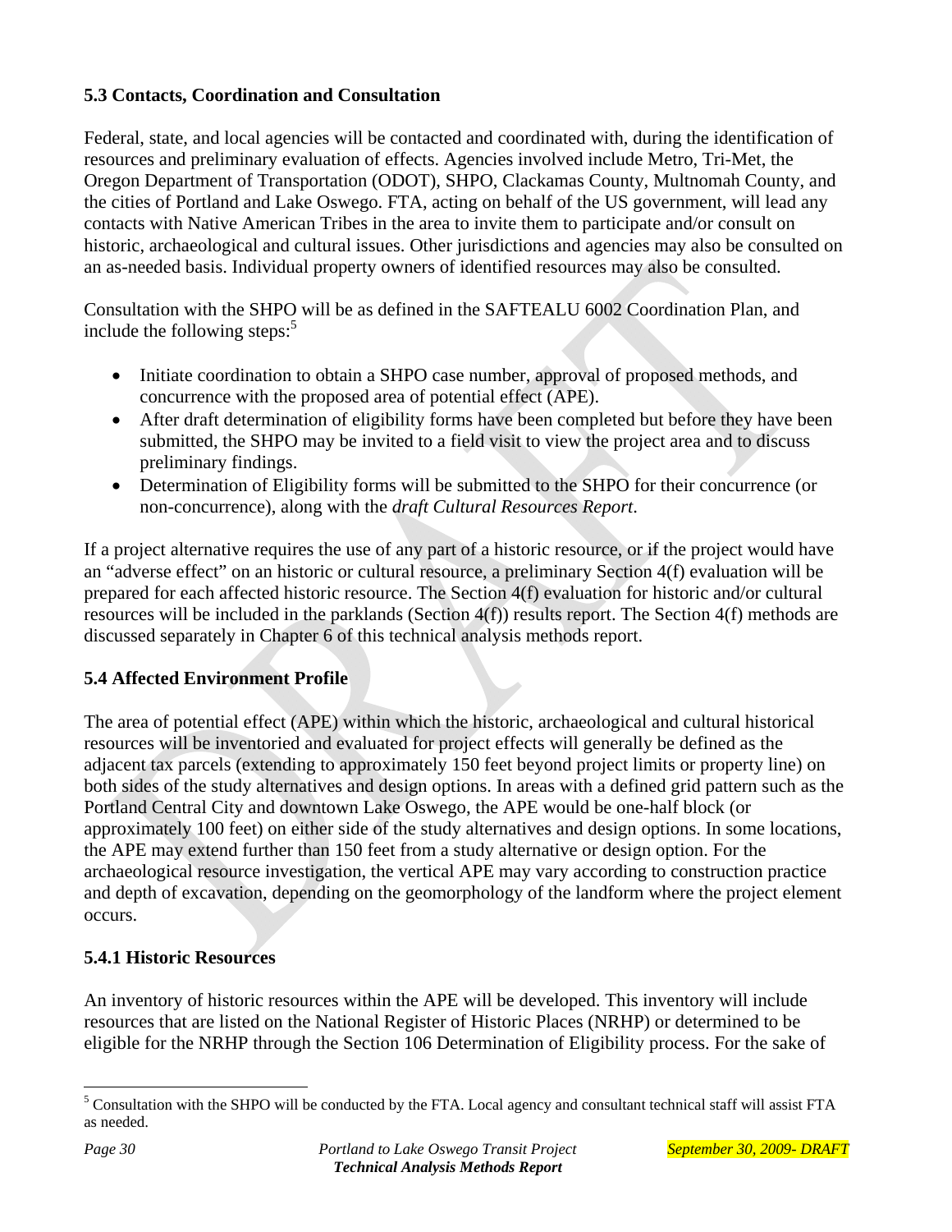### 5.3 Contacts, Coordination and Consultation

Federal, state, and local agencies will be contacted and coordinated with, during the identification of resources and preliminary evaluation of effects. Agencies involved include Metro, Tri-Met, the Oregon Department of Transportation (ODOT), SHPO, Clackamas County, Multnomah County, and the cities of Portland and Lake Oswego. FTA, acting on behalf of the US government, will lead any contacts with Native American Tribes in the area to invite them to participate and/or consult on historic, archaeological and cultural issues. Other jurisdictions and agencies may also be consulted on an as-needed basis. Individual property owners of identified resources may also be consulted.

Consultation with the SHPO will be as defined in the SAFTEALU 6002 Coordination Plan, and include the following steps:[5]

- Initiate coordination to obtain a SHPO case number, approval of proposed methods, and concurrence with the proposed area of potential effect (APE).
- After draft determination of eligibility forms have been completed but before they have been submitted, the SHPO may be invited to a field visit to view the project area and to discuss preliminary findings.
- Determination of Eligibility forms will be submitted to the SHPO for their concurrence (or non-concurrence), along with the *draft Cultural Resources Report*.

If a project alternative requires the use of any part of a historic resource, or if the project would have an "adverse effect" on an historic or cultural resource, a preliminary Section 4(f) evaluation will be prepared for each affected historic resource. The Section 4(f) evaluation for historic and/or cultural resources will be included in the parklands (Section 4(f)) results report. The Section 4(f) methods are discussed separately in Chapter 6 of this technical analysis methods report.

### 5.4 Affected Environment Profile

The area of potential effect (APE) within which the historic, archaeological and cultural historical resources will be inventoried and evaluated for project effects will generally be defined as the adjacent tax parcels (extending to approximately 150 feet beyond project limits or property line) on both sides of the study alternatives and design options. In areas with a defined grid pattern such as the Portland Central City and downtown Lake Oswego, the APE would be one-half block (or approximately 100 feet) on either side of the study alternatives and design options. In some locations, the APE may extend further than 150 feet from a study alternative or design option. For the archaeological resource investigation, the vertical APE may vary according to construction practice and depth of excavation, depending on the geomorphology of the landform where the project element occurs.

#### 5.4.1 Historic Resources

An inventory of historic resources within the APE will be developed. This inventory will include resources that are listed on the National Register of Historic Places (NRHP) or determined to be eligible for the NRHP through the Section 106 Determination of Eligibility process. For the sake of

[5] Consultation with the SHPO will be conducted by the FTA. Local agency and consultant technical staff will assist FTA as needed.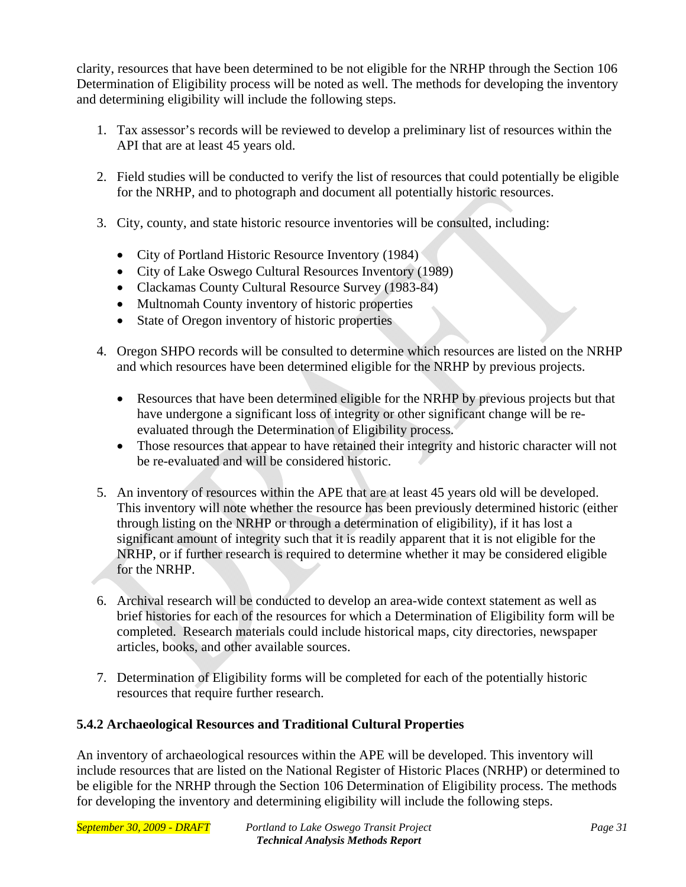clarity, resources that have been determined to be not eligible for the NRHP through the Section 106 Determination of Eligibility process will be noted as well. The methods for developing the inventory and determining eligibility will include the following steps.

1. Tax assessor's records will be reviewed to develop a preliminary list of resources within the API that are at least 45 years old.

2. Field studies will be conducted to verify the list of resources that could potentially be eligible for the NRHP, and to photograph and document all potentially historic resources.

3. City, county, and state historic resource inventories will be consulted, including:

   - City of Portland Historic Resource Inventory (1984)
   - City of Lake Oswego Cultural Resources Inventory (1989)
   - Clackamas County Cultural Resource Survey (1983-84)
   - Multnomah County inventory of historic properties
   - State of Oregon inventory of historic properties

4. Oregon SHPO records will be consulted to determine which resources are listed on the NRHP and which resources have been determined eligible for the NRHP by previous projects.

   - Resources that have been determined eligible for the NRHP by previous projects but that have undergone a significant loss of integrity or other significant change will be re-evaluated through the Determination of Eligibility process.
   - Those resources that appear to have retained their integrity and historic character will not be re-evaluated and will be considered historic.

5. An inventory of resources within the APE that are at least 45 years old will be developed. This inventory will note whether the resource has been previously determined historic (either through listing on the NRHP or through a determination of eligibility), if it has lost a significant amount of integrity such that it is readily apparent that it is not eligible for the NRHP, or if further research is required to determine whether it may be considered eligible for the NRHP.

6. Archival research will be conducted to develop an area-wide context statement as well as brief histories for each of the resources for which a Determination of Eligibility form will be completed. Research materials could include historical maps, city directories, newspaper articles, books, and other available sources.

7. Determination of Eligibility forms will be completed for each of the potentially historic resources that require further research.

### 5.4.2 Archaeological Resources and Traditional Cultural Properties

An inventory of archaeological resources within the APE will be developed. This inventory will include resources that are listed on the National Register of Historic Places (NRHP) or determined to be eligible for the NRHP through the Section 106 Determination of Eligibility process. The methods for developing the inventory and determining eligibility will include the following steps.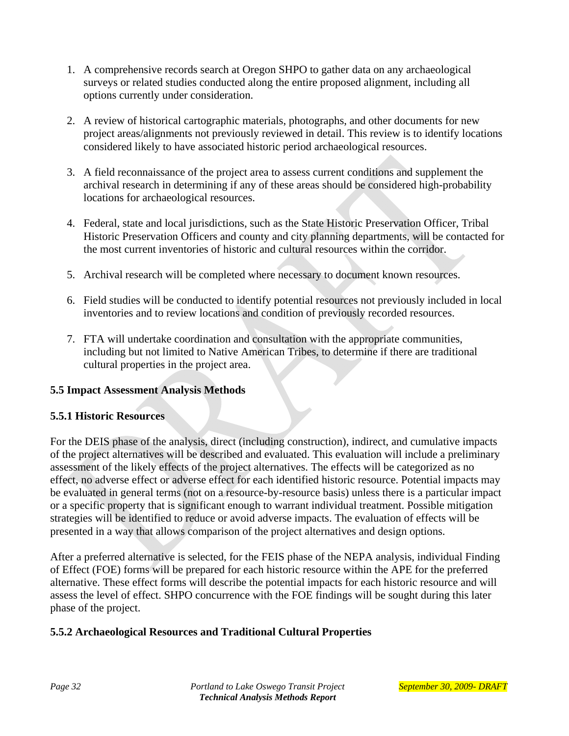1. A comprehensive records search at Oregon SHPO to gather data on any archaeological surveys or related studies conducted along the entire proposed alignment, including all options currently under consideration.

2. A review of historical cartographic materials, photographs, and other documents for new project areas/alignments not previously reviewed in detail. This review is to identify locations considered likely to have associated historic period archaeological resources.

3. A field reconnaissance of the project area to assess current conditions and supplement the archival research in determining if any of these areas should be considered high-probability locations for archaeological resources.

4. Federal, state and local jurisdictions, such as the State Historic Preservation Officer, Tribal Historic Preservation Officers and county and city planning departments, will be contacted for the most current inventories of historic and cultural resources within the corridor.

5. Archival research will be completed where necessary to document known resources.

6. Field studies will be conducted to identify potential resources not previously included in local inventories and to review locations and condition of previously recorded resources.

7. FTA will undertake coordination and consultation with the appropriate communities, including but not limited to Native American Tribes, to determine if there are traditional cultural properties in the project area.

### 5.5 Impact Assessment Analysis Methods

#### 5.5.1 Historic Resources

For the DEIS phase of the analysis, direct (including construction), indirect, and cumulative impacts of the project alternatives will be described and evaluated. This evaluation will include a preliminary assessment of the likely effects of the project alternatives. The effects will be categorized as no effect, no adverse effect or adverse effect for each identified historic resource. Potential impacts may be evaluated in general terms (not on a resource-by-resource basis) unless there is a particular impact or a specific property that is significant enough to warrant individual treatment. Possible mitigation strategies will be identified to reduce or avoid adverse impacts. The evaluation of effects will be presented in a way that allows comparison of the project alternatives and design options.

After a preferred alternative is selected, for the FEIS phase of the NEPA analysis, individual Finding of Effect (FOE) forms will be prepared for each historic resource within the APE for the preferred alternative. These effect forms will describe the potential impacts for each historic resource and will assess the level of effect. SHPO concurrence with the FOE findings will be sought during this later phase of the project.

#### 5.5.2 Archaeological Resources and Traditional Cultural Properties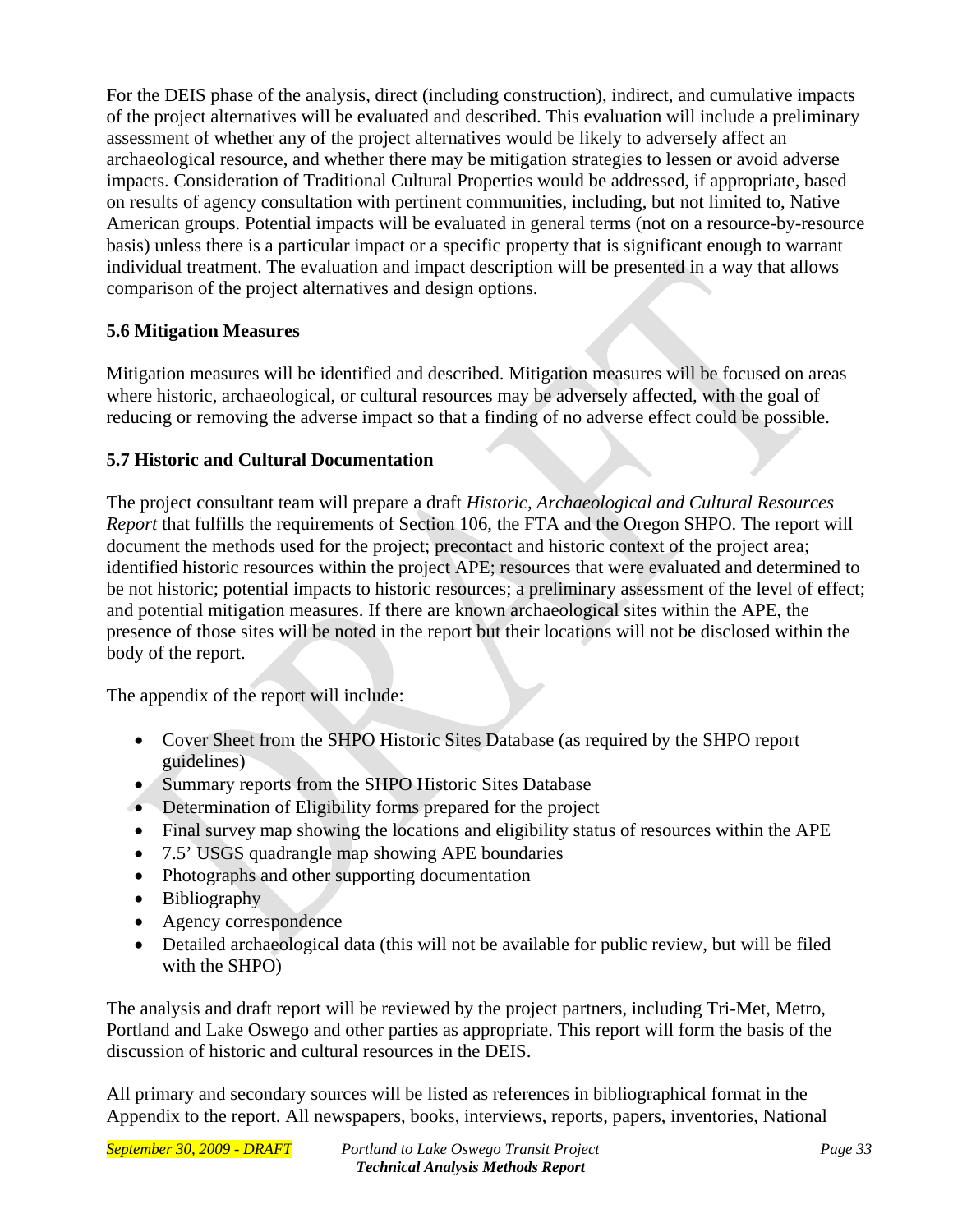For the DEIS phase of the analysis, direct (including construction), indirect, and cumulative impacts of the project alternatives will be evaluated and described. This evaluation will include a preliminary assessment of whether any of the project alternatives would be likely to adversely affect an archaeological resource, and whether there may be mitigation strategies to lessen or avoid adverse impacts. Consideration of Traditional Cultural Properties would be addressed, if appropriate, based on results of agency consultation with pertinent communities, including, but not limited to, Native American groups. Potential impacts will be evaluated in general terms (not on a resource-by-resource basis) unless there is a particular impact or a specific property that is significant enough to warrant individual treatment. The evaluation and impact description will be presented in a way that allows comparison of the project alternatives and design options.

### 5.6 Mitigation Measures

Mitigation measures will be identified and described. Mitigation measures will be focused on areas where historic, archaeological, or cultural resources may be adversely affected, with the goal of reducing or removing the adverse impact so that a finding of no adverse effect could be possible.

### 5.7 Historic and Cultural Documentation

The project consultant team will prepare a draft *Historic, Archaeological and Cultural Resources Report* that fulfills the requirements of Section 106, the FTA and the Oregon SHPO. The report will document the methods used for the project; precontact and historic context of the project area; identified historic resources within the project APE; resources that were evaluated and determined to be not historic; potential impacts to historic resources; a preliminary assessment of the level of effect; and potential mitigation measures. If there are known archaeological sites within the APE, the presence of those sites will be noted in the report but their locations will not be disclosed within the body of the report.

The appendix of the report will include:

- Cover Sheet from the SHPO Historic Sites Database (as required by the SHPO report guidelines)
- Summary reports from the SHPO Historic Sites Database
- Determination of Eligibility forms prepared for the project
- Final survey map showing the locations and eligibility status of resources within the APE
- 7.5' USGS quadrangle map showing APE boundaries
- Photographs and other supporting documentation
- Bibliography
- Agency correspondence
- Detailed archaeological data (this will not be available for public review, but will be filed with the SHPO)

The analysis and draft report will be reviewed by the project partners, including Tri-Met, Metro, Portland and Lake Oswego and other parties as appropriate. This report will form the basis of the discussion of historic and cultural resources in the DEIS.

All primary and secondary sources will be listed as references in bibliographical format in the Appendix to the report. All newspapers, books, interviews, reports, papers, inventories, National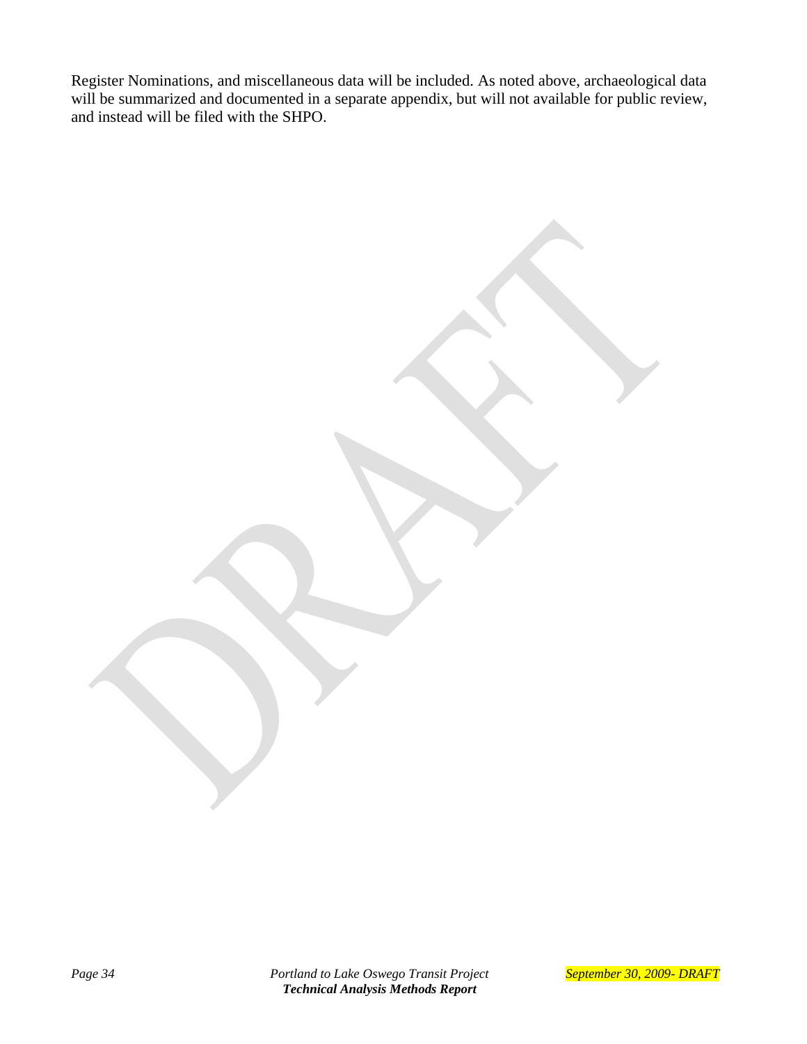Register Nominations, and miscellaneous data will be included. As noted above, archaeological data will be summarized and documented in a separate appendix, but will not available for public review, and instead will be filed with the SHPO.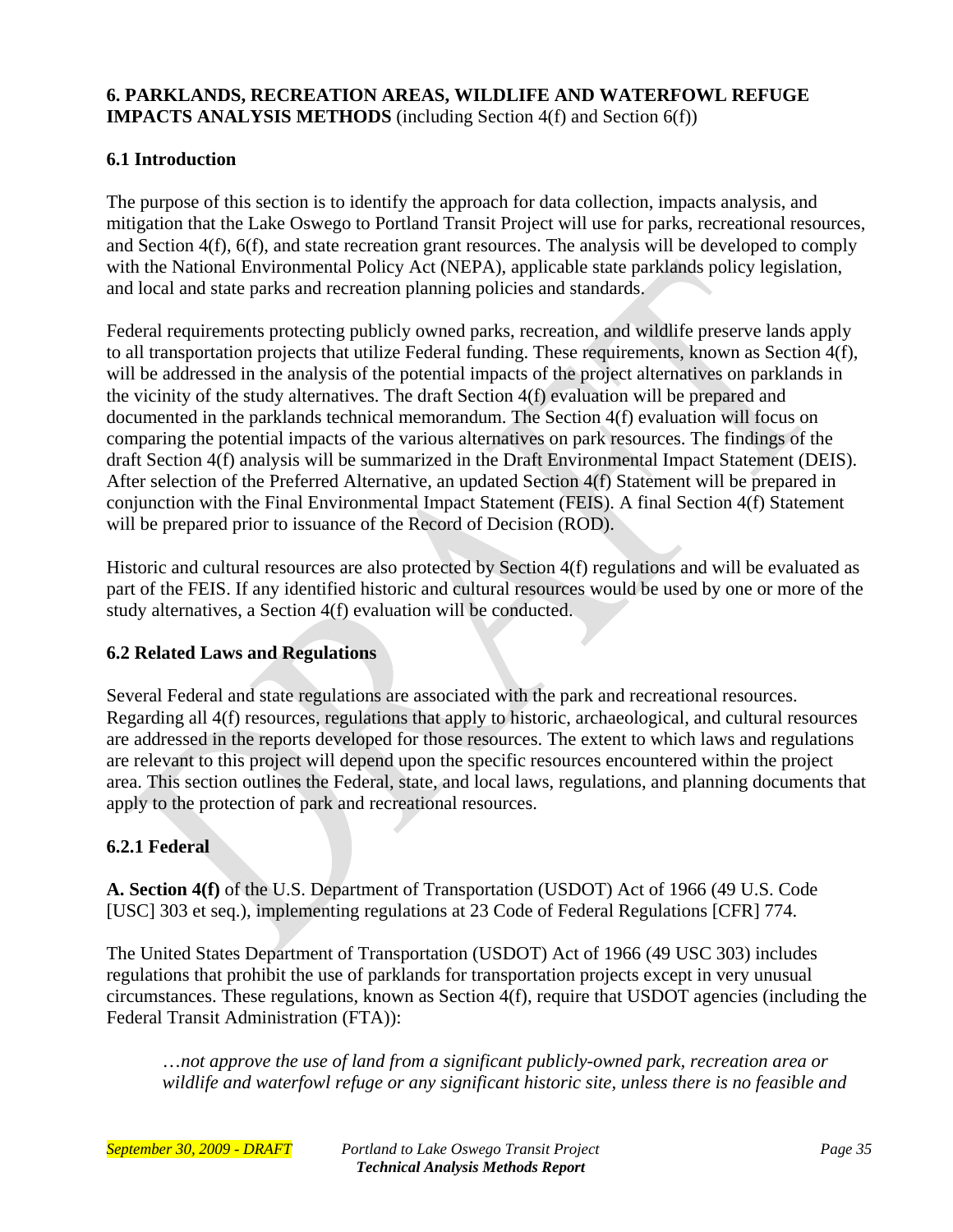**6. PARKLANDS, RECREATION AREAS, WILDLIFE AND WATERFOWL REFUGE IMPACTS ANALYSIS METHODS** (including Section 4(f) and Section 6(f))

**6.1 Introduction**

The purpose of this section is to identify the approach for data collection, impacts analysis, and mitigation that the Lake Oswego to Portland Transit Project will use for parks, recreational resources, and Section 4(f), 6(f), and state recreation grant resources. The analysis will be developed to comply with the National Environmental Policy Act (NEPA), applicable state parklands policy legislation, and local and state parks and recreation planning policies and standards.

Federal requirements protecting publicly owned parks, recreation, and wildlife preserve lands apply to all transportation projects that utilize Federal funding. These requirements, known as Section 4(f), will be addressed in the analysis of the potential impacts of the project alternatives on parklands in the vicinity of the study alternatives. The draft Section 4(f) evaluation will be prepared and documented in the parklands technical memorandum. The Section 4(f) evaluation will focus on comparing the potential impacts of the various alternatives on park resources. The findings of the draft Section 4(f) analysis will be summarized in the Draft Environmental Impact Statement (DEIS). After selection of the Preferred Alternative, an updated Section 4(f) Statement will be prepared in conjunction with the Final Environmental Impact Statement (FEIS). A final Section 4(f) Statement will be prepared prior to issuance of the Record of Decision (ROD).

Historic and cultural resources are also protected by Section 4(f) regulations and will be evaluated as part of the FEIS. If any identified historic and cultural resources would be used by one or more of the study alternatives, a Section 4(f) evaluation will be conducted.

**6.2 Related Laws and Regulations**

Several Federal and state regulations are associated with the park and recreational resources. Regarding all 4(f) resources, regulations that apply to historic, archaeological, and cultural resources are addressed in the reports developed for those resources. The extent to which laws and regulations are relevant to this project will depend upon the specific resources encountered within the project area. This section outlines the Federal, state, and local laws, regulations, and planning documents that apply to the protection of park and recreational resources.

**6.2.1 Federal**

**A. Section 4(f)** of the U.S. Department of Transportation (USDOT) Act of 1966 (49 U.S. Code [USC] 303 et seq.), implementing regulations at 23 Code of Federal Regulations [CFR] 774.

The United States Department of Transportation (USDOT) Act of 1966 (49 USC 303) includes regulations that prohibit the use of parklands for transportation projects except in very unusual circumstances. These regulations, known as Section 4(f), require that USDOT agencies (including the Federal Transit Administration (FTA)):

> *…not approve the use of land from a significant publicly-owned park, recreation area or wildlife and waterfowl refuge or any significant historic site, unless there is no feasible and*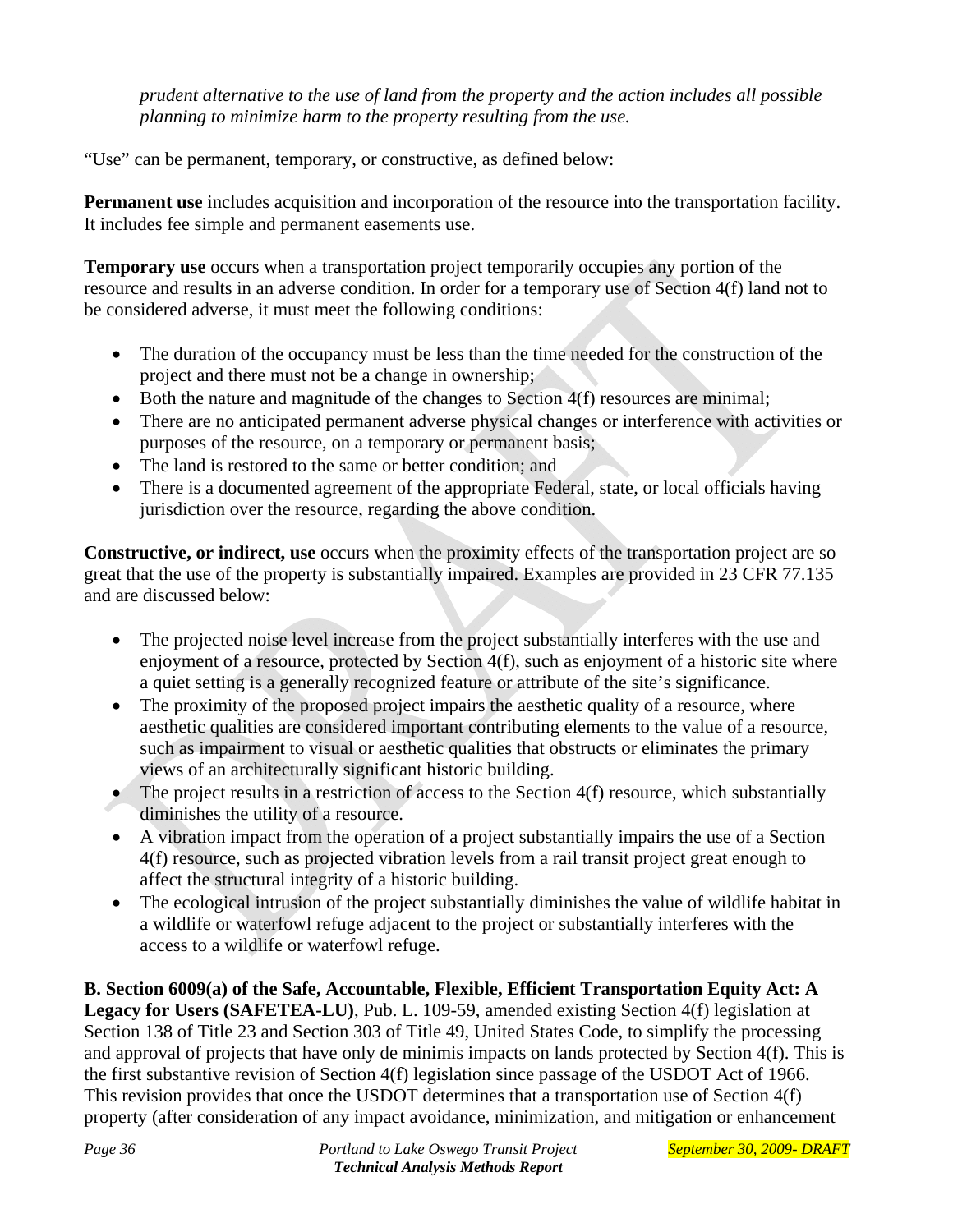*prudent alternative to the use of land from the property and the action includes all possible planning to minimize harm to the property resulting from the use.*

"Use" can be permanent, temporary, or constructive, as defined below:

**Permanent use** includes acquisition and incorporation of the resource into the transportation facility. It includes fee simple and permanent easements use.

**Temporary use** occurs when a transportation project temporarily occupies any portion of the resource and results in an adverse condition. In order for a temporary use of Section 4(f) land not to be considered adverse, it must meet the following conditions:

- The duration of the occupancy must be less than the time needed for the construction of the project and there must not be a change in ownership;
- Both the nature and magnitude of the changes to Section 4(f) resources are minimal;
- There are no anticipated permanent adverse physical changes or interference with activities or purposes of the resource, on a temporary or permanent basis;
- The land is restored to the same or better condition; and
- There is a documented agreement of the appropriate Federal, state, or local officials having jurisdiction over the resource, regarding the above condition.

**Constructive, or indirect, use** occurs when the proximity effects of the transportation project are so great that the use of the property is substantially impaired. Examples are provided in 23 CFR 77.135 and are discussed below:

- The projected noise level increase from the project substantially interferes with the use and enjoyment of a resource, protected by Section 4(f), such as enjoyment of a historic site where a quiet setting is a generally recognized feature or attribute of the site's significance.
- The proximity of the proposed project impairs the aesthetic quality of a resource, where aesthetic qualities are considered important contributing elements to the value of a resource, such as impairment to visual or aesthetic qualities that obstructs or eliminates the primary views of an architecturally significant historic building.
- The project results in a restriction of access to the Section 4(f) resource, which substantially diminishes the utility of a resource.
- A vibration impact from the operation of a project substantially impairs the use of a Section 4(f) resource, such as projected vibration levels from a rail transit project great enough to affect the structural integrity of a historic building.
- The ecological intrusion of the project substantially diminishes the value of wildlife habitat in a wildlife or waterfowl refuge adjacent to the project or substantially interferes with the access to a wildlife or waterfowl refuge.

**B. Section 6009(a) of the Safe, Accountable, Flexible, Efficient Transportation Equity Act: A Legacy for Users (SAFETEA-LU)**, Pub. L. 109-59, amended existing Section 4(f) legislation at Section 138 of Title 23 and Section 303 of Title 49, United States Code, to simplify the processing and approval of projects that have only de minimis impacts on lands protected by Section 4(f). This is the first substantive revision of Section 4(f) legislation since passage of the USDOT Act of 1966. This revision provides that once the USDOT determines that a transportation use of Section 4(f) property (after consideration of any impact avoidance, minimization, and mitigation or enhancement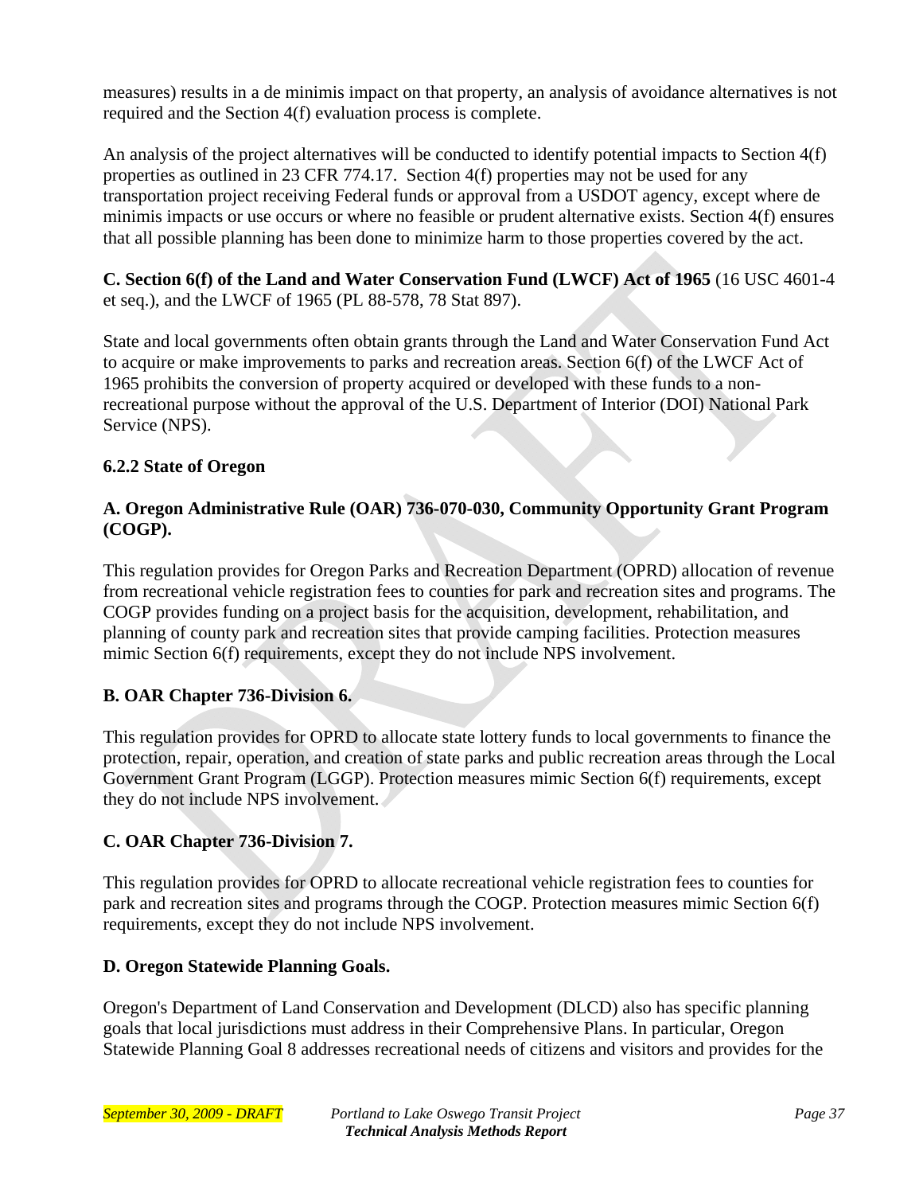measures) results in a de minimis impact on that property, an analysis of avoidance alternatives is not required and the Section 4(f) evaluation process is complete.

An analysis of the project alternatives will be conducted to identify potential impacts to Section 4(f) properties as outlined in 23 CFR 774.17. Section 4(f) properties may not be used for any transportation project receiving Federal funds or approval from a USDOT agency, except where de minimis impacts or use occurs or where no feasible or prudent alternative exists. Section 4(f) ensures that all possible planning has been done to minimize harm to those properties covered by the act.

**C. Section 6(f) of the Land and Water Conservation Fund (LWCF) Act of 1965** (16 USC 4601-4 et seq.), and the LWCF of 1965 (PL 88-578, 78 Stat 897).

State and local governments often obtain grants through the Land and Water Conservation Fund Act to acquire or make improvements to parks and recreation areas. Section 6(f) of the LWCF Act of 1965 prohibits the conversion of property acquired or developed with these funds to a non-recreational purpose without the approval of the U.S. Department of Interior (DOI) National Park Service (NPS).

### 6.2.2 State of Oregon

**A. Oregon Administrative Rule (OAR) 736-070-030, Community Opportunity Grant Program (COGP).**

This regulation provides for Oregon Parks and Recreation Department (OPRD) allocation of revenue from recreational vehicle registration fees to counties for park and recreation sites and programs. The COGP provides funding on a project basis for the acquisition, development, rehabilitation, and planning of county park and recreation sites that provide camping facilities. Protection measures mimic Section 6(f) requirements, except they do not include NPS involvement.

**B. OAR Chapter 736-Division 6.**

This regulation provides for OPRD to allocate state lottery funds to local governments to finance the protection, repair, operation, and creation of state parks and public recreation areas through the Local Government Grant Program (LGGP). Protection measures mimic Section 6(f) requirements, except they do not include NPS involvement.

**C. OAR Chapter 736-Division 7.**

This regulation provides for OPRD to allocate recreational vehicle registration fees to counties for park and recreation sites and programs through the COGP. Protection measures mimic Section 6(f) requirements, except they do not include NPS involvement.

**D. Oregon Statewide Planning Goals.**

Oregon's Department of Land Conservation and Development (DLCD) also has specific planning goals that local jurisdictions must address in their Comprehensive Plans. In particular, Oregon Statewide Planning Goal 8 addresses recreational needs of citizens and visitors and provides for the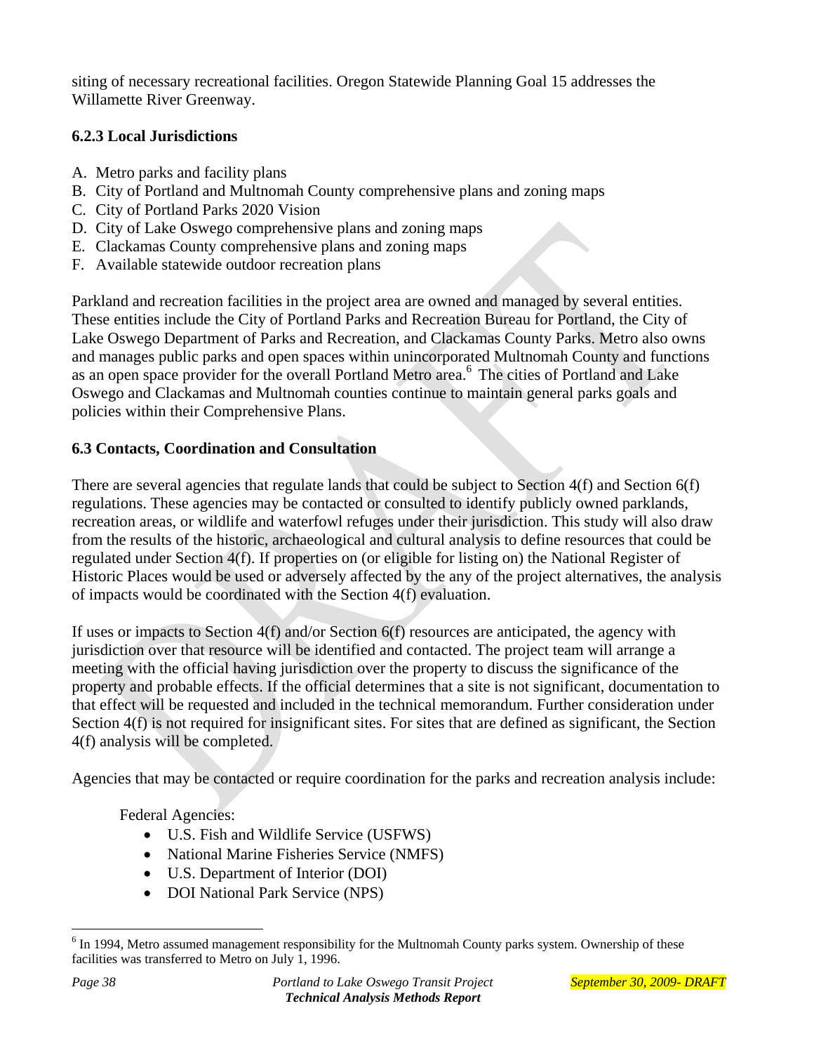siting of necessary recreational facilities. Oregon Statewide Planning Goal 15 addresses the Willamette River Greenway.

### 6.2.3 Local Jurisdictions

A. Metro parks and facility plans
B. City of Portland and Multnomah County comprehensive plans and zoning maps
C. City of Portland Parks 2020 Vision
D. City of Lake Oswego comprehensive plans and zoning maps
E. Clackamas County comprehensive plans and zoning maps
F. Available statewide outdoor recreation plans

Parkland and recreation facilities in the project area are owned and managed by several entities. These entities include the City of Portland Parks and Recreation Bureau for Portland, the City of Lake Oswego Department of Parks and Recreation, and Clackamas County Parks. Metro also owns and manages public parks and open spaces within unincorporated Multnomah County and functions as an open space provider for the overall Portland Metro area.[6] The cities of Portland and Lake Oswego and Clackamas and Multnomah counties continue to maintain general parks goals and policies within their Comprehensive Plans.

## 6.3 Contacts, Coordination and Consultation

There are several agencies that regulate lands that could be subject to Section 4(f) and Section 6(f) regulations. These agencies may be contacted or consulted to identify publicly owned parklands, recreation areas, or wildlife and waterfowl refuges under their jurisdiction. This study will also draw from the results of the historic, archaeological and cultural analysis to define resources that could be regulated under Section 4(f). If properties on (or eligible for listing on) the National Register of Historic Places would be used or adversely affected by the any of the project alternatives, the analysis of impacts would be coordinated with the Section 4(f) evaluation.

If uses or impacts to Section 4(f) and/or Section 6(f) resources are anticipated, the agency with jurisdiction over that resource will be identified and contacted. The project team will arrange a meeting with the official having jurisdiction over the property to discuss the significance of the property and probable effects. If the official determines that a site is not significant, documentation to that effect will be requested and included in the technical memorandum. Further consideration under Section 4(f) is not required for insignificant sites. For sites that are defined as significant, the Section 4(f) analysis will be completed.

Agencies that may be contacted or require coordination for the parks and recreation analysis include:

Federal Agencies:

- U.S. Fish and Wildlife Service (USFWS)
- National Marine Fisheries Service (NMFS)
- U.S. Department of Interior (DOI)
- DOI National Park Service (NPS)

[6] In 1994, Metro assumed management responsibility for the Multnomah County parks system. Ownership of these facilities was transferred to Metro on July 1, 1996.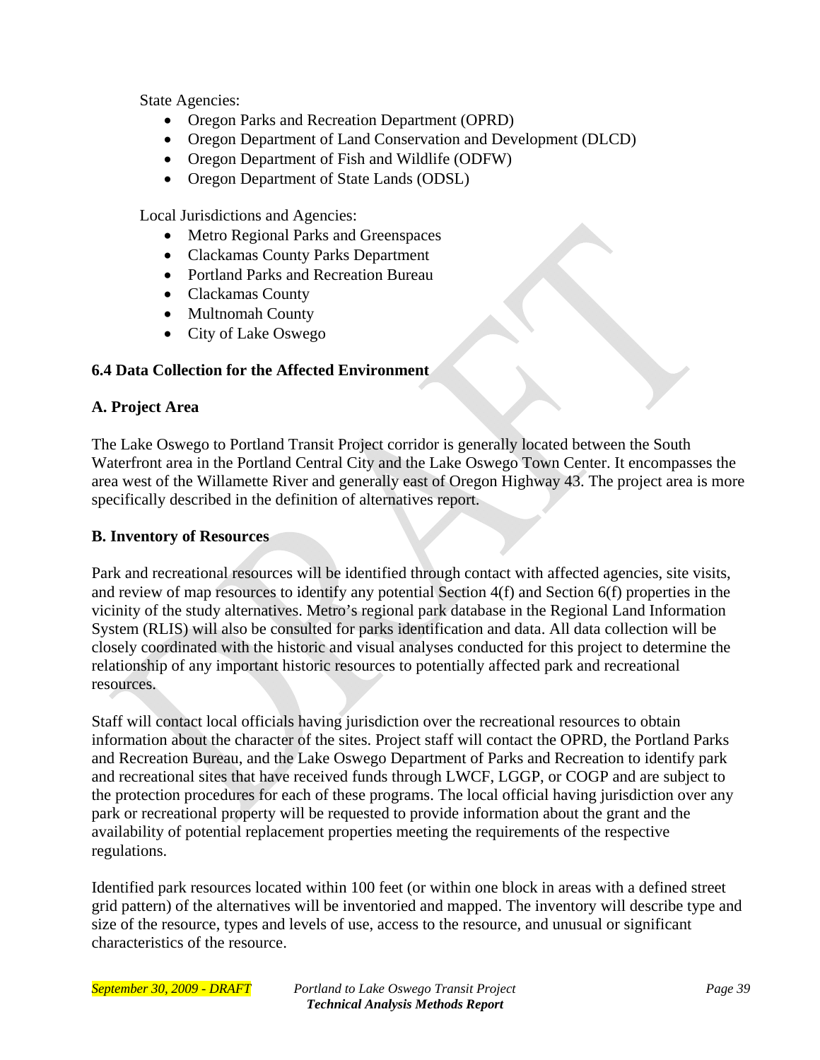State Agencies:

- Oregon Parks and Recreation Department (OPRD)
- Oregon Department of Land Conservation and Development (DLCD)
- Oregon Department of Fish and Wildlife (ODFW)
- Oregon Department of State Lands (ODSL)

Local Jurisdictions and Agencies:

- Metro Regional Parks and Greenspaces
- Clackamas County Parks Department
- Portland Parks and Recreation Bureau
- Clackamas County
- Multnomah County
- City of Lake Oswego

**6.4 Data Collection for the Affected Environment**

**A. Project Area**

The Lake Oswego to Portland Transit Project corridor is generally located between the South Waterfront area in the Portland Central City and the Lake Oswego Town Center. It encompasses the area west of the Willamette River and generally east of Oregon Highway 43. The project area is more specifically described in the definition of alternatives report.

**B. Inventory of Resources**

Park and recreational resources will be identified through contact with affected agencies, site visits, and review of map resources to identify any potential Section 4(f) and Section 6(f) properties in the vicinity of the study alternatives. Metro's regional park database in the Regional Land Information System (RLIS) will also be consulted for parks identification and data. All data collection will be closely coordinated with the historic and visual analyses conducted for this project to determine the relationship of any important historic resources to potentially affected park and recreational resources.

Staff will contact local officials having jurisdiction over the recreational resources to obtain information about the character of the sites. Project staff will contact the OPRD, the Portland Parks and Recreation Bureau, and the Lake Oswego Department of Parks and Recreation to identify park and recreational sites that have received funds through LWCF, LGGP, or COGP and are subject to the protection procedures for each of these programs. The local official having jurisdiction over any park or recreational property will be requested to provide information about the grant and the availability of potential replacement properties meeting the requirements of the respective regulations.

Identified park resources located within 100 feet (or within one block in areas with a defined street grid pattern) of the alternatives will be inventoried and mapped. The inventory will describe type and size of the resource, types and levels of use, access to the resource, and unusual or significant characteristics of the resource.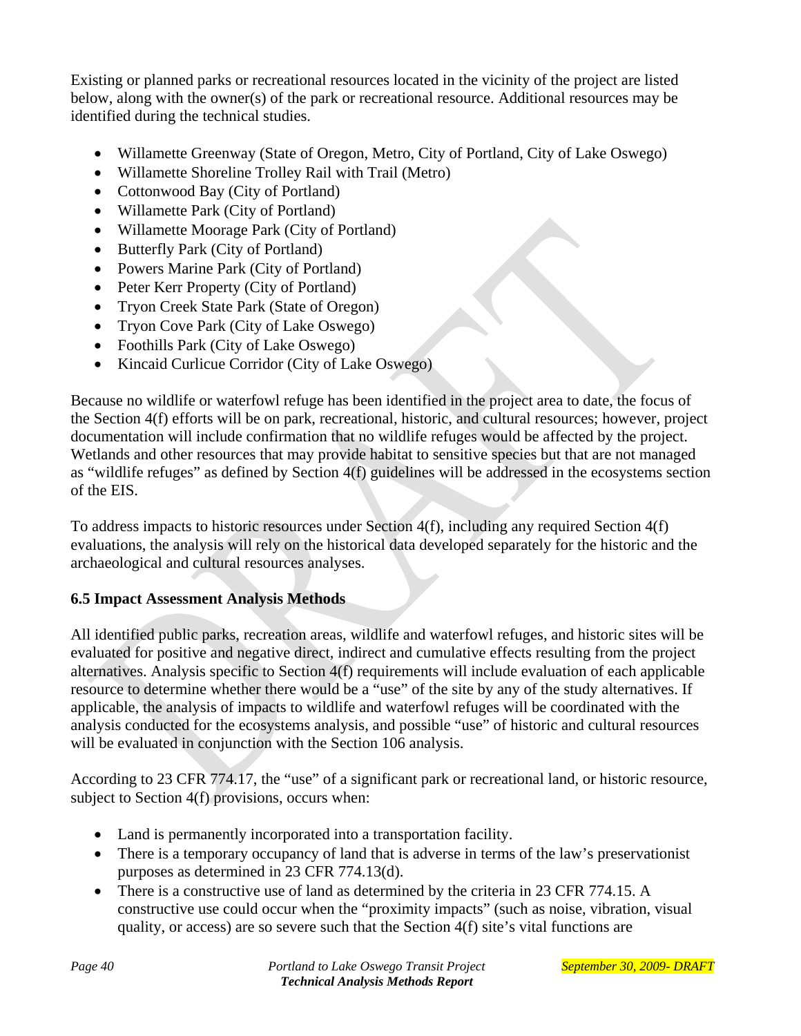Existing or planned parks or recreational resources located in the vicinity of the project are listed below, along with the owner(s) of the park or recreational resource. Additional resources may be identified during the technical studies.

- Willamette Greenway (State of Oregon, Metro, City of Portland, City of Lake Oswego)
- Willamette Shoreline Trolley Rail with Trail (Metro)
- Cottonwood Bay (City of Portland)
- Willamette Park (City of Portland)
- Willamette Moorage Park (City of Portland)
- Butterfly Park (City of Portland)
- Powers Marine Park (City of Portland)
- Peter Kerr Property (City of Portland)
- Tryon Creek State Park (State of Oregon)
- Tryon Cove Park (City of Lake Oswego)
- Foothills Park (City of Lake Oswego)
- Kincaid Curlicue Corridor (City of Lake Oswego)

Because no wildlife or waterfowl refuge has been identified in the project area to date, the focus of the Section 4(f) efforts will be on park, recreational, historic, and cultural resources; however, project documentation will include confirmation that no wildlife refuges would be affected by the project. Wetlands and other resources that may provide habitat to sensitive species but that are not managed as "wildlife refuges" as defined by Section 4(f) guidelines will be addressed in the ecosystems section of the EIS.

To address impacts to historic resources under Section 4(f), including any required Section 4(f) evaluations, the analysis will rely on the historical data developed separately for the historic and the archaeological and cultural resources analyses.

### 6.5 Impact Assessment Analysis Methods

All identified public parks, recreation areas, wildlife and waterfowl refuges, and historic sites will be evaluated for positive and negative direct, indirect and cumulative effects resulting from the project alternatives. Analysis specific to Section 4(f) requirements will include evaluation of each applicable resource to determine whether there would be a "use" of the site by any of the study alternatives. If applicable, the analysis of impacts to wildlife and waterfowl refuges will be coordinated with the analysis conducted for the ecosystems analysis, and possible "use" of historic and cultural resources will be evaluated in conjunction with the Section 106 analysis.

According to 23 CFR 774.17, the "use" of a significant park or recreational land, or historic resource, subject to Section 4(f) provisions, occurs when:

- Land is permanently incorporated into a transportation facility.
- There is a temporary occupancy of land that is adverse in terms of the law's preservationist purposes as determined in 23 CFR 774.13(d).
- There is a constructive use of land as determined by the criteria in 23 CFR 774.15. A constructive use could occur when the "proximity impacts" (such as noise, vibration, visual quality, or access) are so severe such that the Section 4(f) site's vital functions are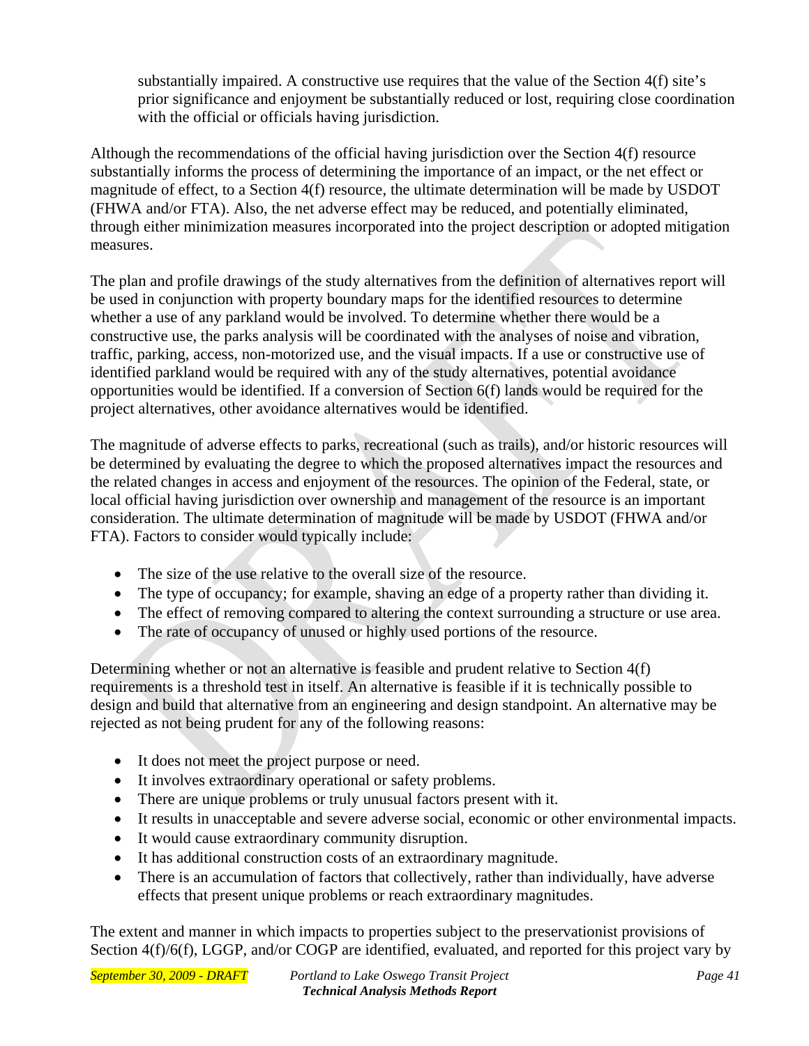substantially impaired. A constructive use requires that the value of the Section 4(f) site's prior significance and enjoyment be substantially reduced or lost, requiring close coordination with the official or officials having jurisdiction.

Although the recommendations of the official having jurisdiction over the Section 4(f) resource substantially informs the process of determining the importance of an impact, or the net effect or magnitude of effect, to a Section 4(f) resource, the ultimate determination will be made by USDOT (FHWA and/or FTA). Also, the net adverse effect may be reduced, and potentially eliminated, through either minimization measures incorporated into the project description or adopted mitigation measures.

The plan and profile drawings of the study alternatives from the definition of alternatives report will be used in conjunction with property boundary maps for the identified resources to determine whether a use of any parkland would be involved. To determine whether there would be a constructive use, the parks analysis will be coordinated with the analyses of noise and vibration, traffic, parking, access, non-motorized use, and the visual impacts. If a use or constructive use of identified parkland would be required with any of the study alternatives, potential avoidance opportunities would be identified. If a conversion of Section 6(f) lands would be required for the project alternatives, other avoidance alternatives would be identified.

The magnitude of adverse effects to parks, recreational (such as trails), and/or historic resources will be determined by evaluating the degree to which the proposed alternatives impact the resources and the related changes in access and enjoyment of the resources. The opinion of the Federal, state, or local official having jurisdiction over ownership and management of the resource is an important consideration. The ultimate determination of magnitude will be made by USDOT (FHWA and/or FTA). Factors to consider would typically include:

- The size of the use relative to the overall size of the resource.
- The type of occupancy; for example, shaving an edge of a property rather than dividing it.
- The effect of removing compared to altering the context surrounding a structure or use area.
- The rate of occupancy of unused or highly used portions of the resource.

Determining whether or not an alternative is feasible and prudent relative to Section 4(f) requirements is a threshold test in itself. An alternative is feasible if it is technically possible to design and build that alternative from an engineering and design standpoint. An alternative may be rejected as not being prudent for any of the following reasons:

- It does not meet the project purpose or need.
- It involves extraordinary operational or safety problems.
- There are unique problems or truly unusual factors present with it.
- It results in unacceptable and severe adverse social, economic or other environmental impacts.
- It would cause extraordinary community disruption.
- It has additional construction costs of an extraordinary magnitude.
- There is an accumulation of factors that collectively, rather than individually, have adverse effects that present unique problems or reach extraordinary magnitudes.

The extent and manner in which impacts to properties subject to the preservationist provisions of Section 4(f)/6(f), LGGP, and/or COGP are identified, evaluated, and reported for this project vary by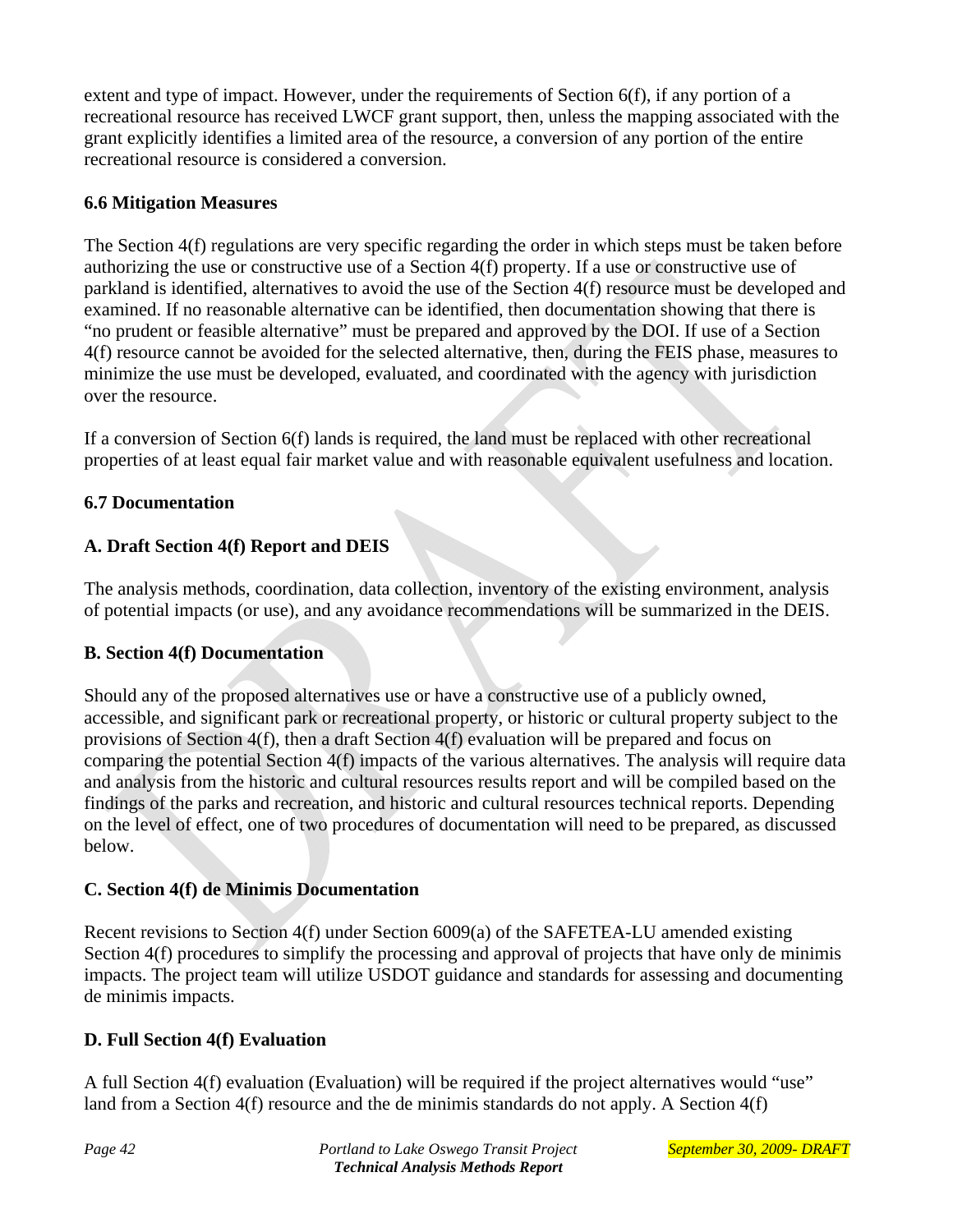extent and type of impact. However, under the requirements of Section 6(f), if any portion of a recreational resource has received LWCF grant support, then, unless the mapping associated with the grant explicitly identifies a limited area of the resource, a conversion of any portion of the entire recreational resource is considered a conversion.

### 6.6 Mitigation Measures

The Section 4(f) regulations are very specific regarding the order in which steps must be taken before authorizing the use or constructive use of a Section 4(f) property. If a use or constructive use of parkland is identified, alternatives to avoid the use of the Section 4(f) resource must be developed and examined. If no reasonable alternative can be identified, then documentation showing that there is "no prudent or feasible alternative" must be prepared and approved by the DOI. If use of a Section 4(f) resource cannot be avoided for the selected alternative, then, during the FEIS phase, measures to minimize the use must be developed, evaluated, and coordinated with the agency with jurisdiction over the resource.

If a conversion of Section 6(f) lands is required, the land must be replaced with other recreational properties of at least equal fair market value and with reasonable equivalent usefulness and location.

### 6.7 Documentation

#### A. Draft Section 4(f) Report and DEIS

The analysis methods, coordination, data collection, inventory of the existing environment, analysis of potential impacts (or use), and any avoidance recommendations will be summarized in the DEIS.

#### B. Section 4(f) Documentation

Should any of the proposed alternatives use or have a constructive use of a publicly owned, accessible, and significant park or recreational property, or historic or cultural property subject to the provisions of Section 4(f), then a draft Section 4(f) evaluation will be prepared and focus on comparing the potential Section 4(f) impacts of the various alternatives. The analysis will require data and analysis from the historic and cultural resources results report and will be compiled based on the findings of the parks and recreation, and historic and cultural resources technical reports. Depending on the level of effect, one of two procedures of documentation will need to be prepared, as discussed below.

#### C. Section 4(f) de Minimis Documentation

Recent revisions to Section 4(f) under Section 6009(a) of the SAFETEA-LU amended existing Section 4(f) procedures to simplify the processing and approval of projects that have only de minimis impacts. The project team will utilize USDOT guidance and standards for assessing and documenting de minimis impacts.

#### D. Full Section 4(f) Evaluation

A full Section 4(f) evaluation (Evaluation) will be required if the project alternatives would "use" land from a Section 4(f) resource and the de minimis standards do not apply. A Section 4(f)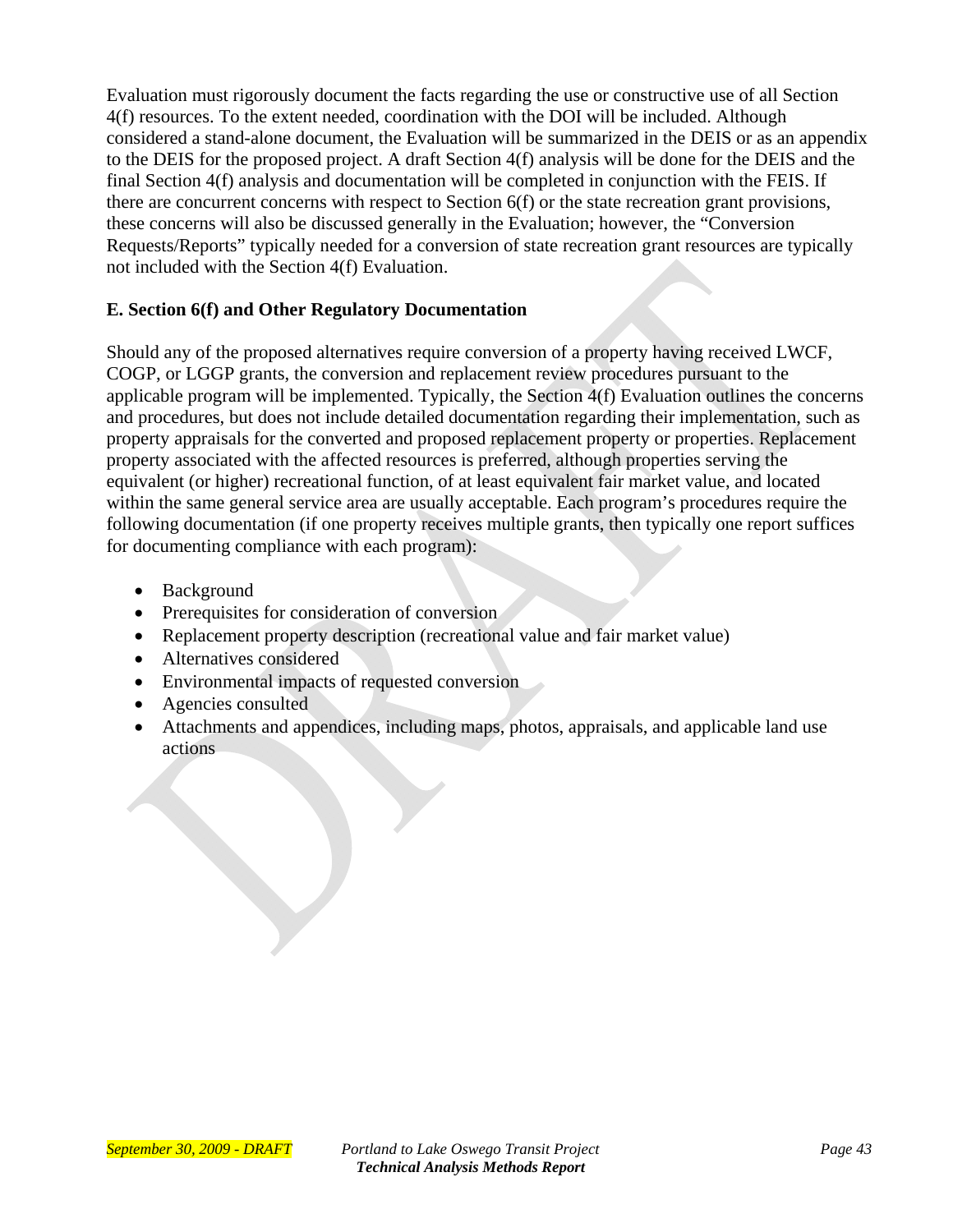Evaluation must rigorously document the facts regarding the use or constructive use of all Section 4(f) resources. To the extent needed, coordination with the DOI will be included. Although considered a stand-alone document, the Evaluation will be summarized in the DEIS or as an appendix to the DEIS for the proposed project. A draft Section 4(f) analysis will be done for the DEIS and the final Section 4(f) analysis and documentation will be completed in conjunction with the FEIS. If there are concurrent concerns with respect to Section 6(f) or the state recreation grant provisions, these concerns will also be discussed generally in the Evaluation; however, the "Conversion Requests/Reports" typically needed for a conversion of state recreation grant resources are typically not included with the Section 4(f) Evaluation.

### E. Section 6(f) and Other Regulatory Documentation

Should any of the proposed alternatives require conversion of a property having received LWCF, COGP, or LGGP grants, the conversion and replacement review procedures pursuant to the applicable program will be implemented. Typically, the Section 4(f) Evaluation outlines the concerns and procedures, but does not include detailed documentation regarding their implementation, such as property appraisals for the converted and proposed replacement property or properties. Replacement property associated with the affected resources is preferred, although properties serving the equivalent (or higher) recreational function, of at least equivalent fair market value, and located within the same general service area are usually acceptable. Each program's procedures require the following documentation (if one property receives multiple grants, then typically one report suffices for documenting compliance with each program):

- Background
- Prerequisites for consideration of conversion
- Replacement property description (recreational value and fair market value)
- Alternatives considered
- Environmental impacts of requested conversion
- Agencies consulted
- Attachments and appendices, including maps, photos, appraisals, and applicable land use actions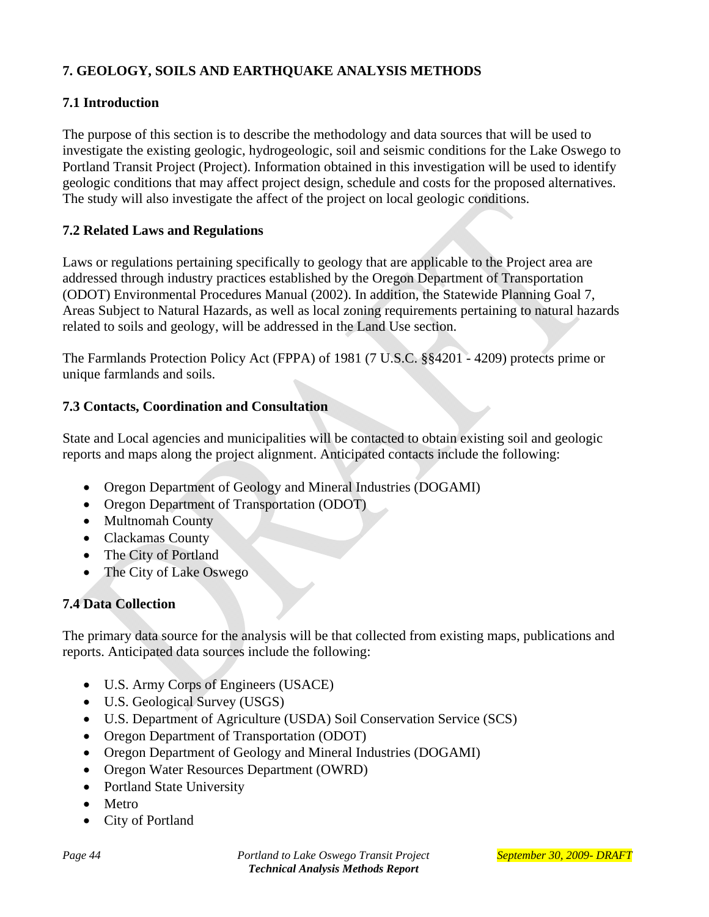## 7. GEOLOGY, SOILS AND EARTHQUAKE ANALYSIS METHODS

### 7.1 Introduction

The purpose of this section is to describe the methodology and data sources that will be used to investigate the existing geologic, hydrogeologic, soil and seismic conditions for the Lake Oswego to Portland Transit Project (Project). Information obtained in this investigation will be used to identify geologic conditions that may affect project design, schedule and costs for the proposed alternatives. The study will also investigate the affect of the project on local geologic conditions.

### 7.2 Related Laws and Regulations

Laws or regulations pertaining specifically to geology that are applicable to the Project area are addressed through industry practices established by the Oregon Department of Transportation (ODOT) Environmental Procedures Manual (2002). In addition, the Statewide Planning Goal 7, Areas Subject to Natural Hazards, as well as local zoning requirements pertaining to natural hazards related to soils and geology, will be addressed in the Land Use section.

The Farmlands Protection Policy Act (FPPA) of 1981 (7 U.S.C. §§4201 - 4209) protects prime or unique farmlands and soils.

### 7.3 Contacts, Coordination and Consultation

State and Local agencies and municipalities will be contacted to obtain existing soil and geologic reports and maps along the project alignment. Anticipated contacts include the following:

- Oregon Department of Geology and Mineral Industries (DOGAMI)
- Oregon Department of Transportation (ODOT)
- Multnomah County
- Clackamas County
- The City of Portland
- The City of Lake Oswego

### 7.4 Data Collection

The primary data source for the analysis will be that collected from existing maps, publications and reports. Anticipated data sources include the following:

- U.S. Army Corps of Engineers (USACE)
- U.S. Geological Survey (USGS)
- U.S. Department of Agriculture (USDA) Soil Conservation Service (SCS)
- Oregon Department of Transportation (ODOT)
- Oregon Department of Geology and Mineral Industries (DOGAMI)
- Oregon Water Resources Department (OWRD)
- Portland State University
- Metro
- City of Portland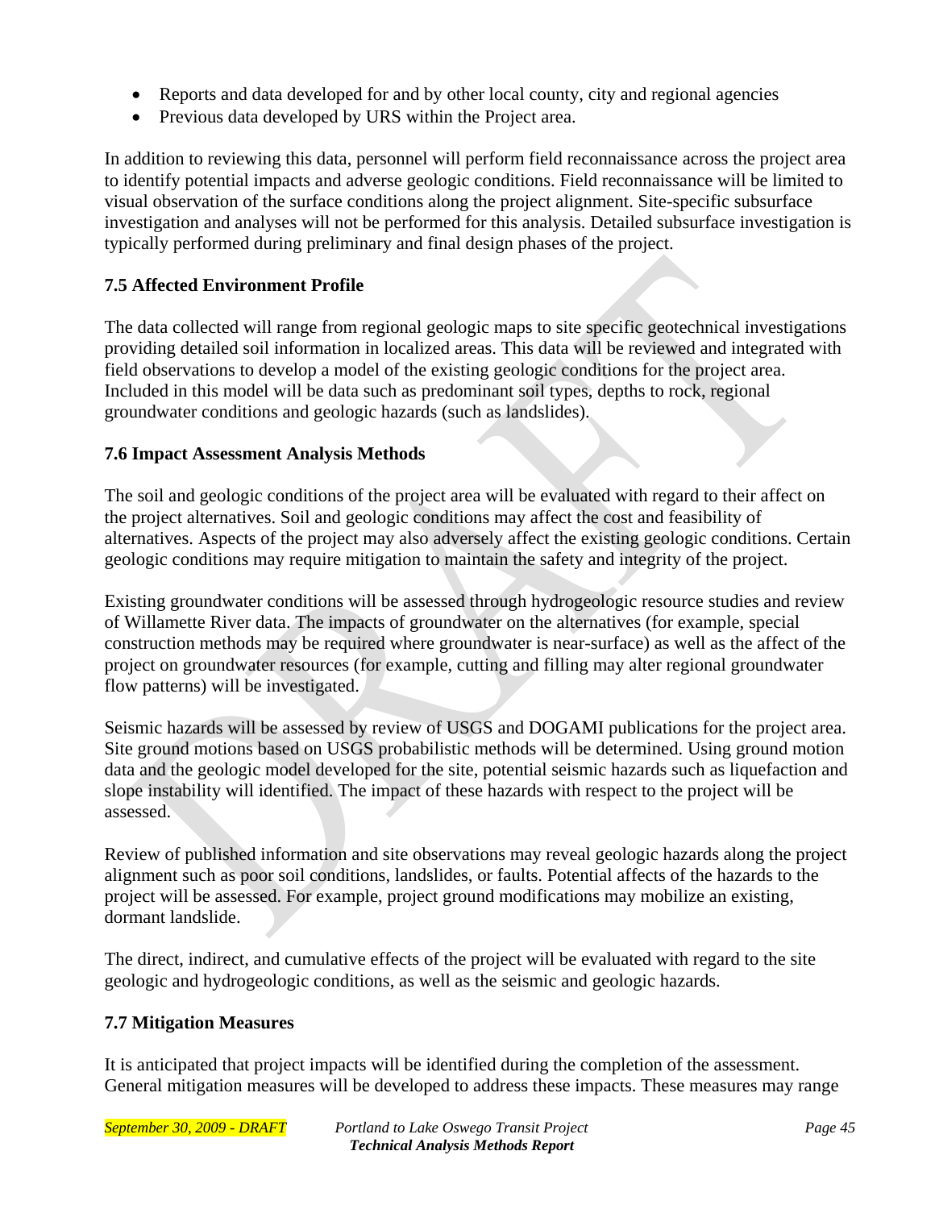- Reports and data developed for and by other local county, city and regional agencies
- Previous data developed by URS within the Project area.

In addition to reviewing this data, personnel will perform field reconnaissance across the project area to identify potential impacts and adverse geologic conditions. Field reconnaissance will be limited to visual observation of the surface conditions along the project alignment. Site-specific subsurface investigation and analyses will not be performed for this analysis. Detailed subsurface investigation is typically performed during preliminary and final design phases of the project.

### 7.5 Affected Environment Profile

The data collected will range from regional geologic maps to site specific geotechnical investigations providing detailed soil information in localized areas. This data will be reviewed and integrated with field observations to develop a model of the existing geologic conditions for the project area. Included in this model will be data such as predominant soil types, depths to rock, regional groundwater conditions and geologic hazards (such as landslides).

### 7.6 Impact Assessment Analysis Methods

The soil and geologic conditions of the project area will be evaluated with regard to their affect on the project alternatives. Soil and geologic conditions may affect the cost and feasibility of alternatives. Aspects of the project may also adversely affect the existing geologic conditions. Certain geologic conditions may require mitigation to maintain the safety and integrity of the project.

Existing groundwater conditions will be assessed through hydrogeologic resource studies and review of Willamette River data. The impacts of groundwater on the alternatives (for example, special construction methods may be required where groundwater is near-surface) as well as the affect of the project on groundwater resources (for example, cutting and filling may alter regional groundwater flow patterns) will be investigated.

Seismic hazards will be assessed by review of USGS and DOGAMI publications for the project area. Site ground motions based on USGS probabilistic methods will be determined. Using ground motion data and the geologic model developed for the site, potential seismic hazards such as liquefaction and slope instability will identified. The impact of these hazards with respect to the project will be assessed.

Review of published information and site observations may reveal geologic hazards along the project alignment such as poor soil conditions, landslides, or faults. Potential affects of the hazards to the project will be assessed. For example, project ground modifications may mobilize an existing, dormant landslide.

The direct, indirect, and cumulative effects of the project will be evaluated with regard to the site geologic and hydrogeologic conditions, as well as the seismic and geologic hazards.

### 7.7 Mitigation Measures

It is anticipated that project impacts will be identified during the completion of the assessment. General mitigation measures will be developed to address these impacts. These measures may range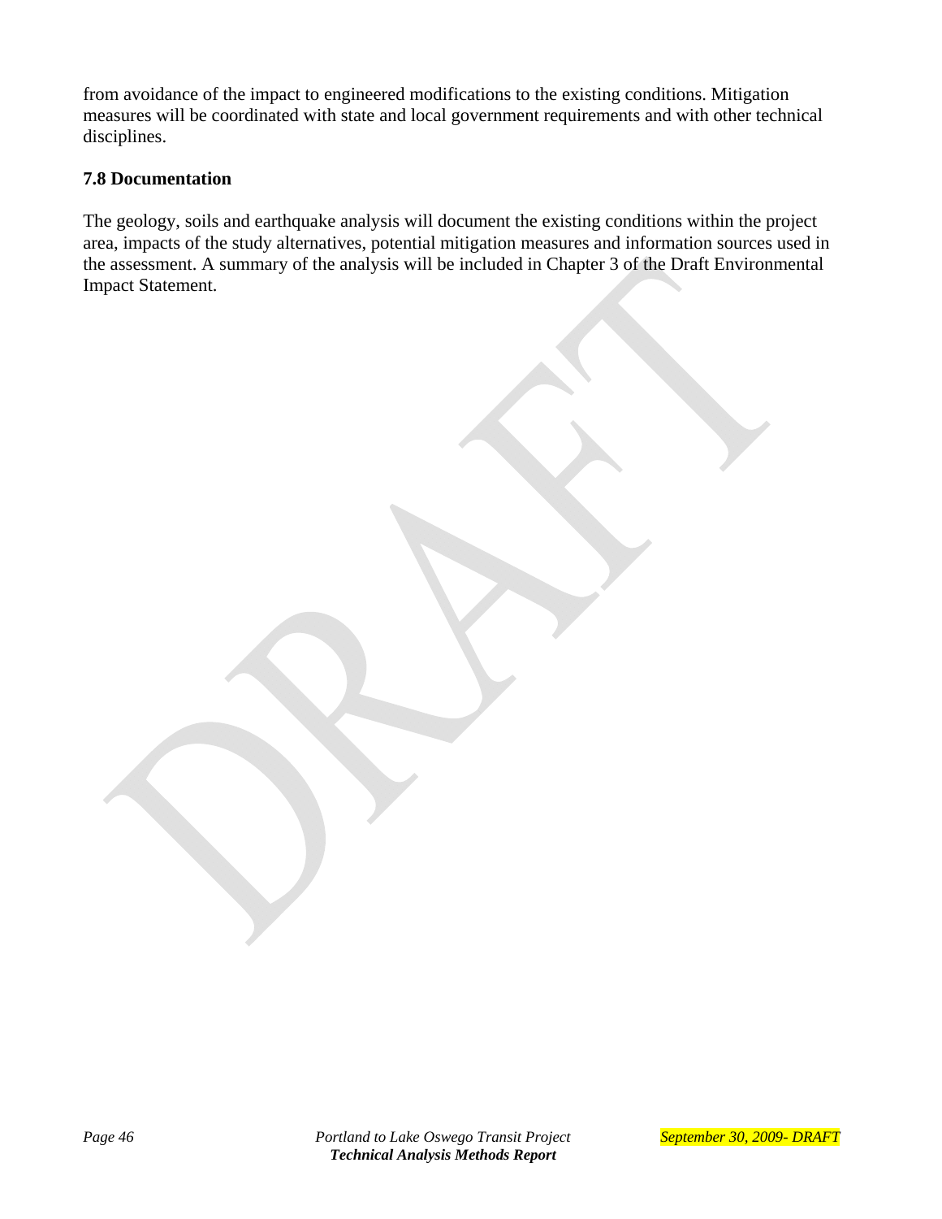from avoidance of the impact to engineered modifications to the existing conditions. Mitigation measures will be coordinated with state and local government requirements and with other technical disciplines.

### 7.8 Documentation

The geology, soils and earthquake analysis will document the existing conditions within the project area, impacts of the study alternatives, potential mitigation measures and information sources used in the assessment. A summary of the analysis will be included in Chapter 3 of the Draft Environmental Impact Statement.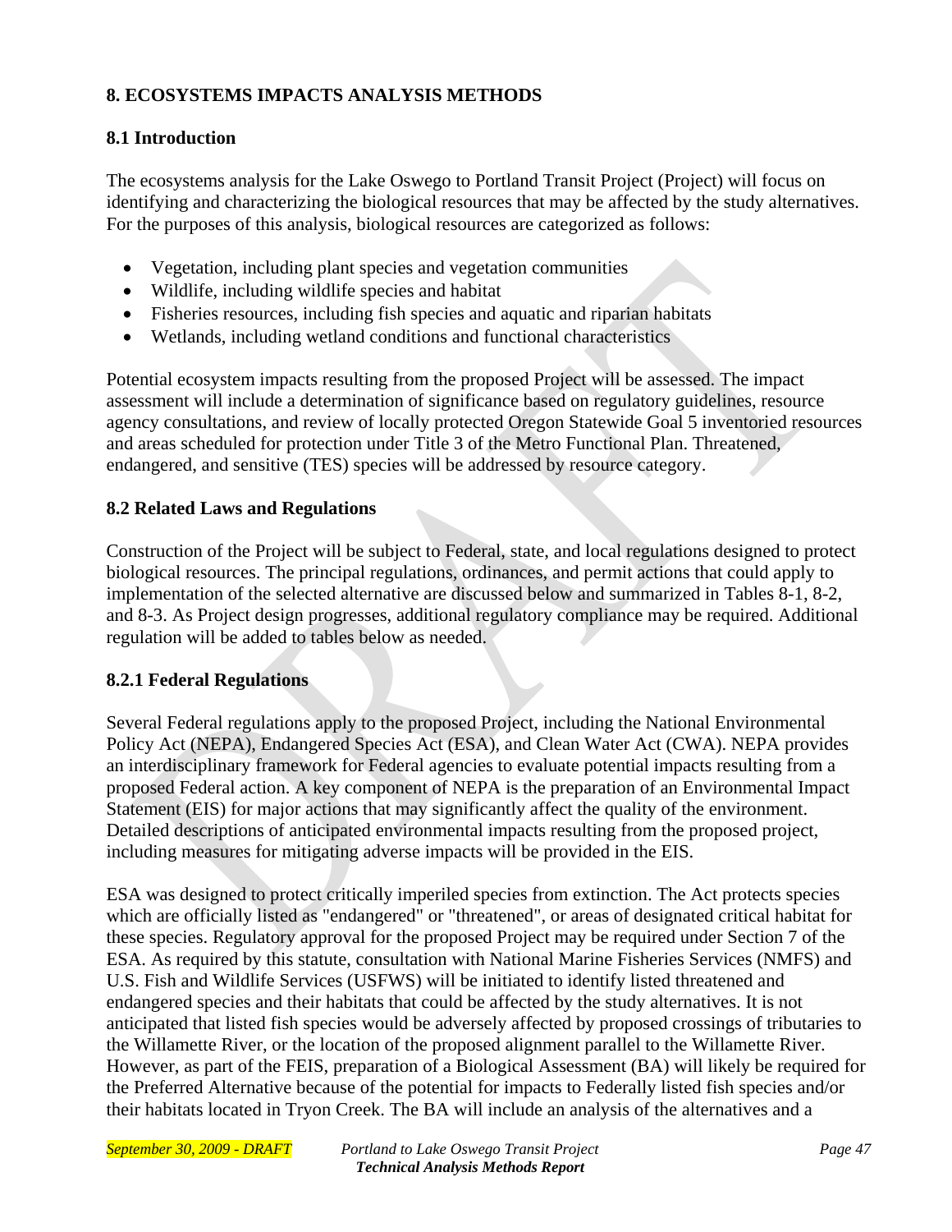## 8. ECOSYSTEMS IMPACTS ANALYSIS METHODS

### 8.1 Introduction

The ecosystems analysis for the Lake Oswego to Portland Transit Project (Project) will focus on identifying and characterizing the biological resources that may be affected by the study alternatives. For the purposes of this analysis, biological resources are categorized as follows:

- Vegetation, including plant species and vegetation communities
- Wildlife, including wildlife species and habitat
- Fisheries resources, including fish species and aquatic and riparian habitats
- Wetlands, including wetland conditions and functional characteristics

Potential ecosystem impacts resulting from the proposed Project will be assessed. The impact assessment will include a determination of significance based on regulatory guidelines, resource agency consultations, and review of locally protected Oregon Statewide Goal 5 inventoried resources and areas scheduled for protection under Title 3 of the Metro Functional Plan. Threatened, endangered, and sensitive (TES) species will be addressed by resource category.

### 8.2 Related Laws and Regulations

Construction of the Project will be subject to Federal, state, and local regulations designed to protect biological resources. The principal regulations, ordinances, and permit actions that could apply to implementation of the selected alternative are discussed below and summarized in Tables 8-1, 8-2, and 8-3. As Project design progresses, additional regulatory compliance may be required. Additional regulation will be added to tables below as needed.

#### 8.2.1 Federal Regulations

Several Federal regulations apply to the proposed Project, including the National Environmental Policy Act (NEPA), Endangered Species Act (ESA), and Clean Water Act (CWA). NEPA provides an interdisciplinary framework for Federal agencies to evaluate potential impacts resulting from a proposed Federal action. A key component of NEPA is the preparation of an Environmental Impact Statement (EIS) for major actions that may significantly affect the quality of the environment. Detailed descriptions of anticipated environmental impacts resulting from the proposed project, including measures for mitigating adverse impacts will be provided in the EIS.

ESA was designed to protect critically imperiled species from extinction. The Act protects species which are officially listed as "endangered" or "threatened", or areas of designated critical habitat for these species. Regulatory approval for the proposed Project may be required under Section 7 of the ESA. As required by this statute, consultation with National Marine Fisheries Services (NMFS) and U.S. Fish and Wildlife Services (USFWS) will be initiated to identify listed threatened and endangered species and their habitats that could be affected by the study alternatives. It is not anticipated that listed fish species would be adversely affected by proposed crossings of tributaries to the Willamette River, or the location of the proposed alignment parallel to the Willamette River. However, as part of the FEIS, preparation of a Biological Assessment (BA) will likely be required for the Preferred Alternative because of the potential for impacts to Federally listed fish species and/or their habitats located in Tryon Creek. The BA will include an analysis of the alternatives and a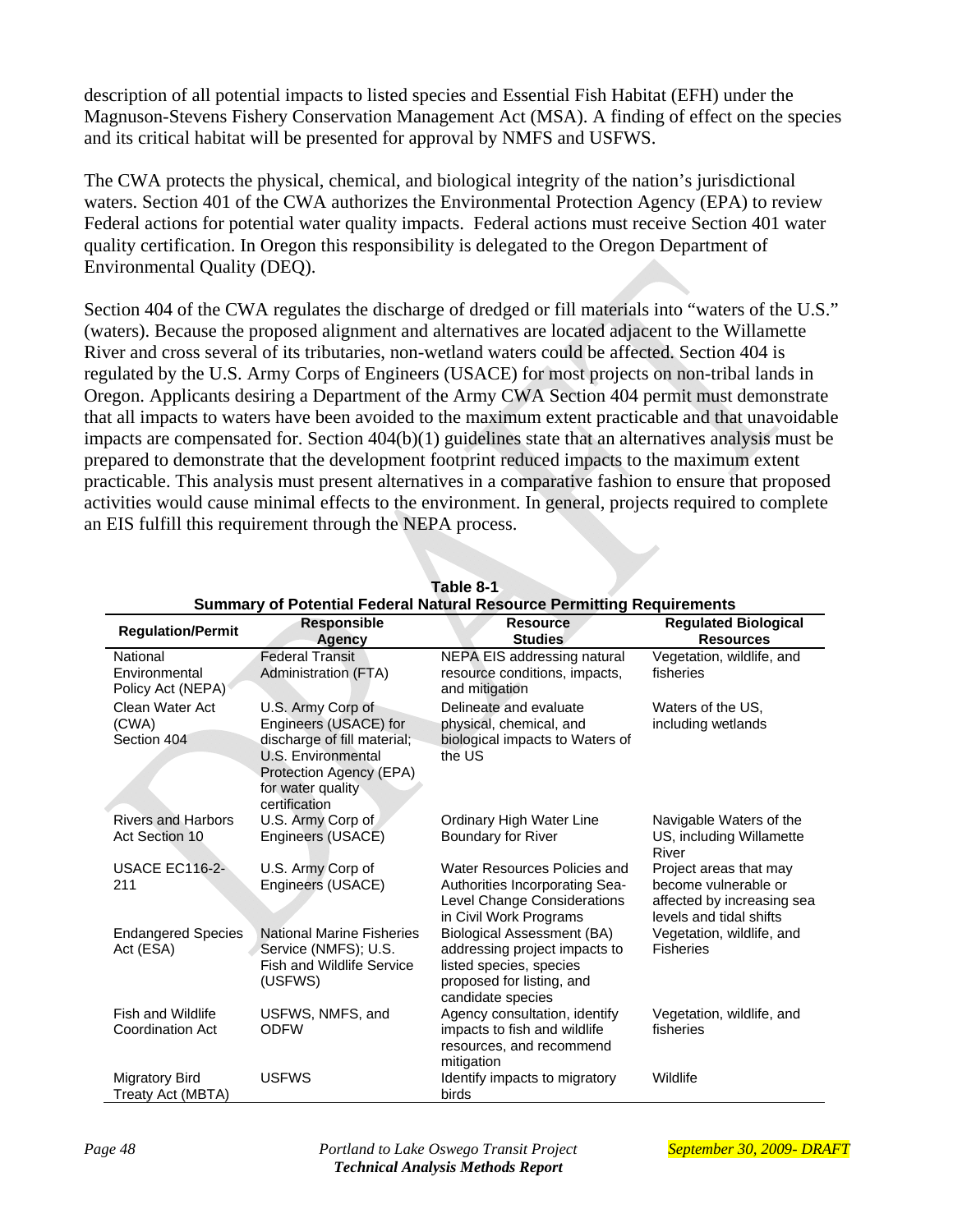description of all potential impacts to listed species and Essential Fish Habitat (EFH) under the Magnuson-Stevens Fishery Conservation Management Act (MSA). A finding of effect on the species and its critical habitat will be presented for approval by NMFS and USFWS.

The CWA protects the physical, chemical, and biological integrity of the nation's jurisdictional waters. Section 401 of the CWA authorizes the Environmental Protection Agency (EPA) to review Federal actions for potential water quality impacts. Federal actions must receive Section 401 water quality certification. In Oregon this responsibility is delegated to the Oregon Department of Environmental Quality (DEQ).

Section 404 of the CWA regulates the discharge of dredged or fill materials into "waters of the U.S." (waters). Because the proposed alignment and alternatives are located adjacent to the Willamette River and cross several of its tributaries, non-wetland waters could be affected. Section 404 is regulated by the U.S. Army Corps of Engineers (USACE) for most projects on non-tribal lands in Oregon. Applicants desiring a Department of the Army CWA Section 404 permit must demonstrate that all impacts to waters have been avoided to the maximum extent practicable and that unavoidable impacts are compensated for. Section 404(b)(1) guidelines state that an alternatives analysis must be prepared to demonstrate that the development footprint reduced impacts to the maximum extent practicable. This analysis must present alternatives in a comparative fashion to ensure that proposed activities would cause minimal effects to the environment. In general, projects required to complete an EIS fulfill this requirement through the NEPA process.

**Table 8-1**
**Summary of Potential Federal Natural Resource Permitting Requirements**

| Regulation/Permit | Responsible Agency | Resource Studies | Regulated Biological Resources |
|---|---|---|---|
| National Environmental Policy Act (NEPA) | Federal Transit Administration (FTA) | NEPA EIS addressing natural resource conditions, impacts, and mitigation | Vegetation, wildlife, and fisheries |
| Clean Water Act (CWA) Section 404 | U.S. Army Corp of Engineers (USACE) for discharge of fill material; U.S. Environmental Protection Agency (EPA) for water quality certification | Delineate and evaluate physical, chemical, and biological impacts to Waters of the US | Waters of the US, including wetlands |
| Rivers and Harbors Act Section 10 | U.S. Army Corp of Engineers (USACE) | Ordinary High Water Line Boundary for River | Navigable Waters of the US, including Willamette River |
| USACE EC116-2-211 | U.S. Army Corp of Engineers (USACE) | Water Resources Policies and Authorities Incorporating Sea-Level Change Considerations in Civil Work Programs | Project areas that may become vulnerable or affected by increasing sea levels and tidal shifts |
| Endangered Species Act (ESA) | National Marine Fisheries Service (NMFS); U.S. Fish and Wildlife Service (USFWS) | Biological Assessment (BA) addressing project impacts to listed species, species proposed for listing, and candidate species | Vegetation, wildlife, and Fisheries |
| Fish and Wildlife Coordination Act | USFWS, NMFS, and ODFW | Agency consultation, identify impacts to fish and wildlife resources, and recommend mitigation | Vegetation, wildlife, and fisheries |
| Migratory Bird Treaty Act (MBTA) | USFWS | Identify impacts to migratory birds | Wildlife |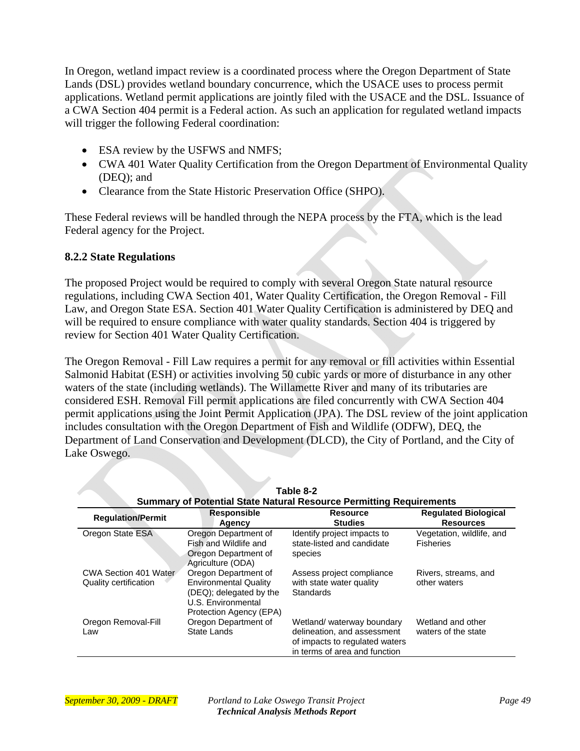In Oregon, wetland impact review is a coordinated process where the Oregon Department of State Lands (DSL) provides wetland boundary concurrence, which the USACE uses to process permit applications. Wetland permit applications are jointly filed with the USACE and the DSL. Issuance of a CWA Section 404 permit is a Federal action. As such an application for regulated wetland impacts will trigger the following Federal coordination:

- ESA review by the USFWS and NMFS;
- CWA 401 Water Quality Certification from the Oregon Department of Environmental Quality (DEQ); and
- Clearance from the State Historic Preservation Office (SHPO).

These Federal reviews will be handled through the NEPA process by the FTA, which is the lead Federal agency for the Project.

### 8.2.2 State Regulations

The proposed Project would be required to comply with several Oregon State natural resource regulations, including CWA Section 401, Water Quality Certification, the Oregon Removal - Fill Law, and Oregon State ESA. Section 401 Water Quality Certification is administered by DEQ and will be required to ensure compliance with water quality standards. Section 404 is triggered by review for Section 401 Water Quality Certification.

The Oregon Removal - Fill Law requires a permit for any removal or fill activities within Essential Salmonid Habitat (ESH) or activities involving 50 cubic yards or more of disturbance in any other waters of the state (including wetlands). The Willamette River and many of its tributaries are considered ESH. Removal Fill permit applications are filed concurrently with CWA Section 404 permit applications using the Joint Permit Application (JPA). The DSL review of the joint application includes consultation with the Oregon Department of Fish and Wildlife (ODFW), DEQ, the Department of Land Conservation and Development (DLCD), the City of Portland, and the City of Lake Oswego.

**Table 8-2**
**Summary of Potential State Natural Resource Permitting Requirements**

| Regulation/Permit | Responsible Agency | Resource Studies | Regulated Biological Resources |
|---|---|---|---|
| Oregon State ESA | Oregon Department of Fish and Wildlife and Oregon Department of Agriculture (ODA) | Identify project impacts to state-listed and candidate species | Vegetation, wildlife, and Fisheries |
| CWA Section 401 Water Quality certification | Oregon Department of Environmental Quality (DEQ); delegated by the U.S. Environmental Protection Agency (EPA) | Assess project compliance with state water quality Standards | Rivers, streams, and other waters |
| Oregon Removal-Fill Law | Oregon Department of State Lands | Wetland/ waterway boundary delineation, and assessment of impacts to regulated waters in terms of area and function | Wetland and other waters of the state |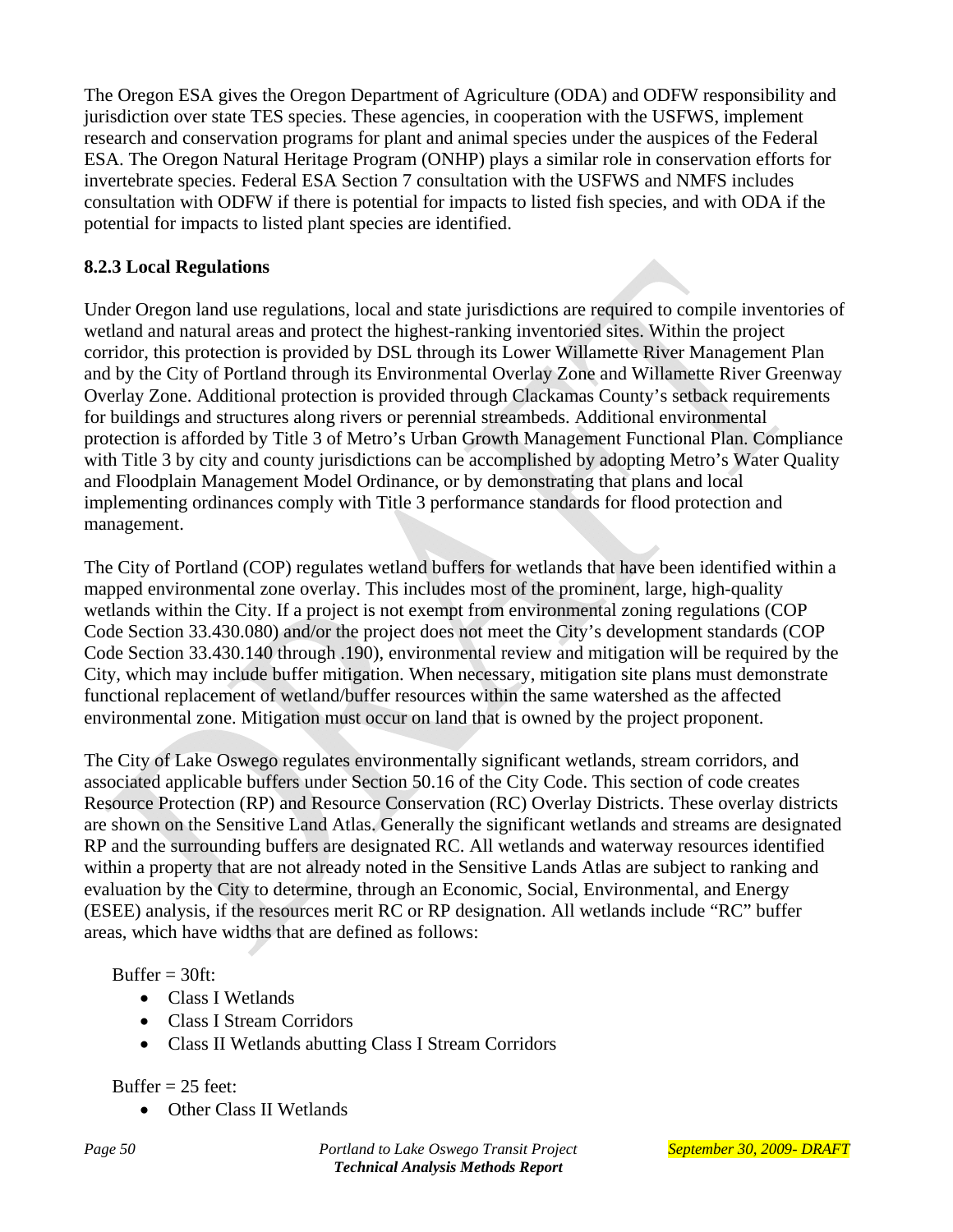The Oregon ESA gives the Oregon Department of Agriculture (ODA) and ODFW responsibility and jurisdiction over state TES species. These agencies, in cooperation with the USFWS, implement research and conservation programs for plant and animal species under the auspices of the Federal ESA. The Oregon Natural Heritage Program (ONHP) plays a similar role in conservation efforts for invertebrate species. Federal ESA Section 7 consultation with the USFWS and NMFS includes consultation with ODFW if there is potential for impacts to listed fish species, and with ODA if the potential for impacts to listed plant species are identified.

### 8.2.3 Local Regulations

Under Oregon land use regulations, local and state jurisdictions are required to compile inventories of wetland and natural areas and protect the highest-ranking inventoried sites. Within the project corridor, this protection is provided by DSL through its Lower Willamette River Management Plan and by the City of Portland through its Environmental Overlay Zone and Willamette River Greenway Overlay Zone. Additional protection is provided through Clackamas County's setback requirements for buildings and structures along rivers or perennial streambeds. Additional environmental protection is afforded by Title 3 of Metro's Urban Growth Management Functional Plan. Compliance with Title 3 by city and county jurisdictions can be accomplished by adopting Metro's Water Quality and Floodplain Management Model Ordinance, or by demonstrating that plans and local implementing ordinances comply with Title 3 performance standards for flood protection and management.

The City of Portland (COP) regulates wetland buffers for wetlands that have been identified within a mapped environmental zone overlay. This includes most of the prominent, large, high-quality wetlands within the City. If a project is not exempt from environmental zoning regulations (COP Code Section 33.430.080) and/or the project does not meet the City's development standards (COP Code Section 33.430.140 through .190), environmental review and mitigation will be required by the City, which may include buffer mitigation. When necessary, mitigation site plans must demonstrate functional replacement of wetland/buffer resources within the same watershed as the affected environmental zone. Mitigation must occur on land that is owned by the project proponent.

The City of Lake Oswego regulates environmentally significant wetlands, stream corridors, and associated applicable buffers under Section 50.16 of the City Code. This section of code creates Resource Protection (RP) and Resource Conservation (RC) Overlay Districts. These overlay districts are shown on the Sensitive Land Atlas. Generally the significant wetlands and streams are designated RP and the surrounding buffers are designated RC. All wetlands and waterway resources identified within a property that are not already noted in the Sensitive Lands Atlas are subject to ranking and evaluation by the City to determine, through an Economic, Social, Environmental, and Energy (ESEE) analysis, if the resources merit RC or RP designation. All wetlands include "RC" buffer areas, which have widths that are defined as follows:

Buffer = 30ft:

- Class I Wetlands
- Class I Stream Corridors
- Class II Wetlands abutting Class I Stream Corridors

Buffer = 25 feet:

- Other Class II Wetlands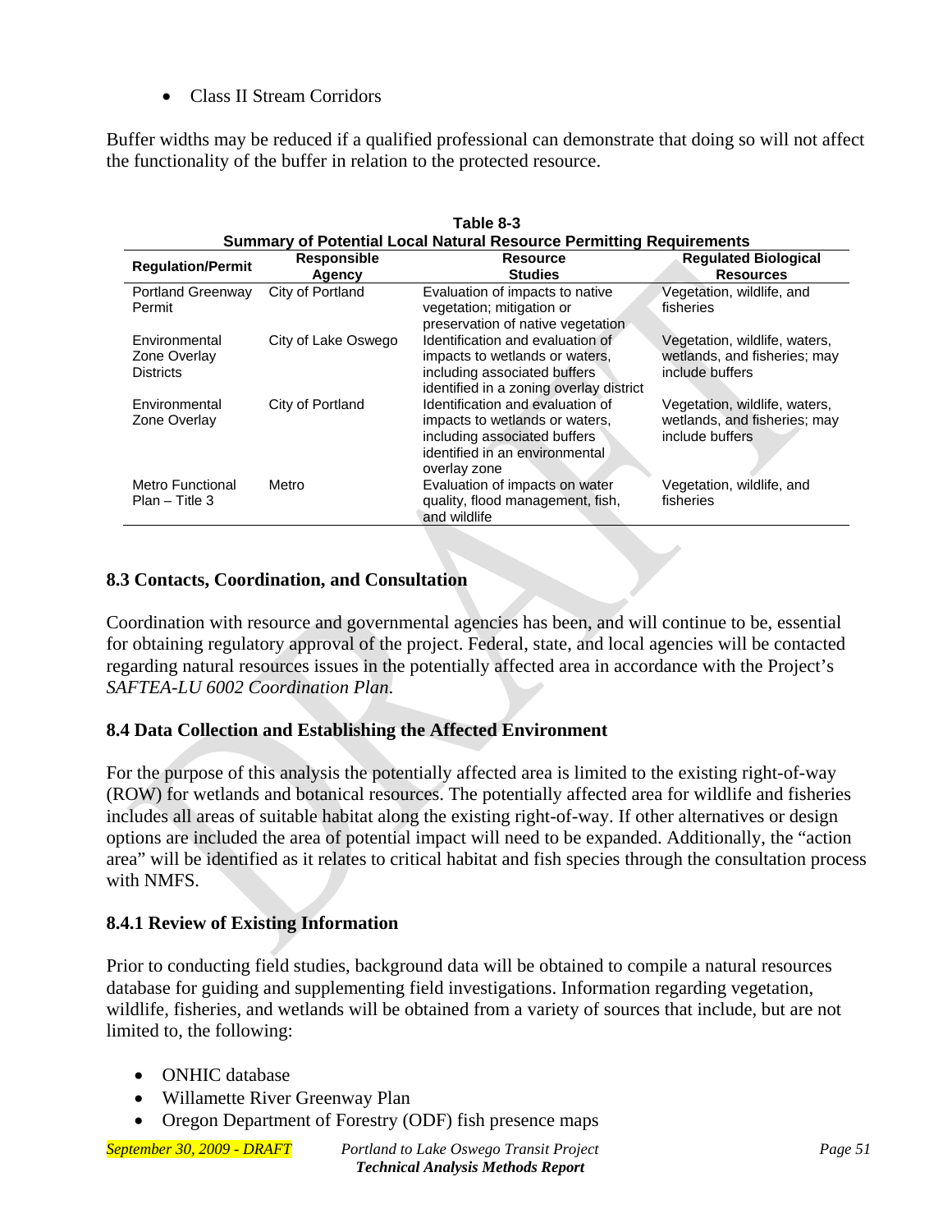- Class II Stream Corridors

Buffer widths may be reduced if a qualified professional can demonstrate that doing so will not affect the functionality of the buffer in relation to the protected resource.

**Table 8-3**
**Summary of Potential Local Natural Resource Permitting Requirements**

| Regulation/Permit | Responsible Agency | Resource Studies | Regulated Biological Resources |
|---|---|---|---|
| Portland Greenway Permit | City of Portland | Evaluation of impacts to native vegetation; mitigation or preservation of native vegetation | Vegetation, wildlife, and fisheries |
| Environmental Zone Overlay Districts | City of Lake Oswego | Identification and evaluation of impacts to wetlands or waters, including associated buffers identified in a zoning overlay district | Vegetation, wildlife, waters, wetlands, and fisheries; may include buffers |
| Environmental Zone Overlay | City of Portland | Identification and evaluation of impacts to wetlands or waters, including associated buffers identified in an environmental overlay zone | Vegetation, wildlife, waters, wetlands, and fisheries; may include buffers |
| Metro Functional Plan – Title 3 | Metro | Evaluation of impacts on water quality, flood management, fish, and wildlife | Vegetation, wildlife, and fisheries |

### 8.3 Contacts, Coordination, and Consultation

Coordination with resource and governmental agencies has been, and will continue to be, essential for obtaining regulatory approval of the project. Federal, state, and local agencies will be contacted regarding natural resources issues in the potentially affected area in accordance with the Project's *SAFTEA-LU 6002 Coordination Plan.*

### 8.4 Data Collection and Establishing the Affected Environment

For the purpose of this analysis the potentially affected area is limited to the existing right-of-way (ROW) for wetlands and botanical resources. The potentially affected area for wildlife and fisheries includes all areas of suitable habitat along the existing right-of-way. If other alternatives or design options are included the area of potential impact will need to be expanded. Additionally, the "action area" will be identified as it relates to critical habitat and fish species through the consultation process with NMFS.

#### 8.4.1 Review of Existing Information

Prior to conducting field studies, background data will be obtained to compile a natural resources database for guiding and supplementing field investigations. Information regarding vegetation, wildlife, fisheries, and wetlands will be obtained from a variety of sources that include, but are not limited to, the following:

- ONHIC database
- Willamette River Greenway Plan
- Oregon Department of Forestry (ODF) fish presence maps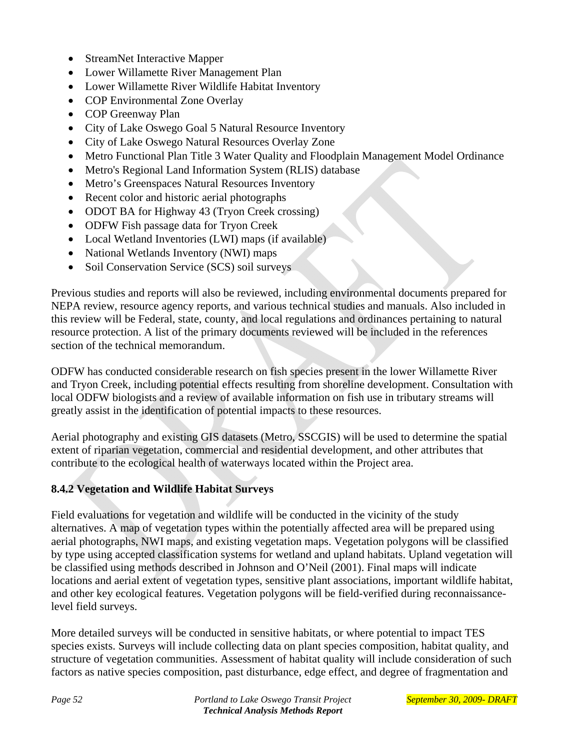- StreamNet Interactive Mapper
- Lower Willamette River Management Plan
- Lower Willamette River Wildlife Habitat Inventory
- COP Environmental Zone Overlay
- COP Greenway Plan
- City of Lake Oswego Goal 5 Natural Resource Inventory
- City of Lake Oswego Natural Resources Overlay Zone
- Metro Functional Plan Title 3 Water Quality and Floodplain Management Model Ordinance
- Metro's Regional Land Information System (RLIS) database
- Metro's Greenspaces Natural Resources Inventory
- Recent color and historic aerial photographs
- ODOT BA for Highway 43 (Tryon Creek crossing)
- ODFW Fish passage data for Tryon Creek
- Local Wetland Inventories (LWI) maps (if available)
- National Wetlands Inventory (NWI) maps
- Soil Conservation Service (SCS) soil surveys

Previous studies and reports will also be reviewed, including environmental documents prepared for NEPA review, resource agency reports, and various technical studies and manuals. Also included in this review will be Federal, state, county, and local regulations and ordinances pertaining to natural resource protection. A list of the primary documents reviewed will be included in the references section of the technical memorandum.

ODFW has conducted considerable research on fish species present in the lower Willamette River and Tryon Creek, including potential effects resulting from shoreline development. Consultation with local ODFW biologists and a review of available information on fish use in tributary streams will greatly assist in the identification of potential impacts to these resources.

Aerial photography and existing GIS datasets (Metro, SSCGIS) will be used to determine the spatial extent of riparian vegetation, commercial and residential development, and other attributes that contribute to the ecological health of waterways located within the Project area.

### 8.4.2 Vegetation and Wildlife Habitat Surveys

Field evaluations for vegetation and wildlife will be conducted in the vicinity of the study alternatives. A map of vegetation types within the potentially affected area will be prepared using aerial photographs, NWI maps, and existing vegetation maps. Vegetation polygons will be classified by type using accepted classification systems for wetland and upland habitats. Upland vegetation will be classified using methods described in Johnson and O'Neil (2001). Final maps will indicate locations and aerial extent of vegetation types, sensitive plant associations, important wildlife habitat, and other key ecological features. Vegetation polygons will be field-verified during reconnaissance-level field surveys.

More detailed surveys will be conducted in sensitive habitats, or where potential to impact TES species exists. Surveys will include collecting data on plant species composition, habitat quality, and structure of vegetation communities. Assessment of habitat quality will include consideration of such factors as native species composition, past disturbance, edge effect, and degree of fragmentation and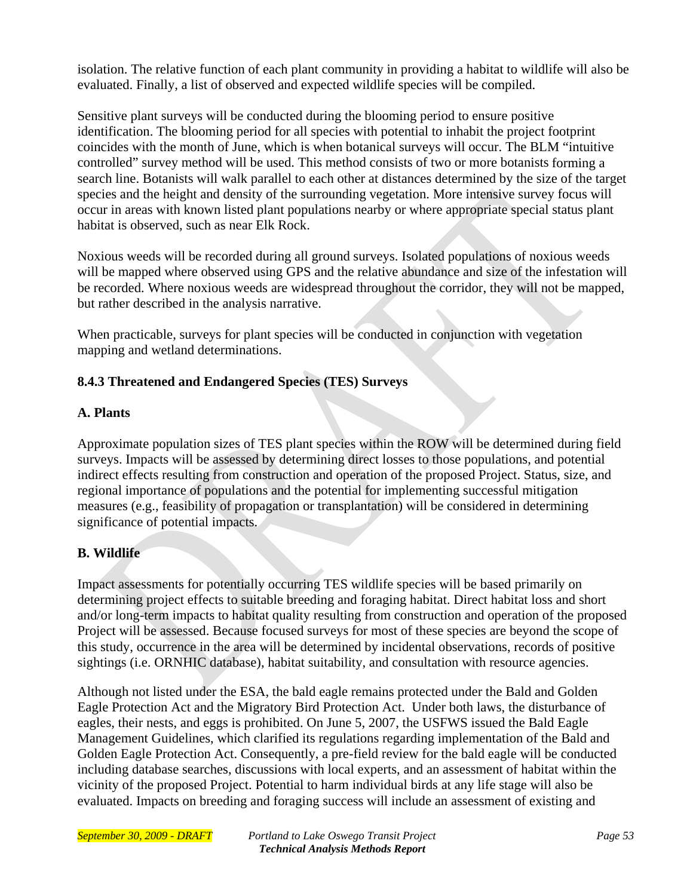isolation. The relative function of each plant community in providing a habitat to wildlife will also be evaluated. Finally, a list of observed and expected wildlife species will be compiled.

Sensitive plant surveys will be conducted during the blooming period to ensure positive identification. The blooming period for all species with potential to inhabit the project footprint coincides with the month of June, which is when botanical surveys will occur. The BLM "intuitive controlled" survey method will be used. This method consists of two or more botanists forming a search line. Botanists will walk parallel to each other at distances determined by the size of the target species and the height and density of the surrounding vegetation. More intensive survey focus will occur in areas with known listed plant populations nearby or where appropriate special status plant habitat is observed, such as near Elk Rock.

Noxious weeds will be recorded during all ground surveys. Isolated populations of noxious weeds will be mapped where observed using GPS and the relative abundance and size of the infestation will be recorded. Where noxious weeds are widespread throughout the corridor, they will not be mapped, but rather described in the analysis narrative.

When practicable, surveys for plant species will be conducted in conjunction with vegetation mapping and wetland determinations.

### 8.4.3 Threatened and Endangered Species (TES) Surveys

**A. Plants**

Approximate population sizes of TES plant species within the ROW will be determined during field surveys. Impacts will be assessed by determining direct losses to those populations, and potential indirect effects resulting from construction and operation of the proposed Project. Status, size, and regional importance of populations and the potential for implementing successful mitigation measures (e.g., feasibility of propagation or transplantation) will be considered in determining significance of potential impacts.

**B. Wildlife**

Impact assessments for potentially occurring TES wildlife species will be based primarily on determining project effects to suitable breeding and foraging habitat. Direct habitat loss and short and/or long-term impacts to habitat quality resulting from construction and operation of the proposed Project will be assessed. Because focused surveys for most of these species are beyond the scope of this study, occurrence in the area will be determined by incidental observations, records of positive sightings (i.e. ORNHIC database), habitat suitability, and consultation with resource agencies.

Although not listed under the ESA, the bald eagle remains protected under the Bald and Golden Eagle Protection Act and the Migratory Bird Protection Act. Under both laws, the disturbance of eagles, their nests, and eggs is prohibited. On June 5, 2007, the USFWS issued the Bald Eagle Management Guidelines, which clarified its regulations regarding implementation of the Bald and Golden Eagle Protection Act. Consequently, a pre-field review for the bald eagle will be conducted including database searches, discussions with local experts, and an assessment of habitat within the vicinity of the proposed Project. Potential to harm individual birds at any life stage will also be evaluated. Impacts on breeding and foraging success will include an assessment of existing and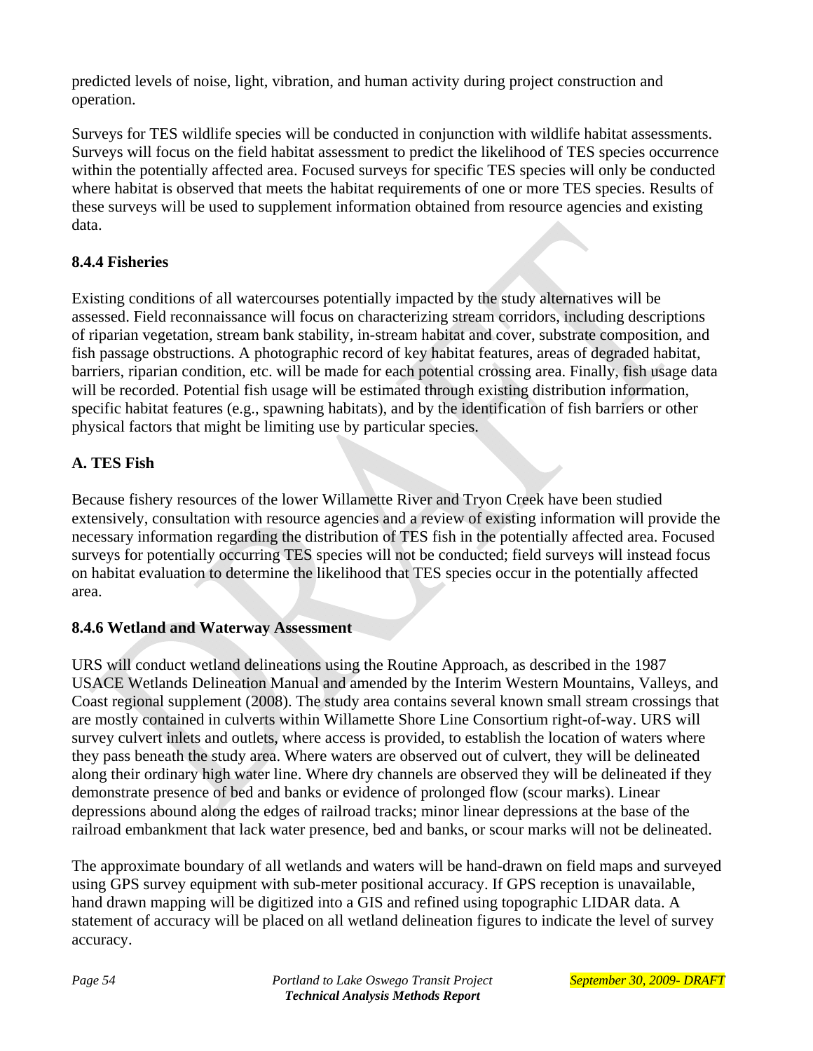predicted levels of noise, light, vibration, and human activity during project construction and operation.

Surveys for TES wildlife species will be conducted in conjunction with wildlife habitat assessments. Surveys will focus on the field habitat assessment to predict the likelihood of TES species occurrence within the potentially affected area. Focused surveys for specific TES species will only be conducted where habitat is observed that meets the habitat requirements of one or more TES species. Results of these surveys will be used to supplement information obtained from resource agencies and existing data.

### 8.4.4 Fisheries

Existing conditions of all watercourses potentially impacted by the study alternatives will be assessed. Field reconnaissance will focus on characterizing stream corridors, including descriptions of riparian vegetation, stream bank stability, in-stream habitat and cover, substrate composition, and fish passage obstructions. A photographic record of key habitat features, areas of degraded habitat, barriers, riparian condition, etc. will be made for each potential crossing area. Finally, fish usage data will be recorded. Potential fish usage will be estimated through existing distribution information, specific habitat features (e.g., spawning habitats), and by the identification of fish barriers or other physical factors that might be limiting use by particular species.

#### A. TES Fish

Because fishery resources of the lower Willamette River and Tryon Creek have been studied extensively, consultation with resource agencies and a review of existing information will provide the necessary information regarding the distribution of TES fish in the potentially affected area. Focused surveys for potentially occurring TES species will not be conducted; field surveys will instead focus on habitat evaluation to determine the likelihood that TES species occur in the potentially affected area.

### 8.4.6 Wetland and Waterway Assessment

URS will conduct wetland delineations using the Routine Approach, as described in the 1987 USACE Wetlands Delineation Manual and amended by the Interim Western Mountains, Valleys, and Coast regional supplement (2008). The study area contains several known small stream crossings that are mostly contained in culverts within Willamette Shore Line Consortium right-of-way. URS will survey culvert inlets and outlets, where access is provided, to establish the location of waters where they pass beneath the study area. Where waters are observed out of culvert, they will be delineated along their ordinary high water line. Where dry channels are observed they will be delineated if they demonstrate presence of bed and banks or evidence of prolonged flow (scour marks). Linear depressions abound along the edges of railroad tracks; minor linear depressions at the base of the railroad embankment that lack water presence, bed and banks, or scour marks will not be delineated.

The approximate boundary of all wetlands and waters will be hand-drawn on field maps and surveyed using GPS survey equipment with sub-meter positional accuracy. If GPS reception is unavailable, hand drawn mapping will be digitized into a GIS and refined using topographic LIDAR data. A statement of accuracy will be placed on all wetland delineation figures to indicate the level of survey accuracy.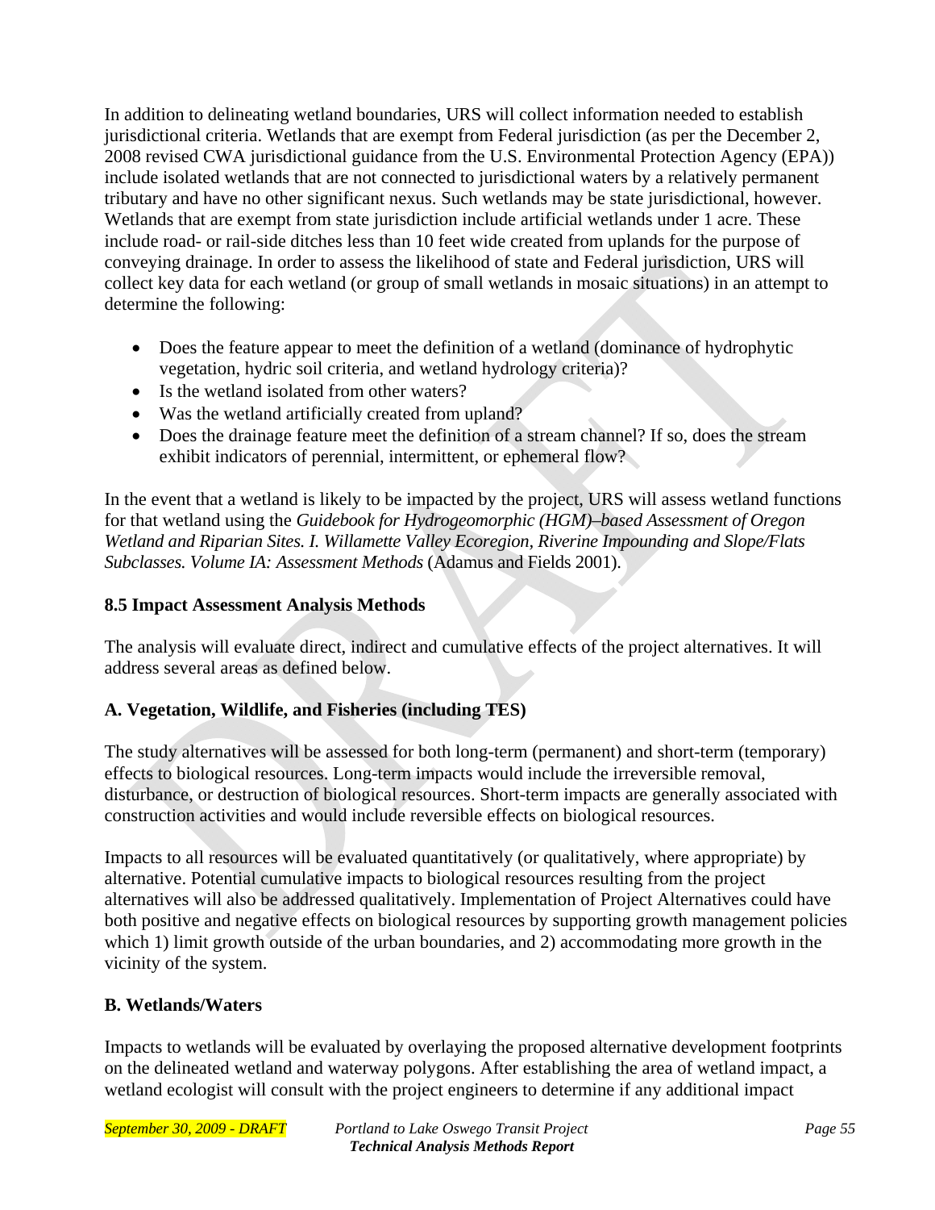In addition to delineating wetland boundaries, URS will collect information needed to establish jurisdictional criteria. Wetlands that are exempt from Federal jurisdiction (as per the December 2, 2008 revised CWA jurisdictional guidance from the U.S. Environmental Protection Agency (EPA)) include isolated wetlands that are not connected to jurisdictional waters by a relatively permanent tributary and have no other significant nexus. Such wetlands may be state jurisdictional, however. Wetlands that are exempt from state jurisdiction include artificial wetlands under 1 acre. These include road- or rail-side ditches less than 10 feet wide created from uplands for the purpose of conveying drainage. In order to assess the likelihood of state and Federal jurisdiction, URS will collect key data for each wetland (or group of small wetlands in mosaic situations) in an attempt to determine the following:

- Does the feature appear to meet the definition of a wetland (dominance of hydrophytic vegetation, hydric soil criteria, and wetland hydrology criteria)?
- Is the wetland isolated from other waters?
- Was the wetland artificially created from upland?
- Does the drainage feature meet the definition of a stream channel? If so, does the stream exhibit indicators of perennial, intermittent, or ephemeral flow?

In the event that a wetland is likely to be impacted by the project, URS will assess wetland functions for that wetland using the *Guidebook for Hydrogeomorphic (HGM)–based Assessment of Oregon Wetland and Riparian Sites. I. Willamette Valley Ecoregion, Riverine Impounding and Slope/Flats Subclasses. Volume IA: Assessment Methods* (Adamus and Fields 2001).

## 8.5 Impact Assessment Analysis Methods

The analysis will evaluate direct, indirect and cumulative effects of the project alternatives. It will address several areas as defined below.

### A. Vegetation, Wildlife, and Fisheries (including TES)

The study alternatives will be assessed for both long-term (permanent) and short-term (temporary) effects to biological resources. Long-term impacts would include the irreversible removal, disturbance, or destruction of biological resources. Short-term impacts are generally associated with construction activities and would include reversible effects on biological resources.

Impacts to all resources will be evaluated quantitatively (or qualitatively, where appropriate) by alternative. Potential cumulative impacts to biological resources resulting from the project alternatives will also be addressed qualitatively. Implementation of Project Alternatives could have both positive and negative effects on biological resources by supporting growth management policies which 1) limit growth outside of the urban boundaries, and 2) accommodating more growth in the vicinity of the system.

### B. Wetlands/Waters

Impacts to wetlands will be evaluated by overlaying the proposed alternative development footprints on the delineated wetland and waterway polygons. After establishing the area of wetland impact, a wetland ecologist will consult with the project engineers to determine if any additional impact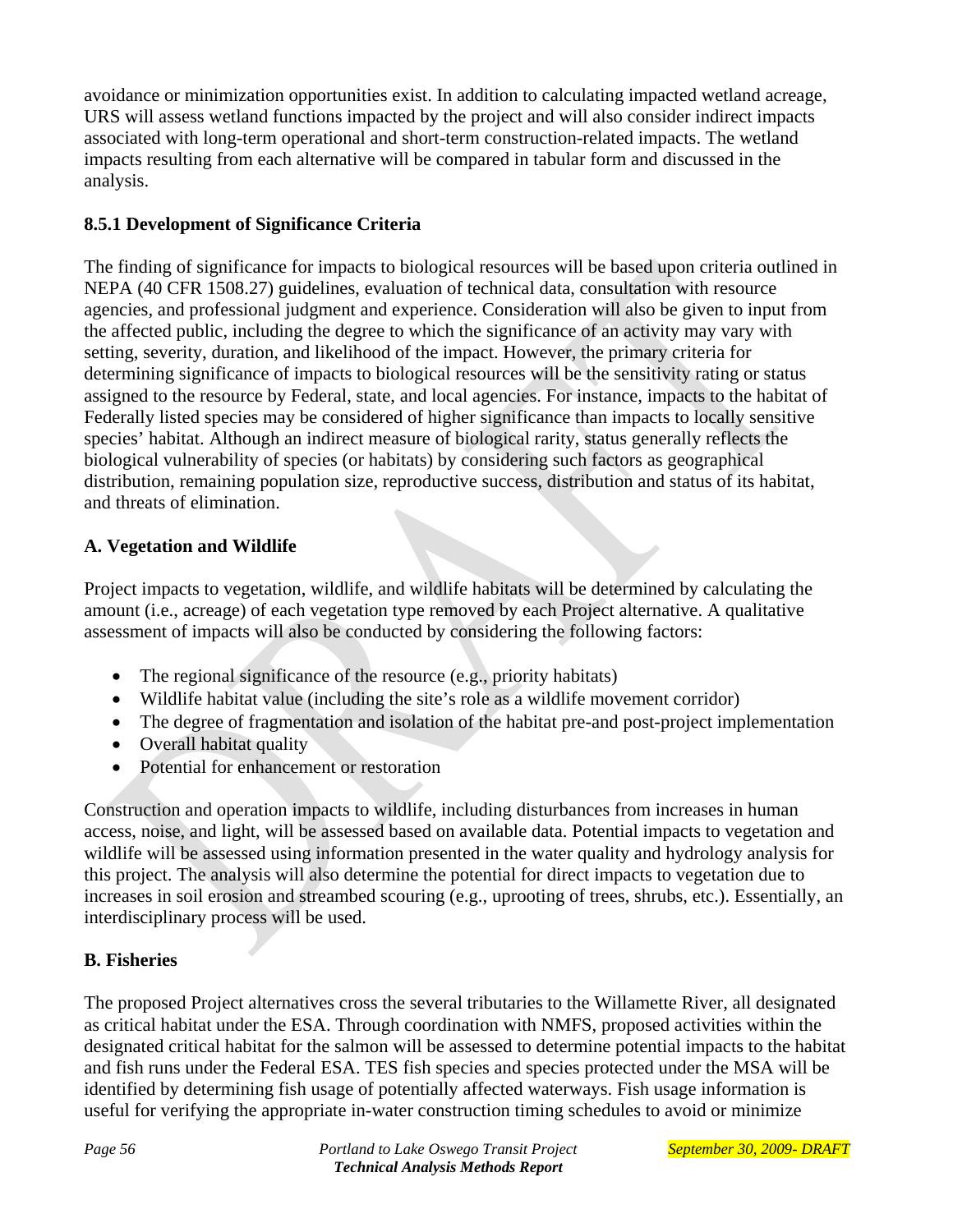avoidance or minimization opportunities exist. In addition to calculating impacted wetland acreage, URS will assess wetland functions impacted by the project and will also consider indirect impacts associated with long-term operational and short-term construction-related impacts. The wetland impacts resulting from each alternative will be compared in tabular form and discussed in the analysis.

### 8.5.1 Development of Significance Criteria

The finding of significance for impacts to biological resources will be based upon criteria outlined in NEPA (40 CFR 1508.27) guidelines, evaluation of technical data, consultation with resource agencies, and professional judgment and experience. Consideration will also be given to input from the affected public, including the degree to which the significance of an activity may vary with setting, severity, duration, and likelihood of the impact. However, the primary criteria for determining significance of impacts to biological resources will be the sensitivity rating or status assigned to the resource by Federal, state, and local agencies. For instance, impacts to the habitat of Federally listed species may be considered of higher significance than impacts to locally sensitive species' habitat. Although an indirect measure of biological rarity, status generally reflects the biological vulnerability of species (or habitats) by considering such factors as geographical distribution, remaining population size, reproductive success, distribution and status of its habitat, and threats of elimination.

#### A. Vegetation and Wildlife

Project impacts to vegetation, wildlife, and wildlife habitats will be determined by calculating the amount (i.e., acreage) of each vegetation type removed by each Project alternative. A qualitative assessment of impacts will also be conducted by considering the following factors:

- The regional significance of the resource (e.g., priority habitats)
- Wildlife habitat value (including the site's role as a wildlife movement corridor)
- The degree of fragmentation and isolation of the habitat pre-and post-project implementation
- Overall habitat quality
- Potential for enhancement or restoration

Construction and operation impacts to wildlife, including disturbances from increases in human access, noise, and light, will be assessed based on available data. Potential impacts to vegetation and wildlife will be assessed using information presented in the water quality and hydrology analysis for this project. The analysis will also determine the potential for direct impacts to vegetation due to increases in soil erosion and streambed scouring (e.g., uprooting of trees, shrubs, etc.). Essentially, an interdisciplinary process will be used.

#### B. Fisheries

The proposed Project alternatives cross the several tributaries to the Willamette River, all designated as critical habitat under the ESA. Through coordination with NMFS, proposed activities within the designated critical habitat for the salmon will be assessed to determine potential impacts to the habitat and fish runs under the Federal ESA. TES fish species and species protected under the MSA will be identified by determining fish usage of potentially affected waterways. Fish usage information is useful for verifying the appropriate in-water construction timing schedules to avoid or minimize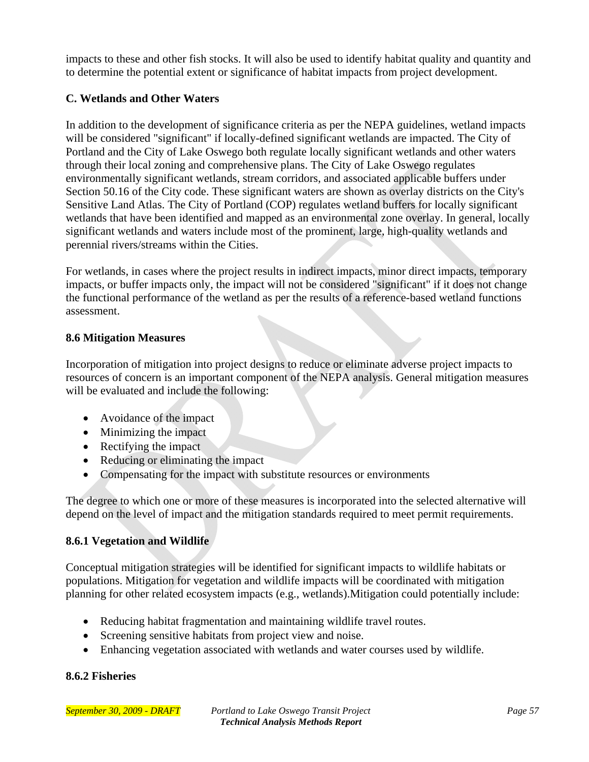impacts to these and other fish stocks. It will also be used to identify habitat quality and quantity and to determine the potential extent or significance of habitat impacts from project development.

### C. Wetlands and Other Waters

In addition to the development of significance criteria as per the NEPA guidelines, wetland impacts will be considered "significant" if locally-defined significant wetlands are impacted. The City of Portland and the City of Lake Oswego both regulate locally significant wetlands and other waters through their local zoning and comprehensive plans. The City of Lake Oswego regulates environmentally significant wetlands, stream corridors, and associated applicable buffers under Section 50.16 of the City code. These significant waters are shown as overlay districts on the City's Sensitive Land Atlas. The City of Portland (COP) regulates wetland buffers for locally significant wetlands that have been identified and mapped as an environmental zone overlay. In general, locally significant wetlands and waters include most of the prominent, large, high-quality wetlands and perennial rivers/streams within the Cities.

For wetlands, in cases where the project results in indirect impacts, minor direct impacts, temporary impacts, or buffer impacts only, the impact will not be considered "significant" if it does not change the functional performance of the wetland as per the results of a reference-based wetland functions assessment.

## 8.6 Mitigation Measures

Incorporation of mitigation into project designs to reduce or eliminate adverse project impacts to resources of concern is an important component of the NEPA analysis. General mitigation measures will be evaluated and include the following:

- Avoidance of the impact
- Minimizing the impact
- Rectifying the impact
- Reducing or eliminating the impact
- Compensating for the impact with substitute resources or environments

The degree to which one or more of these measures is incorporated into the selected alternative will depend on the level of impact and the mitigation standards required to meet permit requirements.

### 8.6.1 Vegetation and Wildlife

Conceptual mitigation strategies will be identified for significant impacts to wildlife habitats or populations. Mitigation for vegetation and wildlife impacts will be coordinated with mitigation planning for other related ecosystem impacts (e.g., wetlands).Mitigation could potentially include:

- Reducing habitat fragmentation and maintaining wildlife travel routes.
- Screening sensitive habitats from project view and noise.
- Enhancing vegetation associated with wetlands and water courses used by wildlife.

### 8.6.2 Fisheries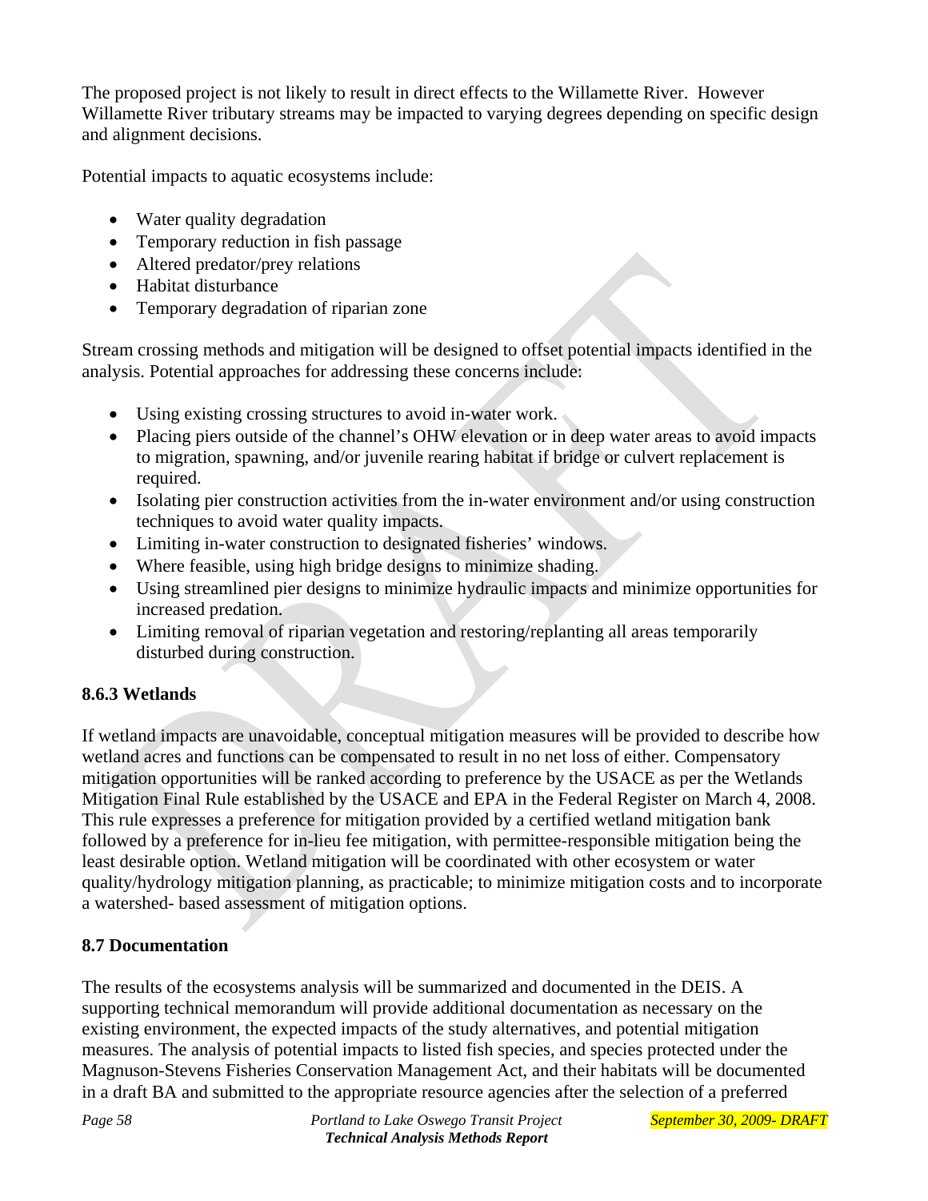The proposed project is not likely to result in direct effects to the Willamette River. However Willamette River tributary streams may be impacted to varying degrees depending on specific design and alignment decisions.

Potential impacts to aquatic ecosystems include:

- Water quality degradation
- Temporary reduction in fish passage
- Altered predator/prey relations
- Habitat disturbance
- Temporary degradation of riparian zone

Stream crossing methods and mitigation will be designed to offset potential impacts identified in the analysis. Potential approaches for addressing these concerns include:

- Using existing crossing structures to avoid in-water work.
- Placing piers outside of the channel's OHW elevation or in deep water areas to avoid impacts to migration, spawning, and/or juvenile rearing habitat if bridge or culvert replacement is required.
- Isolating pier construction activities from the in-water environment and/or using construction techniques to avoid water quality impacts.
- Limiting in-water construction to designated fisheries' windows.
- Where feasible, using high bridge designs to minimize shading.
- Using streamlined pier designs to minimize hydraulic impacts and minimize opportunities for increased predation.
- Limiting removal of riparian vegetation and restoring/replanting all areas temporarily disturbed during construction.

### 8.6.3 Wetlands

If wetland impacts are unavoidable, conceptual mitigation measures will be provided to describe how wetland acres and functions can be compensated to result in no net loss of either. Compensatory mitigation opportunities will be ranked according to preference by the USACE as per the Wetlands Mitigation Final Rule established by the USACE and EPA in the Federal Register on March 4, 2008. This rule expresses a preference for mitigation provided by a certified wetland mitigation bank followed by a preference for in-lieu fee mitigation, with permittee-responsible mitigation being the least desirable option. Wetland mitigation will be coordinated with other ecosystem or water quality/hydrology mitigation planning, as practicable; to minimize mitigation costs and to incorporate a watershed- based assessment of mitigation options.

## 8.7 Documentation

The results of the ecosystems analysis will be summarized and documented in the DEIS. A supporting technical memorandum will provide additional documentation as necessary on the existing environment, the expected impacts of the study alternatives, and potential mitigation measures. The analysis of potential impacts to listed fish species, and species protected under the Magnuson-Stevens Fisheries Conservation Management Act, and their habitats will be documented in a draft BA and submitted to the appropriate resource agencies after the selection of a preferred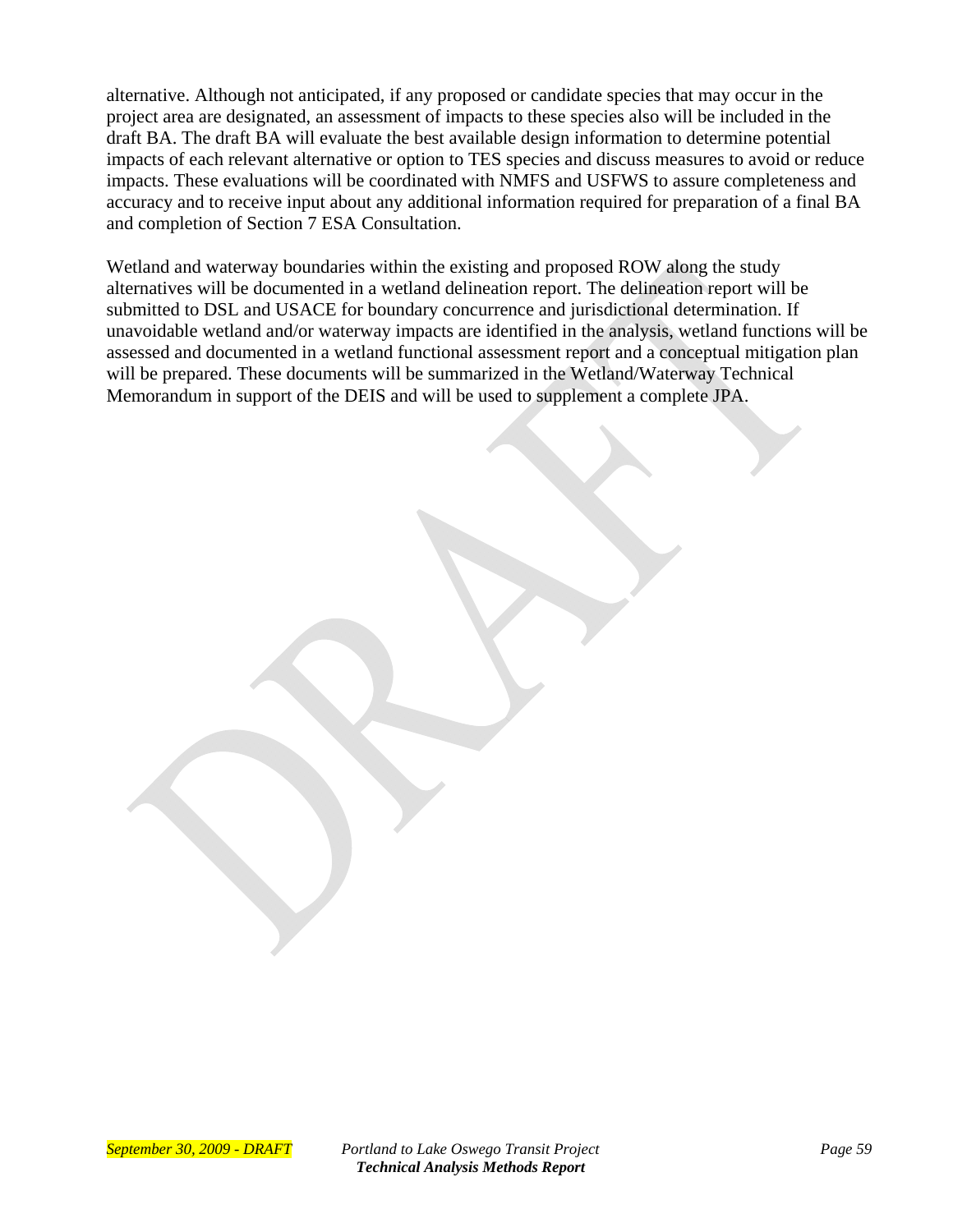alternative. Although not anticipated, if any proposed or candidate species that may occur in the project area are designated, an assessment of impacts to these species also will be included in the draft BA. The draft BA will evaluate the best available design information to determine potential impacts of each relevant alternative or option to TES species and discuss measures to avoid or reduce impacts. These evaluations will be coordinated with NMFS and USFWS to assure completeness and accuracy and to receive input about any additional information required for preparation of a final BA and completion of Section 7 ESA Consultation.

Wetland and waterway boundaries within the existing and proposed ROW along the study alternatives will be documented in a wetland delineation report. The delineation report will be submitted to DSL and USACE for boundary concurrence and jurisdictional determination. If unavoidable wetland and/or waterway impacts are identified in the analysis, wetland functions will be assessed and documented in a wetland functional assessment report and a conceptual mitigation plan will be prepared. These documents will be summarized in the Wetland/Waterway Technical Memorandum in support of the DEIS and will be used to supplement a complete JPA.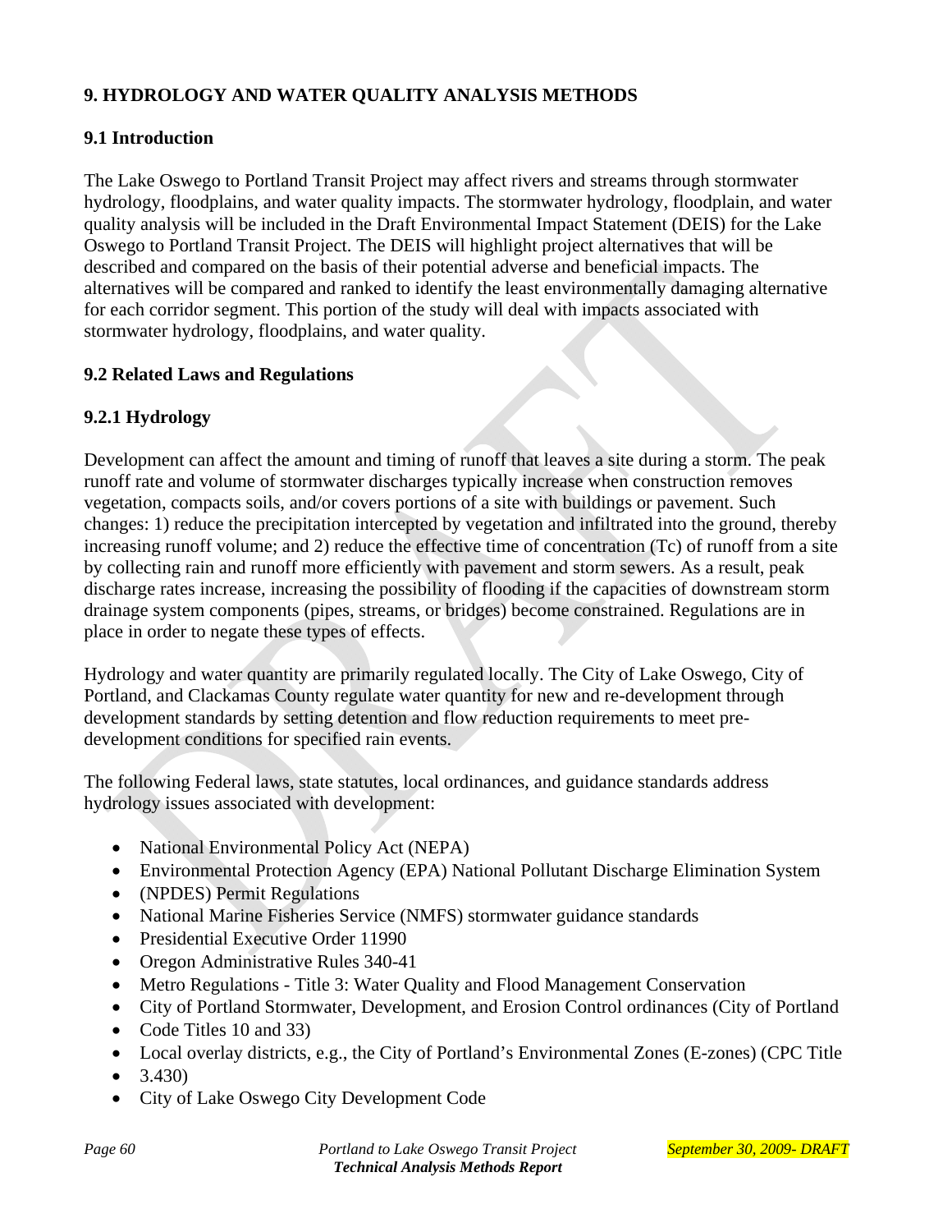## 9. HYDROLOGY AND WATER QUALITY ANALYSIS METHODS

### 9.1 Introduction

The Lake Oswego to Portland Transit Project may affect rivers and streams through stormwater hydrology, floodplains, and water quality impacts. The stormwater hydrology, floodplain, and water quality analysis will be included in the Draft Environmental Impact Statement (DEIS) for the Lake Oswego to Portland Transit Project. The DEIS will highlight project alternatives that will be described and compared on the basis of their potential adverse and beneficial impacts. The alternatives will be compared and ranked to identify the least environmentally damaging alternative for each corridor segment. This portion of the study will deal with impacts associated with stormwater hydrology, floodplains, and water quality.

### 9.2 Related Laws and Regulations

#### 9.2.1 Hydrology

Development can affect the amount and timing of runoff that leaves a site during a storm. The peak runoff rate and volume of stormwater discharges typically increase when construction removes vegetation, compacts soils, and/or covers portions of a site with buildings or pavement. Such changes: 1) reduce the precipitation intercepted by vegetation and infiltrated into the ground, thereby increasing runoff volume; and 2) reduce the effective time of concentration (Tc) of runoff from a site by collecting rain and runoff more efficiently with pavement and storm sewers. As a result, peak discharge rates increase, increasing the possibility of flooding if the capacities of downstream storm drainage system components (pipes, streams, or bridges) become constrained. Regulations are in place in order to negate these types of effects.

Hydrology and water quantity are primarily regulated locally. The City of Lake Oswego, City of Portland, and Clackamas County regulate water quantity for new and re-development through development standards by setting detention and flow reduction requirements to meet pre-development conditions for specified rain events.

The following Federal laws, state statutes, local ordinances, and guidance standards address hydrology issues associated with development:

- National Environmental Policy Act (NEPA)
- Environmental Protection Agency (EPA) National Pollutant Discharge Elimination System
- (NPDES) Permit Regulations
- National Marine Fisheries Service (NMFS) stormwater guidance standards
- Presidential Executive Order 11990
- Oregon Administrative Rules 340-41
- Metro Regulations - Title 3: Water Quality and Flood Management Conservation
- City of Portland Stormwater, Development, and Erosion Control ordinances (City of Portland
- Code Titles 10 and 33)
- Local overlay districts, e.g., the City of Portland's Environmental Zones (E-zones) (CPC Title
- 3.430)
- City of Lake Oswego City Development Code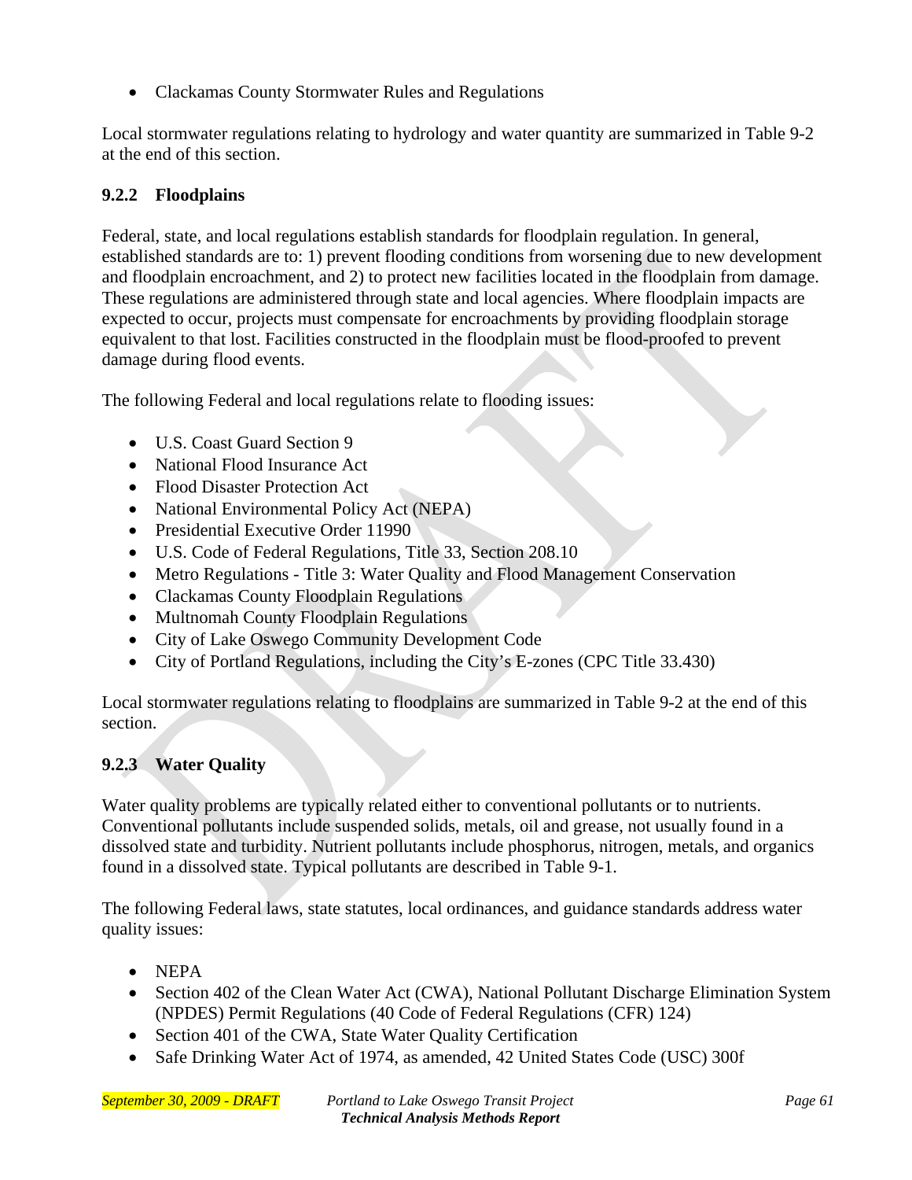- Clackamas County Stormwater Rules and Regulations

Local stormwater regulations relating to hydrology and water quantity are summarized in Table 9-2 at the end of this section.

### 9.2.2 Floodplains

Federal, state, and local regulations establish standards for floodplain regulation. In general, established standards are to: 1) prevent flooding conditions from worsening due to new development and floodplain encroachment, and 2) to protect new facilities located in the floodplain from damage. These regulations are administered through state and local agencies. Where floodplain impacts are expected to occur, projects must compensate for encroachments by providing floodplain storage equivalent to that lost. Facilities constructed in the floodplain must be flood-proofed to prevent damage during flood events.

The following Federal and local regulations relate to flooding issues:

- U.S. Coast Guard Section 9
- National Flood Insurance Act
- Flood Disaster Protection Act
- National Environmental Policy Act (NEPA)
- Presidential Executive Order 11990
- U.S. Code of Federal Regulations, Title 33, Section 208.10
- Metro Regulations - Title 3: Water Quality and Flood Management Conservation
- Clackamas County Floodplain Regulations
- Multnomah County Floodplain Regulations
- City of Lake Oswego Community Development Code
- City of Portland Regulations, including the City's E-zones (CPC Title 33.430)

Local stormwater regulations relating to floodplains are summarized in Table 9-2 at the end of this section.

### 9.2.3 Water Quality

Water quality problems are typically related either to conventional pollutants or to nutrients. Conventional pollutants include suspended solids, metals, oil and grease, not usually found in a dissolved state and turbidity. Nutrient pollutants include phosphorus, nitrogen, metals, and organics found in a dissolved state. Typical pollutants are described in Table 9-1.

The following Federal laws, state statutes, local ordinances, and guidance standards address water quality issues:

- NEPA
- Section 402 of the Clean Water Act (CWA), National Pollutant Discharge Elimination System (NPDES) Permit Regulations (40 Code of Federal Regulations (CFR) 124)
- Section 401 of the CWA, State Water Quality Certification
- Safe Drinking Water Act of 1974, as amended, 42 United States Code (USC) 300f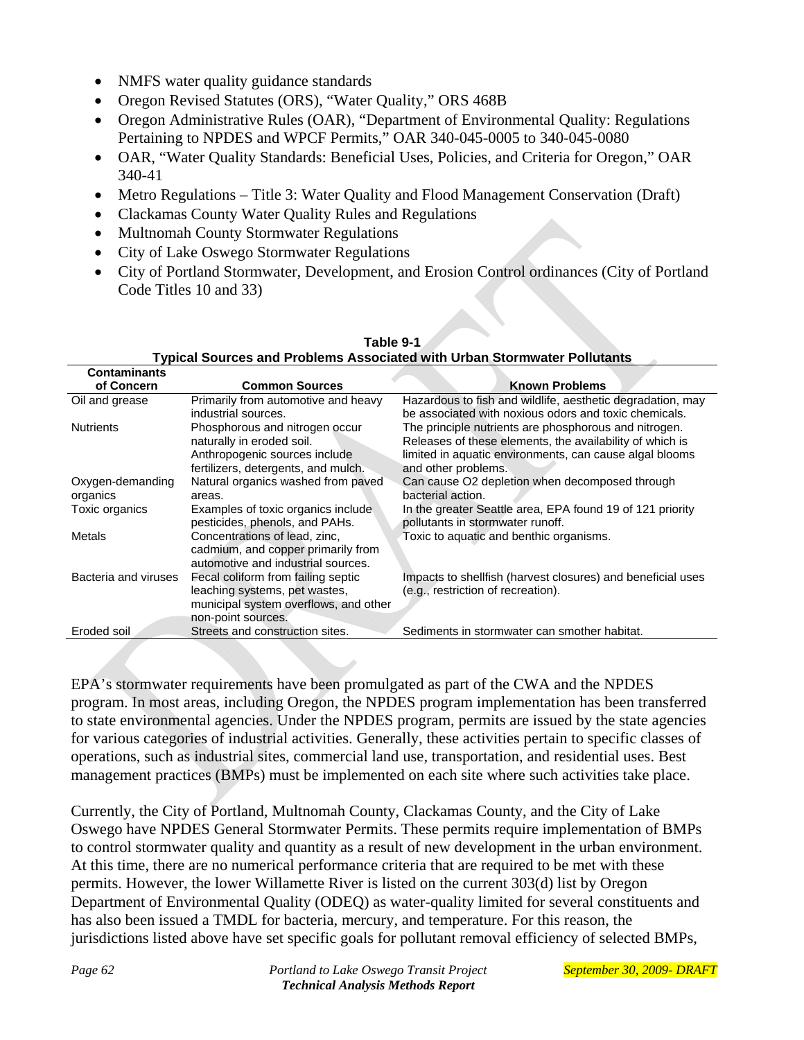- NMFS water quality guidance standards
- Oregon Revised Statutes (ORS), "Water Quality," ORS 468B
- Oregon Administrative Rules (OAR), "Department of Environmental Quality: Regulations Pertaining to NPDES and WPCF Permits," OAR 340-045-0005 to 340-045-0080
- OAR, "Water Quality Standards: Beneficial Uses, Policies, and Criteria for Oregon," OAR 340-41
- Metro Regulations – Title 3: Water Quality and Flood Management Conservation (Draft)
- Clackamas County Water Quality Rules and Regulations
- Multnomah County Stormwater Regulations
- City of Lake Oswego Stormwater Regulations
- City of Portland Stormwater, Development, and Erosion Control ordinances (City of Portland Code Titles 10 and 33)

**Table 9-1**
**Typical Sources and Problems Associated with Urban Stormwater Pollutants**

| Contaminants of Concern | Common Sources | Known Problems |
|---|---|---|
| Oil and grease | Primarily from automotive and heavy industrial sources. | Hazardous to fish and wildlife, aesthetic degradation, may be associated with noxious odors and toxic chemicals. |
| Nutrients | Phosphorous and nitrogen occur naturally in eroded soil. Anthropogenic sources include fertilizers, detergents, and mulch. | The principle nutrients are phosphorous and nitrogen. Releases of these elements, the availability of which is limited in aquatic environments, can cause algal blooms and other problems. |
| Oxygen-demanding organics | Natural organics washed from paved areas. | Can cause $O_2$ depletion when decomposed through bacterial action. |
| Toxic organics | Examples of toxic organics include pesticides, phenols, and PAHs. | In the greater Seattle area, EPA found 19 of 121 priority pollutants in stormwater runoff. |
| Metals | Concentrations of lead, zinc, cadmium, and copper primarily from automotive and industrial sources. | Toxic to aquatic and benthic organisms. |
| Bacteria and viruses | Fecal coliform from failing septic leaching systems, pet wastes, municipal system overflows, and other non-point sources. | Impacts to shellfish (harvest closures) and beneficial uses (e.g., restriction of recreation). |
| Eroded soil | Streets and construction sites. | Sediments in stormwater can smother habitat. |

EPA's stormwater requirements have been promulgated as part of the CWA and the NPDES program. In most areas, including Oregon, the NPDES program implementation has been transferred to state environmental agencies. Under the NPDES program, permits are issued by the state agencies for various categories of industrial activities. Generally, these activities pertain to specific classes of operations, such as industrial sites, commercial land use, transportation, and residential uses. Best management practices (BMPs) must be implemented on each site where such activities take place.

Currently, the City of Portland, Multnomah County, Clackamas County, and the City of Lake Oswego have NPDES General Stormwater Permits. These permits require implementation of BMPs to control stormwater quality and quantity as a result of new development in the urban environment. At this time, there are no numerical performance criteria that are required to be met with these permits. However, the lower Willamette River is listed on the current 303(d) list by Oregon Department of Environmental Quality (ODEQ) as water-quality limited for several constituents and has also been issued a TMDL for bacteria, mercury, and temperature. For this reason, the jurisdictions listed above have set specific goals for pollutant removal efficiency of selected BMPs,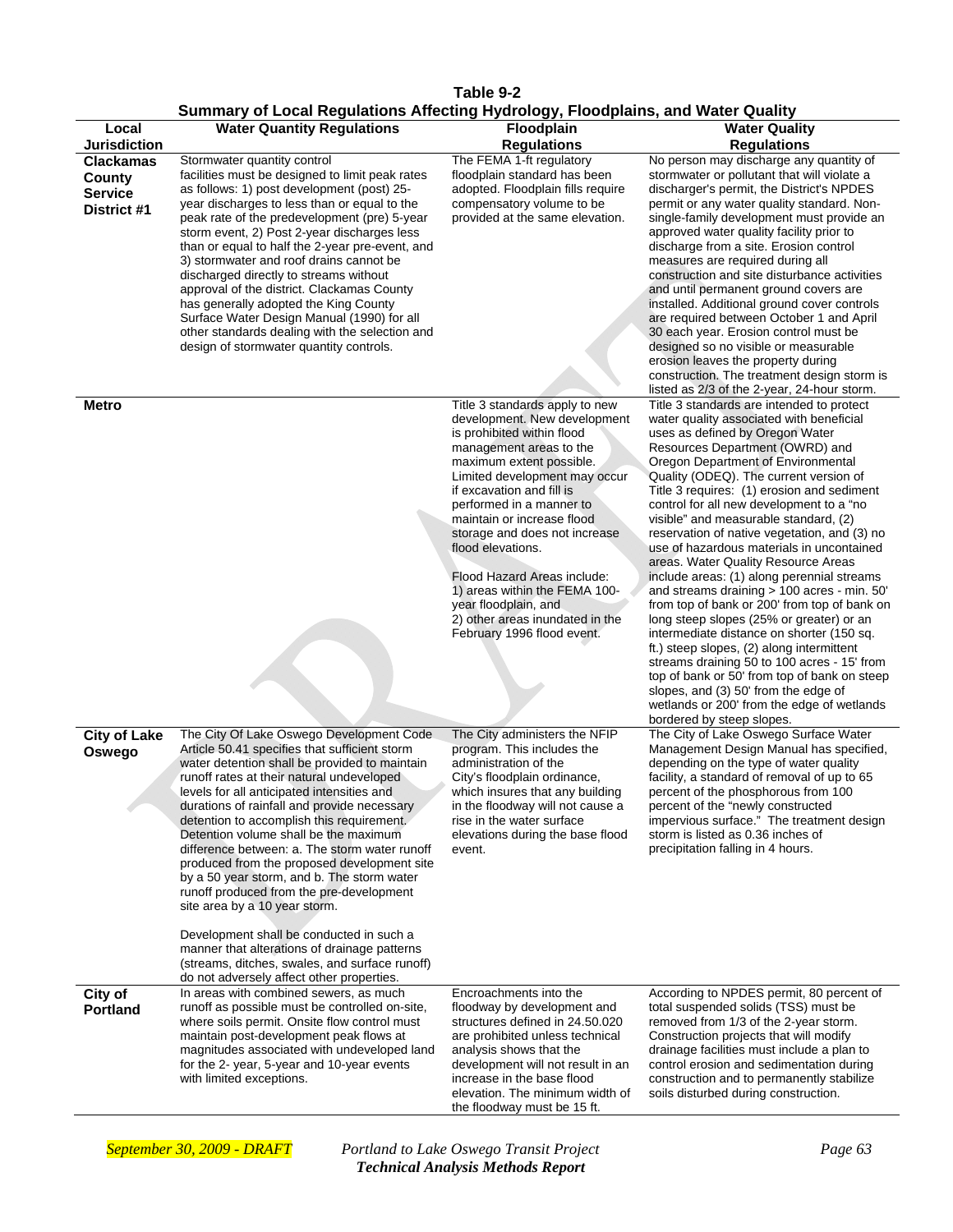**Table 9-2**
**Summary of Local Regulations Affecting Hydrology, Floodplains, and Water Quality**

| Local Jurisdiction | Water Quantity Regulations | Floodplain Regulations | Water Quality Regulations |
|---|---|---|---|
| **Clackamas County Service District #1** | Stormwater quantity control facilities must be designed to limit peak rates as follows: 1) post development (post) 25-year discharges to less than or equal to the peak rate of the predevelopment (pre) 5-year storm event, 2) Post 2-year discharges less than or equal to half the 2-year pre-event, and 3) stormwater and roof drains cannot be discharged directly to streams without approval of the district. Clackamas County has generally adopted the King County Surface Water Design Manual (1990) for all other standards dealing with the selection and design of stormwater quantity controls. | The FEMA 1-ft regulatory floodplain standard has been adopted. Floodplain fills require compensatory volume to be provided at the same elevation. | No person may discharge any quantity of stormwater or pollutant that will violate a discharger's permit, the District's NPDES permit or any water quality standard. Non-single-family development must provide an approved water quality facility prior to discharge from a site. Erosion control measures are required during all construction and site disturbance activities and until permanent ground covers are installed. Additional ground cover controls are required between October 1 and April 30 each year. Erosion control must be designed so no visible or measurable erosion leaves the property during construction. The treatment design storm is listed as 2/3 of the 2-year, 24-hour storm. |
| **Metro** | | Title 3 standards apply to new development. New development is prohibited within flood management areas to the maximum extent possible. Limited development may occur if excavation and fill is performed in a manner to maintain or increase flood storage and does not increase flood elevations.<br><br>Flood Hazard Areas include: 1) areas within the FEMA 100-year floodplain, and 2) other areas inundated in the February 1996 flood event. | Title 3 standards are intended to protect water quality associated with beneficial uses as defined by Oregon Water Resources Department (OWRD) and Oregon Department of Environmental Quality (ODEQ). The current version of Title 3 requires: (1) erosion and sediment control for all new development to a "no visible" and measurable standard, (2) reservation of native vegetation, and (3) no use of hazardous materials in uncontained areas. Water Quality Resource Areas include areas: (1) along perennial streams and streams draining > 100 acres - min. 50' from top of bank or 200' from top of bank on long steep slopes (25% or greater) or an intermediate distance on shorter (150 sq. ft.) steep slopes, (2) along intermittent streams draining 50 to 100 acres - 15' from top of bank or 50' from top of bank on steep slopes, and (3) 50' from the edge of wetlands or 200' from the edge of wetlands bordered by steep slopes. |
| **City of Lake Oswego** | The City Of Lake Oswego Development Code Article 50.41 specifies that sufficient storm water detention shall be provided to maintain runoff rates at their natural undeveloped levels for all anticipated intensities and durations of rainfall and provide necessary detention to accomplish this requirement. Detention volume shall be the maximum difference between: a. The storm water runoff produced from the proposed development site by a 50 year storm, and b. The storm water runoff produced from the pre-development site area by a 10 year storm.<br><br>Development shall be conducted in such a manner that alterations of drainage patterns (streams, ditches, swales, and surface runoff) do not adversely affect other properties. | The City administers the NFIP program. This includes the administration of the City's floodplain ordinance, which insures that any building in the floodway will not cause a rise in the water surface elevations during the base flood event. | The City of Lake Oswego Surface Water Management Design Manual has specified, depending on the type of water quality facility, a standard of removal of up to 65 percent of the phosphorous from 100 percent of the "newly constructed impervious surface." The treatment design storm is listed as 0.36 inches of precipitation falling in 4 hours. |
| **City of Portland** | In areas with combined sewers, as much runoff as possible must be controlled on-site, where soils permit. Onsite flow control must maintain post-development peak flows at magnitudes associated with undeveloped land for the 2- year, 5-year and 10-year events with limited exceptions. | Encroachments into the floodway by development and structures defined in 24.50.020 are prohibited unless technical analysis shows that the development will not result in an increase in the base flood elevation. The minimum width of the floodway must be 15 ft. | According to NPDES permit, 80 percent of total suspended solids (TSS) must be removed from 1/3 of the 2-year storm. Construction projects that will modify drainage facilities must include a plan to control erosion and sedimentation during construction and to permanently stabilize soils disturbed during construction. |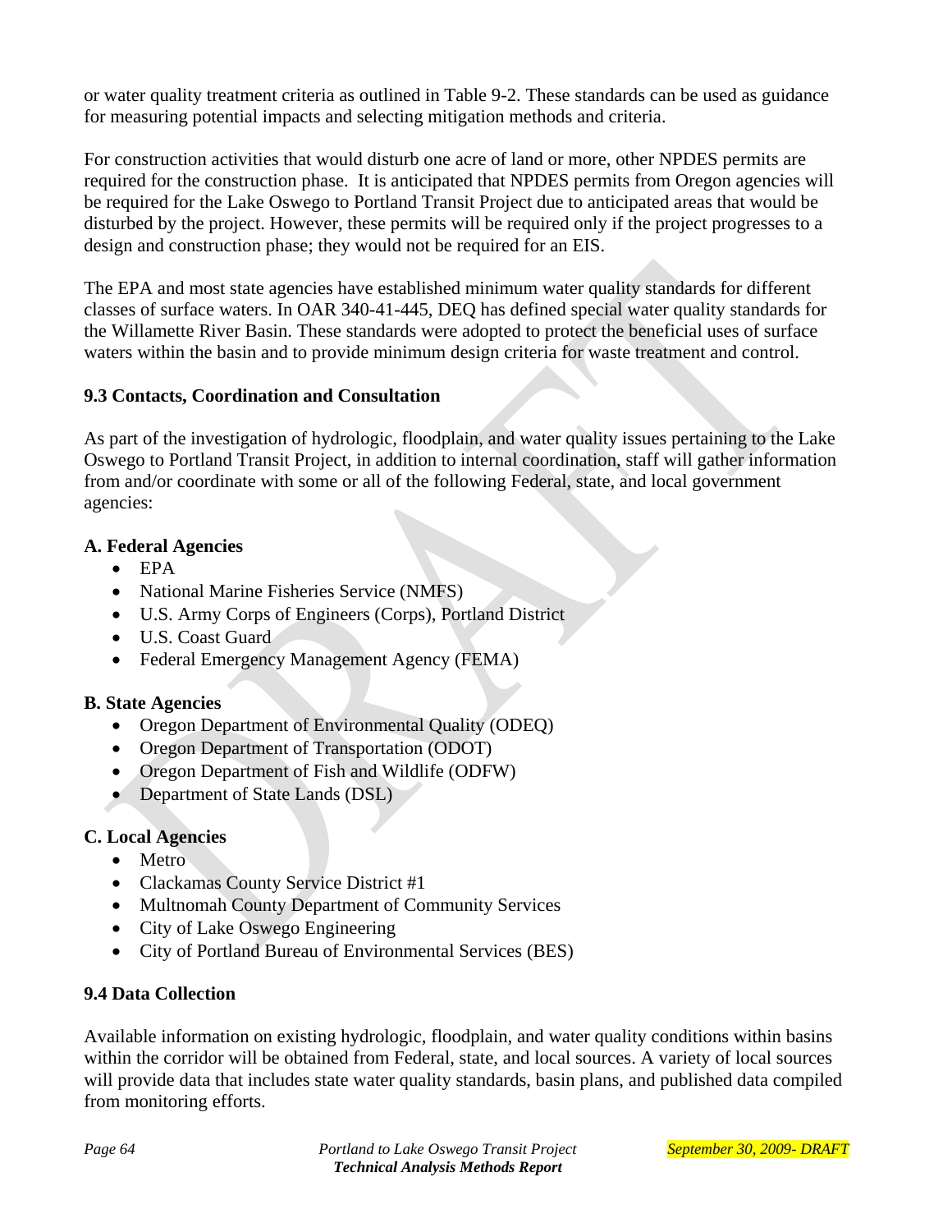or water quality treatment criteria as outlined in Table 9-2. These standards can be used as guidance for measuring potential impacts and selecting mitigation methods and criteria.

For construction activities that would disturb one acre of land or more, other NPDES permits are required for the construction phase. It is anticipated that NPDES permits from Oregon agencies will be required for the Lake Oswego to Portland Transit Project due to anticipated areas that would be disturbed by the project. However, these permits will be required only if the project progresses to a design and construction phase; they would not be required for an EIS.

The EPA and most state agencies have established minimum water quality standards for different classes of surface waters. In OAR 340-41-445, DEQ has defined special water quality standards for the Willamette River Basin. These standards were adopted to protect the beneficial uses of surface waters within the basin and to provide minimum design criteria for waste treatment and control.

### 9.3 Contacts, Coordination and Consultation

As part of the investigation of hydrologic, floodplain, and water quality issues pertaining to the Lake Oswego to Portland Transit Project, in addition to internal coordination, staff will gather information from and/or coordinate with some or all of the following Federal, state, and local government agencies:

**A. Federal Agencies**

- EPA
- National Marine Fisheries Service (NMFS)
- U.S. Army Corps of Engineers (Corps), Portland District
- U.S. Coast Guard
- Federal Emergency Management Agency (FEMA)

**B. State Agencies**

- Oregon Department of Environmental Quality (ODEQ)
- Oregon Department of Transportation (ODOT)
- Oregon Department of Fish and Wildlife (ODFW)
- Department of State Lands (DSL)

**C. Local Agencies**

- Metro
- Clackamas County Service District #1
- Multnomah County Department of Community Services
- City of Lake Oswego Engineering
- City of Portland Bureau of Environmental Services (BES)

### 9.4 Data Collection

Available information on existing hydrologic, floodplain, and water quality conditions within basins within the corridor will be obtained from Federal, state, and local sources. A variety of local sources will provide data that includes state water quality standards, basin plans, and published data compiled from monitoring efforts.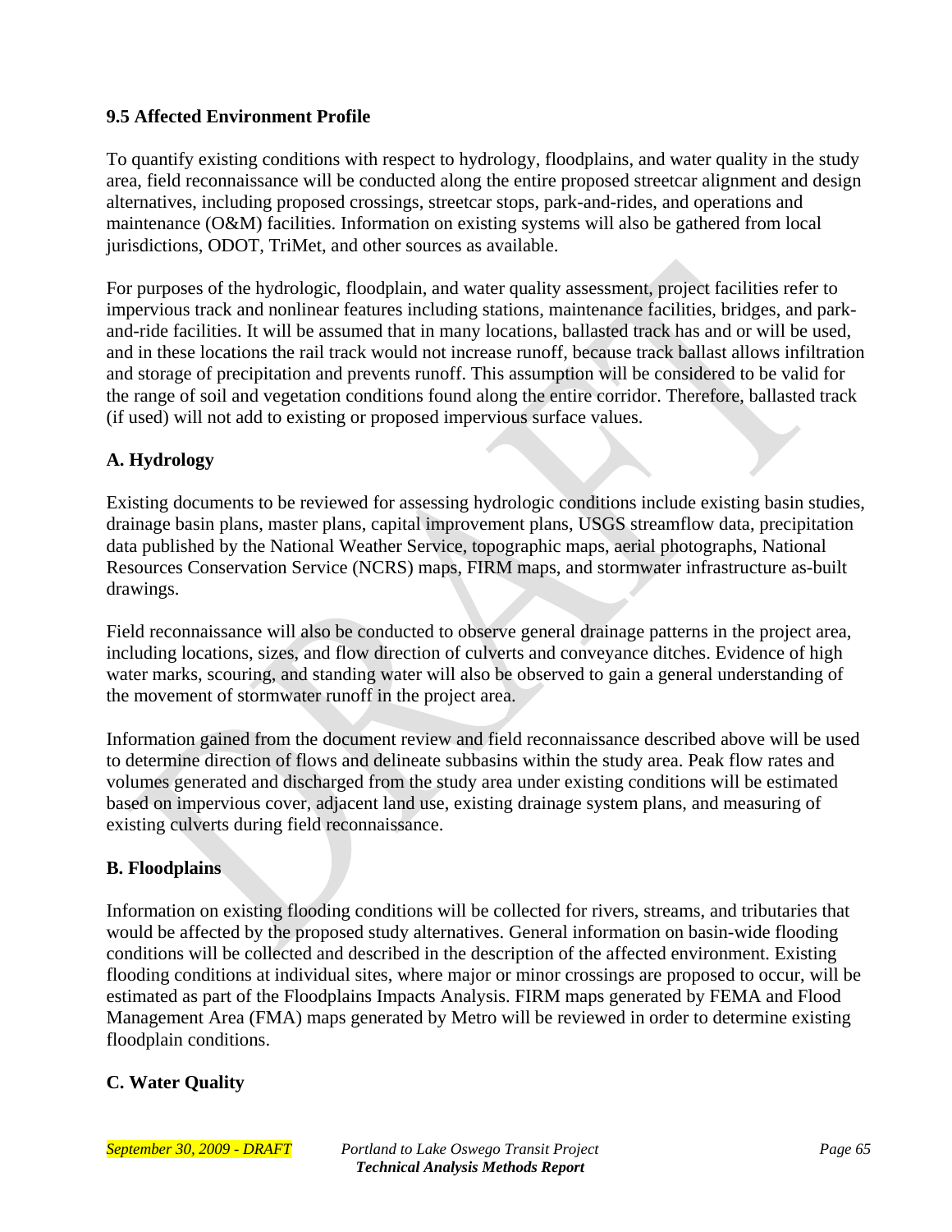### 9.5 Affected Environment Profile

To quantify existing conditions with respect to hydrology, floodplains, and water quality in the study area, field reconnaissance will be conducted along the entire proposed streetcar alignment and design alternatives, including proposed crossings, streetcar stops, park-and-rides, and operations and maintenance (O&M) facilities. Information on existing systems will also be gathered from local jurisdictions, ODOT, TriMet, and other sources as available.

For purposes of the hydrologic, floodplain, and water quality assessment, project facilities refer to impervious track and nonlinear features including stations, maintenance facilities, bridges, and park-and-ride facilities. It will be assumed that in many locations, ballasted track has and or will be used, and in these locations the rail track would not increase runoff, because track ballast allows infiltration and storage of precipitation and prevents runoff. This assumption will be considered to be valid for the range of soil and vegetation conditions found along the entire corridor. Therefore, ballasted track (if used) will not add to existing or proposed impervious surface values.

#### A. Hydrology

Existing documents to be reviewed for assessing hydrologic conditions include existing basin studies, drainage basin plans, master plans, capital improvement plans, USGS streamflow data, precipitation data published by the National Weather Service, topographic maps, aerial photographs, National Resources Conservation Service (NCRS) maps, FIRM maps, and stormwater infrastructure as-built drawings.

Field reconnaissance will also be conducted to observe general drainage patterns in the project area, including locations, sizes, and flow direction of culverts and conveyance ditches. Evidence of high water marks, scouring, and standing water will also be observed to gain a general understanding of the movement of stormwater runoff in the project area.

Information gained from the document review and field reconnaissance described above will be used to determine direction of flows and delineate subbasins within the study area. Peak flow rates and volumes generated and discharged from the study area under existing conditions will be estimated based on impervious cover, adjacent land use, existing drainage system plans, and measuring of existing culverts during field reconnaissance.

#### B. Floodplains

Information on existing flooding conditions will be collected for rivers, streams, and tributaries that would be affected by the proposed study alternatives. General information on basin-wide flooding conditions will be collected and described in the description of the affected environment. Existing flooding conditions at individual sites, where major or minor crossings are proposed to occur, will be estimated as part of the Floodplains Impacts Analysis. FIRM maps generated by FEMA and Flood Management Area (FMA) maps generated by Metro will be reviewed in order to determine existing floodplain conditions.

#### C. Water Quality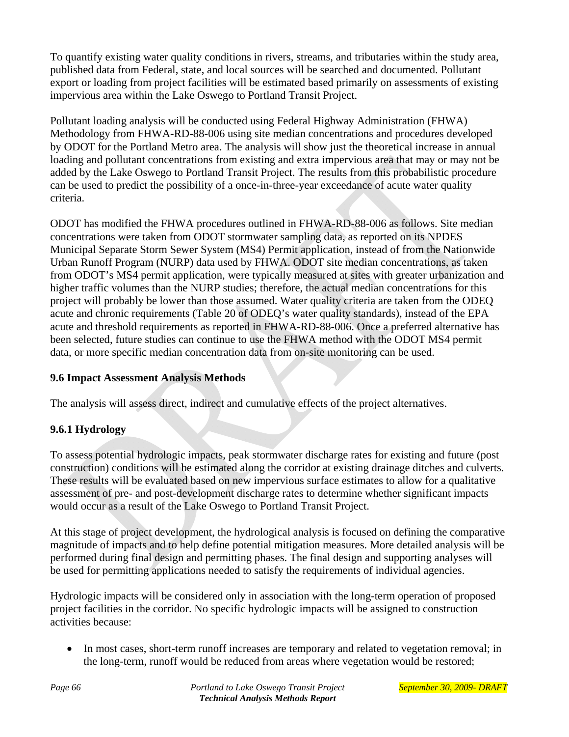To quantify existing water quality conditions in rivers, streams, and tributaries within the study area, published data from Federal, state, and local sources will be searched and documented. Pollutant export or loading from project facilities will be estimated based primarily on assessments of existing impervious area within the Lake Oswego to Portland Transit Project.

Pollutant loading analysis will be conducted using Federal Highway Administration (FHWA) Methodology from FHWA-RD-88-006 using site median concentrations and procedures developed by ODOT for the Portland Metro area. The analysis will show just the theoretical increase in annual loading and pollutant concentrations from existing and extra impervious area that may or may not be added by the Lake Oswego to Portland Transit Project. The results from this probabilistic procedure can be used to predict the possibility of a once-in-three-year exceedance of acute water quality criteria.

ODOT has modified the FHWA procedures outlined in FHWA-RD-88-006 as follows. Site median concentrations were taken from ODOT stormwater sampling data, as reported on its NPDES Municipal Separate Storm Sewer System (MS4) Permit application, instead of from the Nationwide Urban Runoff Program (NURP) data used by FHWA. ODOT site median concentrations, as taken from ODOT's MS4 permit application, were typically measured at sites with greater urbanization and higher traffic volumes than the NURP studies; therefore, the actual median concentrations for this project will probably be lower than those assumed. Water quality criteria are taken from the ODEQ acute and chronic requirements (Table 20 of ODEQ's water quality standards), instead of the EPA acute and threshold requirements as reported in FHWA-RD-88-006. Once a preferred alternative has been selected, future studies can continue to use the FHWA method with the ODOT MS4 permit data, or more specific median concentration data from on-site monitoring can be used.

### 9.6 Impact Assessment Analysis Methods

The analysis will assess direct, indirect and cumulative effects of the project alternatives.

#### 9.6.1 Hydrology

To assess potential hydrologic impacts, peak stormwater discharge rates for existing and future (post construction) conditions will be estimated along the corridor at existing drainage ditches and culverts. These results will be evaluated based on new impervious surface estimates to allow for a qualitative assessment of pre- and post-development discharge rates to determine whether significant impacts would occur as a result of the Lake Oswego to Portland Transit Project.

At this stage of project development, the hydrological analysis is focused on defining the comparative magnitude of impacts and to help define potential mitigation measures. More detailed analysis will be performed during final design and permitting phases. The final design and supporting analyses will be used for permitting applications needed to satisfy the requirements of individual agencies.

Hydrologic impacts will be considered only in association with the long-term operation of proposed project facilities in the corridor. No specific hydrologic impacts will be assigned to construction activities because:

- In most cases, short-term runoff increases are temporary and related to vegetation removal; in the long-term, runoff would be reduced from areas where vegetation would be restored;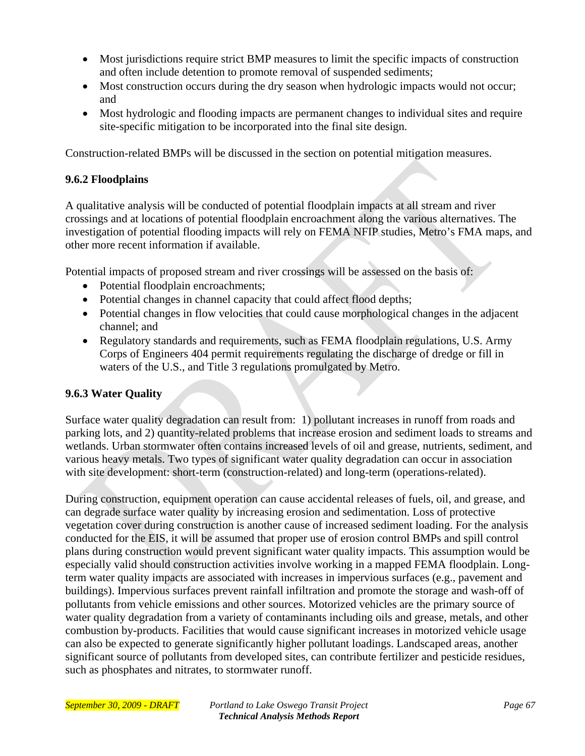- Most jurisdictions require strict BMP measures to limit the specific impacts of construction and often include detention to promote removal of suspended sediments;
- Most construction occurs during the dry season when hydrologic impacts would not occur; and
- Most hydrologic and flooding impacts are permanent changes to individual sites and require site-specific mitigation to be incorporated into the final site design.

Construction-related BMPs will be discussed in the section on potential mitigation measures.

### 9.6.2 Floodplains

A qualitative analysis will be conducted of potential floodplain impacts at all stream and river crossings and at locations of potential floodplain encroachment along the various alternatives. The investigation of potential flooding impacts will rely on FEMA NFIP studies, Metro's FMA maps, and other more recent information if available.

Potential impacts of proposed stream and river crossings will be assessed on the basis of:

- Potential floodplain encroachments;
- Potential changes in channel capacity that could affect flood depths;
- Potential changes in flow velocities that could cause morphological changes in the adjacent channel; and
- Regulatory standards and requirements, such as FEMA floodplain regulations, U.S. Army Corps of Engineers 404 permit requirements regulating the discharge of dredge or fill in waters of the U.S., and Title 3 regulations promulgated by Metro.

### 9.6.3 Water Quality

Surface water quality degradation can result from: 1) pollutant increases in runoff from roads and parking lots, and 2) quantity-related problems that increase erosion and sediment loads to streams and wetlands. Urban stormwater often contains increased levels of oil and grease, nutrients, sediment, and various heavy metals. Two types of significant water quality degradation can occur in association with site development: short-term (construction-related) and long-term (operations-related).

During construction, equipment operation can cause accidental releases of fuels, oil, and grease, and can degrade surface water quality by increasing erosion and sedimentation. Loss of protective vegetation cover during construction is another cause of increased sediment loading. For the analysis conducted for the EIS, it will be assumed that proper use of erosion control BMPs and spill control plans during construction would prevent significant water quality impacts. This assumption would be especially valid should construction activities involve working in a mapped FEMA floodplain. Long-term water quality impacts are associated with increases in impervious surfaces (e.g., pavement and buildings). Impervious surfaces prevent rainfall infiltration and promote the storage and wash-off of pollutants from vehicle emissions and other sources. Motorized vehicles are the primary source of water quality degradation from a variety of contaminants including oils and grease, metals, and other combustion by-products. Facilities that would cause significant increases in motorized vehicle usage can also be expected to generate significantly higher pollutant loadings. Landscaped areas, another significant source of pollutants from developed sites, can contribute fertilizer and pesticide residues, such as phosphates and nitrates, to stormwater runoff.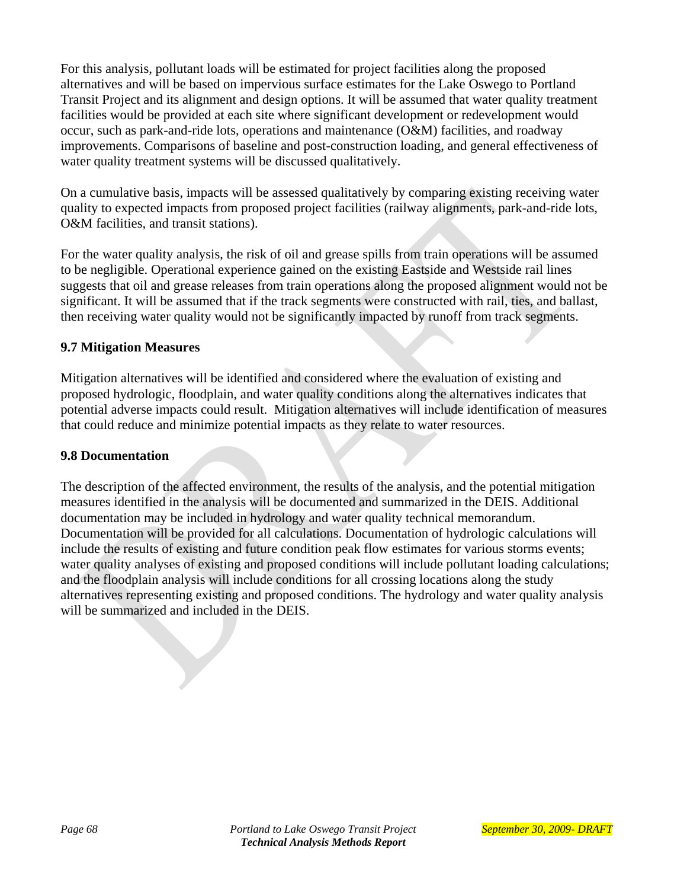For this analysis, pollutant loads will be estimated for project facilities along the proposed alternatives and will be based on impervious surface estimates for the Lake Oswego to Portland Transit Project and its alignment and design options. It will be assumed that water quality treatment facilities would be provided at each site where significant development or redevelopment would occur, such as park-and-ride lots, operations and maintenance (O&M) facilities, and roadway improvements. Comparisons of baseline and post-construction loading, and general effectiveness of water quality treatment systems will be discussed qualitatively.

On a cumulative basis, impacts will be assessed qualitatively by comparing existing receiving water quality to expected impacts from proposed project facilities (railway alignments, park-and-ride lots, O&M facilities, and transit stations).

For the water quality analysis, the risk of oil and grease spills from train operations will be assumed to be negligible. Operational experience gained on the existing Eastside and Westside rail lines suggests that oil and grease releases from train operations along the proposed alignment would not be significant. It will be assumed that if the track segments were constructed with rail, ties, and ballast, then receiving water quality would not be significantly impacted by runoff from track segments.

### 9.7 Mitigation Measures

Mitigation alternatives will be identified and considered where the evaluation of existing and proposed hydrologic, floodplain, and water quality conditions along the alternatives indicates that potential adverse impacts could result. Mitigation alternatives will include identification of measures that could reduce and minimize potential impacts as they relate to water resources.

### 9.8 Documentation

The description of the affected environment, the results of the analysis, and the potential mitigation measures identified in the analysis will be documented and summarized in the DEIS. Additional documentation may be included in hydrology and water quality technical memorandum. Documentation will be provided for all calculations. Documentation of hydrologic calculations will include the results of existing and future condition peak flow estimates for various storms events; water quality analyses of existing and proposed conditions will include pollutant loading calculations; and the floodplain analysis will include conditions for all crossing locations along the study alternatives representing existing and proposed conditions. The hydrology and water quality analysis will be summarized and included in the DEIS.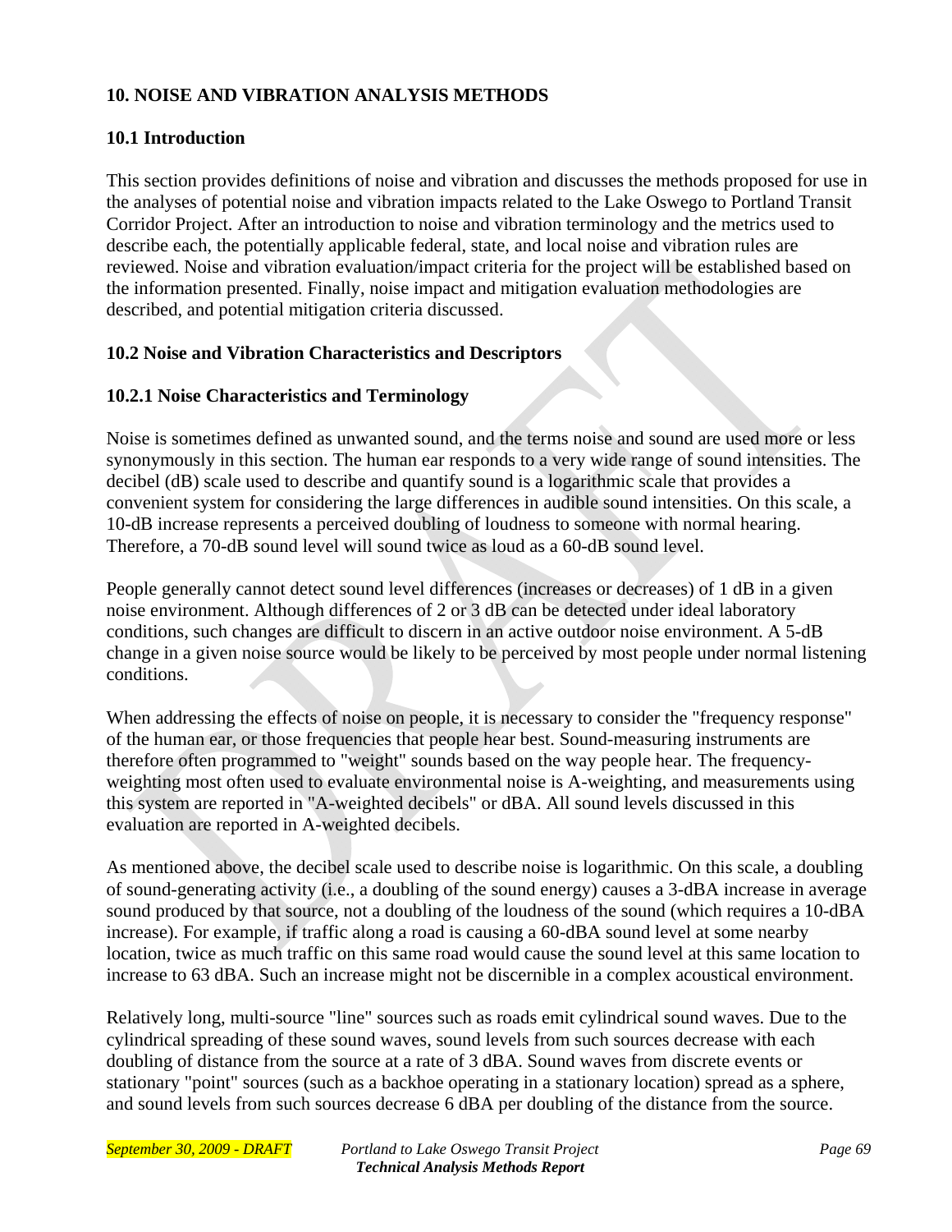## 10. NOISE AND VIBRATION ANALYSIS METHODS

### 10.1 Introduction

This section provides definitions of noise and vibration and discusses the methods proposed for use in the analyses of potential noise and vibration impacts related to the Lake Oswego to Portland Transit Corridor Project. After an introduction to noise and vibration terminology and the metrics used to describe each, the potentially applicable federal, state, and local noise and vibration rules are reviewed. Noise and vibration evaluation/impact criteria for the project will be established based on the information presented. Finally, noise impact and mitigation evaluation methodologies are described, and potential mitigation criteria discussed.

### 10.2 Noise and Vibration Characteristics and Descriptors

#### 10.2.1 Noise Characteristics and Terminology

Noise is sometimes defined as unwanted sound, and the terms noise and sound are used more or less synonymously in this section. The human ear responds to a very wide range of sound intensities. The decibel (dB) scale used to describe and quantify sound is a logarithmic scale that provides a convenient system for considering the large differences in audible sound intensities. On this scale, a 10-dB increase represents a perceived doubling of loudness to someone with normal hearing. Therefore, a 70-dB sound level will sound twice as loud as a 60-dB sound level.

People generally cannot detect sound level differences (increases or decreases) of 1 dB in a given noise environment. Although differences of 2 or 3 dB can be detected under ideal laboratory conditions, such changes are difficult to discern in an active outdoor noise environment. A 5-dB change in a given noise source would be likely to be perceived by most people under normal listening conditions.

When addressing the effects of noise on people, it is necessary to consider the "frequency response" of the human ear, or those frequencies that people hear best. Sound-measuring instruments are therefore often programmed to "weight" sounds based on the way people hear. The frequency-weighting most often used to evaluate environmental noise is A-weighting, and measurements using this system are reported in "A-weighted decibels" or dBA. All sound levels discussed in this evaluation are reported in A-weighted decibels.

As mentioned above, the decibel scale used to describe noise is logarithmic. On this scale, a doubling of sound-generating activity (i.e., a doubling of the sound energy) causes a 3-dBA increase in average sound produced by that source, not a doubling of the loudness of the sound (which requires a 10-dBA increase). For example, if traffic along a road is causing a 60-dBA sound level at some nearby location, twice as much traffic on this same road would cause the sound level at this same location to increase to 63 dBA. Such an increase might not be discernible in a complex acoustical environment.

Relatively long, multi-source "line" sources such as roads emit cylindrical sound waves. Due to the cylindrical spreading of these sound waves, sound levels from such sources decrease with each doubling of distance from the source at a rate of 3 dBA. Sound waves from discrete events or stationary "point" sources (such as a backhoe operating in a stationary location) spread as a sphere, and sound levels from such sources decrease 6 dBA per doubling of the distance from the source.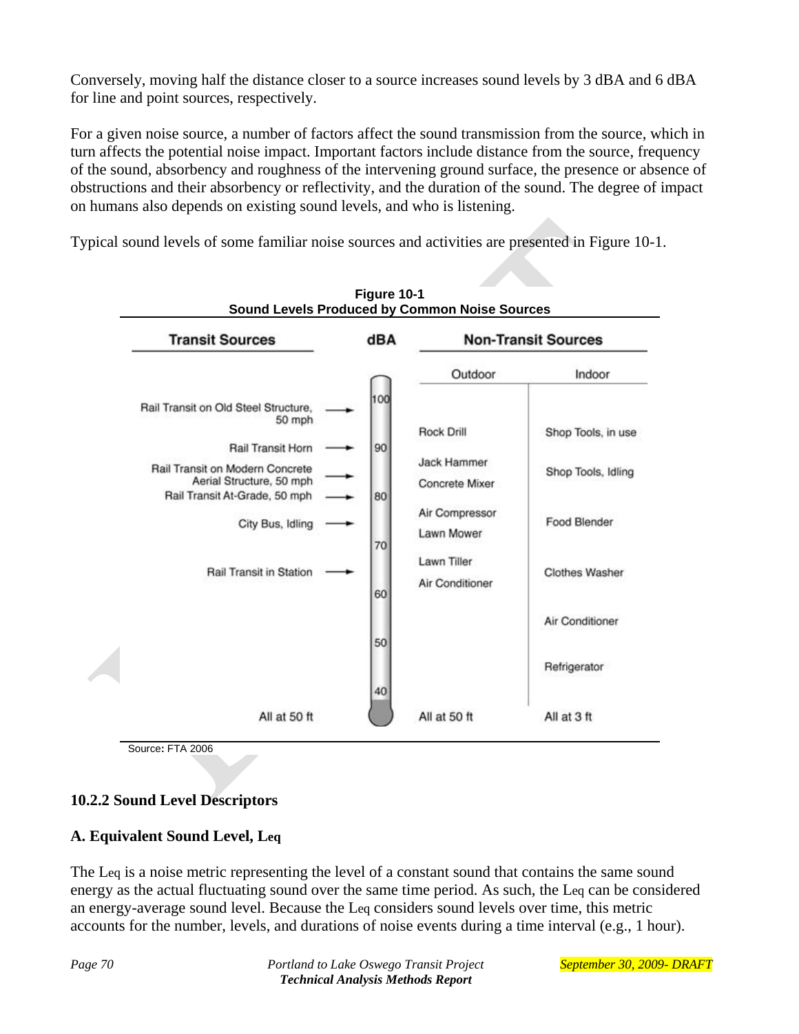Conversely, moving half the distance closer to a source increases sound levels by 3 dBA and 6 dBA for line and point sources, respectively.

For a given noise source, a number of factors affect the sound transmission from the source, which in turn affects the potential noise impact. Important factors include distance from the source, frequency of the sound, absorbency and roughness of the intervening ground surface, the presence or absence of obstructions and their absorbency or reflectivity, and the duration of the sound. The degree of impact on humans also depends on existing sound levels, and who is listening.

Typical sound levels of some familiar noise sources and activities are presented in Figure 10-1.

**Figure 10-1**
**Sound Levels Produced by Common Noise Sources**

| Transit Sources | dBA | Non-Transit Sources: Outdoor | Non-Transit Sources: Indoor |
|---|---|---|---|
| Rail Transit on Old Steel Structure, 50 mph | 100 | | |
| | | Rock Drill | Shop Tools, in use |
| Rail Transit Horn | 90 | Jack Hammer | |
| Rail Transit on Modern Concrete Aerial Structure, 50 mph | | Concrete Mixer | Shop Tools, Idling |
| Rail Transit At-Grade, 50 mph | 80 | Air Compressor | |
| City Bus, Idling | | Lawn Mower | Food Blender |
| | 70 | Lawn Tiller | |
| Rail Transit in Station | | Air Conditioner | Clothes Washer |
| | 60 | | Air Conditioner |
| | 50 | | Refrigerator |
| | 40 | | |
| All at 50 ft | | All at 50 ft | All at 3 ft |

Source: FTA 2006

### 10.2.2 Sound Level Descriptors

#### A. Equivalent Sound Level, Leq

The Leq is a noise metric representing the level of a constant sound that contains the same sound energy as the actual fluctuating sound over the same time period. As such, the Leq can be considered an energy-average sound level. Because the Leq considers sound levels over time, this metric accounts for the number, levels, and durations of noise events during a time interval (e.g., 1 hour).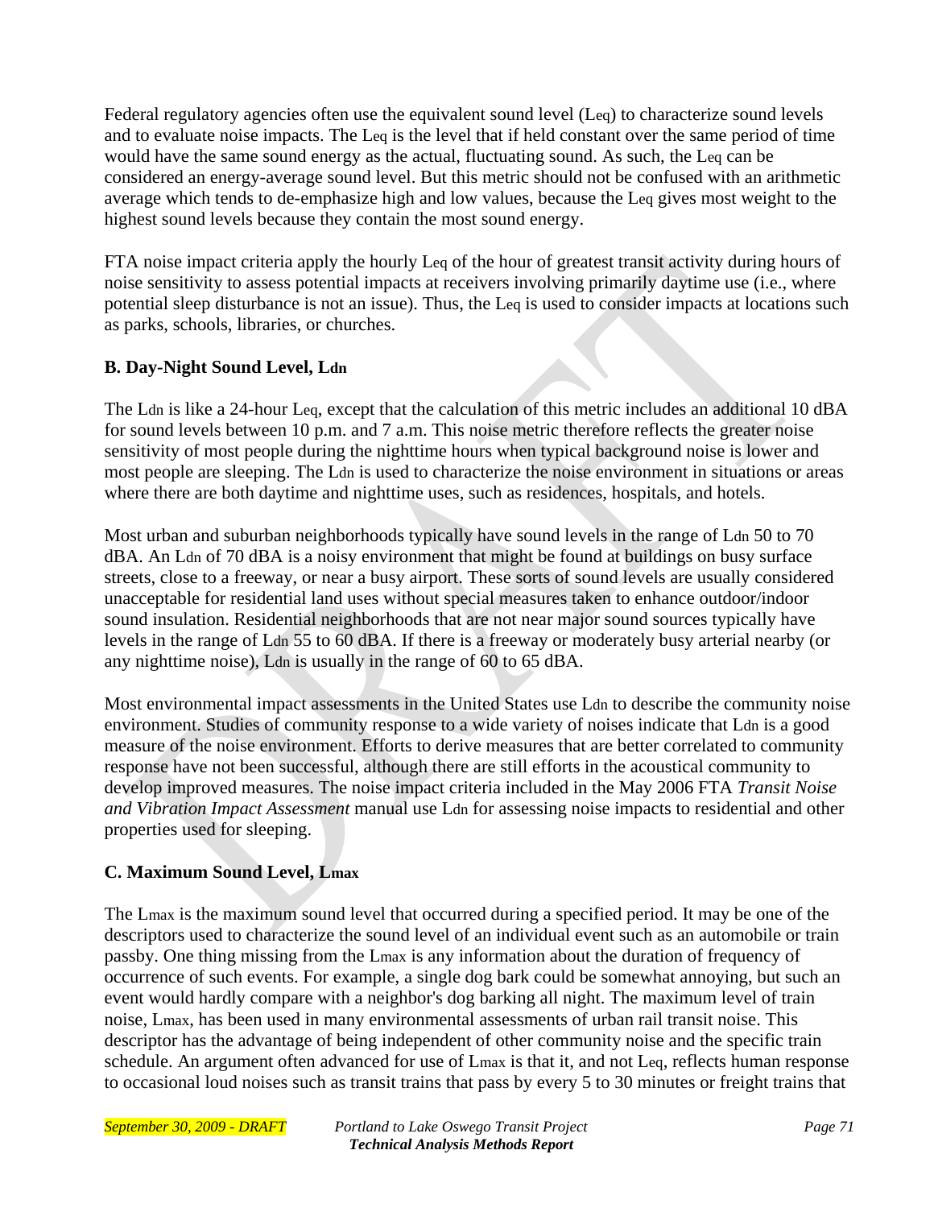Federal regulatory agencies often use the equivalent sound level ($L_{eq}$) to characterize sound levels and to evaluate noise impacts. The $L_{eq}$ is the level that if held constant over the same period of time would have the same sound energy as the actual, fluctuating sound. As such, the $L_{eq}$ can be considered an energy-average sound level. But this metric should not be confused with an arithmetic average which tends to de-emphasize high and low values, because the $L_{eq}$ gives most weight to the highest sound levels because they contain the most sound energy.

FTA noise impact criteria apply the hourly $L_{eq}$ of the hour of greatest transit activity during hours of noise sensitivity to assess potential impacts at receivers involving primarily daytime use (i.e., where potential sleep disturbance is not an issue). Thus, the $L_{eq}$ is used to consider impacts at locations such as parks, schools, libraries, or churches.

### B. Day-Night Sound Level, $L_{dn}$

The $L_{dn}$ is like a 24-hour $L_{eq}$, except that the calculation of this metric includes an additional 10 dBA for sound levels between 10 p.m. and 7 a.m. This noise metric therefore reflects the greater noise sensitivity of most people during the nighttime hours when typical background noise is lower and most people are sleeping. The $L_{dn}$ is used to characterize the noise environment in situations or areas where there are both daytime and nighttime uses, such as residences, hospitals, and hotels.

Most urban and suburban neighborhoods typically have sound levels in the range of $L_{dn}$ 50 to 70 dBA. An $L_{dn}$ of 70 dBA is a noisy environment that might be found at buildings on busy surface streets, close to a freeway, or near a busy airport. These sorts of sound levels are usually considered unacceptable for residential land uses without special measures taken to enhance outdoor/indoor sound insulation. Residential neighborhoods that are not near major sound sources typically have levels in the range of $L_{dn}$ 55 to 60 dBA. If there is a freeway or moderately busy arterial nearby (or any nighttime noise), $L_{dn}$ is usually in the range of 60 to 65 dBA.

Most environmental impact assessments in the United States use $L_{dn}$ to describe the community noise environment. Studies of community response to a wide variety of noises indicate that $L_{dn}$ is a good measure of the noise environment. Efforts to derive measures that are better correlated to community response have not been successful, although there are still efforts in the acoustical community to develop improved measures. The noise impact criteria included in the May 2006 FTA *Transit Noise and Vibration Impact Assessment* manual use $L_{dn}$ for assessing noise impacts to residential and other properties used for sleeping.

### C. Maximum Sound Level, $L_{max}$

The $L_{max}$ is the maximum sound level that occurred during a specified period. It may be one of the descriptors used to characterize the sound level of an individual event such as an automobile or train passby. One thing missing from the $L_{max}$ is any information about the duration of frequency of occurrence of such events. For example, a single dog bark could be somewhat annoying, but such an event would hardly compare with a neighbor's dog barking all night. The maximum level of train noise, $L_{max}$, has been used in many environmental assessments of urban rail transit noise. This descriptor has the advantage of being independent of other community noise and the specific train schedule. An argument often advanced for use of $L_{max}$ is that it, and not $L_{eq}$, reflects human response to occasional loud noises such as transit trains that pass by every 5 to 30 minutes or freight trains that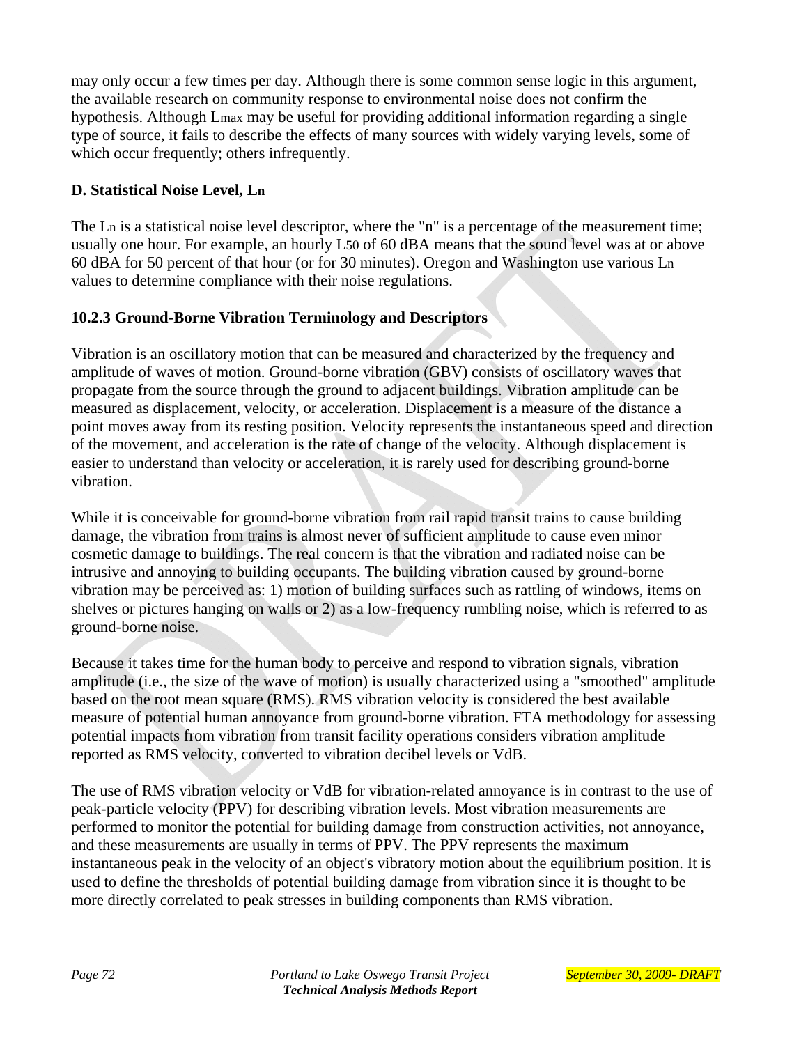may only occur a few times per day. Although there is some common sense logic in this argument, the available research on community response to environmental noise does not confirm the hypothesis. Although $L_{max}$ may be useful for providing additional information regarding a single type of source, it fails to describe the effects of many sources with widely varying levels, some of which occur frequently; others infrequently.

**D. Statistical Noise Level, $L_n$**

The $L_n$ is a statistical noise level descriptor, where the "n" is a percentage of the measurement time; usually one hour. For example, an hourly $L_{50}$ of 60 dBA means that the sound level was at or above 60 dBA for 50 percent of that hour (or for 30 minutes). Oregon and Washington use various $L_n$ values to determine compliance with their noise regulations.

### 10.2.3 Ground-Borne Vibration Terminology and Descriptors

Vibration is an oscillatory motion that can be measured and characterized by the frequency and amplitude of waves of motion. Ground-borne vibration (GBV) consists of oscillatory waves that propagate from the source through the ground to adjacent buildings. Vibration amplitude can be measured as displacement, velocity, or acceleration. Displacement is a measure of the distance a point moves away from its resting position. Velocity represents the instantaneous speed and direction of the movement, and acceleration is the rate of change of the velocity. Although displacement is easier to understand than velocity or acceleration, it is rarely used for describing ground-borne vibration.

While it is conceivable for ground-borne vibration from rail rapid transit trains to cause building damage, the vibration from trains is almost never of sufficient amplitude to cause even minor cosmetic damage to buildings. The real concern is that the vibration and radiated noise can be intrusive and annoying to building occupants. The building vibration caused by ground-borne vibration may be perceived as: 1) motion of building surfaces such as rattling of windows, items on shelves or pictures hanging on walls or 2) as a low-frequency rumbling noise, which is referred to as ground-borne noise.

Because it takes time for the human body to perceive and respond to vibration signals, vibration amplitude (i.e., the size of the wave of motion) is usually characterized using a "smoothed" amplitude based on the root mean square (RMS). RMS vibration velocity is considered the best available measure of potential human annoyance from ground-borne vibration. FTA methodology for assessing potential impacts from vibration from transit facility operations considers vibration amplitude reported as RMS velocity, converted to vibration decibel levels or VdB.

The use of RMS vibration velocity or VdB for vibration-related annoyance is in contrast to the use of peak-particle velocity (PPV) for describing vibration levels. Most vibration measurements are performed to monitor the potential for building damage from construction activities, not annoyance, and these measurements are usually in terms of PPV. The PPV represents the maximum instantaneous peak in the velocity of an object's vibratory motion about the equilibrium position. It is used to define the thresholds of potential building damage from vibration since it is thought to be more directly correlated to peak stresses in building components than RMS vibration.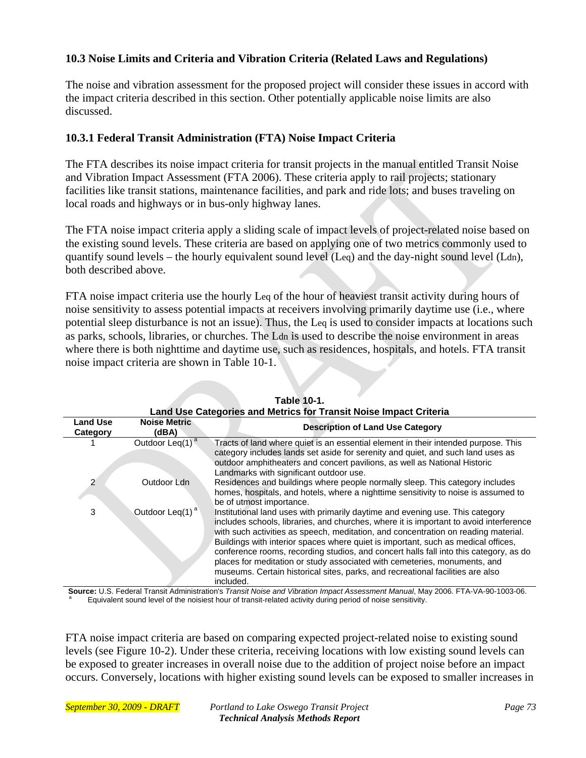### 10.3 Noise Limits and Criteria and Vibration Criteria (Related Laws and Regulations)

The noise and vibration assessment for the proposed project will consider these issues in accord with the impact criteria described in this section. Other potentially applicable noise limits are also discussed.

#### 10.3.1 Federal Transit Administration (FTA) Noise Impact Criteria

The FTA describes its noise impact criteria for transit projects in the manual entitled Transit Noise and Vibration Impact Assessment (FTA 2006). These criteria apply to rail projects; stationary facilities like transit stations, maintenance facilities, and park and ride lots; and buses traveling on local roads and highways or in bus-only highway lanes.

The FTA noise impact criteria apply a sliding scale of impact levels of project-related noise based on the existing sound levels. These criteria are based on applying one of two metrics commonly used to quantify sound levels – the hourly equivalent sound level (Leq) and the day-night sound level (Ldn), both described above.

FTA noise impact criteria use the hourly Leq of the hour of heaviest transit activity during hours of noise sensitivity to assess potential impacts at receivers involving primarily daytime use (i.e., where potential sleep disturbance is not an issue). Thus, the Leq is used to consider impacts at locations such as parks, schools, libraries, or churches. The Ldn is used to describe the noise environment in areas where there is both nighttime and daytime use, such as residences, hospitals, and hotels. FTA transit noise impact criteria are shown in Table 10-1.

**Table 10-1.**
**Land Use Categories and Metrics for Transit Noise Impact Criteria**

| Land Use Category | Noise Metric (dBA) | Description of Land Use Category |
|---|---|---|
| 1 | Outdoor Leq(1) [a] | Tracts of land where quiet is an essential element in their intended purpose. This category includes lands set aside for serenity and quiet, and such land uses as outdoor amphitheaters and concert pavilions, as well as National Historic Landmarks with significant outdoor use. |
| 2 | Outdoor Ldn | Residences and buildings where people normally sleep. This category includes homes, hospitals, and hotels, where a nighttime sensitivity to noise is assumed to be of utmost importance. |
| 3 | Outdoor Leq(1) [a] | Institutional land uses with primarily daytime and evening use. This category includes schools, libraries, and churches, where it is important to avoid interference with such activities as speech, meditation, and concentration on reading material. Buildings with interior spaces where quiet is important, such as medical offices, conference rooms, recording studios, and concert halls fall into this category, as do places for meditation or study associated with cemeteries, monuments, and museums. Certain historical sites, parks, and recreational facilities are also included. |

**Source:** U.S. Federal Transit Administration's *Transit Noise and Vibration Impact Assessment Manual*, May 2006. FTA-VA-90-1003-06.
[a] Equivalent sound level of the noisiest hour of transit-related activity during period of noise sensitivity.

FTA noise impact criteria are based on comparing expected project-related noise to existing sound levels (see Figure 10-2). Under these criteria, receiving locations with low existing sound levels can be exposed to greater increases in overall noise due to the addition of project noise before an impact occurs. Conversely, locations with higher existing sound levels can be exposed to smaller increases in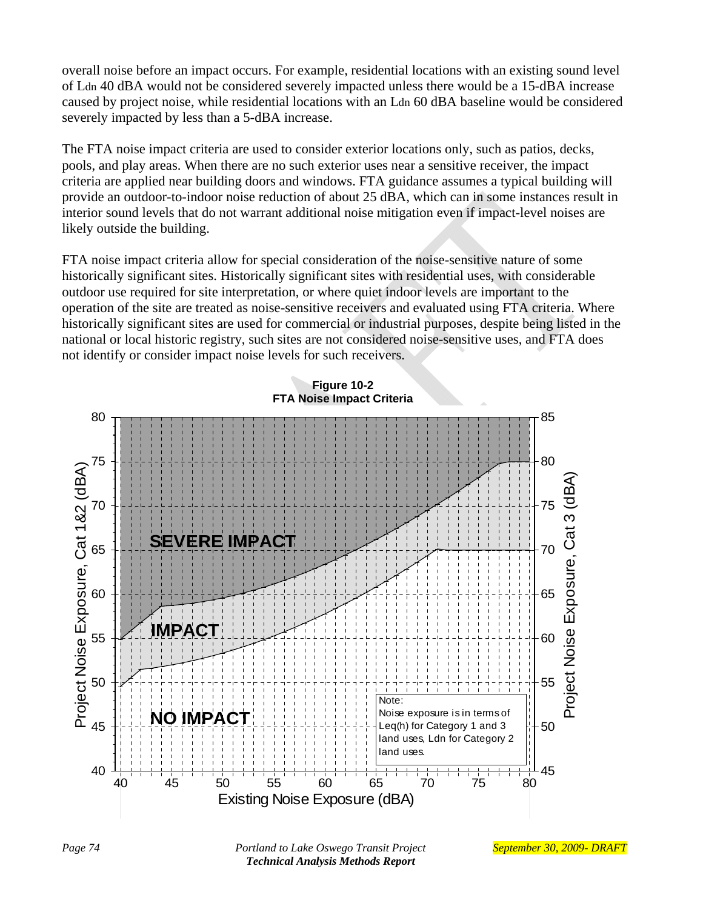overall noise before an impact occurs. For example, residential locations with an existing sound level of $L_{dn}$ 40 dBA would not be considered severely impacted unless there would be a 15-dBA increase caused by project noise, while residential locations with an $L_{dn}$ 60 dBA baseline would be considered severely impacted by less than a 5-dBA increase.

The FTA noise impact criteria are used to consider exterior locations only, such as patios, decks, pools, and play areas. When there are no such exterior uses near a sensitive receiver, the impact criteria are applied near building doors and windows. FTA guidance assumes a typical building will provide an outdoor-to-indoor noise reduction of about 25 dBA, which can in some instances result in interior sound levels that do not warrant additional noise mitigation even if impact-level noises are likely outside the building.

FTA noise impact criteria allow for special consideration of the noise-sensitive nature of some historically significant sites. Historically significant sites with residential uses, with considerable outdoor use required for site interpretation, or where quiet indoor levels are important to the operation of the site are treated as noise-sensitive receivers and evaluated using FTA criteria. Where historically significant sites are used for commercial or industrial purposes, despite being listed in the national or local historic registry, such sites are not considered noise-sensitive uses, and FTA does not identify or consider impact noise levels for such receivers.

**Figure 10-2**
**FTA Noise Impact Criteria**

SEVERE IMPACT

IMPACT

NO IMPACT

Project Noise Exposure, Cat 1&2 (dBA): 40, 45, 50, 55, 60, 65, 70, 75, 80

Project Noise Exposure, Cat 3 (dBA): 45, 50, 55, 60, 65, 70, 75, 80, 85

Existing Noise Exposure (dBA): 40, 45, 50, 55, 60, 65, 70, 75, 80

Note:
Noise exposure is in terms of Leq(h) for Category 1 and 3 land uses, Ldn for Category 2 land uses.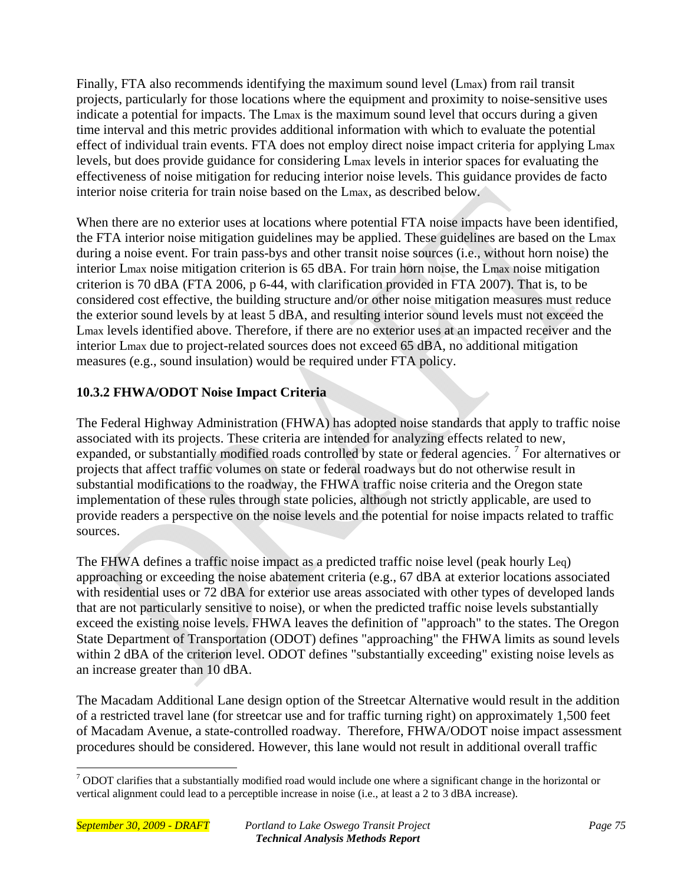Finally, FTA also recommends identifying the maximum sound level ($L_{max}$) from rail transit projects, particularly for those locations where the equipment and proximity to noise-sensitive uses indicate a potential for impacts. The $L_{max}$ is the maximum sound level that occurs during a given time interval and this metric provides additional information with which to evaluate the potential effect of individual train events. FTA does not employ direct noise impact criteria for applying $L_{max}$ levels, but does provide guidance for considering $L_{max}$ levels in interior spaces for evaluating the effectiveness of noise mitigation for reducing interior noise levels. This guidance provides de facto interior noise criteria for train noise based on the $L_{max}$, as described below.

When there are no exterior uses at locations where potential FTA noise impacts have been identified, the FTA interior noise mitigation guidelines may be applied. These guidelines are based on the $L_{max}$ during a noise event. For train pass-bys and other transit noise sources (i.e., without horn noise) the interior $L_{max}$ noise mitigation criterion is 65 dBA. For train horn noise, the $L_{max}$ noise mitigation criterion is 70 dBA (FTA 2006, p 6-44, with clarification provided in FTA 2007). That is, to be considered cost effective, the building structure and/or other noise mitigation measures must reduce the exterior sound levels by at least 5 dBA, and resulting interior sound levels must not exceed the $L_{max}$ levels identified above. Therefore, if there are no exterior uses at an impacted receiver and the interior $L_{max}$ due to project-related sources does not exceed 65 dBA, no additional mitigation measures (e.g., sound insulation) would be required under FTA policy.

### 10.3.2 FHWA/ODOT Noise Impact Criteria

The Federal Highway Administration (FHWA) has adopted noise standards that apply to traffic noise associated with its projects. These criteria are intended for analyzing effects related to new, expanded, or substantially modified roads controlled by state or federal agencies. [7] For alternatives or projects that affect traffic volumes on state or federal roadways but do not otherwise result in substantial modifications to the roadway, the FHWA traffic noise criteria and the Oregon state implementation of these rules through state policies, although not strictly applicable, are used to provide readers a perspective on the noise levels and the potential for noise impacts related to traffic sources.

The FHWA defines a traffic noise impact as a predicted traffic noise level (peak hourly $L_{eq}$) approaching or exceeding the noise abatement criteria (e.g., 67 dBA at exterior locations associated with residential uses or 72 dBA for exterior use areas associated with other types of developed lands that are not particularly sensitive to noise), or when the predicted traffic noise levels substantially exceed the existing noise levels. FHWA leaves the definition of "approach" to the states. The Oregon State Department of Transportation (ODOT) defines "approaching" the FHWA limits as sound levels within 2 dBA of the criterion level. ODOT defines "substantially exceeding" existing noise levels as an increase greater than 10 dBA.

The Macadam Additional Lane design option of the Streetcar Alternative would result in the addition of a restricted travel lane (for streetcar use and for traffic turning right) on approximately 1,500 feet of Macadam Avenue, a state-controlled roadway. Therefore, FHWA/ODOT noise impact assessment procedures should be considered. However, this lane would not result in additional overall traffic

[7] ODOT clarifies that a substantially modified road would include one where a significant change in the horizontal or vertical alignment could lead to a perceptible increase in noise (i.e., at least a 2 to 3 dBA increase).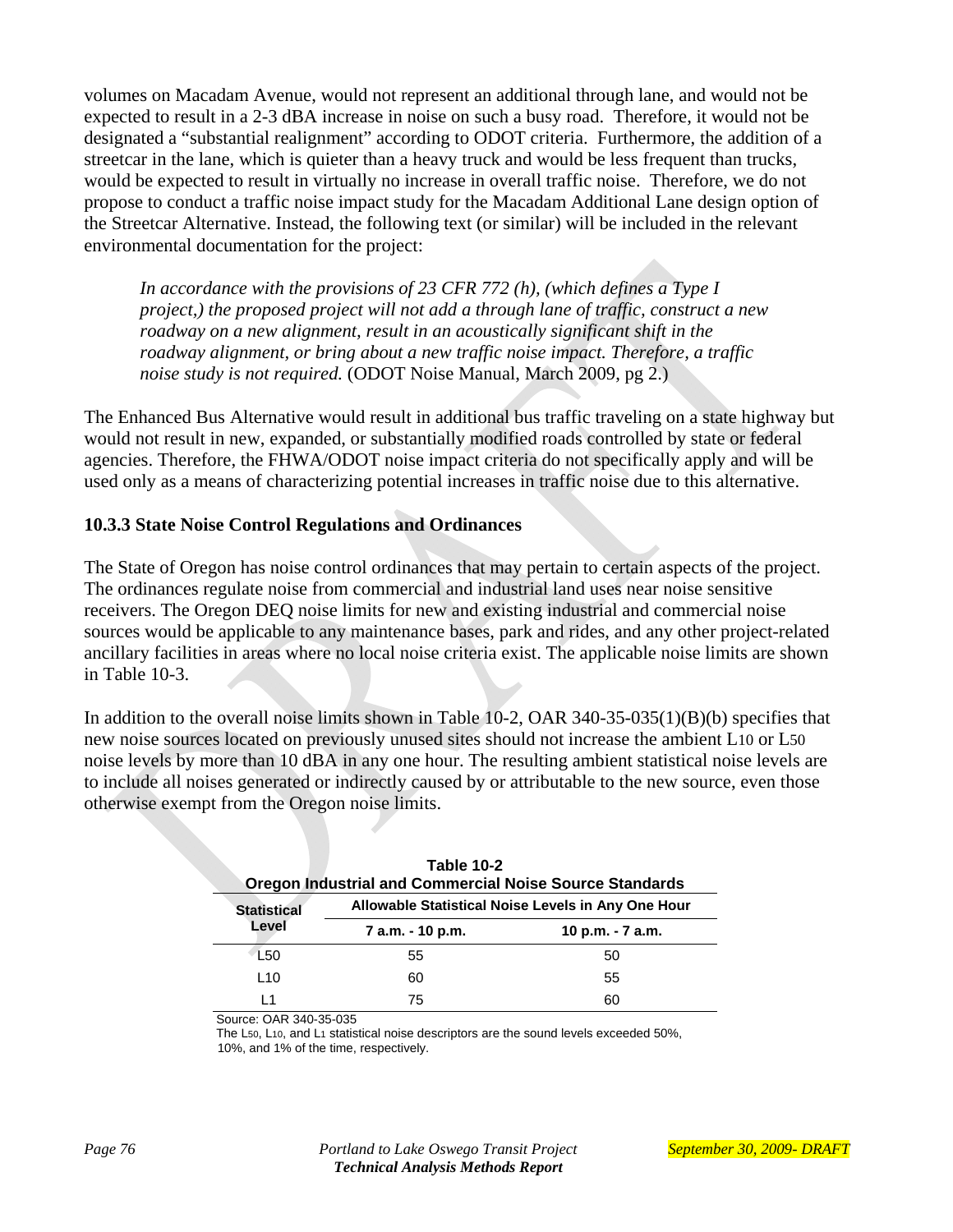volumes on Macadam Avenue, would not represent an additional through lane, and would not be expected to result in a 2-3 dBA increase in noise on such a busy road. Therefore, it would not be designated a "substantial realignment" according to ODOT criteria. Furthermore, the addition of a streetcar in the lane, which is quieter than a heavy truck and would be less frequent than trucks, would be expected to result in virtually no increase in overall traffic noise. Therefore, we do not propose to conduct a traffic noise impact study for the Macadam Additional Lane design option of the Streetcar Alternative. Instead, the following text (or similar) will be included in the relevant environmental documentation for the project:

> *In accordance with the provisions of 23 CFR 772 (h), (which defines a Type I project,) the proposed project will not add a through lane of traffic, construct a new roadway on a new alignment, result in an acoustically significant shift in the roadway alignment, or bring about a new traffic noise impact. Therefore, a traffic noise study is not required.* (ODOT Noise Manual, March 2009, pg 2.)

The Enhanced Bus Alternative would result in additional bus traffic traveling on a state highway but would not result in new, expanded, or substantially modified roads controlled by state or federal agencies. Therefore, the FHWA/ODOT noise impact criteria do not specifically apply and will be used only as a means of characterizing potential increases in traffic noise due to this alternative.

### 10.3.3 State Noise Control Regulations and Ordinances

The State of Oregon has noise control ordinances that may pertain to certain aspects of the project. The ordinances regulate noise from commercial and industrial land uses near noise sensitive receivers. The Oregon DEQ noise limits for new and existing industrial and commercial noise sources would be applicable to any maintenance bases, park and rides, and any other project-related ancillary facilities in areas where no local noise criteria exist. The applicable noise limits are shown in Table 10-3.

In addition to the overall noise limits shown in Table 10-2, OAR 340-35-035(1)(B)(b) specifies that new noise sources located on previously unused sites should not increase the ambient $L_{10}$ or $L_{50}$ noise levels by more than 10 dBA in any one hour. The resulting ambient statistical noise levels are to include all noises generated or indirectly caused by or attributable to the new source, even those otherwise exempt from the Oregon noise limits.

**Table 10-2**
**Oregon Industrial and Commercial Noise Source Standards**

| Statistical Level | Allowable Statistical Noise Levels in Any One Hour | |
|---|---|---|
| | 7 a.m. - 10 p.m. | 10 p.m. - 7 a.m. |
| L50 | 55 | 50 |
| L10 | 60 | 55 |
| L1 | 75 | 60 |

Source: OAR 340-35-035
The $L_{50}$, $L_{10}$, and $L_1$ statistical noise descriptors are the sound levels exceeded 50%, 10%, and 1% of the time, respectively.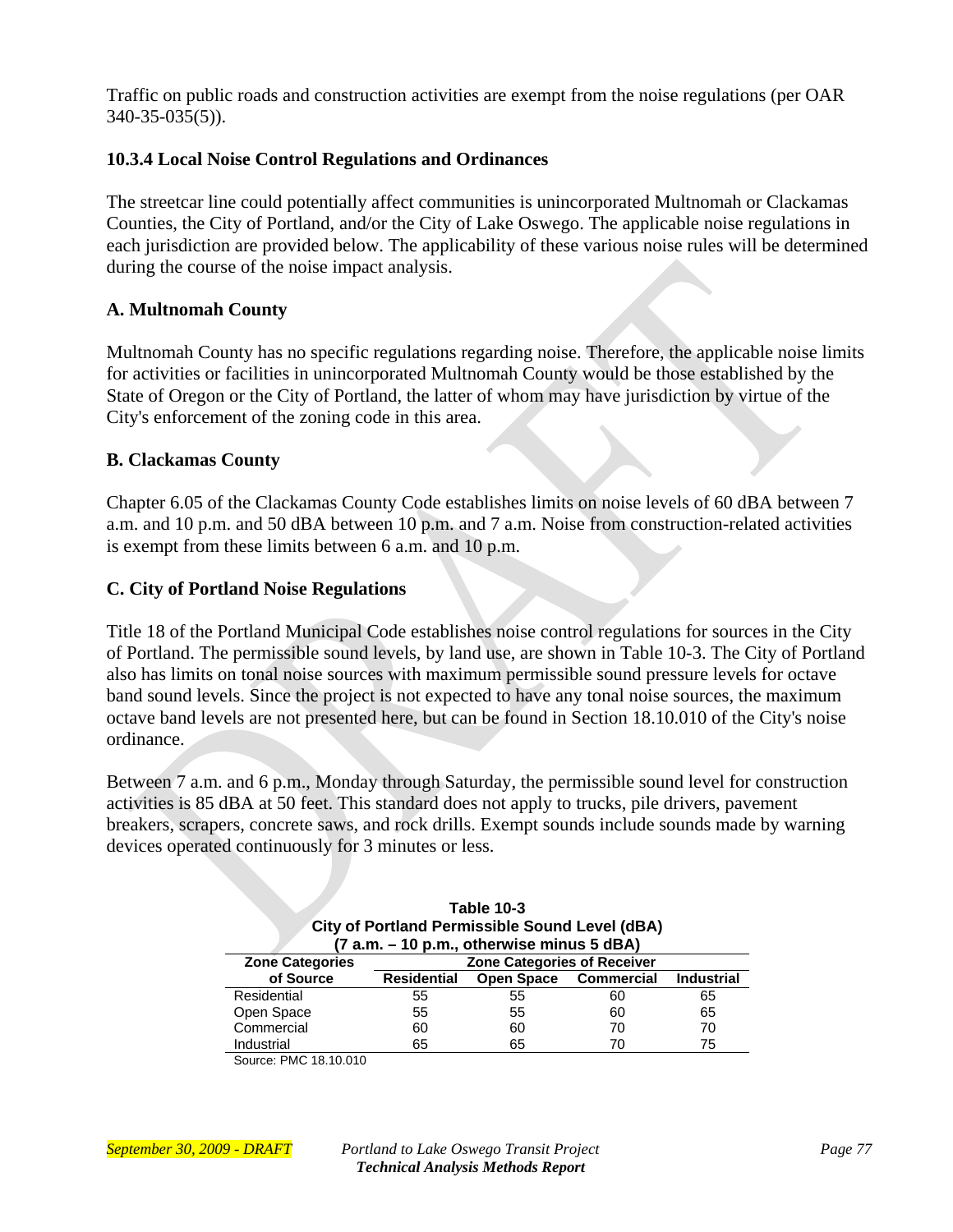Traffic on public roads and construction activities are exempt from the noise regulations (per OAR 340-35-035(5)).

### 10.3.4 Local Noise Control Regulations and Ordinances

The streetcar line could potentially affect communities is unincorporated Multnomah or Clackamas Counties, the City of Portland, and/or the City of Lake Oswego. The applicable noise regulations in each jurisdiction are provided below. The applicability of these various noise rules will be determined during the course of the noise impact analysis.

#### A. Multnomah County

Multnomah County has no specific regulations regarding noise. Therefore, the applicable noise limits for activities or facilities in unincorporated Multnomah County would be those established by the State of Oregon or the City of Portland, the latter of whom may have jurisdiction by virtue of the City's enforcement of the zoning code in this area.

#### B. Clackamas County

Chapter 6.05 of the Clackamas County Code establishes limits on noise levels of 60 dBA between 7 a.m. and 10 p.m. and 50 dBA between 10 p.m. and 7 a.m. Noise from construction-related activities is exempt from these limits between 6 a.m. and 10 p.m.

#### C. City of Portland Noise Regulations

Title 18 of the Portland Municipal Code establishes noise control regulations for sources in the City of Portland. The permissible sound levels, by land use, are shown in Table 10-3. The City of Portland also has limits on tonal noise sources with maximum permissible sound pressure levels for octave band sound levels. Since the project is not expected to have any tonal noise sources, the maximum octave band levels are not presented here, but can be found in Section 18.10.010 of the City's noise ordinance.

Between 7 a.m. and 6 p.m., Monday through Saturday, the permissible sound level for construction activities is 85 dBA at 50 feet. This standard does not apply to trucks, pile drivers, pavement breakers, scrapers, concrete saws, and rock drills. Exempt sounds include sounds made by warning devices operated continuously for 3 minutes or less.

**Table 10-3**
**City of Portland Permissible Sound Level (dBA)**
**(7 a.m. – 10 p.m., otherwise minus 5 dBA)**

| Zone Categories of Source | Zone Categories of Receiver | | | |
|---|---|---|---|---|
| | Residential | Open Space | Commercial | Industrial |
| Residential | 55 | 55 | 60 | 65 |
| Open Space | 55 | 55 | 60 | 65 |
| Commercial | 60 | 60 | 70 | 70 |
| Industrial | 65 | 65 | 70 | 75 |

Source: PMC 18.10.010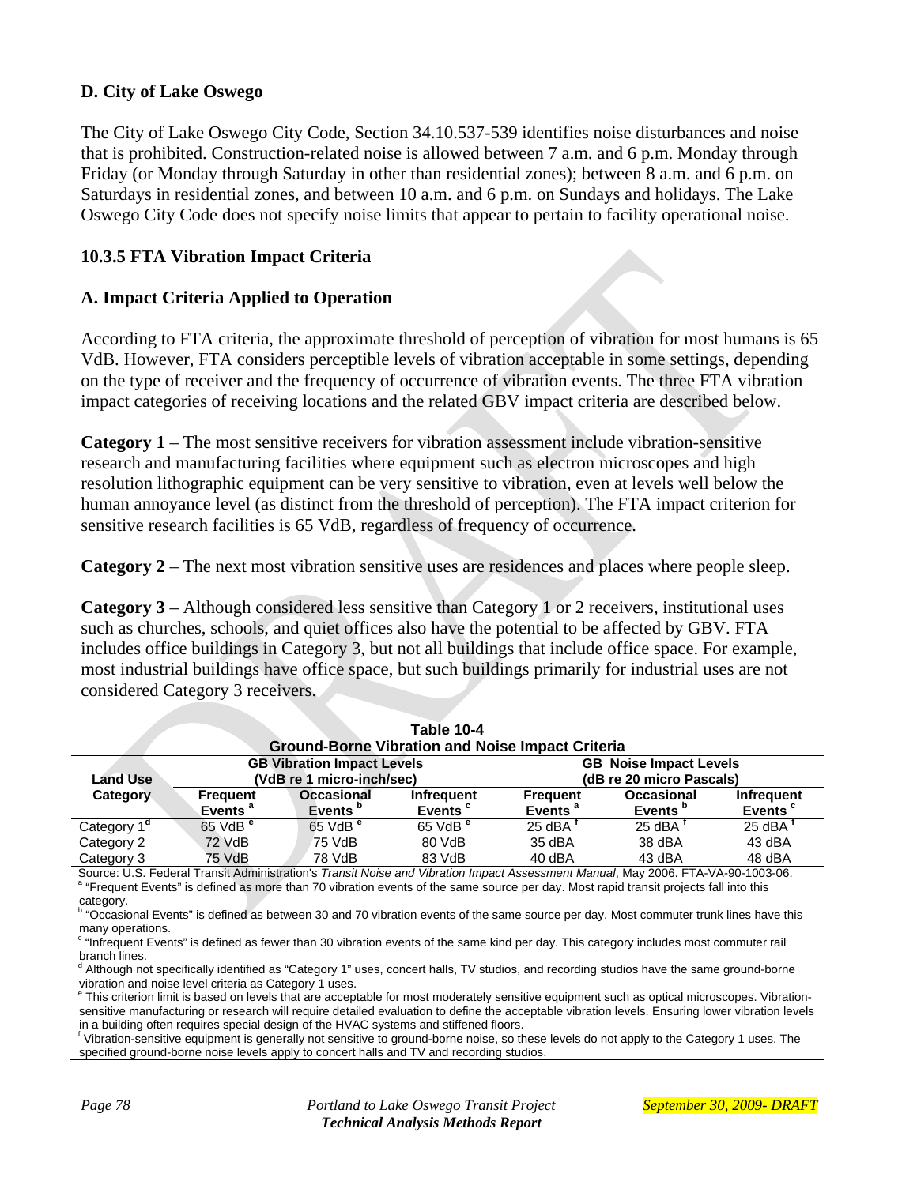### D. City of Lake Oswego

The City of Lake Oswego City Code, Section 34.10.537-539 identifies noise disturbances and noise that is prohibited. Construction-related noise is allowed between 7 a.m. and 6 p.m. Monday through Friday (or Monday through Saturday in other than residential zones); between 8 a.m. and 6 p.m. on Saturdays in residential zones, and between 10 a.m. and 6 p.m. on Sundays and holidays. The Lake Oswego City Code does not specify noise limits that appear to pertain to facility operational noise.

## 10.3.5 FTA Vibration Impact Criteria

### A. Impact Criteria Applied to Operation

According to FTA criteria, the approximate threshold of perception of vibration for most humans is 65 VdB. However, FTA considers perceptible levels of vibration acceptable in some settings, depending on the type of receiver and the frequency of occurrence of vibration events. The three FTA vibration impact categories of receiving locations and the related GBV impact criteria are described below.

**Category 1** – The most sensitive receivers for vibration assessment include vibration-sensitive research and manufacturing facilities where equipment such as electron microscopes and high resolution lithographic equipment can be very sensitive to vibration, even at levels well below the human annoyance level (as distinct from the threshold of perception). The FTA impact criterion for sensitive research facilities is 65 VdB, regardless of frequency of occurrence.

**Category 2** – The next most vibration sensitive uses are residences and places where people sleep.

**Category 3** – Although considered less sensitive than Category 1 or 2 receivers, institutional uses such as churches, schools, and quiet offices also have the potential to be affected by GBV. FTA includes office buildings in Category 3, but not all buildings that include office space. For example, most industrial buildings have office space, but such buildings primarily for industrial uses are not considered Category 3 receivers.

**Table 10-4**
**Ground-Borne Vibration and Noise Impact Criteria**

| Land Use Category | GB Vibration Impact Levels (VdB re 1 micro-inch/sec) | | | GB Noise Impact Levels (dB re 20 micro Pascals) | | |
|---|---|---|---|---|---|---|
| | Frequent Events [a] | Occasional Events [b] | Infrequent Events [c] | Frequent Events [a] | Occasional Events [b] | Infrequent Events [c] |
| Category 1 [d] | 65 VdB [e] | 65 VdB [e] | 65 VdB [e] | 25 dBA [f] | 25 dBA [f] | 25 dBA [f] |
| Category 2 | 72 VdB | 75 VdB | 80 VdB | 35 dBA | 38 dBA | 43 dBA |
| Category 3 | 75 VdB | 78 VdB | 83 VdB | 40 dBA | 43 dBA | 48 dBA |

Source: U.S. Federal Transit Administration's *Transit Noise and Vibration Impact Assessment Manual*, May 2006. FTA-VA-90-1003-06.

[a] "Frequent Events" is defined as more than 70 vibration events of the same source per day. Most rapid transit projects fall into this category.

[b] "Occasional Events" is defined as between 30 and 70 vibration events of the same source per day. Most commuter trunk lines have this many operations.

[c] "Infrequent Events" is defined as fewer than 30 vibration events of the same kind per day. This category includes most commuter rail branch lines.

[d] Although not specifically identified as "Category 1" uses, concert halls, TV studios, and recording studios have the same ground-borne vibration and noise level criteria as Category 1 uses.

[e] This criterion limit is based on levels that are acceptable for most moderately sensitive equipment such as optical microscopes. Vibration-sensitive manufacturing or research will require detailed evaluation to define the acceptable vibration levels. Ensuring lower vibration levels in a building often requires special design of the HVAC systems and stiffened floors.

[f] Vibration-sensitive equipment is generally not sensitive to ground-borne noise, so these levels do not apply to the Category 1 uses. The specified ground-borne noise levels apply to concert halls and TV and recording studios.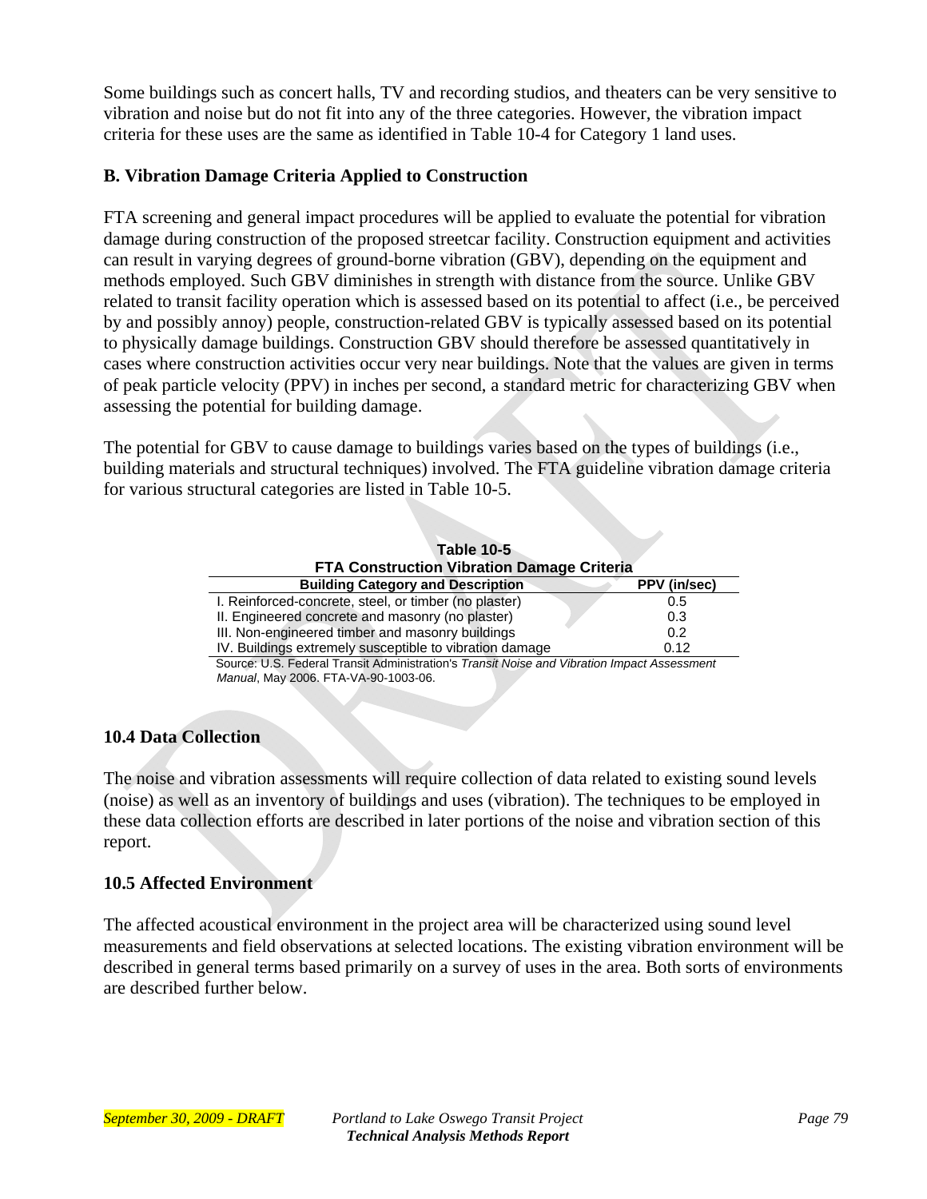Some buildings such as concert halls, TV and recording studios, and theaters can be very sensitive to vibration and noise but do not fit into any of the three categories. However, the vibration impact criteria for these uses are the same as identified in Table 10-4 for Category 1 land uses.

**B. Vibration Damage Criteria Applied to Construction**

FTA screening and general impact procedures will be applied to evaluate the potential for vibration damage during construction of the proposed streetcar facility. Construction equipment and activities can result in varying degrees of ground-borne vibration (GBV), depending on the equipment and methods employed. Such GBV diminishes in strength with distance from the source. Unlike GBV related to transit facility operation which is assessed based on its potential to affect (i.e., be perceived by and possibly annoy) people, construction-related GBV is typically assessed based on its potential to physically damage buildings. Construction GBV should therefore be assessed quantitatively in cases where construction activities occur very near buildings. Note that the values are given in terms of peak particle velocity (PPV) in inches per second, a standard metric for characterizing GBV when assessing the potential for building damage.

The potential for GBV to cause damage to buildings varies based on the types of buildings (i.e., building materials and structural techniques) involved. The FTA guideline vibration damage criteria for various structural categories are listed in Table 10-5.

**Table 10-5**
**FTA Construction Vibration Damage Criteria**

| Building Category and Description | PPV (in/sec) |
|---|---|
| I. Reinforced-concrete, steel, or timber (no plaster) | 0.5 |
| II. Engineered concrete and masonry (no plaster) | 0.3 |
| III. Non-engineered timber and masonry buildings | 0.2 |
| IV. Buildings extremely susceptible to vibration damage | 0.12 |

Source: U.S. Federal Transit Administration's *Transit Noise and Vibration Impact Assessment Manual*, May 2006. FTA-VA-90-1003-06.

## 10.4 Data Collection

The noise and vibration assessments will require collection of data related to existing sound levels (noise) as well as an inventory of buildings and uses (vibration). The techniques to be employed in these data collection efforts are described in later portions of the noise and vibration section of this report.

## 10.5 Affected Environment

The affected acoustical environment in the project area will be characterized using sound level measurements and field observations at selected locations. The existing vibration environment will be described in general terms based primarily on a survey of uses in the area. Both sorts of environments are described further below.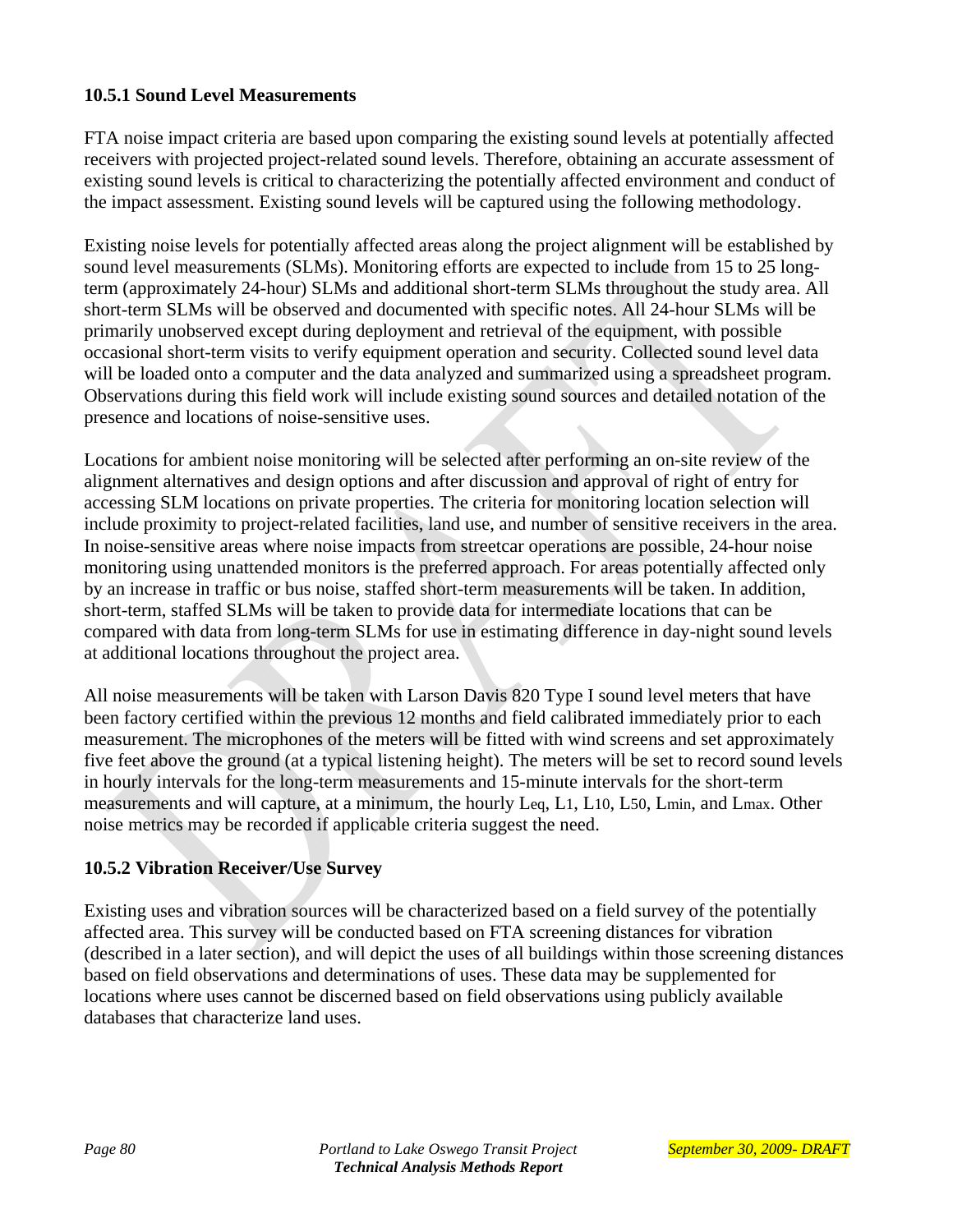### 10.5.1 Sound Level Measurements

FTA noise impact criteria are based upon comparing the existing sound levels at potentially affected receivers with projected project-related sound levels. Therefore, obtaining an accurate assessment of existing sound levels is critical to characterizing the potentially affected environment and conduct of the impact assessment. Existing sound levels will be captured using the following methodology.

Existing noise levels for potentially affected areas along the project alignment will be established by sound level measurements (SLMs). Monitoring efforts are expected to include from 15 to 25 long-term (approximately 24-hour) SLMs and additional short-term SLMs throughout the study area. All short-term SLMs will be observed and documented with specific notes. All 24-hour SLMs will be primarily unobserved except during deployment and retrieval of the equipment, with possible occasional short-term visits to verify equipment operation and security. Collected sound level data will be loaded onto a computer and the data analyzed and summarized using a spreadsheet program. Observations during this field work will include existing sound sources and detailed notation of the presence and locations of noise-sensitive uses.

Locations for ambient noise monitoring will be selected after performing an on-site review of the alignment alternatives and design options and after discussion and approval of right of entry for accessing SLM locations on private properties. The criteria for monitoring location selection will include proximity to project-related facilities, land use, and number of sensitive receivers in the area. In noise-sensitive areas where noise impacts from streetcar operations are possible, 24-hour noise monitoring using unattended monitors is the preferred approach. For areas potentially affected only by an increase in traffic or bus noise, staffed short-term measurements will be taken. In addition, short-term, staffed SLMs will be taken to provide data for intermediate locations that can be compared with data from long-term SLMs for use in estimating difference in day-night sound levels at additional locations throughout the project area.

All noise measurements will be taken with Larson Davis 820 Type I sound level meters that have been factory certified within the previous 12 months and field calibrated immediately prior to each measurement. The microphones of the meters will be fitted with wind screens and set approximately five feet above the ground (at a typical listening height). The meters will be set to record sound levels in hourly intervals for the long-term measurements and 15-minute intervals for the short-term measurements and will capture, at a minimum, the hourly $L_{eq}$, $L_1$, $L_{10}$, $L_{50}$, $L_{min}$, and $L_{max}$. Other noise metrics may be recorded if applicable criteria suggest the need.

### 10.5.2 Vibration Receiver/Use Survey

Existing uses and vibration sources will be characterized based on a field survey of the potentially affected area. This survey will be conducted based on FTA screening distances for vibration (described in a later section), and will depict the uses of all buildings within those screening distances based on field observations and determinations of uses. These data may be supplemented for locations where uses cannot be discerned based on field observations using publicly available databases that characterize land uses.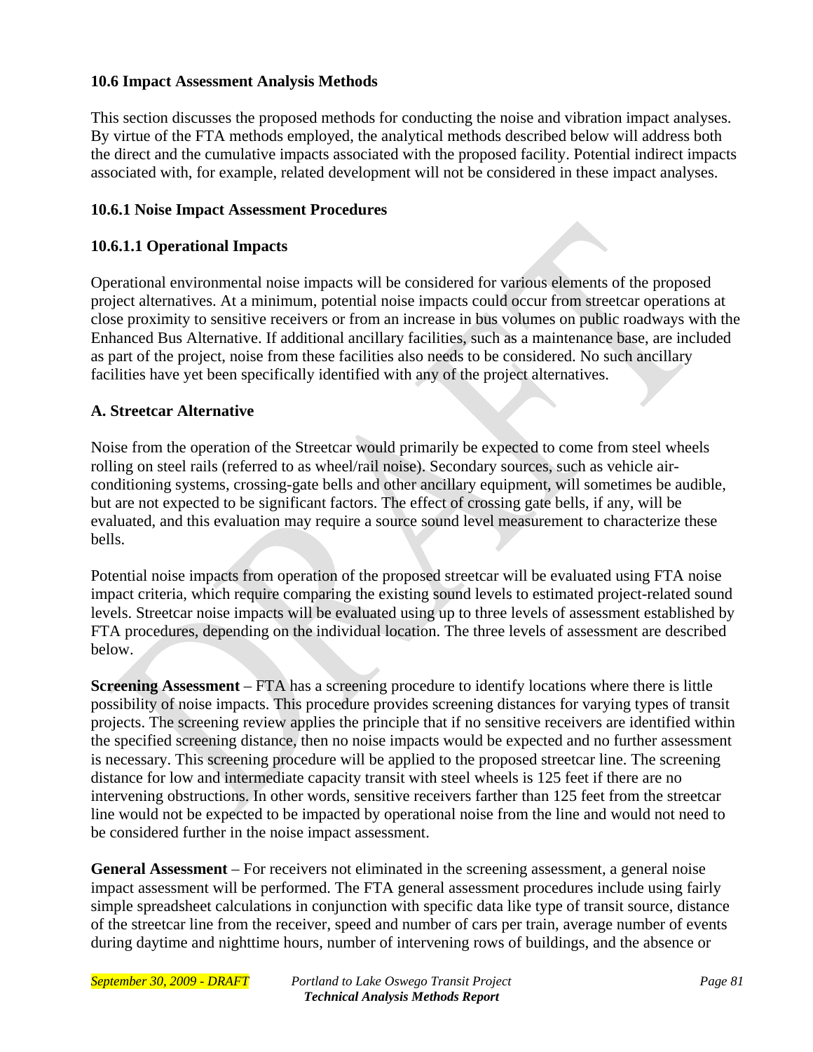### 10.6 Impact Assessment Analysis Methods

This section discusses the proposed methods for conducting the noise and vibration impact analyses. By virtue of the FTA methods employed, the analytical methods described below will address both the direct and the cumulative impacts associated with the proposed facility. Potential indirect impacts associated with, for example, related development will not be considered in these impact analyses.

#### 10.6.1 Noise Impact Assessment Procedures

##### 10.6.1.1 Operational Impacts

Operational environmental noise impacts will be considered for various elements of the proposed project alternatives. At a minimum, potential noise impacts could occur from streetcar operations at close proximity to sensitive receivers or from an increase in bus volumes on public roadways with the Enhanced Bus Alternative. If additional ancillary facilities, such as a maintenance base, are included as part of the project, noise from these facilities also needs to be considered. No such ancillary facilities have yet been specifically identified with any of the project alternatives.

**A. Streetcar Alternative**

Noise from the operation of the Streetcar would primarily be expected to come from steel wheels rolling on steel rails (referred to as wheel/rail noise). Secondary sources, such as vehicle air-conditioning systems, crossing-gate bells and other ancillary equipment, will sometimes be audible, but are not expected to be significant factors. The effect of crossing gate bells, if any, will be evaluated, and this evaluation may require a source sound level measurement to characterize these bells.

Potential noise impacts from operation of the proposed streetcar will be evaluated using FTA noise impact criteria, which require comparing the existing sound levels to estimated project-related sound levels. Streetcar noise impacts will be evaluated using up to three levels of assessment established by FTA procedures, depending on the individual location. The three levels of assessment are described below.

**Screening Assessment** – FTA has a screening procedure to identify locations where there is little possibility of noise impacts. This procedure provides screening distances for varying types of transit projects. The screening review applies the principle that if no sensitive receivers are identified within the specified screening distance, then no noise impacts would be expected and no further assessment is necessary. This screening procedure will be applied to the proposed streetcar line. The screening distance for low and intermediate capacity transit with steel wheels is 125 feet if there are no intervening obstructions. In other words, sensitive receivers farther than 125 feet from the streetcar line would not be expected to be impacted by operational noise from the line and would not need to be considered further in the noise impact assessment.

**General Assessment** – For receivers not eliminated in the screening assessment, a general noise impact assessment will be performed. The FTA general assessment procedures include using fairly simple spreadsheet calculations in conjunction with specific data like type of transit source, distance of the streetcar line from the receiver, speed and number of cars per train, average number of events during daytime and nighttime hours, number of intervening rows of buildings, and the absence or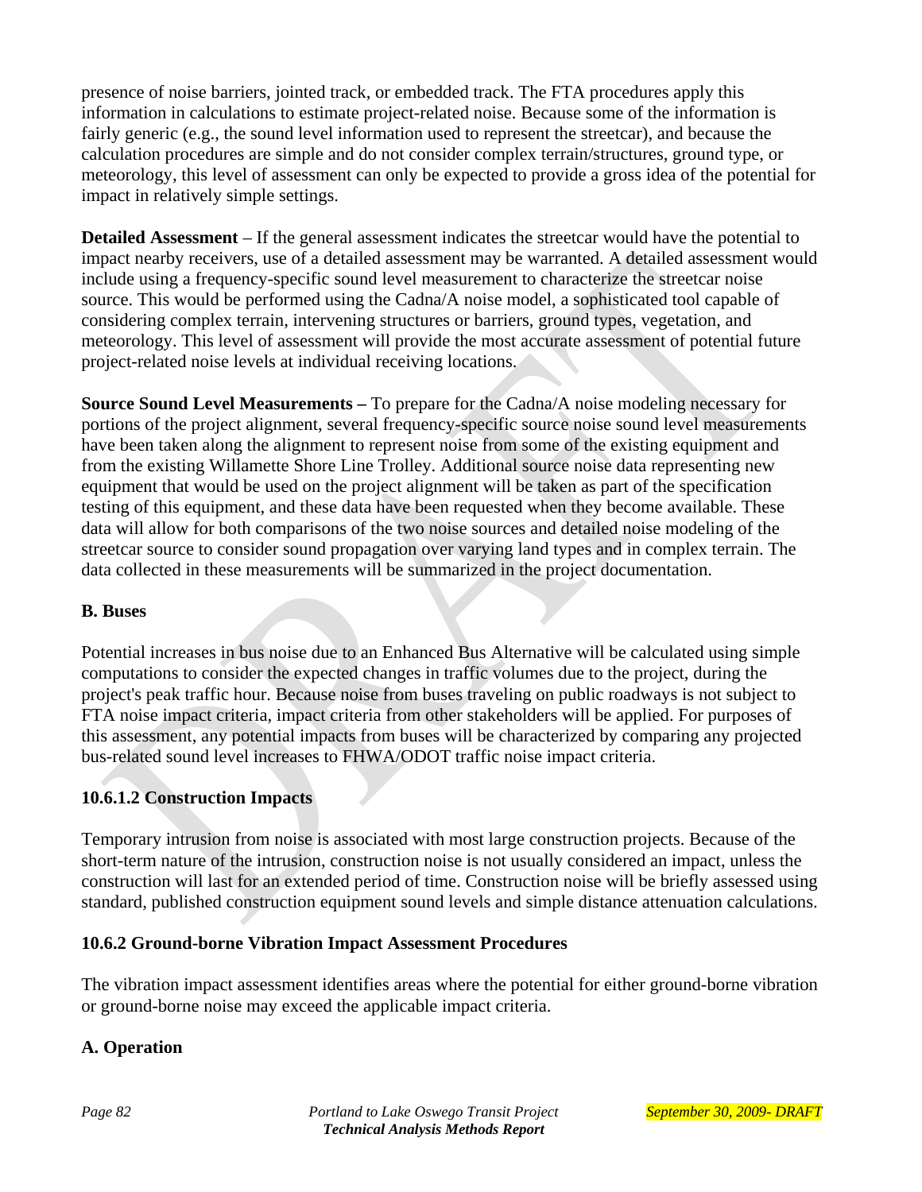presence of noise barriers, jointed track, or embedded track. The FTA procedures apply this information in calculations to estimate project-related noise. Because some of the information is fairly generic (e.g., the sound level information used to represent the streetcar), and because the calculation procedures are simple and do not consider complex terrain/structures, ground type, or meteorology, this level of assessment can only be expected to provide a gross idea of the potential for impact in relatively simple settings.

**Detailed Assessment** – If the general assessment indicates the streetcar would have the potential to impact nearby receivers, use of a detailed assessment may be warranted. A detailed assessment would include using a frequency-specific sound level measurement to characterize the streetcar noise source. This would be performed using the Cadna/A noise model, a sophisticated tool capable of considering complex terrain, intervening structures or barriers, ground types, vegetation, and meteorology. This level of assessment will provide the most accurate assessment of potential future project-related noise levels at individual receiving locations.

**Source Sound Level Measurements –** To prepare for the Cadna/A noise modeling necessary for portions of the project alignment, several frequency-specific source noise sound level measurements have been taken along the alignment to represent noise from some of the existing equipment and from the existing Willamette Shore Line Trolley. Additional source noise data representing new equipment that would be used on the project alignment will be taken as part of the specification testing of this equipment, and these data have been requested when they become available. These data will allow for both comparisons of the two noise sources and detailed noise modeling of the streetcar source to consider sound propagation over varying land types and in complex terrain. The data collected in these measurements will be summarized in the project documentation.

### B. Buses

Potential increases in bus noise due to an Enhanced Bus Alternative will be calculated using simple computations to consider the expected changes in traffic volumes due to the project, during the project's peak traffic hour. Because noise from buses traveling on public roadways is not subject to FTA noise impact criteria, impact criteria from other stakeholders will be applied. For purposes of this assessment, any potential impacts from buses will be characterized by comparing any projected bus-related sound level increases to FHWA/ODOT traffic noise impact criteria.

### 10.6.1.2 Construction Impacts

Temporary intrusion from noise is associated with most large construction projects. Because of the short-term nature of the intrusion, construction noise is not usually considered an impact, unless the construction will last for an extended period of time. Construction noise will be briefly assessed using standard, published construction equipment sound levels and simple distance attenuation calculations.

## 10.6.2 Ground-borne Vibration Impact Assessment Procedures

The vibration impact assessment identifies areas where the potential for either ground-borne vibration or ground-borne noise may exceed the applicable impact criteria.

### A. Operation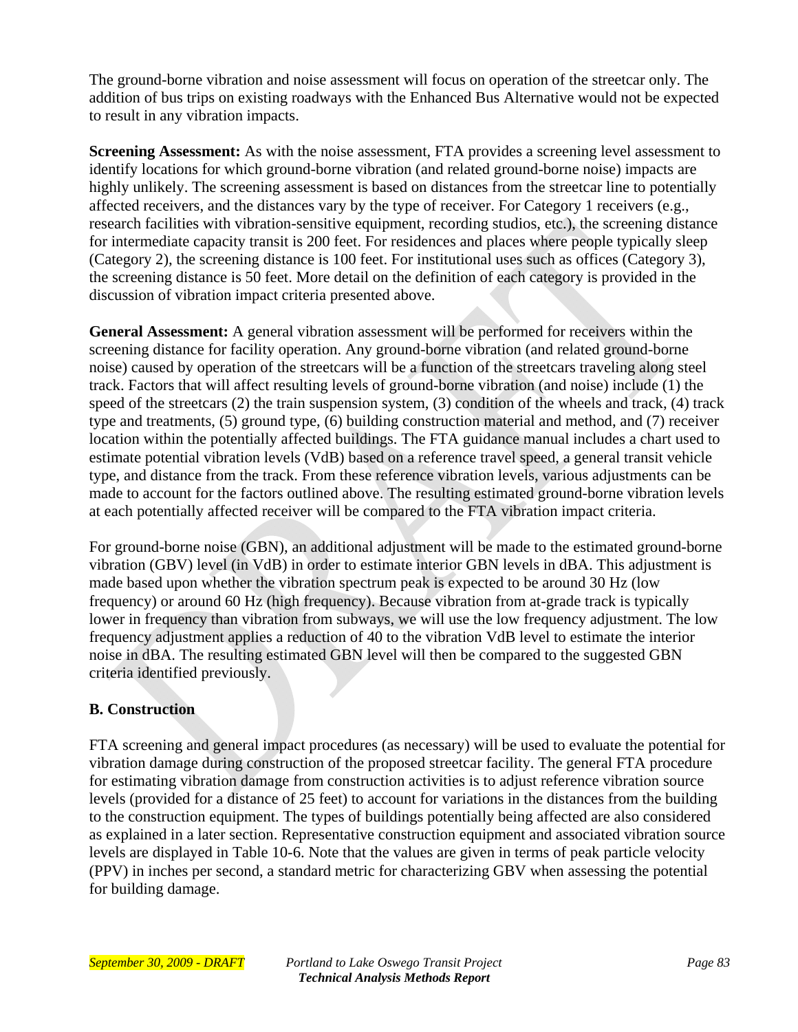The ground-borne vibration and noise assessment will focus on operation of the streetcar only. The addition of bus trips on existing roadways with the Enhanced Bus Alternative would not be expected to result in any vibration impacts.

**Screening Assessment:** As with the noise assessment, FTA provides a screening level assessment to identify locations for which ground-borne vibration (and related ground-borne noise) impacts are highly unlikely. The screening assessment is based on distances from the streetcar line to potentially affected receivers, and the distances vary by the type of receiver. For Category 1 receivers (e.g., research facilities with vibration-sensitive equipment, recording studios, etc.), the screening distance for intermediate capacity transit is 200 feet. For residences and places where people typically sleep (Category 2), the screening distance is 100 feet. For institutional uses such as offices (Category 3), the screening distance is 50 feet. More detail on the definition of each category is provided in the discussion of vibration impact criteria presented above.

**General Assessment:** A general vibration assessment will be performed for receivers within the screening distance for facility operation. Any ground-borne vibration (and related ground-borne noise) caused by operation of the streetcars will be a function of the streetcars traveling along steel track. Factors that will affect resulting levels of ground-borne vibration (and noise) include (1) the speed of the streetcars (2) the train suspension system, (3) condition of the wheels and track, (4) track type and treatments, (5) ground type, (6) building construction material and method, and (7) receiver location within the potentially affected buildings. The FTA guidance manual includes a chart used to estimate potential vibration levels (VdB) based on a reference travel speed, a general transit vehicle type, and distance from the track. From these reference vibration levels, various adjustments can be made to account for the factors outlined above. The resulting estimated ground-borne vibration levels at each potentially affected receiver will be compared to the FTA vibration impact criteria.

For ground-borne noise (GBN), an additional adjustment will be made to the estimated ground-borne vibration (GBV) level (in VdB) in order to estimate interior GBN levels in dBA. This adjustment is made based upon whether the vibration spectrum peak is expected to be around 30 Hz (low frequency) or around 60 Hz (high frequency). Because vibration from at-grade track is typically lower in frequency than vibration from subways, we will use the low frequency adjustment. The low frequency adjustment applies a reduction of 40 to the vibration VdB level to estimate the interior noise in dBA. The resulting estimated GBN level will then be compared to the suggested GBN criteria identified previously.

### B. Construction

FTA screening and general impact procedures (as necessary) will be used to evaluate the potential for vibration damage during construction of the proposed streetcar facility. The general FTA procedure for estimating vibration damage from construction activities is to adjust reference vibration source levels (provided for a distance of 25 feet) to account for variations in the distances from the building to the construction equipment. The types of buildings potentially being affected are also considered as explained in a later section. Representative construction equipment and associated vibration source levels are displayed in Table 10-6. Note that the values are given in terms of peak particle velocity (PPV) in inches per second, a standard metric for characterizing GBV when assessing the potential for building damage.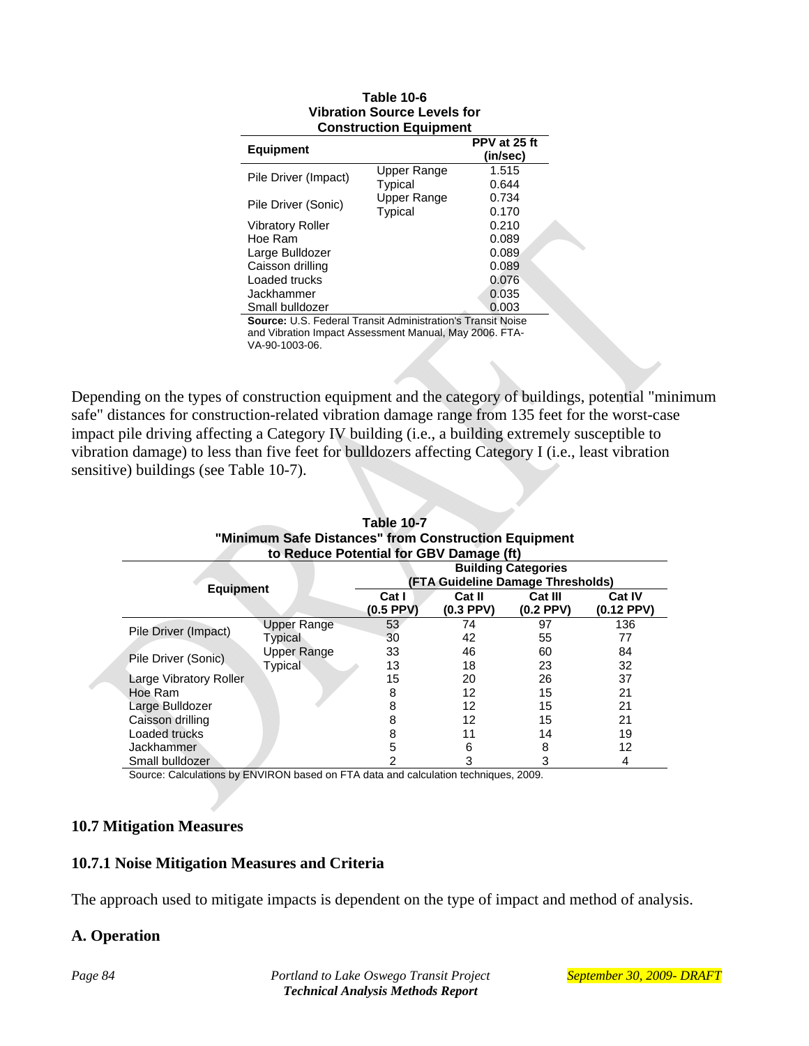**Table 10-6**
**Vibration Source Levels for Construction Equipment**

| Equipment | | PPV at 25 ft (in/sec) |
|---|---|---|
| Pile Driver (Impact) | Upper Range | 1.515 |
| | Typical | 0.644 |
| Pile Driver (Sonic) | Upper Range | 0.734 |
| | Typical | 0.170 |
| Vibratory Roller | | 0.210 |
| Hoe Ram | | 0.089 |
| Large Bulldozer | | 0.089 |
| Caisson drilling | | 0.089 |
| Loaded trucks | | 0.076 |
| Jackhammer | | 0.035 |
| Small bulldozer | | 0.003 |

**Source:** U.S. Federal Transit Administration's Transit Noise and Vibration Impact Assessment Manual, May 2006. FTA-VA-90-1003-06.

Depending on the types of construction equipment and the category of buildings, potential "minimum safe" distances for construction-related vibration damage range from 135 feet for the worst-case impact pile driving affecting a Category IV building (i.e., a building extremely susceptible to vibration damage) to less than five feet for bulldozers affecting Category I (i.e., least vibration sensitive) buildings (see Table 10-7).

**Table 10-7**
**"Minimum Safe Distances" from Construction Equipment to Reduce Potential for GBV Damage (ft)**

| Equipment | | Building Categories (FTA Guideline Damage Thresholds) | | | |
|---|---|---|---|---|---|
| | | Cat I (0.5 PPV) | Cat II (0.3 PPV) | Cat III (0.2 PPV) | Cat IV (0.12 PPV) |
| Pile Driver (Impact) | Upper Range | 53 | 74 | 97 | 136 |
| | Typical | 30 | 42 | 55 | 77 |
| Pile Driver (Sonic) | Upper Range | 33 | 46 | 60 | 84 |
| | Typical | 13 | 18 | 23 | 32 |
| Large Vibratory Roller | | 15 | 20 | 26 | 37 |
| Hoe Ram | | 8 | 12 | 15 | 21 |
| Large Bulldozer | | 8 | 12 | 15 | 21 |
| Caisson drilling | | 8 | 12 | 15 | 21 |
| Loaded trucks | | 8 | 11 | 14 | 19 |
| Jackhammer | | 5 | 6 | 8 | 12 |
| Small bulldozer | | 2 | 3 | 3 | 4 |

Source: Calculations by ENVIRON based on FTA data and calculation techniques, 2009.

## 10.7 Mitigation Measures

### 10.7.1 Noise Mitigation Measures and Criteria

The approach used to mitigate impacts is dependent on the type of impact and method of analysis.

### A. Operation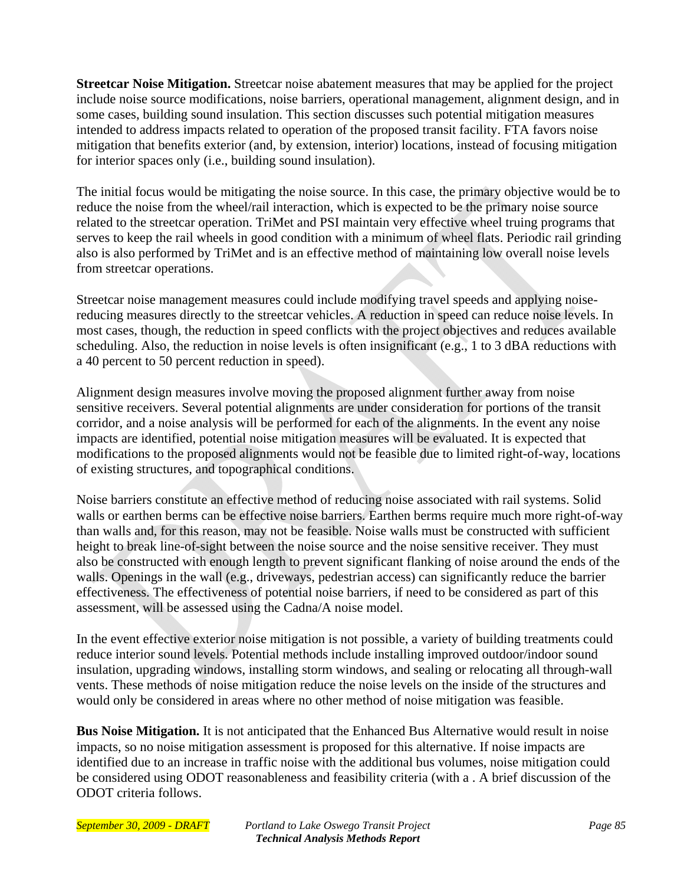**Streetcar Noise Mitigation.** Streetcar noise abatement measures that may be applied for the project include noise source modifications, noise barriers, operational management, alignment design, and in some cases, building sound insulation. This section discusses such potential mitigation measures intended to address impacts related to operation of the proposed transit facility. FTA favors noise mitigation that benefits exterior (and, by extension, interior) locations, instead of focusing mitigation for interior spaces only (i.e., building sound insulation).

The initial focus would be mitigating the noise source. In this case, the primary objective would be to reduce the noise from the wheel/rail interaction, which is expected to be the primary noise source related to the streetcar operation. TriMet and PSI maintain very effective wheel truing programs that serves to keep the rail wheels in good condition with a minimum of wheel flats. Periodic rail grinding also is also performed by TriMet and is an effective method of maintaining low overall noise levels from streetcar operations.

Streetcar noise management measures could include modifying travel speeds and applying noise-reducing measures directly to the streetcar vehicles. A reduction in speed can reduce noise levels. In most cases, though, the reduction in speed conflicts with the project objectives and reduces available scheduling. Also, the reduction in noise levels is often insignificant (e.g., 1 to 3 dBA reductions with a 40 percent to 50 percent reduction in speed).

Alignment design measures involve moving the proposed alignment further away from noise sensitive receivers. Several potential alignments are under consideration for portions of the transit corridor, and a noise analysis will be performed for each of the alignments. In the event any noise impacts are identified, potential noise mitigation measures will be evaluated. It is expected that modifications to the proposed alignments would not be feasible due to limited right-of-way, locations of existing structures, and topographical conditions.

Noise barriers constitute an effective method of reducing noise associated with rail systems. Solid walls or earthen berms can be effective noise barriers. Earthen berms require much more right-of-way than walls and, for this reason, may not be feasible. Noise walls must be constructed with sufficient height to break line-of-sight between the noise source and the noise sensitive receiver. They must also be constructed with enough length to prevent significant flanking of noise around the ends of the walls. Openings in the wall (e.g., driveways, pedestrian access) can significantly reduce the barrier effectiveness. The effectiveness of potential noise barriers, if need to be considered as part of this assessment, will be assessed using the Cadna/A noise model.

In the event effective exterior noise mitigation is not possible, a variety of building treatments could reduce interior sound levels. Potential methods include installing improved outdoor/indoor sound insulation, upgrading windows, installing storm windows, and sealing or relocating all through-wall vents. These methods of noise mitigation reduce the noise levels on the inside of the structures and would only be considered in areas where no other method of noise mitigation was feasible.

**Bus Noise Mitigation.** It is not anticipated that the Enhanced Bus Alternative would result in noise impacts, so no noise mitigation assessment is proposed for this alternative. If noise impacts are identified due to an increase in traffic noise with the additional bus volumes, noise mitigation could be considered using ODOT reasonableness and feasibility criteria (with a . A brief discussion of the ODOT criteria follows.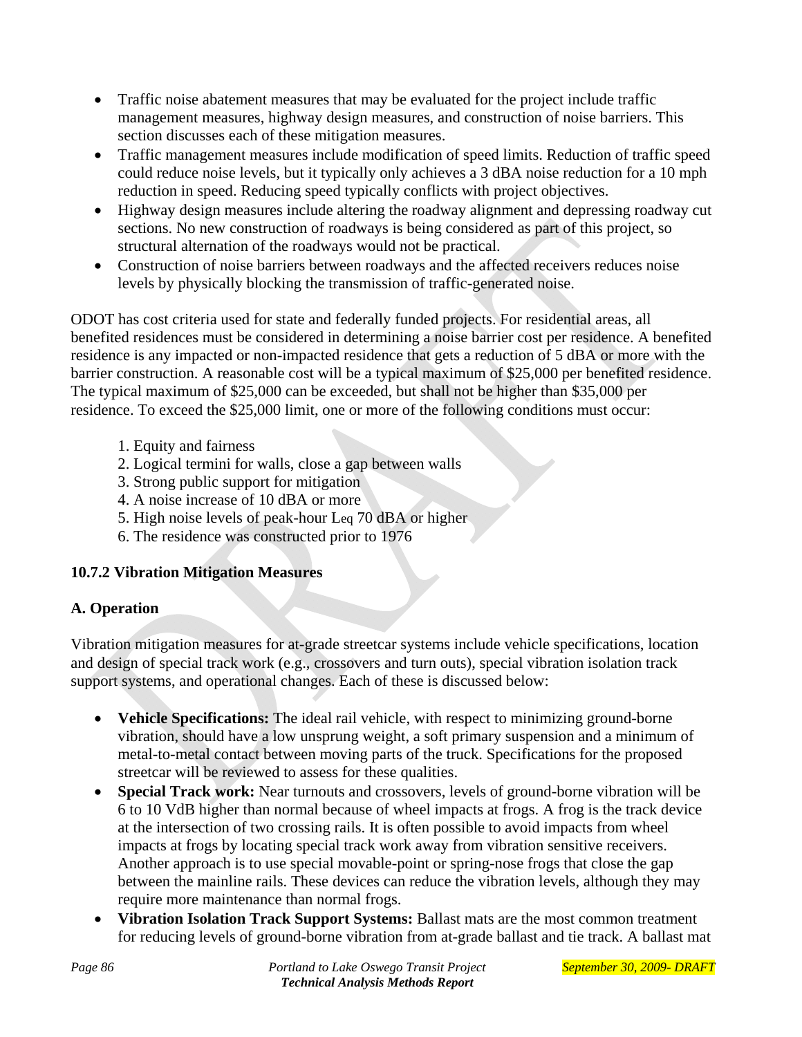- Traffic noise abatement measures that may be evaluated for the project include traffic management measures, highway design measures, and construction of noise barriers. This section discusses each of these mitigation measures.
- Traffic management measures include modification of speed limits. Reduction of traffic speed could reduce noise levels, but it typically only achieves a 3 dBA noise reduction for a 10 mph reduction in speed. Reducing speed typically conflicts with project objectives.
- Highway design measures include altering the roadway alignment and depressing roadway cut sections. No new construction of roadways is being considered as part of this project, so structural alternation of the roadways would not be practical.
- Construction of noise barriers between roadways and the affected receivers reduces noise levels by physically blocking the transmission of traffic-generated noise.

ODOT has cost criteria used for state and federally funded projects. For residential areas, all benefited residences must be considered in determining a noise barrier cost per residence. A benefited residence is any impacted or non-impacted residence that gets a reduction of 5 dBA or more with the barrier construction. A reasonable cost will be a typical maximum of $25,000 per benefited residence. The typical maximum of $25,000 can be exceeded, but shall not be higher than $35,000 per residence. To exceed the $25,000 limit, one or more of the following conditions must occur:

1. Equity and fairness
2. Logical termini for walls, close a gap between walls
3. Strong public support for mitigation
4. A noise increase of 10 dBA or more
5. High noise levels of peak-hour $L_{eq}$ 70 dBA or higher
6. The residence was constructed prior to 1976

### 10.7.2 Vibration Mitigation Measures

#### A. Operation

Vibration mitigation measures for at-grade streetcar systems include vehicle specifications, location and design of special track work (e.g., crossovers and turn outs), special vibration isolation track support systems, and operational changes. Each of these is discussed below:

- **Vehicle Specifications:** The ideal rail vehicle, with respect to minimizing ground-borne vibration, should have a low unsprung weight, a soft primary suspension and a minimum of metal-to-metal contact between moving parts of the truck. Specifications for the proposed streetcar will be reviewed to assess for these qualities.
- **Special Track work:** Near turnouts and crossovers, levels of ground-borne vibration will be 6 to 10 VdB higher than normal because of wheel impacts at frogs. A frog is the track device at the intersection of two crossing rails. It is often possible to avoid impacts from wheel impacts at frogs by locating special track work away from vibration sensitive receivers. Another approach is to use special movable-point or spring-nose frogs that close the gap between the mainline rails. These devices can reduce the vibration levels, although they may require more maintenance than normal frogs.
- **Vibration Isolation Track Support Systems:** Ballast mats are the most common treatment for reducing levels of ground-borne vibration from at-grade ballast and tie track. A ballast mat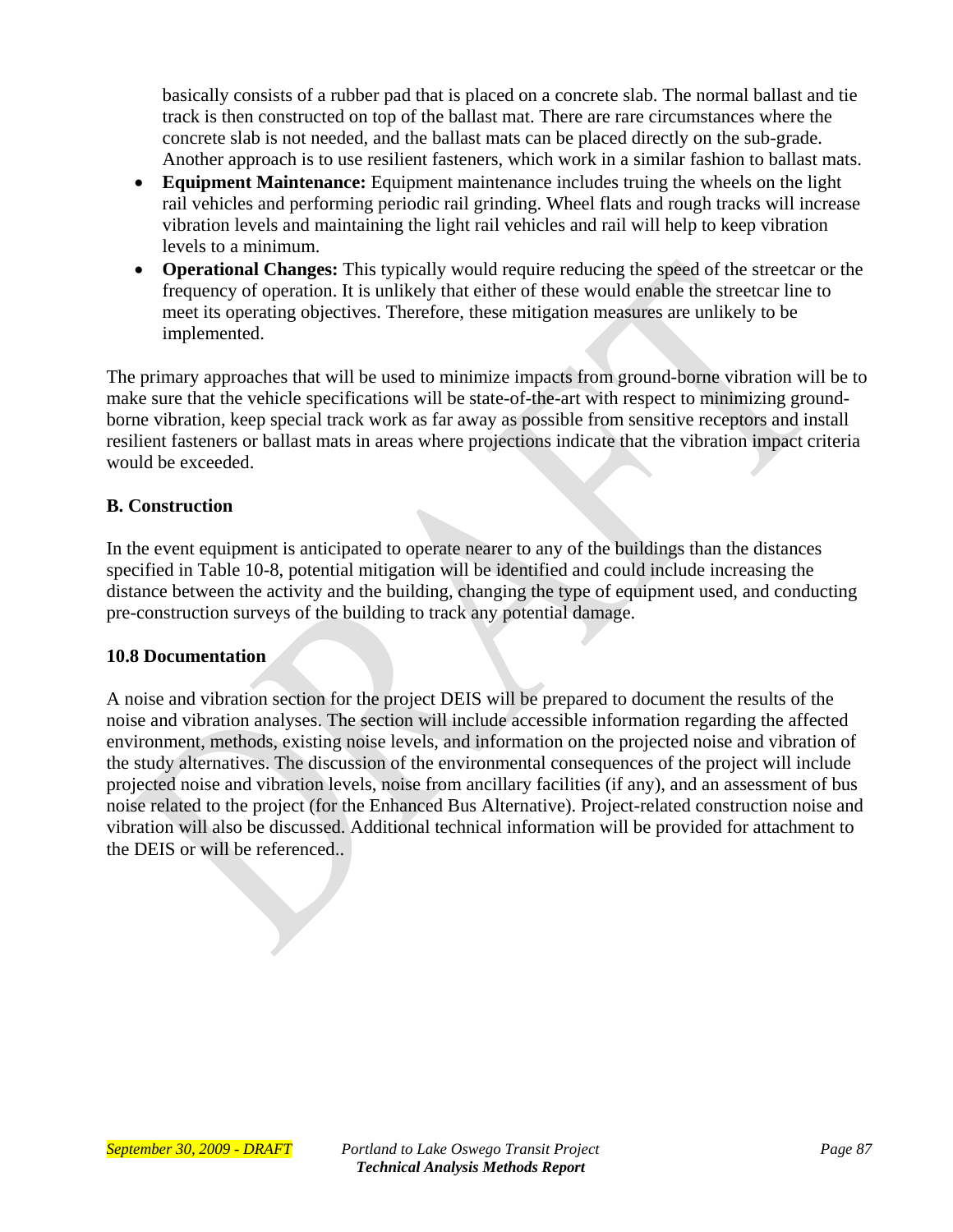basically consists of a rubber pad that is placed on a concrete slab. The normal ballast and tie track is then constructed on top of the ballast mat. There are rare circumstances where the concrete slab is not needed, and the ballast mats can be placed directly on the sub-grade. Another approach is to use resilient fasteners, which work in a similar fashion to ballast mats.

- **Equipment Maintenance:** Equipment maintenance includes truing the wheels on the light rail vehicles and performing periodic rail grinding. Wheel flats and rough tracks will increase vibration levels and maintaining the light rail vehicles and rail will help to keep vibration levels to a minimum.
- **Operational Changes:** This typically would require reducing the speed of the streetcar or the frequency of operation. It is unlikely that either of these would enable the streetcar line to meet its operating objectives. Therefore, these mitigation measures are unlikely to be implemented.

The primary approaches that will be used to minimize impacts from ground-borne vibration will be to make sure that the vehicle specifications will be state-of-the-art with respect to minimizing ground-borne vibration, keep special track work as far away as possible from sensitive receptors and install resilient fasteners or ballast mats in areas where projections indicate that the vibration impact criteria would be exceeded.

**B. Construction**

In the event equipment is anticipated to operate nearer to any of the buildings than the distances specified in Table 10-8, potential mitigation will be identified and could include increasing the distance between the activity and the building, changing the type of equipment used, and conducting pre-construction surveys of the building to track any potential damage.

### 10.8 Documentation

A noise and vibration section for the project DEIS will be prepared to document the results of the noise and vibration analyses. The section will include accessible information regarding the affected environment, methods, existing noise levels, and information on the projected noise and vibration of the study alternatives. The discussion of the environmental consequences of the project will include projected noise and vibration levels, noise from ancillary facilities (if any), and an assessment of bus noise related to the project (for the Enhanced Bus Alternative). Project-related construction noise and vibration will also be discussed. Additional technical information will be provided for attachment to the DEIS or will be referenced..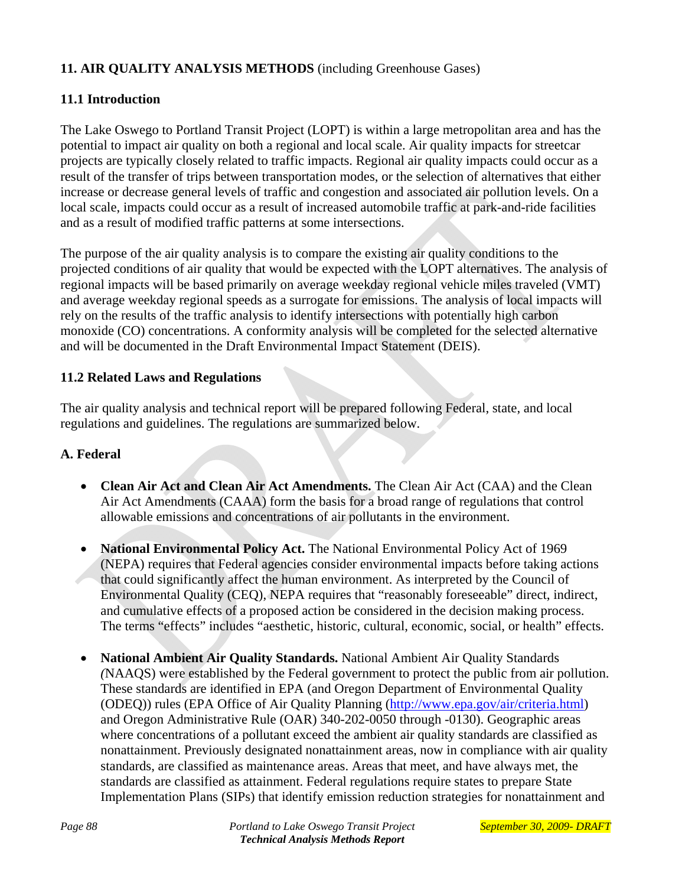## 11. AIR QUALITY ANALYSIS METHODS (including Greenhouse Gases)

### 11.1 Introduction

The Lake Oswego to Portland Transit Project (LOPT) is within a large metropolitan area and has the potential to impact air quality on both a regional and local scale. Air quality impacts for streetcar projects are typically closely related to traffic impacts. Regional air quality impacts could occur as a result of the transfer of trips between transportation modes, or the selection of alternatives that either increase or decrease general levels of traffic and congestion and associated air pollution levels. On a local scale, impacts could occur as a result of increased automobile traffic at park-and-ride facilities and as a result of modified traffic patterns at some intersections.

The purpose of the air quality analysis is to compare the existing air quality conditions to the projected conditions of air quality that would be expected with the LOPT alternatives. The analysis of regional impacts will be based primarily on average weekday regional vehicle miles traveled (VMT) and average weekday regional speeds as a surrogate for emissions. The analysis of local impacts will rely on the results of the traffic analysis to identify intersections with potentially high carbon monoxide (CO) concentrations. A conformity analysis will be completed for the selected alternative and will be documented in the Draft Environmental Impact Statement (DEIS).

### 11.2 Related Laws and Regulations

The air quality analysis and technical report will be prepared following Federal, state, and local regulations and guidelines. The regulations are summarized below.

#### A. Federal

- **Clean Air Act and Clean Air Act Amendments.** The Clean Air Act (CAA) and the Clean Air Act Amendments (CAAA) form the basis for a broad range of regulations that control allowable emissions and concentrations of air pollutants in the environment.

- **National Environmental Policy Act.** The National Environmental Policy Act of 1969 (NEPA) requires that Federal agencies consider environmental impacts before taking actions that could significantly affect the human environment. As interpreted by the Council of Environmental Quality (CEQ), NEPA requires that "reasonably foreseeable" direct, indirect, and cumulative effects of a proposed action be considered in the decision making process. The terms "effects" includes "aesthetic, historic, cultural, economic, social, or health" effects.

- **National Ambient Air Quality Standards.** National Ambient Air Quality Standards (NAAQS) were established by the Federal government to protect the public from air pollution. These standards are identified in EPA (and Oregon Department of Environmental Quality (ODEQ)) rules (EPA Office of Air Quality Planning (http://www.epa.gov/air/criteria.html) and Oregon Administrative Rule (OAR) 340-202-0050 through -0130). Geographic areas where concentrations of a pollutant exceed the ambient air quality standards are classified as nonattainment. Previously designated nonattainment areas, now in compliance with air quality standards, are classified as maintenance areas. Areas that meet, and have always met, the standards are classified as attainment. Federal regulations require states to prepare State Implementation Plans (SIPs) that identify emission reduction strategies for nonattainment and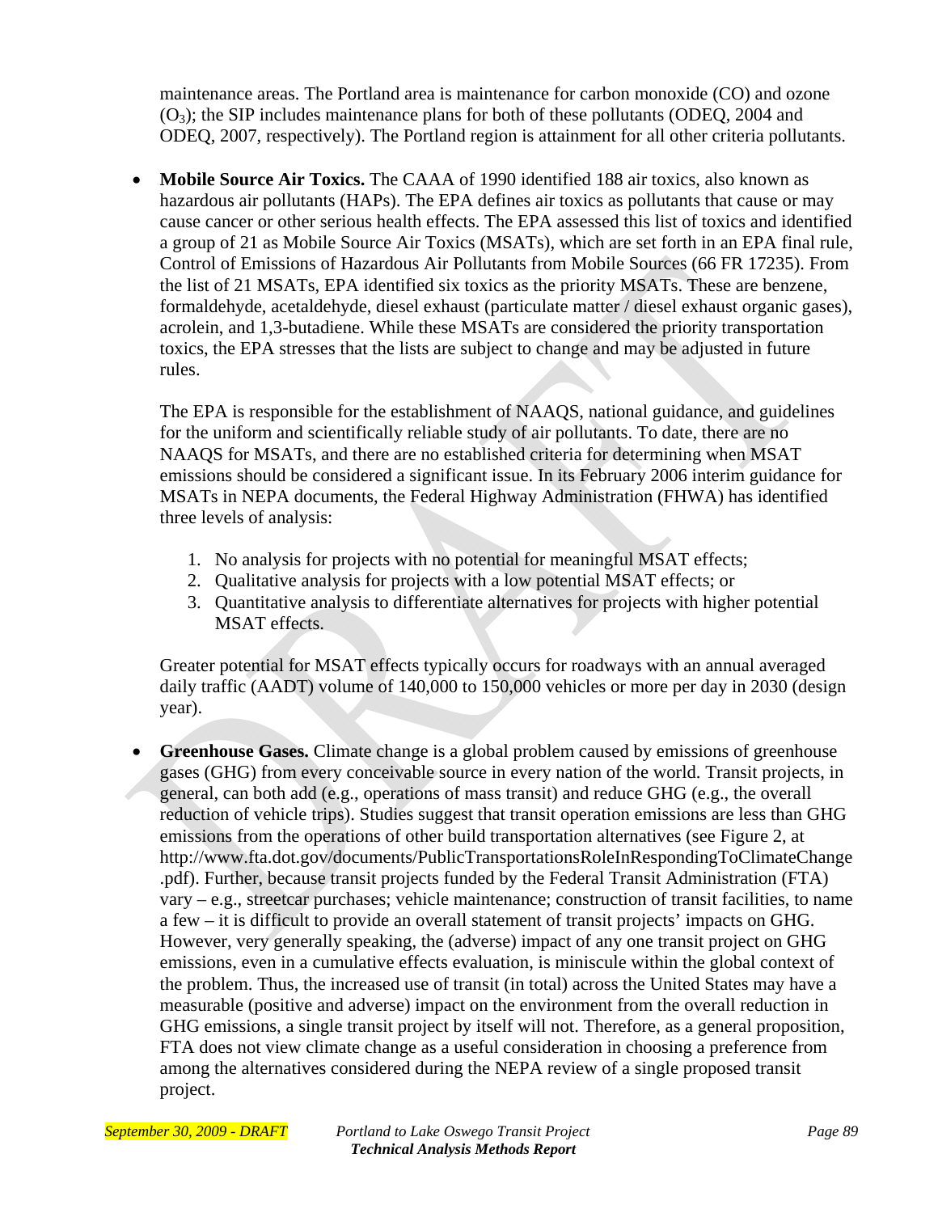maintenance areas. The Portland area is maintenance for carbon monoxide (CO) and ozone ($O_3$); the SIP includes maintenance plans for both of these pollutants (ODEQ, 2004 and ODEQ, 2007, respectively). The Portland region is attainment for all other criteria pollutants.

- **Mobile Source Air Toxics.** The CAAA of 1990 identified 188 air toxics, also known as hazardous air pollutants (HAPs). The EPA defines air toxics as pollutants that cause or may cause cancer or other serious health effects. The EPA assessed this list of toxics and identified a group of 21 as Mobile Source Air Toxics (MSATs), which are set forth in an EPA final rule, Control of Emissions of Hazardous Air Pollutants from Mobile Sources (66 FR 17235). From the list of 21 MSATs, EPA identified six toxics as the priority MSATs. These are benzene, formaldehyde, acetaldehyde, diesel exhaust (particulate matter / diesel exhaust organic gases), acrolein, and 1,3-butadiene. While these MSATs are considered the priority transportation toxics, the EPA stresses that the lists are subject to change and may be adjusted in future rules.

  The EPA is responsible for the establishment of NAAQS, national guidance, and guidelines for the uniform and scientifically reliable study of air pollutants. To date, there are no NAAQS for MSATs, and there are no established criteria for determining when MSAT emissions should be considered a significant issue. In its February 2006 interim guidance for MSATs in NEPA documents, the Federal Highway Administration (FHWA) has identified three levels of analysis:

  1. No analysis for projects with no potential for meaningful MSAT effects;
  2. Qualitative analysis for projects with a low potential MSAT effects; or
  3. Quantitative analysis to differentiate alternatives for projects with higher potential MSAT effects.

  Greater potential for MSAT effects typically occurs for roadways with an annual averaged daily traffic (AADT) volume of 140,000 to 150,000 vehicles or more per day in 2030 (design year).

- **Greenhouse Gases.** Climate change is a global problem caused by emissions of greenhouse gases (GHG) from every conceivable source in every nation of the world. Transit projects, in general, can both add (e.g., operations of mass transit) and reduce GHG (e.g., the overall reduction of vehicle trips). Studies suggest that transit operation emissions are less than GHG emissions from the operations of other build transportation alternatives (see Figure 2, at http://www.fta.dot.gov/documents/PublicTransportationsRoleInRespondingToClimateChange.pdf). Further, because transit projects funded by the Federal Transit Administration (FTA) vary – e.g., streetcar purchases; vehicle maintenance; construction of transit facilities, to name a few – it is difficult to provide an overall statement of transit projects' impacts on GHG. However, very generally speaking, the (adverse) impact of any one transit project on GHG emissions, even in a cumulative effects evaluation, is miniscule within the global context of the problem. Thus, the increased use of transit (in total) across the United States may have a measurable (positive and adverse) impact on the environment from the overall reduction in GHG emissions, a single transit project by itself will not. Therefore, as a general proposition, FTA does not view climate change as a useful consideration in choosing a preference from among the alternatives considered during the NEPA review of a single proposed transit project.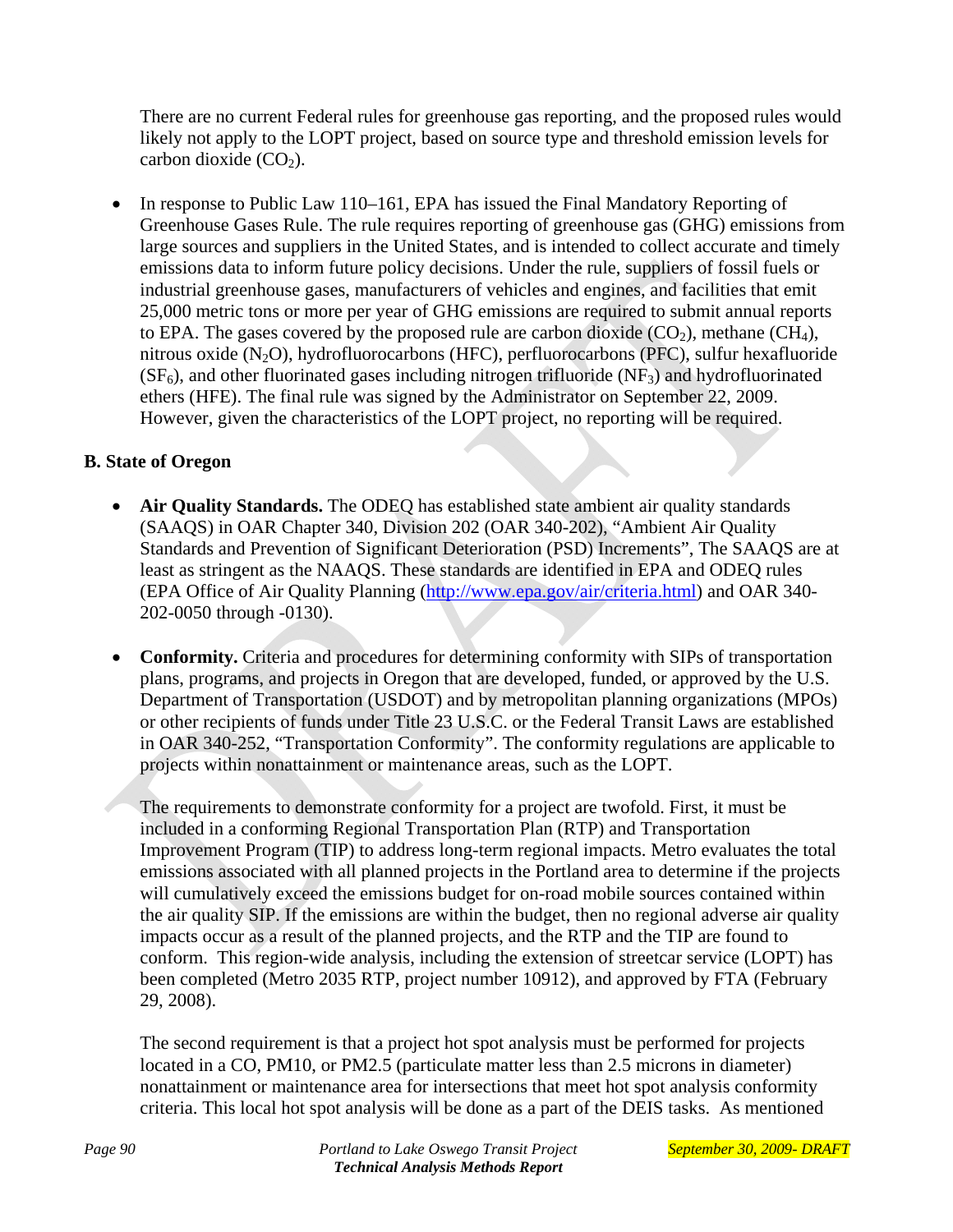There are no current Federal rules for greenhouse gas reporting, and the proposed rules would likely not apply to the LOPT project, based on source type and threshold emission levels for carbon dioxide ($CO_2$).

- In response to Public Law 110–161, EPA has issued the Final Mandatory Reporting of Greenhouse Gases Rule. The rule requires reporting of greenhouse gas (GHG) emissions from large sources and suppliers in the United States, and is intended to collect accurate and timely emissions data to inform future policy decisions. Under the rule, suppliers of fossil fuels or industrial greenhouse gases, manufacturers of vehicles and engines, and facilities that emit 25,000 metric tons or more per year of GHG emissions are required to submit annual reports to EPA. The gases covered by the proposed rule are carbon dioxide ($CO_2$), methane ($CH_4$), nitrous oxide ($N_2O$), hydrofluorocarbons (HFC), perfluorocarbons (PFC), sulfur hexafluoride ($SF_6$), and other fluorinated gases including nitrogen trifluoride ($NF_3$) and hydrofluorinated ethers (HFE). The final rule was signed by the Administrator on September 22, 2009. However, given the characteristics of the LOPT project, no reporting will be required.

**B. State of Oregon**

- **Air Quality Standards.** The ODEQ has established state ambient air quality standards (SAAQS) in OAR Chapter 340, Division 202 (OAR 340-202), "Ambient Air Quality Standards and Prevention of Significant Deterioration (PSD) Increments", The SAAQS are at least as stringent as the NAAQS. These standards are identified in EPA and ODEQ rules (EPA Office of Air Quality Planning (http://www.epa.gov/air/criteria.html) and OAR 340-202-0050 through -0130).

- **Conformity.** Criteria and procedures for determining conformity with SIPs of transportation plans, programs, and projects in Oregon that are developed, funded, or approved by the U.S. Department of Transportation (USDOT) and by metropolitan planning organizations (MPOs) or other recipients of funds under Title 23 U.S.C. or the Federal Transit Laws are established in OAR 340-252, "Transportation Conformity". The conformity regulations are applicable to projects within nonattainment or maintenance areas, such as the LOPT.

  The requirements to demonstrate conformity for a project are twofold. First, it must be included in a conforming Regional Transportation Plan (RTP) and Transportation Improvement Program (TIP) to address long-term regional impacts. Metro evaluates the total emissions associated with all planned projects in the Portland area to determine if the projects will cumulatively exceed the emissions budget for on-road mobile sources contained within the air quality SIP. If the emissions are within the budget, then no regional adverse air quality impacts occur as a result of the planned projects, and the RTP and the TIP are found to conform. This region-wide analysis, including the extension of streetcar service (LOPT) has been completed (Metro 2035 RTP, project number 10912), and approved by FTA (February 29, 2008).

  The second requirement is that a project hot spot analysis must be performed for projects located in a CO, PM10, or PM2.5 (particulate matter less than 2.5 microns in diameter) nonattainment or maintenance area for intersections that meet hot spot analysis conformity criteria. This local hot spot analysis will be done as a part of the DEIS tasks. As mentioned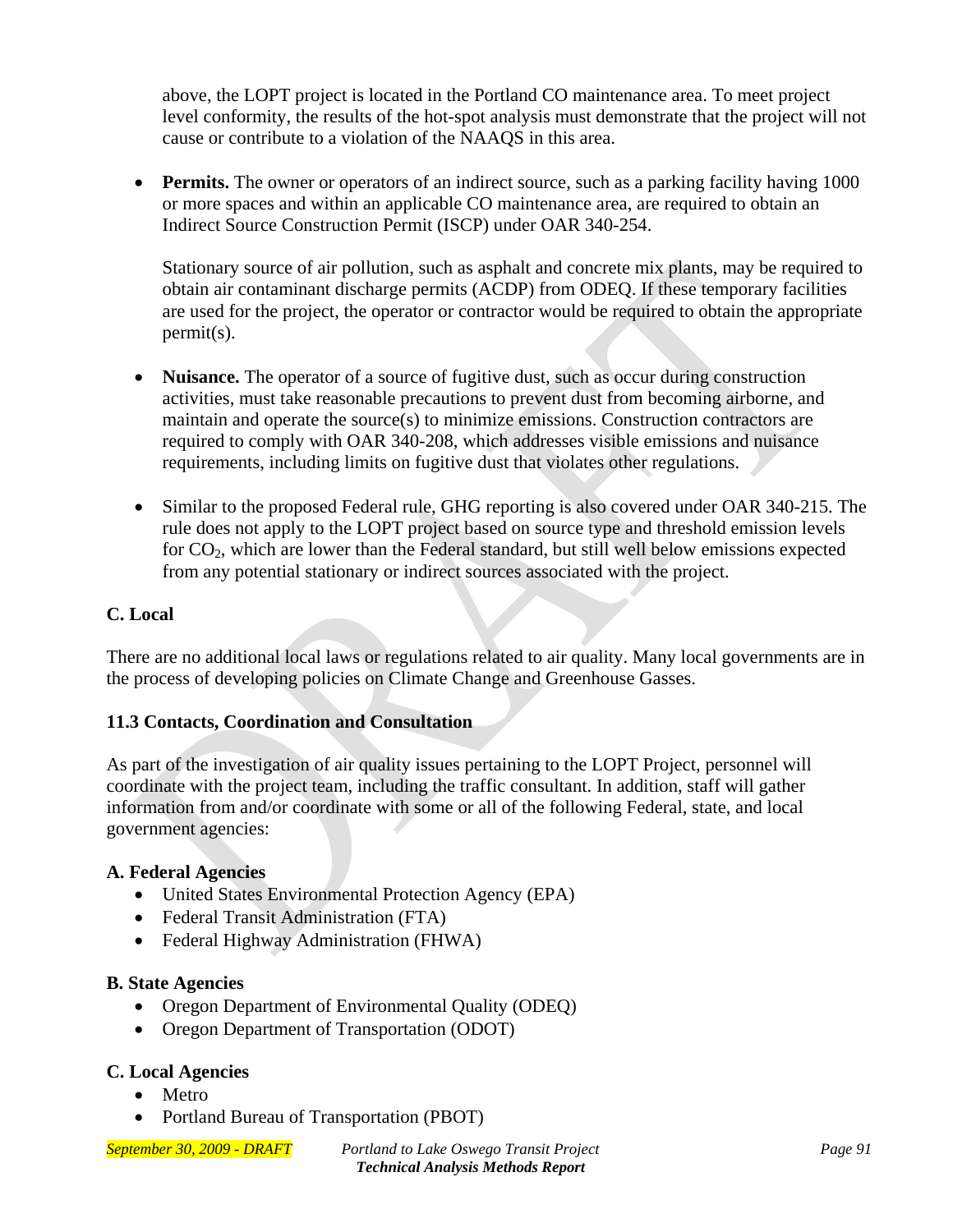above, the LOPT project is located in the Portland CO maintenance area. To meet project level conformity, the results of the hot-spot analysis must demonstrate that the project will not cause or contribute to a violation of the NAAQS in this area.

- **Permits.** The owner or operators of an indirect source, such as a parking facility having 1000 or more spaces and within an applicable CO maintenance area, are required to obtain an Indirect Source Construction Permit (ISCP) under OAR 340-254.

  Stationary source of air pollution, such as asphalt and concrete mix plants, may be required to obtain air contaminant discharge permits (ACDP) from ODEQ. If these temporary facilities are used for the project, the operator or contractor would be required to obtain the appropriate permit(s).

- **Nuisance.** The operator of a source of fugitive dust, such as occur during construction activities, must take reasonable precautions to prevent dust from becoming airborne, and maintain and operate the source(s) to minimize emissions. Construction contractors are required to comply with OAR 340-208, which addresses visible emissions and nuisance requirements, including limits on fugitive dust that violates other regulations.

- Similar to the proposed Federal rule, GHG reporting is also covered under OAR 340-215. The rule does not apply to the LOPT project based on source type and threshold emission levels for $CO_2$, which are lower than the Federal standard, but still well below emissions expected from any potential stationary or indirect sources associated with the project.

**C. Local**

There are no additional local laws or regulations related to air quality. Many local governments are in the process of developing policies on Climate Change and Greenhouse Gasses.

### 11.3 Contacts, Coordination and Consultation

As part of the investigation of air quality issues pertaining to the LOPT Project, personnel will coordinate with the project team, including the traffic consultant. In addition, staff will gather information from and/or coordinate with some or all of the following Federal, state, and local government agencies:

**A. Federal Agencies**

- United States Environmental Protection Agency (EPA)
- Federal Transit Administration (FTA)
- Federal Highway Administration (FHWA)

**B. State Agencies**

- Oregon Department of Environmental Quality (ODEQ)
- Oregon Department of Transportation (ODOT)

**C. Local Agencies**

- Metro
- Portland Bureau of Transportation (PBOT)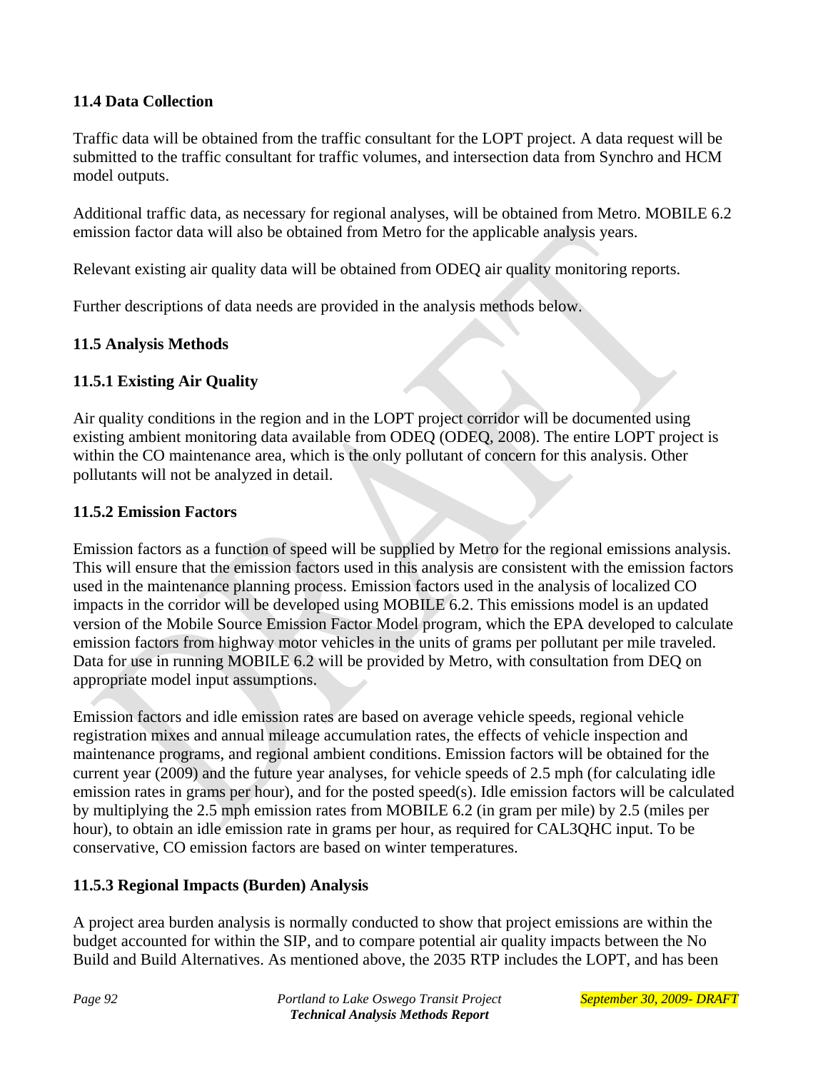### 11.4 Data Collection

Traffic data will be obtained from the traffic consultant for the LOPT project. A data request will be submitted to the traffic consultant for traffic volumes, and intersection data from Synchro and HCM model outputs.

Additional traffic data, as necessary for regional analyses, will be obtained from Metro. MOBILE 6.2 emission factor data will also be obtained from Metro for the applicable analysis years.

Relevant existing air quality data will be obtained from ODEQ air quality monitoring reports.

Further descriptions of data needs are provided in the analysis methods below.

### 11.5 Analysis Methods

#### 11.5.1 Existing Air Quality

Air quality conditions in the region and in the LOPT project corridor will be documented using existing ambient monitoring data available from ODEQ (ODEQ, 2008). The entire LOPT project is within the CO maintenance area, which is the only pollutant of concern for this analysis. Other pollutants will not be analyzed in detail.

#### 11.5.2 Emission Factors

Emission factors as a function of speed will be supplied by Metro for the regional emissions analysis. This will ensure that the emission factors used in this analysis are consistent with the emission factors used in the maintenance planning process. Emission factors used in the analysis of localized CO impacts in the corridor will be developed using MOBILE 6.2. This emissions model is an updated version of the Mobile Source Emission Factor Model program, which the EPA developed to calculate emission factors from highway motor vehicles in the units of grams per pollutant per mile traveled. Data for use in running MOBILE 6.2 will be provided by Metro, with consultation from DEQ on appropriate model input assumptions.

Emission factors and idle emission rates are based on average vehicle speeds, regional vehicle registration mixes and annual mileage accumulation rates, the effects of vehicle inspection and maintenance programs, and regional ambient conditions. Emission factors will be obtained for the current year (2009) and the future year analyses, for vehicle speeds of 2.5 mph (for calculating idle emission rates in grams per hour), and for the posted speed(s). Idle emission factors will be calculated by multiplying the 2.5 mph emission rates from MOBILE 6.2 (in gram per mile) by 2.5 (miles per hour), to obtain an idle emission rate in grams per hour, as required for CAL3QHC input. To be conservative, CO emission factors are based on winter temperatures.

#### 11.5.3 Regional Impacts (Burden) Analysis

A project area burden analysis is normally conducted to show that project emissions are within the budget accounted for within the SIP, and to compare potential air quality impacts between the No Build and Build Alternatives. As mentioned above, the 2035 RTP includes the LOPT, and has been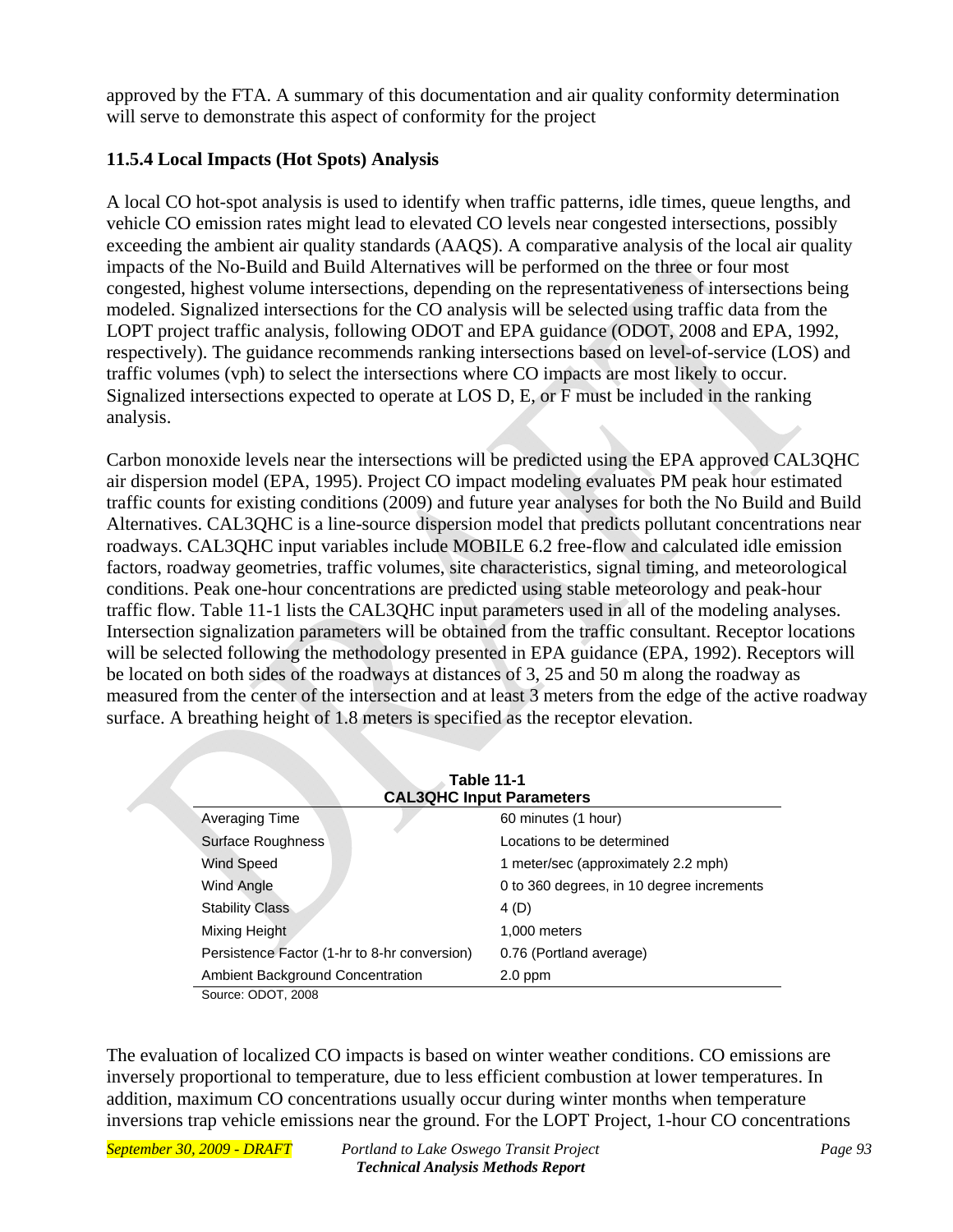approved by the FTA. A summary of this documentation and air quality conformity determination will serve to demonstrate this aspect of conformity for the project

### 11.5.4 Local Impacts (Hot Spots) Analysis

A local CO hot-spot analysis is used to identify when traffic patterns, idle times, queue lengths, and vehicle CO emission rates might lead to elevated CO levels near congested intersections, possibly exceeding the ambient air quality standards (AAQS). A comparative analysis of the local air quality impacts of the No-Build and Build Alternatives will be performed on the three or four most congested, highest volume intersections, depending on the representativeness of intersections being modeled. Signalized intersections for the CO analysis will be selected using traffic data from the LOPT project traffic analysis, following ODOT and EPA guidance (ODOT, 2008 and EPA, 1992, respectively). The guidance recommends ranking intersections based on level-of-service (LOS) and traffic volumes (vph) to select the intersections where CO impacts are most likely to occur. Signalized intersections expected to operate at LOS D, E, or F must be included in the ranking analysis.

Carbon monoxide levels near the intersections will be predicted using the EPA approved CAL3QHC air dispersion model (EPA, 1995). Project CO impact modeling evaluates PM peak hour estimated traffic counts for existing conditions (2009) and future year analyses for both the No Build and Build Alternatives. CAL3QHC is a line-source dispersion model that predicts pollutant concentrations near roadways. CAL3QHC input variables include MOBILE 6.2 free-flow and calculated idle emission factors, roadway geometries, traffic volumes, site characteristics, signal timing, and meteorological conditions. Peak one-hour concentrations are predicted using stable meteorology and peak-hour traffic flow. Table 11-1 lists the CAL3QHC input parameters used in all of the modeling analyses. Intersection signalization parameters will be obtained from the traffic consultant. Receptor locations will be selected following the methodology presented in EPA guidance (EPA, 1992). Receptors will be located on both sides of the roadways at distances of 3, 25 and 50 m along the roadway as measured from the center of the intersection and at least 3 meters from the edge of the active roadway surface. A breathing height of 1.8 meters is specified as the receptor elevation.

**Table 11-1**
**CAL3QHC Input Parameters**

| Parameter | Value |
|---|---|
| Averaging Time | 60 minutes (1 hour) |
| Surface Roughness | Locations to be determined |
| Wind Speed | 1 meter/sec (approximately 2.2 mph) |
| Wind Angle | 0 to 360 degrees, in 10 degree increments |
| Stability Class | 4 (D) |
| Mixing Height | 1,000 meters |
| Persistence Factor (1-hr to 8-hr conversion) | 0.76 (Portland average) |
| Ambient Background Concentration | 2.0 ppm |

Source: ODOT, 2008

The evaluation of localized CO impacts is based on winter weather conditions. CO emissions are inversely proportional to temperature, due to less efficient combustion at lower temperatures. In addition, maximum CO concentrations usually occur during winter months when temperature inversions trap vehicle emissions near the ground. For the LOPT Project, 1-hour CO concentrations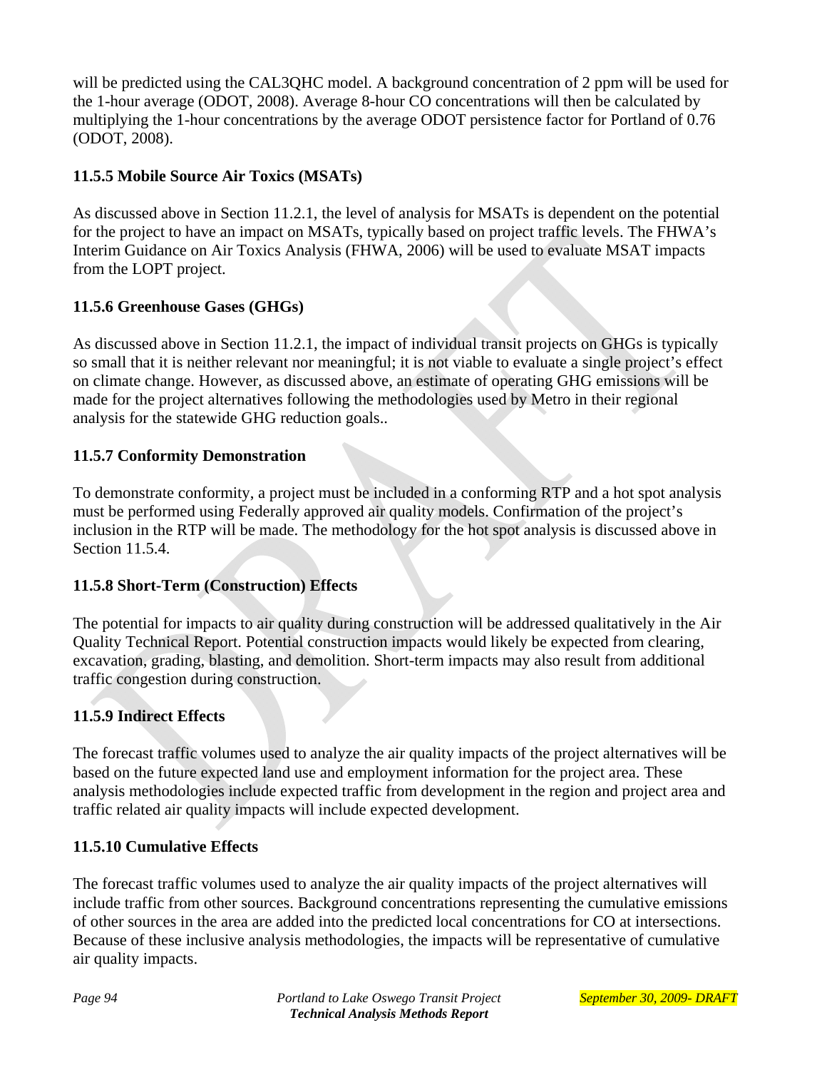will be predicted using the CAL3QHC model. A background concentration of 2 ppm will be used for the 1-hour average (ODOT, 2008). Average 8-hour CO concentrations will then be calculated by multiplying the 1-hour concentrations by the average ODOT persistence factor for Portland of 0.76 (ODOT, 2008).

### 11.5.5 Mobile Source Air Toxics (MSATs)

As discussed above in Section 11.2.1, the level of analysis for MSATs is dependent on the potential for the project to have an impact on MSATs, typically based on project traffic levels. The FHWA's Interim Guidance on Air Toxics Analysis (FHWA, 2006) will be used to evaluate MSAT impacts from the LOPT project.

### 11.5.6 Greenhouse Gases (GHGs)

As discussed above in Section 11.2.1, the impact of individual transit projects on GHGs is typically so small that it is neither relevant nor meaningful; it is not viable to evaluate a single project's effect on climate change. However, as discussed above, an estimate of operating GHG emissions will be made for the project alternatives following the methodologies used by Metro in their regional analysis for the statewide GHG reduction goals..

### 11.5.7 Conformity Demonstration

To demonstrate conformity, a project must be included in a conforming RTP and a hot spot analysis must be performed using Federally approved air quality models. Confirmation of the project's inclusion in the RTP will be made. The methodology for the hot spot analysis is discussed above in Section 11.5.4.

### 11.5.8 Short-Term (Construction) Effects

The potential for impacts to air quality during construction will be addressed qualitatively in the Air Quality Technical Report. Potential construction impacts would likely be expected from clearing, excavation, grading, blasting, and demolition. Short-term impacts may also result from additional traffic congestion during construction.

### 11.5.9 Indirect Effects

The forecast traffic volumes used to analyze the air quality impacts of the project alternatives will be based on the future expected land use and employment information for the project area. These analysis methodologies include expected traffic from development in the region and project area and traffic related air quality impacts will include expected development.

### 11.5.10 Cumulative Effects

The forecast traffic volumes used to analyze the air quality impacts of the project alternatives will include traffic from other sources. Background concentrations representing the cumulative emissions of other sources in the area are added into the predicted local concentrations for CO at intersections. Because of these inclusive analysis methodologies, the impacts will be representative of cumulative air quality impacts.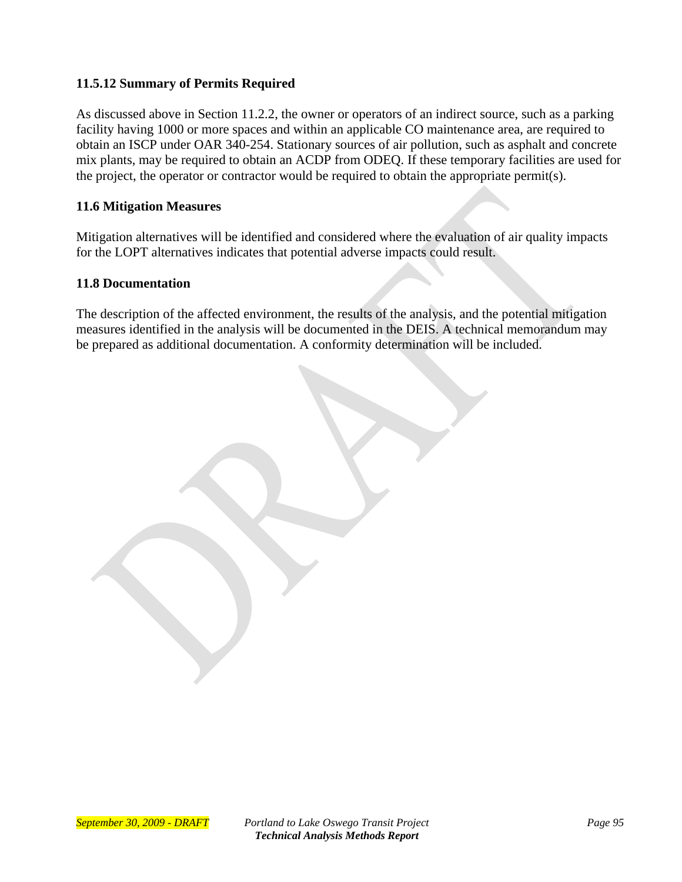### 11.5.12 Summary of Permits Required

As discussed above in Section 11.2.2, the owner or operators of an indirect source, such as a parking facility having 1000 or more spaces and within an applicable CO maintenance area, are required to obtain an ISCP under OAR 340-254. Stationary sources of air pollution, such as asphalt and concrete mix plants, may be required to obtain an ACDP from ODEQ. If these temporary facilities are used for the project, the operator or contractor would be required to obtain the appropriate permit(s).

### 11.6 Mitigation Measures

Mitigation alternatives will be identified and considered where the evaluation of air quality impacts for the LOPT alternatives indicates that potential adverse impacts could result.

### 11.8 Documentation

The description of the affected environment, the results of the analysis, and the potential mitigation measures identified in the analysis will be documented in the DEIS. A technical memorandum may be prepared as additional documentation. A conformity determination will be included.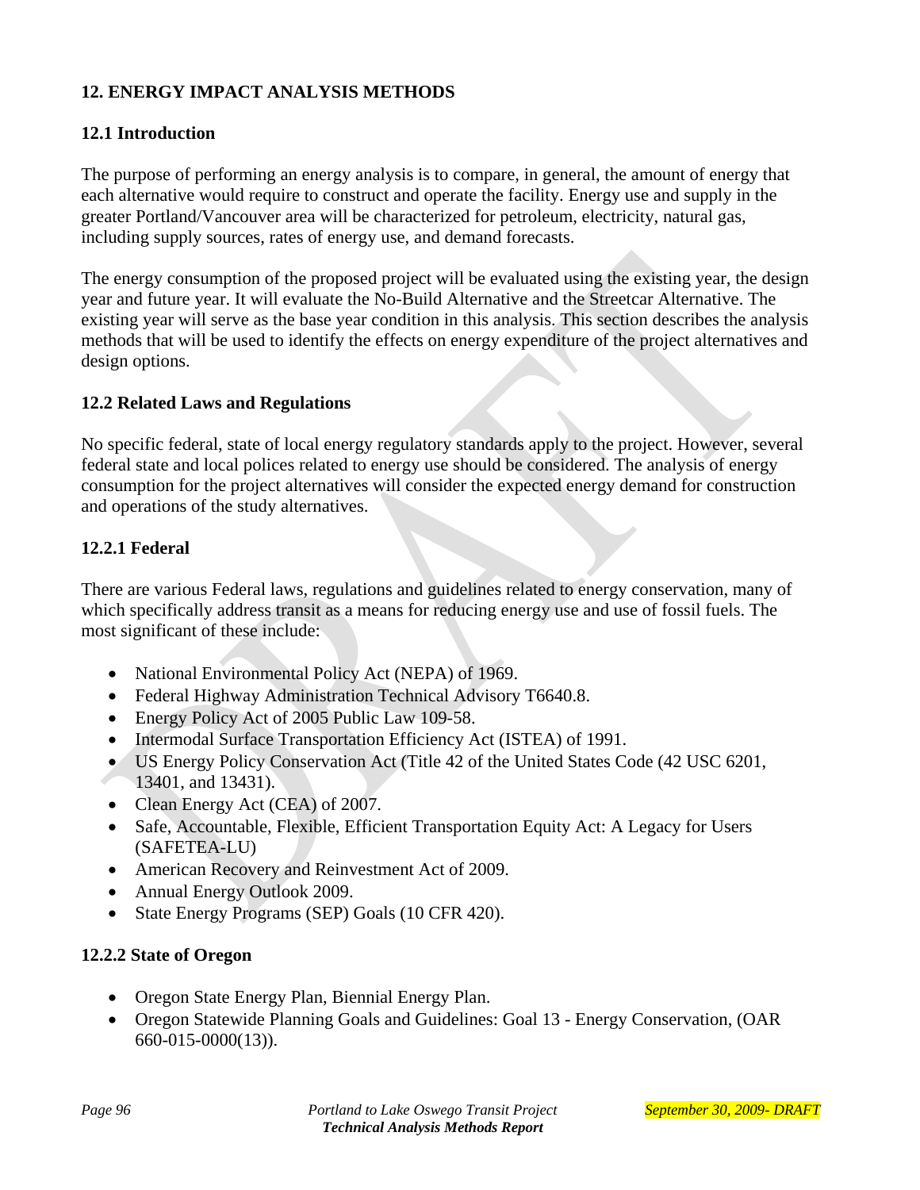## 12. ENERGY IMPACT ANALYSIS METHODS

### 12.1 Introduction

The purpose of performing an energy analysis is to compare, in general, the amount of energy that each alternative would require to construct and operate the facility. Energy use and supply in the greater Portland/Vancouver area will be characterized for petroleum, electricity, natural gas, including supply sources, rates of energy use, and demand forecasts.

The energy consumption of the proposed project will be evaluated using the existing year, the design year and future year. It will evaluate the No-Build Alternative and the Streetcar Alternative. The existing year will serve as the base year condition in this analysis. This section describes the analysis methods that will be used to identify the effects on energy expenditure of the project alternatives and design options.

### 12.2 Related Laws and Regulations

No specific federal, state of local energy regulatory standards apply to the project. However, several federal state and local polices related to energy use should be considered. The analysis of energy consumption for the project alternatives will consider the expected energy demand for construction and operations of the study alternatives.

#### 12.2.1 Federal

There are various Federal laws, regulations and guidelines related to energy conservation, many of which specifically address transit as a means for reducing energy use and use of fossil fuels. The most significant of these include:

- National Environmental Policy Act (NEPA) of 1969.
- Federal Highway Administration Technical Advisory T6640.8.
- Energy Policy Act of 2005 Public Law 109-58.
- Intermodal Surface Transportation Efficiency Act (ISTEA) of 1991.
- US Energy Policy Conservation Act (Title 42 of the United States Code (42 USC 6201, 13401, and 13431).
- Clean Energy Act (CEA) of 2007.
- Safe, Accountable, Flexible, Efficient Transportation Equity Act: A Legacy for Users (SAFETEA-LU)
- American Recovery and Reinvestment Act of 2009.
- Annual Energy Outlook 2009.
- State Energy Programs (SEP) Goals (10 CFR 420).

#### 12.2.2 State of Oregon

- Oregon State Energy Plan, Biennial Energy Plan.
- Oregon Statewide Planning Goals and Guidelines: Goal 13 - Energy Conservation, (OAR 660-015-0000(13)).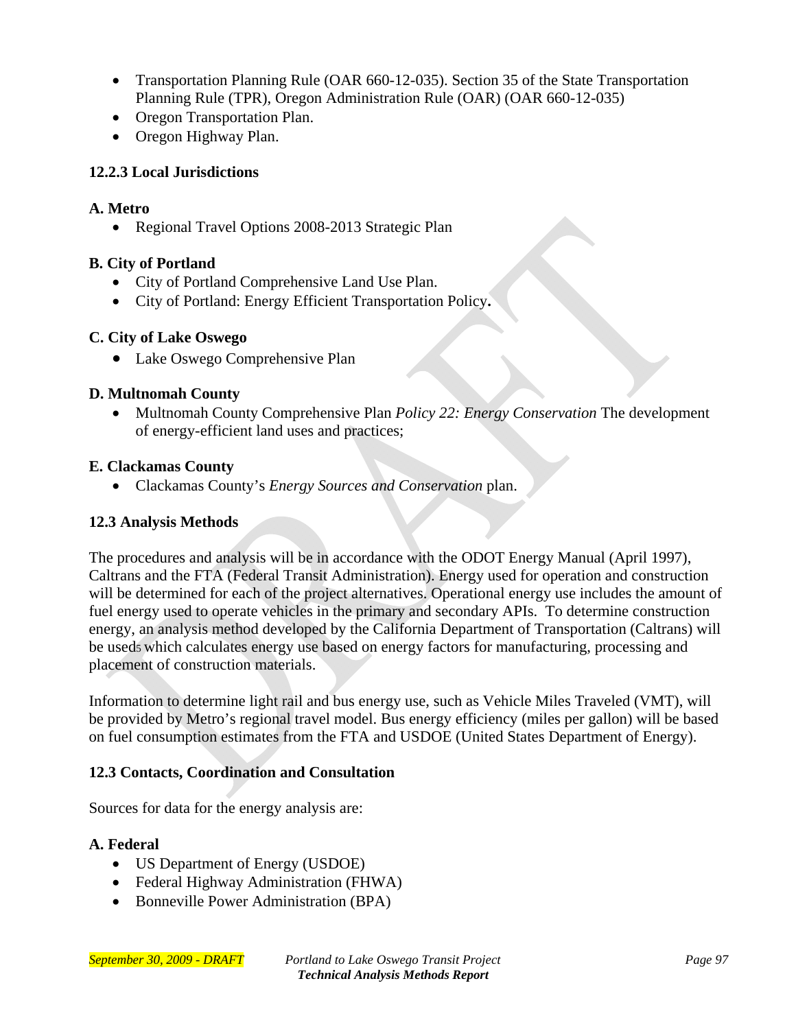- Transportation Planning Rule (OAR 660-12-035). Section 35 of the State Transportation Planning Rule (TPR), Oregon Administration Rule (OAR) (OAR 660-12-035)
- Oregon Transportation Plan.
- Oregon Highway Plan.

### 12.2.3 Local Jurisdictions

**A. Metro**

- Regional Travel Options 2008-2013 Strategic Plan

**B. City of Portland**

- City of Portland Comprehensive Land Use Plan.
- City of Portland: Energy Efficient Transportation Policy**.**

**C. City of Lake Oswego**

- Lake Oswego Comprehensive Plan

**D. Multnomah County**

- Multnomah County Comprehensive Plan *Policy 22: Energy Conservation* The development of energy-efficient land uses and practices;

**E. Clackamas County**

- Clackamas County's *Energy Sources and Conservation* plan.

### 12.3 Analysis Methods

The procedures and analysis will be in accordance with the ODOT Energy Manual (April 1997), Caltrans and the FTA (Federal Transit Administration). Energy used for operation and construction will be determined for each of the project alternatives. Operational energy use includes the amount of fuel energy used to operate vehicles in the primary and secondary APIs. To determine construction energy, an analysis method developed by the California Department of Transportation (Caltrans) will be used, which calculates energy use based on energy factors for manufacturing, processing and placement of construction materials.

Information to determine light rail and bus energy use, such as Vehicle Miles Traveled (VMT), will be provided by Metro's regional travel model. Bus energy efficiency (miles per gallon) will be based on fuel consumption estimates from the FTA and USDOE (United States Department of Energy).

### 12.3 Contacts, Coordination and Consultation

Sources for data for the energy analysis are:

**A. Federal**

- US Department of Energy (USDOE)
- Federal Highway Administration (FHWA)
- Bonneville Power Administration (BPA)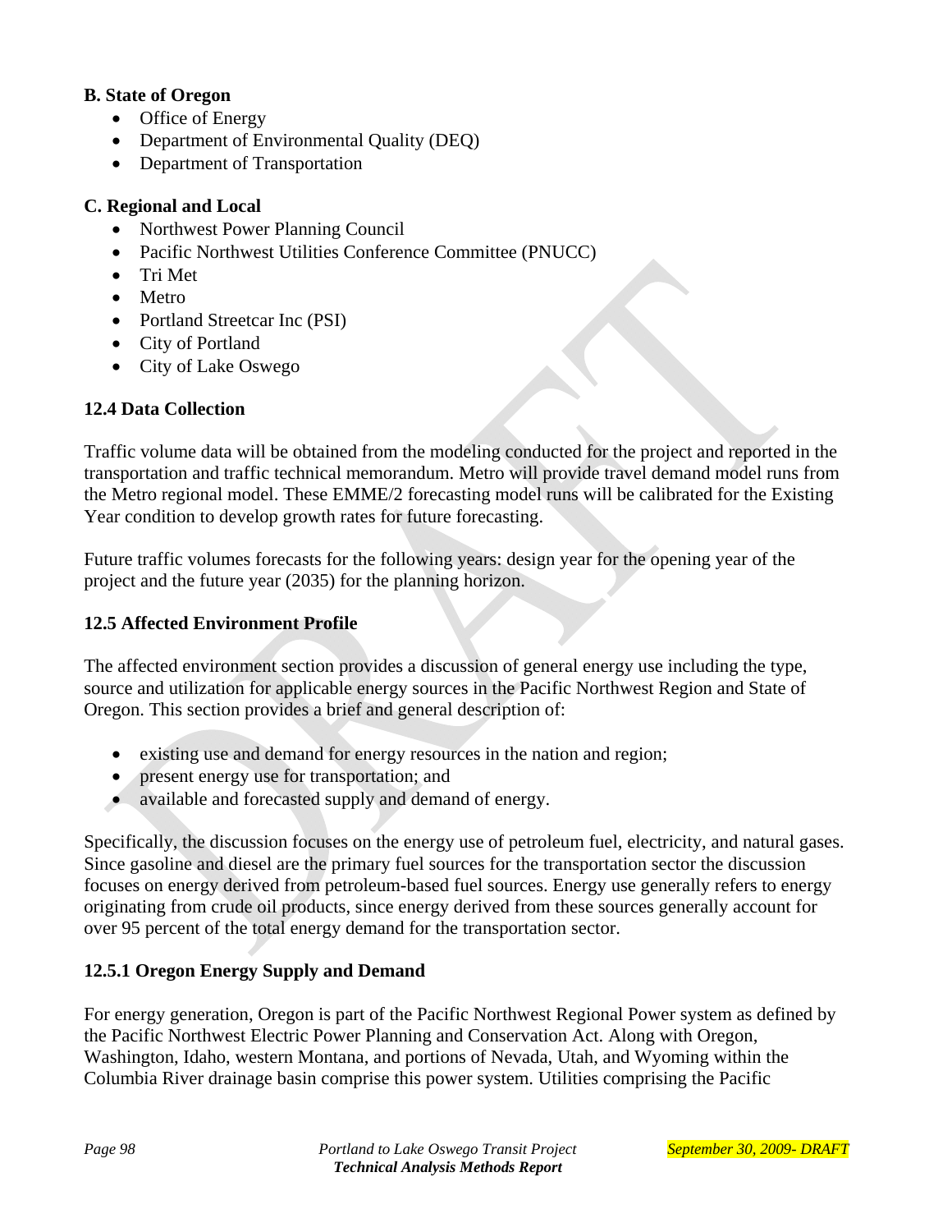**B. State of Oregon**

- Office of Energy
- Department of Environmental Quality (DEQ)
- Department of Transportation

**C. Regional and Local**

- Northwest Power Planning Council
- Pacific Northwest Utilities Conference Committee (PNUCC)
- Tri Met
- Metro
- Portland Streetcar Inc (PSI)
- City of Portland
- City of Lake Oswego

### 12.4 Data Collection

Traffic volume data will be obtained from the modeling conducted for the project and reported in the transportation and traffic technical memorandum. Metro will provide travel demand model runs from the Metro regional model. These EMME/2 forecasting model runs will be calibrated for the Existing Year condition to develop growth rates for future forecasting.

Future traffic volumes forecasts for the following years: design year for the opening year of the project and the future year (2035) for the planning horizon.

### 12.5 Affected Environment Profile

The affected environment section provides a discussion of general energy use including the type, source and utilization for applicable energy sources in the Pacific Northwest Region and State of Oregon. This section provides a brief and general description of:

- existing use and demand for energy resources in the nation and region;
- present energy use for transportation; and
- available and forecasted supply and demand of energy.

Specifically, the discussion focuses on the energy use of petroleum fuel, electricity, and natural gases. Since gasoline and diesel are the primary fuel sources for the transportation sector the discussion focuses on energy derived from petroleum-based fuel sources. Energy use generally refers to energy originating from crude oil products, since energy derived from these sources generally account for over 95 percent of the total energy demand for the transportation sector.

#### 12.5.1 Oregon Energy Supply and Demand

For energy generation, Oregon is part of the Pacific Northwest Regional Power system as defined by the Pacific Northwest Electric Power Planning and Conservation Act. Along with Oregon, Washington, Idaho, western Montana, and portions of Nevada, Utah, and Wyoming within the Columbia River drainage basin comprise this power system. Utilities comprising the Pacific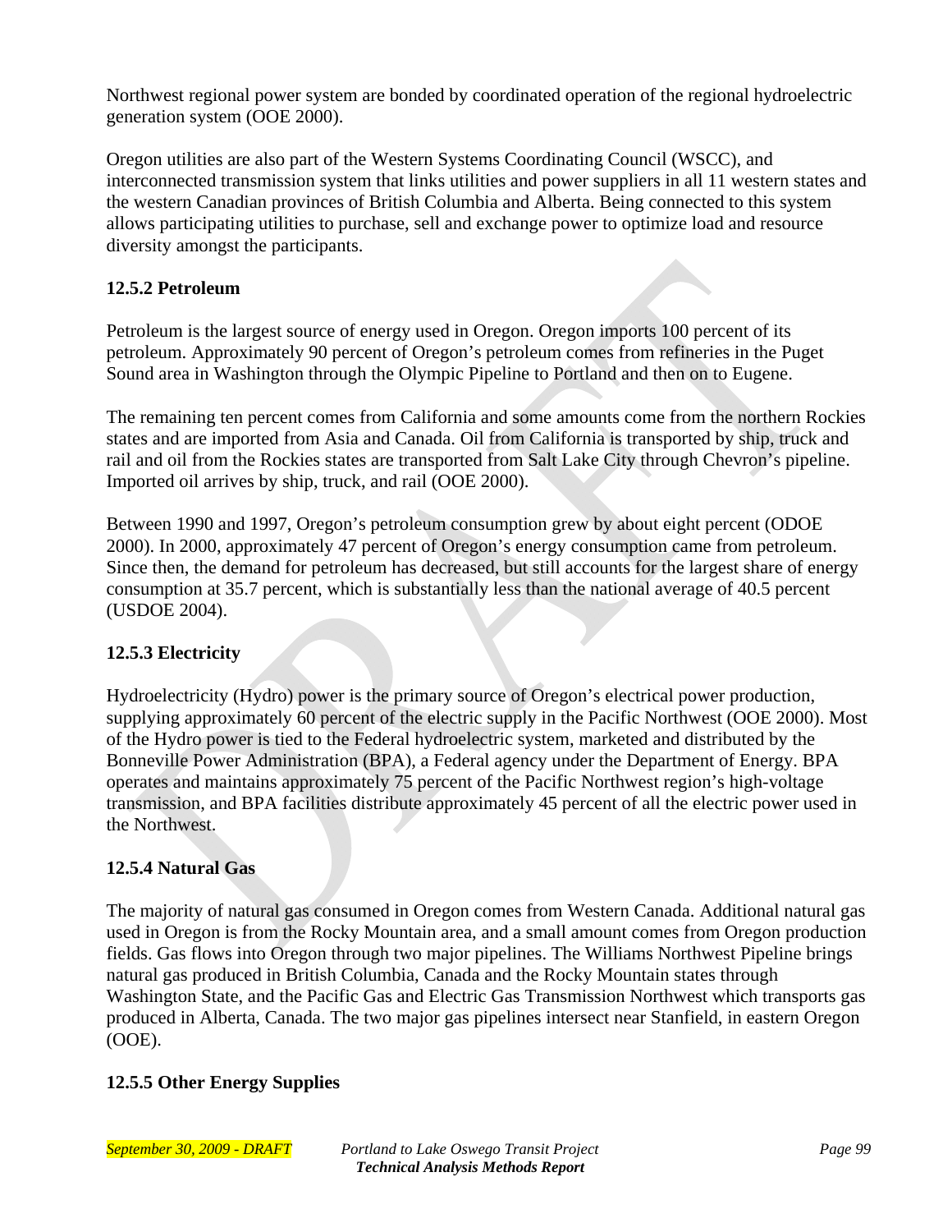Northwest regional power system are bonded by coordinated operation of the regional hydroelectric generation system (OOE 2000).

Oregon utilities are also part of the Western Systems Coordinating Council (WSCC), and interconnected transmission system that links utilities and power suppliers in all 11 western states and the western Canadian provinces of British Columbia and Alberta. Being connected to this system allows participating utilities to purchase, sell and exchange power to optimize load and resource diversity amongst the participants.

### 12.5.2 Petroleum

Petroleum is the largest source of energy used in Oregon. Oregon imports 100 percent of its petroleum. Approximately 90 percent of Oregon's petroleum comes from refineries in the Puget Sound area in Washington through the Olympic Pipeline to Portland and then on to Eugene.

The remaining ten percent comes from California and some amounts come from the northern Rockies states and are imported from Asia and Canada. Oil from California is transported by ship, truck and rail and oil from the Rockies states are transported from Salt Lake City through Chevron's pipeline. Imported oil arrives by ship, truck, and rail (OOE 2000).

Between 1990 and 1997, Oregon's petroleum consumption grew by about eight percent (ODOE 2000). In 2000, approximately 47 percent of Oregon's energy consumption came from petroleum. Since then, the demand for petroleum has decreased, but still accounts for the largest share of energy consumption at 35.7 percent, which is substantially less than the national average of 40.5 percent (USDOE 2004).

### 12.5.3 Electricity

Hydroelectricity (Hydro) power is the primary source of Oregon's electrical power production, supplying approximately 60 percent of the electric supply in the Pacific Northwest (OOE 2000). Most of the Hydro power is tied to the Federal hydroelectric system, marketed and distributed by the Bonneville Power Administration (BPA), a Federal agency under the Department of Energy. BPA operates and maintains approximately 75 percent of the Pacific Northwest region's high-voltage transmission, and BPA facilities distribute approximately 45 percent of all the electric power used in the Northwest.

### 12.5.4 Natural Gas

The majority of natural gas consumed in Oregon comes from Western Canada. Additional natural gas used in Oregon is from the Rocky Mountain area, and a small amount comes from Oregon production fields. Gas flows into Oregon through two major pipelines. The Williams Northwest Pipeline brings natural gas produced in British Columbia, Canada and the Rocky Mountain states through Washington State, and the Pacific Gas and Electric Gas Transmission Northwest which transports gas produced in Alberta, Canada. The two major gas pipelines intersect near Stanfield, in eastern Oregon (OOE).

### 12.5.5 Other Energy Supplies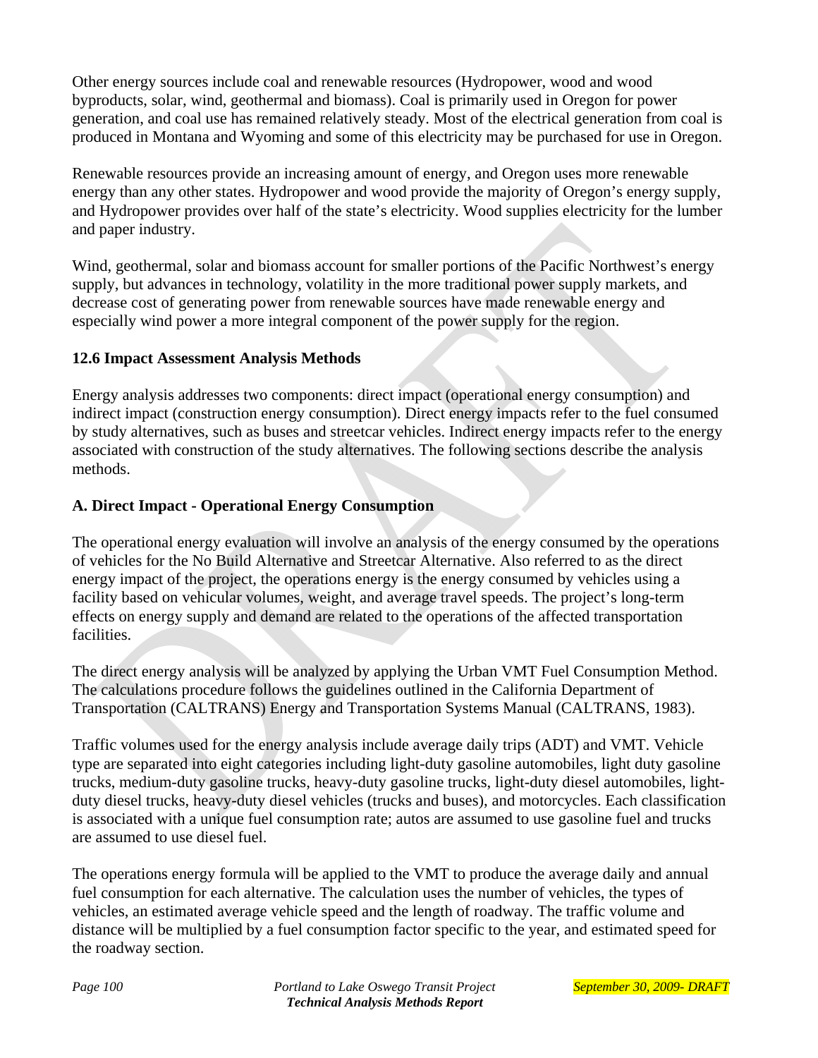Other energy sources include coal and renewable resources (Hydropower, wood and wood byproducts, solar, wind, geothermal and biomass). Coal is primarily used in Oregon for power generation, and coal use has remained relatively steady. Most of the electrical generation from coal is produced in Montana and Wyoming and some of this electricity may be purchased for use in Oregon.

Renewable resources provide an increasing amount of energy, and Oregon uses more renewable energy than any other states. Hydropower and wood provide the majority of Oregon's energy supply, and Hydropower provides over half of the state's electricity. Wood supplies electricity for the lumber and paper industry.

Wind, geothermal, solar and biomass account for smaller portions of the Pacific Northwest's energy supply, but advances in technology, volatility in the more traditional power supply markets, and decrease cost of generating power from renewable sources have made renewable energy and especially wind power a more integral component of the power supply for the region.

### 12.6 Impact Assessment Analysis Methods

Energy analysis addresses two components: direct impact (operational energy consumption) and indirect impact (construction energy consumption). Direct energy impacts refer to the fuel consumed by study alternatives, such as buses and streetcar vehicles. Indirect energy impacts refer to the energy associated with construction of the study alternatives. The following sections describe the analysis methods.

#### A. Direct Impact - Operational Energy Consumption

The operational energy evaluation will involve an analysis of the energy consumed by the operations of vehicles for the No Build Alternative and Streetcar Alternative. Also referred to as the direct energy impact of the project, the operations energy is the energy consumed by vehicles using a facility based on vehicular volumes, weight, and average travel speeds. The project's long-term effects on energy supply and demand are related to the operations of the affected transportation facilities.

The direct energy analysis will be analyzed by applying the Urban VMT Fuel Consumption Method. The calculations procedure follows the guidelines outlined in the California Department of Transportation (CALTRANS) Energy and Transportation Systems Manual (CALTRANS, 1983).

Traffic volumes used for the energy analysis include average daily trips (ADT) and VMT. Vehicle type are separated into eight categories including light-duty gasoline automobiles, light duty gasoline trucks, medium-duty gasoline trucks, heavy-duty gasoline trucks, light-duty diesel automobiles, light-duty diesel trucks, heavy-duty diesel vehicles (trucks and buses), and motorcycles. Each classification is associated with a unique fuel consumption rate; autos are assumed to use gasoline fuel and trucks are assumed to use diesel fuel.

The operations energy formula will be applied to the VMT to produce the average daily and annual fuel consumption for each alternative. The calculation uses the number of vehicles, the types of vehicles, an estimated average vehicle speed and the length of roadway. The traffic volume and distance will be multiplied by a fuel consumption factor specific to the year, and estimated speed for the roadway section.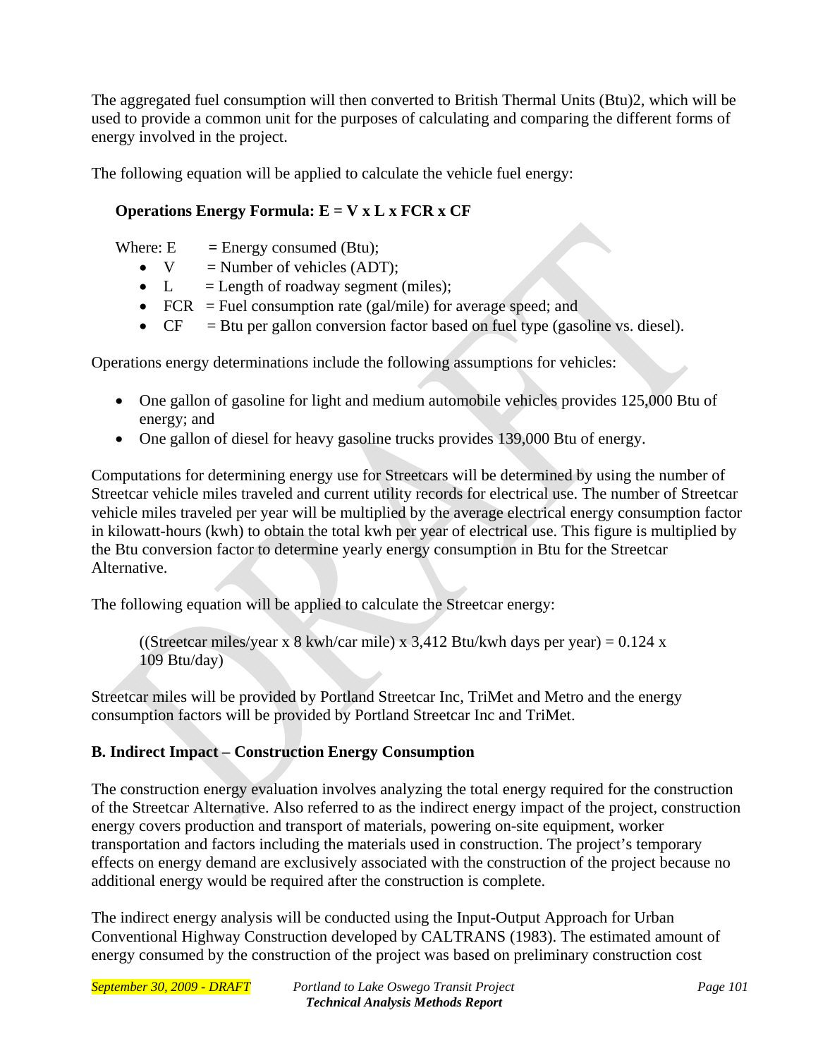The aggregated fuel consumption will then converted to British Thermal Units (Btu)2, which will be used to provide a common unit for the purposes of calculating and comparing the different forms of energy involved in the project.

The following equation will be applied to calculate the vehicle fuel energy:

**Operations Energy Formula: E = V x L x FCR x CF**

Where: E = Energy consumed (Btu);

- V = Number of vehicles (ADT);
- L = Length of roadway segment (miles);
- FCR = Fuel consumption rate (gal/mile) for average speed; and
- CF = Btu per gallon conversion factor based on fuel type (gasoline vs. diesel).

Operations energy determinations include the following assumptions for vehicles:

- One gallon of gasoline for light and medium automobile vehicles provides 125,000 Btu of energy; and
- One gallon of diesel for heavy gasoline trucks provides 139,000 Btu of energy.

Computations for determining energy use for Streetcars will be determined by using the number of Streetcar vehicle miles traveled and current utility records for electrical use. The number of Streetcar vehicle miles traveled per year will be multiplied by the average electrical energy consumption factor in kilowatt-hours (kwh) to obtain the total kwh per year of electrical use. This figure is multiplied by the Btu conversion factor to determine yearly energy consumption in Btu for the Streetcar Alternative.

The following equation will be applied to calculate the Streetcar energy:

((Streetcar miles/year x 8 kwh/car mile) x 3,412 Btu/kwh days per year) = 0.124 x 109 Btu/day)

Streetcar miles will be provided by Portland Streetcar Inc, TriMet and Metro and the energy consumption factors will be provided by Portland Streetcar Inc and TriMet.

**B. Indirect Impact – Construction Energy Consumption**

The construction energy evaluation involves analyzing the total energy required for the construction of the Streetcar Alternative. Also referred to as the indirect energy impact of the project, construction energy covers production and transport of materials, powering on-site equipment, worker transportation and factors including the materials used in construction. The project's temporary effects on energy demand are exclusively associated with the construction of the project because no additional energy would be required after the construction is complete.

The indirect energy analysis will be conducted using the Input-Output Approach for Urban Conventional Highway Construction developed by CALTRANS (1983). The estimated amount of energy consumed by the construction of the project was based on preliminary construction cost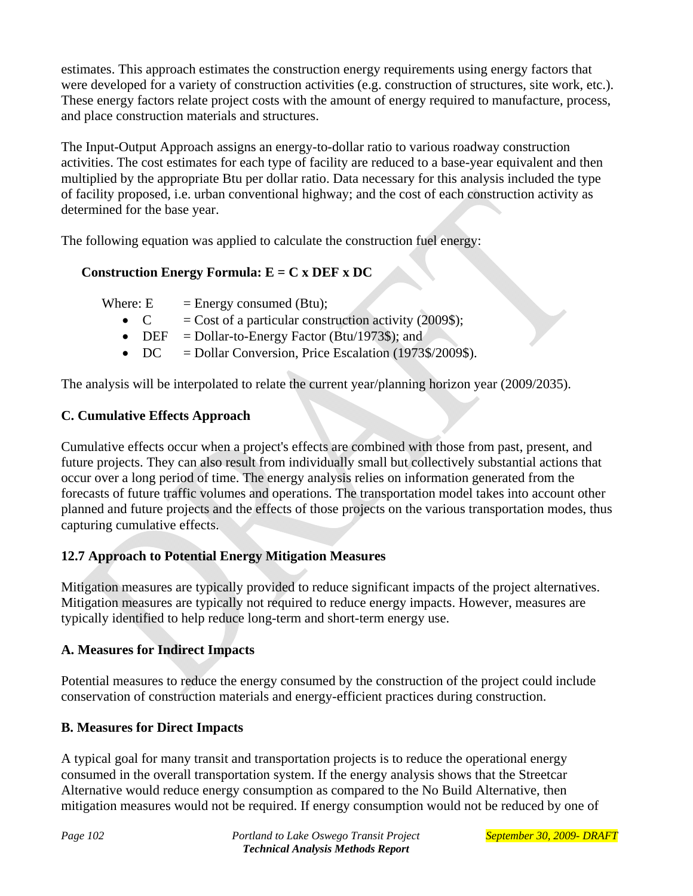estimates. This approach estimates the construction energy requirements using energy factors that were developed for a variety of construction activities (e.g. construction of structures, site work, etc.). These energy factors relate project costs with the amount of energy required to manufacture, process, and place construction materials and structures.

The Input-Output Approach assigns an energy-to-dollar ratio to various roadway construction activities. The cost estimates for each type of facility are reduced to a base-year equivalent and then multiplied by the appropriate Btu per dollar ratio. Data necessary for this analysis included the type of facility proposed, i.e. urban conventional highway; and the cost of each construction activity as determined for the base year.

The following equation was applied to calculate the construction fuel energy:

**Construction Energy Formula: E = C x DEF x DC**

Where: E = Energy consumed (Btu);

- C = Cost of a particular construction activity (2009$);
- DEF = Dollar-to-Energy Factor (Btu/1973$); and
- DC = Dollar Conversion, Price Escalation (1973$/2009$).

The analysis will be interpolated to relate the current year/planning horizon year (2009/2035).

### C. Cumulative Effects Approach

Cumulative effects occur when a project's effects are combined with those from past, present, and future projects. They can also result from individually small but collectively substantial actions that occur over a long period of time. The energy analysis relies on information generated from the forecasts of future traffic volumes and operations. The transportation model takes into account other planned and future projects and the effects of those projects on the various transportation modes, thus capturing cumulative effects.

## 12.7 Approach to Potential Energy Mitigation Measures

Mitigation measures are typically provided to reduce significant impacts of the project alternatives. Mitigation measures are typically not required to reduce energy impacts. However, measures are typically identified to help reduce long-term and short-term energy use.

### A. Measures for Indirect Impacts

Potential measures to reduce the energy consumed by the construction of the project could include conservation of construction materials and energy-efficient practices during construction.

### B. Measures for Direct Impacts

A typical goal for many transit and transportation projects is to reduce the operational energy consumed in the overall transportation system. If the energy analysis shows that the Streetcar Alternative would reduce energy consumption as compared to the No Build Alternative, then mitigation measures would not be required. If energy consumption would not be reduced by one of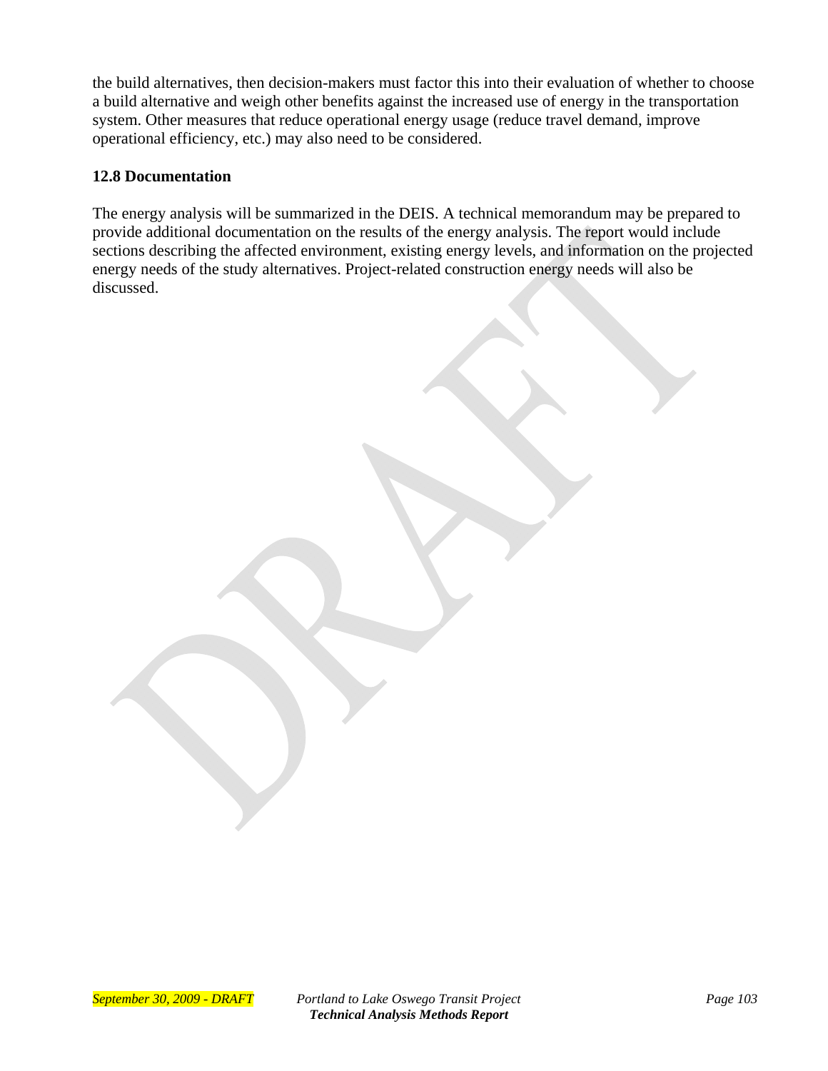the build alternatives, then decision-makers must factor this into their evaluation of whether to choose a build alternative and weigh other benefits against the increased use of energy in the transportation system. Other measures that reduce operational energy usage (reduce travel demand, improve operational efficiency, etc.) may also need to be considered.

### 12.8 Documentation

The energy analysis will be summarized in the DEIS. A technical memorandum may be prepared to provide additional documentation on the results of the energy analysis. The report would include sections describing the affected environment, existing energy levels, and information on the projected energy needs of the study alternatives. Project-related construction energy needs will also be discussed.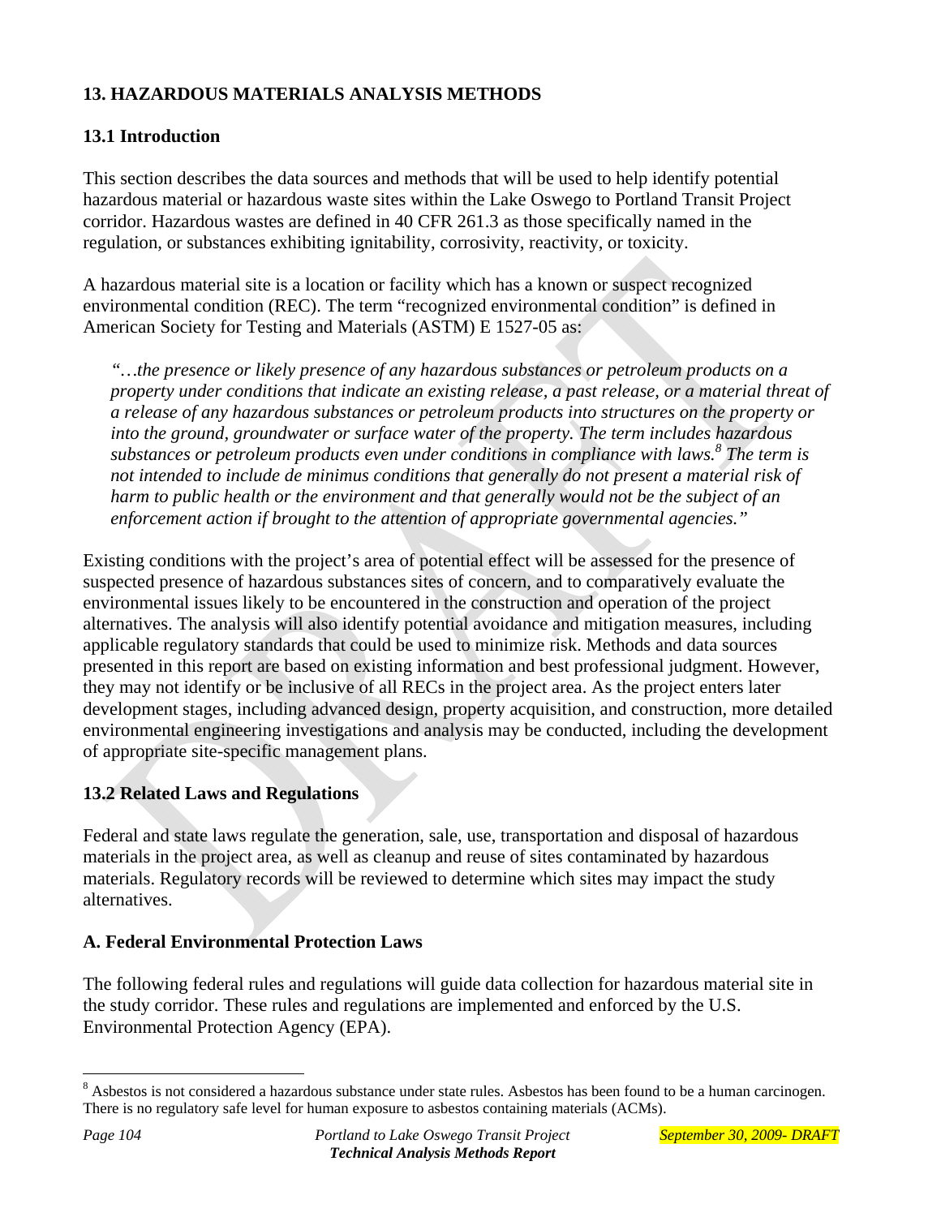## 13. HAZARDOUS MATERIALS ANALYSIS METHODS

### 13.1 Introduction

This section describes the data sources and methods that will be used to help identify potential hazardous material or hazardous waste sites within the Lake Oswego to Portland Transit Project corridor. Hazardous wastes are defined in 40 CFR 261.3 as those specifically named in the regulation, or substances exhibiting ignitability, corrosivity, reactivity, or toxicity.

A hazardous material site is a location or facility which has a known or suspect recognized environmental condition (REC). The term "recognized environmental condition" is defined in American Society for Testing and Materials (ASTM) E 1527-05 as:

> *"…the presence or likely presence of any hazardous substances or petroleum products on a property under conditions that indicate an existing release, a past release, or a material threat of a release of any hazardous substances or petroleum products into structures on the property or into the ground, groundwater or surface water of the property. The term includes hazardous substances or petroleum products even under conditions in compliance with laws.[8] The term is not intended to include de minimus conditions that generally do not present a material risk of harm to public health or the environment and that generally would not be the subject of an enforcement action if brought to the attention of appropriate governmental agencies."*

Existing conditions with the project's area of potential effect will be assessed for the presence of suspected presence of hazardous substances sites of concern, and to comparatively evaluate the environmental issues likely to be encountered in the construction and operation of the project alternatives. The analysis will also identify potential avoidance and mitigation measures, including applicable regulatory standards that could be used to minimize risk. Methods and data sources presented in this report are based on existing information and best professional judgment. However, they may not identify or be inclusive of all RECs in the project area. As the project enters later development stages, including advanced design, property acquisition, and construction, more detailed environmental engineering investigations and analysis may be conducted, including the development of appropriate site-specific management plans.

### 13.2 Related Laws and Regulations

Federal and state laws regulate the generation, sale, use, transportation and disposal of hazardous materials in the project area, as well as cleanup and reuse of sites contaminated by hazardous materials. Regulatory records will be reviewed to determine which sites may impact the study alternatives.

### A. Federal Environmental Protection Laws

The following federal rules and regulations will guide data collection for hazardous material site in the study corridor. These rules and regulations are implemented and enforced by the U.S. Environmental Protection Agency (EPA).

---

[8] Asbestos is not considered a hazardous substance under state rules. Asbestos has been found to be a human carcinogen. There is no regulatory safe level for human exposure to asbestos containing materials (ACMs).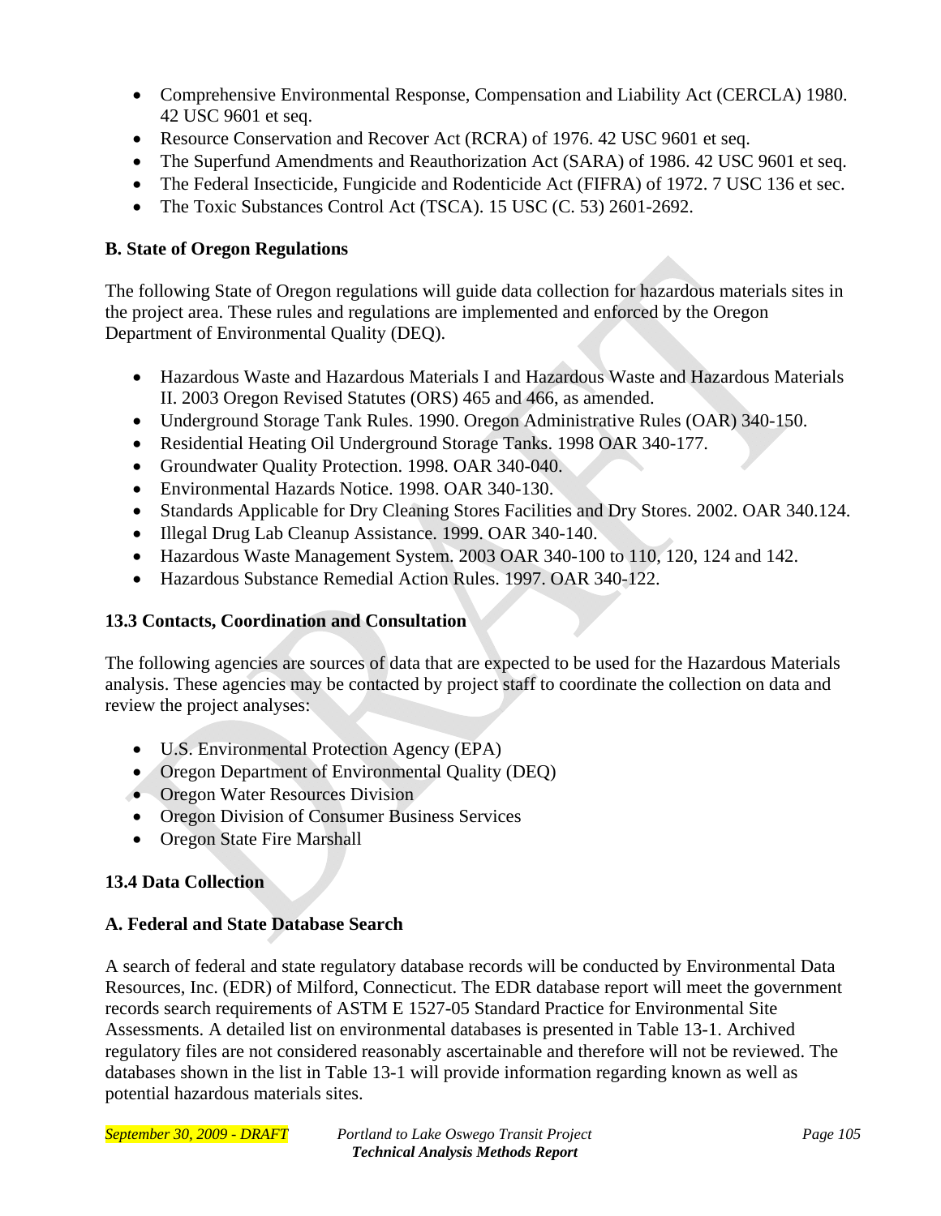- Comprehensive Environmental Response, Compensation and Liability Act (CERCLA) 1980. 42 USC 9601 et seq.
- Resource Conservation and Recover Act (RCRA) of 1976. 42 USC 9601 et seq.
- The Superfund Amendments and Reauthorization Act (SARA) of 1986. 42 USC 9601 et seq.
- The Federal Insecticide, Fungicide and Rodenticide Act (FIFRA) of 1972. 7 USC 136 et sec.
- The Toxic Substances Control Act (TSCA). 15 USC (C. 53) 2601-2692.

**B. State of Oregon Regulations**

The following State of Oregon regulations will guide data collection for hazardous materials sites in the project area. These rules and regulations are implemented and enforced by the Oregon Department of Environmental Quality (DEQ).

- Hazardous Waste and Hazardous Materials I and Hazardous Waste and Hazardous Materials II. 2003 Oregon Revised Statutes (ORS) 465 and 466, as amended.
- Underground Storage Tank Rules. 1990. Oregon Administrative Rules (OAR) 340-150.
- Residential Heating Oil Underground Storage Tanks. 1998 OAR 340-177.
- Groundwater Quality Protection. 1998. OAR 340-040.
- Environmental Hazards Notice. 1998. OAR 340-130.
- Standards Applicable for Dry Cleaning Stores Facilities and Dry Stores. 2002. OAR 340.124.
- Illegal Drug Lab Cleanup Assistance. 1999. OAR 340-140.
- Hazardous Waste Management System. 2003 OAR 340-100 to 110, 120, 124 and 142.
- Hazardous Substance Remedial Action Rules. 1997. OAR 340-122.

## 13.3 Contacts, Coordination and Consultation

The following agencies are sources of data that are expected to be used for the Hazardous Materials analysis. These agencies may be contacted by project staff to coordinate the collection on data and review the project analyses:

- U.S. Environmental Protection Agency (EPA)
- Oregon Department of Environmental Quality (DEQ)
- Oregon Water Resources Division
- Oregon Division of Consumer Business Services
- Oregon State Fire Marshall

## 13.4 Data Collection

**A. Federal and State Database Search**

A search of federal and state regulatory database records will be conducted by Environmental Data Resources, Inc. (EDR) of Milford, Connecticut. The EDR database report will meet the government records search requirements of ASTM E 1527-05 Standard Practice for Environmental Site Assessments. A detailed list on environmental databases is presented in Table 13-1. Archived regulatory files are not considered reasonably ascertainable and therefore will not be reviewed. The databases shown in the list in Table 13-1 will provide information regarding known as well as potential hazardous materials sites.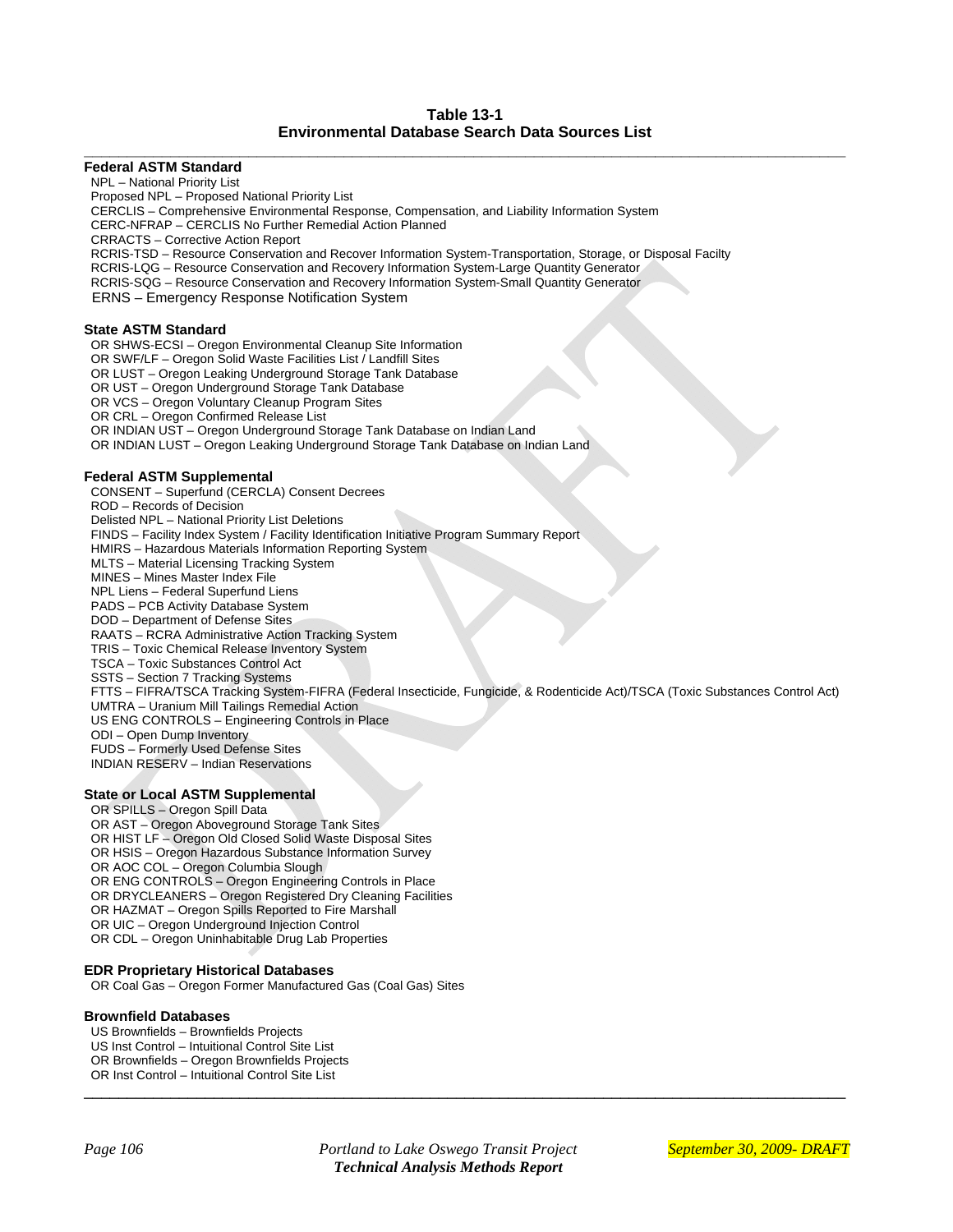**Table 13-1**
**Environmental Database Search Data Sources List**

**Federal ASTM Standard**

NPL – National Priority List
Proposed NPL – Proposed National Priority List
CERCLIS – Comprehensive Environmental Response, Compensation, and Liability Information System
CERC-NFRAP – CERCLIS No Further Remedial Action Planned
CRRACTS – Corrective Action Report
RCRIS-TSD – Resource Conservation and Recover Information System-Transportation, Storage, or Disposal Facilty
RCRIS-LQG – Resource Conservation and Recovery Information System-Large Quantity Generator
RCRIS-SQG – Resource Conservation and Recovery Information System-Small Quantity Generator
ERNS – Emergency Response Notification System

**State ASTM Standard**

OR SHWS-ECSI – Oregon Environmental Cleanup Site Information
OR SWF/LF – Oregon Solid Waste Facilities List / Landfill Sites
OR LUST – Oregon Leaking Underground Storage Tank Database
OR UST – Oregon Underground Storage Tank Database
OR VCS – Oregon Voluntary Cleanup Program Sites
OR CRL – Oregon Confirmed Release List
OR INDIAN UST – Oregon Underground Storage Tank Database on Indian Land
OR INDIAN LUST – Oregon Leaking Underground Storage Tank Database on Indian Land

**Federal ASTM Supplemental**

CONSENT – Superfund (CERCLA) Consent Decrees
ROD – Records of Decision
Delisted NPL – National Priority List Deletions
FINDS – Facility Index System / Facility Identification Initiative Program Summary Report
HMIRS – Hazardous Materials Information Reporting System
MLTS – Material Licensing Tracking System
MINES – Mines Master Index File
NPL Liens – Federal Superfund Liens
PADS – PCB Activity Database System
DOD – Department of Defense Sites
RAATS – RCRA Administrative Action Tracking System
TRIS – Toxic Chemical Release Inventory System
TSCA – Toxic Substances Control Act
SSTS – Section 7 Tracking Systems
FTTS – FIFRA/TSCA Tracking System-FIFRA (Federal Insecticide, Fungicide, & Rodenticide Act)/TSCA (Toxic Substances Control Act)
UMTRA – Uranium Mill Tailings Remedial Action
US ENG CONTROLS – Engineering Controls in Place
ODI – Open Dump Inventory
FUDS – Formerly Used Defense Sites
INDIAN RESERV – Indian Reservations

**State or Local ASTM Supplemental**

OR SPILLS – Oregon Spill Data
OR AST – Oregon Aboveground Storage Tank Sites
OR HIST LF – Oregon Old Closed Solid Waste Disposal Sites
OR HSIS – Oregon Hazardous Substance Information Survey
OR AOC COL – Oregon Columbia Slough
OR ENG CONTROLS – Oregon Engineering Controls in Place
OR DRYCLEANERS – Oregon Registered Dry Cleaning Facilities
OR HAZMAT – Oregon Spills Reported to Fire Marshall
OR UIC – Oregon Underground Injection Control
OR CDL – Oregon Uninhabitable Drug Lab Properties

**EDR Proprietary Historical Databases**

OR Coal Gas – Oregon Former Manufactured Gas (Coal Gas) Sites

**Brownfield Databases**

US Brownfields – Brownfields Projects
US Inst Control – Intuitional Control Site List
OR Brownfields – Oregon Brownfields Projects
OR Inst Control – Intuitional Control Site List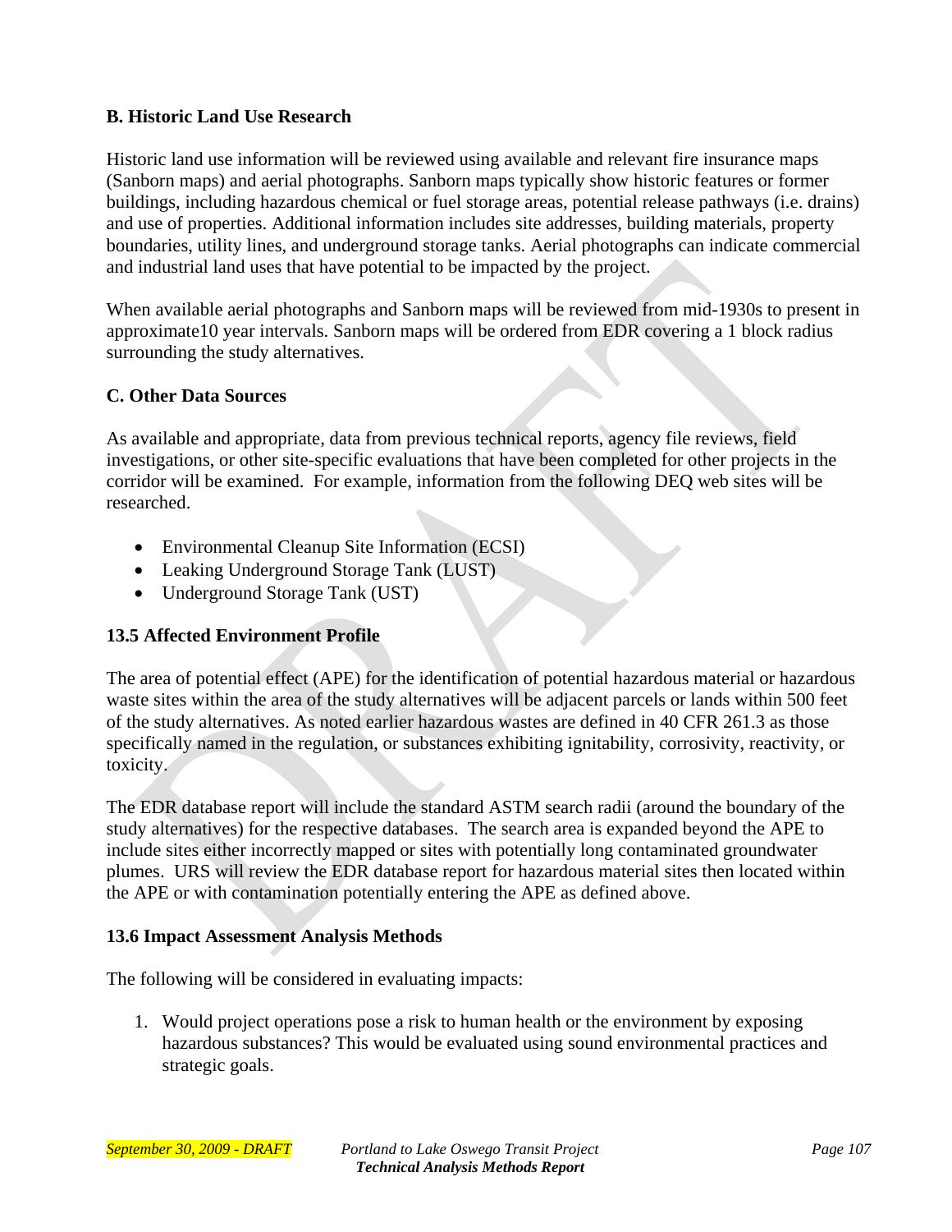**B. Historic Land Use Research**

Historic land use information will be reviewed using available and relevant fire insurance maps (Sanborn maps) and aerial photographs. Sanborn maps typically show historic features or former buildings, including hazardous chemical or fuel storage areas, potential release pathways (i.e. drains) and use of properties. Additional information includes site addresses, building materials, property boundaries, utility lines, and underground storage tanks. Aerial photographs can indicate commercial and industrial land uses that have potential to be impacted by the project.

When available aerial photographs and Sanborn maps will be reviewed from mid-1930s to present in approximate10 year intervals. Sanborn maps will be ordered from EDR covering a 1 block radius surrounding the study alternatives.

**C. Other Data Sources**

As available and appropriate, data from previous technical reports, agency file reviews, field investigations, or other site-specific evaluations that have been completed for other projects in the corridor will be examined. For example, information from the following DEQ web sites will be researched.

- Environmental Cleanup Site Information (ECSI)
- Leaking Underground Storage Tank (LUST)
- Underground Storage Tank (UST)

**13.5 Affected Environment Profile**

The area of potential effect (APE) for the identification of potential hazardous material or hazardous waste sites within the area of the study alternatives will be adjacent parcels or lands within 500 feet of the study alternatives. As noted earlier hazardous wastes are defined in 40 CFR 261.3 as those specifically named in the regulation, or substances exhibiting ignitability, corrosivity, reactivity, or toxicity.

The EDR database report will include the standard ASTM search radii (around the boundary of the study alternatives) for the respective databases. The search area is expanded beyond the APE to include sites either incorrectly mapped or sites with potentially long contaminated groundwater plumes. URS will review the EDR database report for hazardous material sites then located within the APE or with contamination potentially entering the APE as defined above.

**13.6 Impact Assessment Analysis Methods**

The following will be considered in evaluating impacts:

1. Would project operations pose a risk to human health or the environment by exposing hazardous substances? This would be evaluated using sound environmental practices and strategic goals.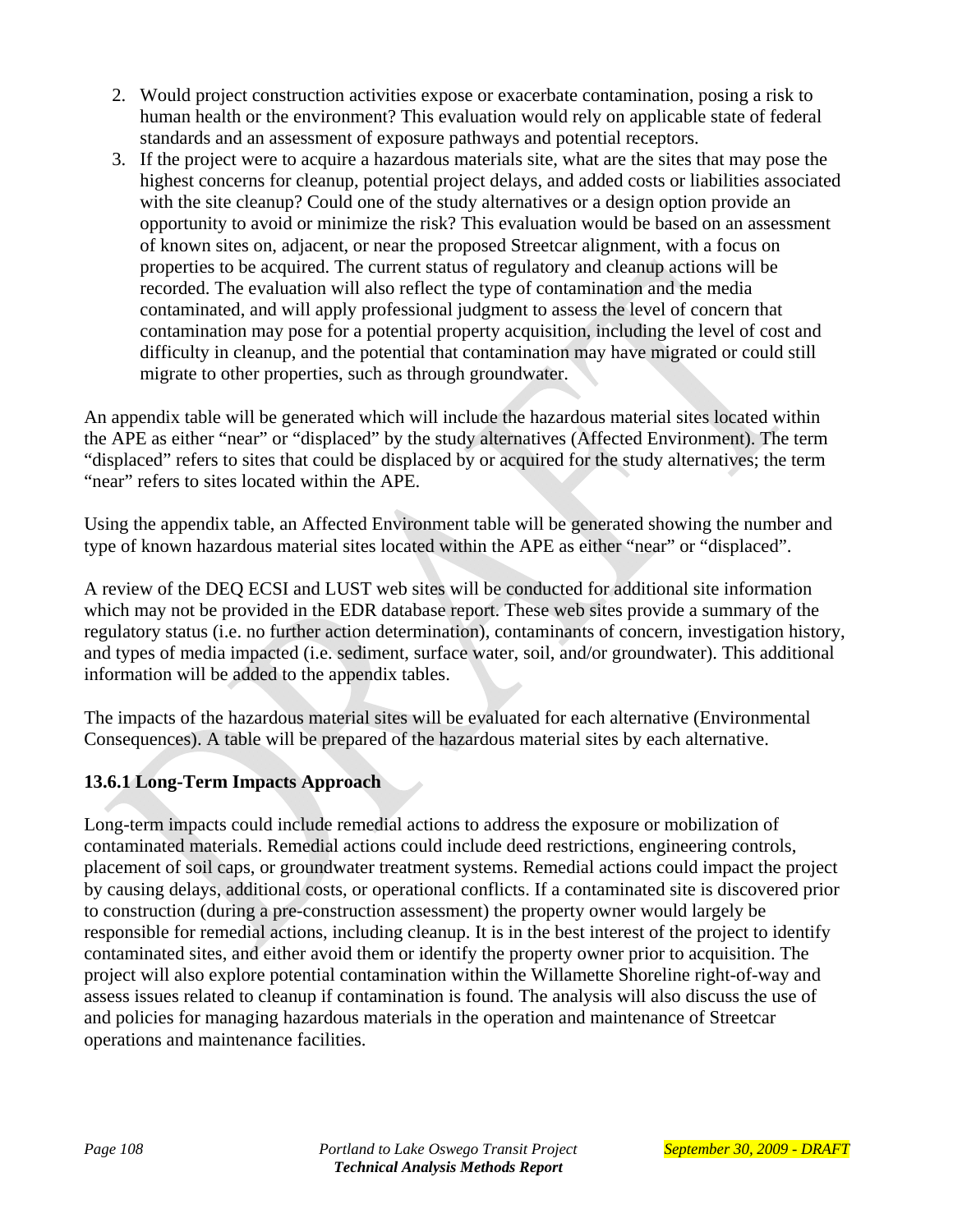2. Would project construction activities expose or exacerbate contamination, posing a risk to human health or the environment? This evaluation would rely on applicable state of federal standards and an assessment of exposure pathways and potential receptors.
3. If the project were to acquire a hazardous materials site, what are the sites that may pose the highest concerns for cleanup, potential project delays, and added costs or liabilities associated with the site cleanup? Could one of the study alternatives or a design option provide an opportunity to avoid or minimize the risk? This evaluation would be based on an assessment of known sites on, adjacent, or near the proposed Streetcar alignment, with a focus on properties to be acquired. The current status of regulatory and cleanup actions will be recorded. The evaluation will also reflect the type of contamination and the media contaminated, and will apply professional judgment to assess the level of concern that contamination may pose for a potential property acquisition, including the level of cost and difficulty in cleanup, and the potential that contamination may have migrated or could still migrate to other properties, such as through groundwater.

An appendix table will be generated which will include the hazardous material sites located within the APE as either "near" or "displaced" by the study alternatives (Affected Environment). The term "displaced" refers to sites that could be displaced by or acquired for the study alternatives; the term "near" refers to sites located within the APE.

Using the appendix table, an Affected Environment table will be generated showing the number and type of known hazardous material sites located within the APE as either "near" or "displaced".

A review of the DEQ ECSI and LUST web sites will be conducted for additional site information which may not be provided in the EDR database report. These web sites provide a summary of the regulatory status (i.e. no further action determination), contaminants of concern, investigation history, and types of media impacted (i.e. sediment, surface water, soil, and/or groundwater). This additional information will be added to the appendix tables.

The impacts of the hazardous material sites will be evaluated for each alternative (Environmental Consequences). A table will be prepared of the hazardous material sites by each alternative.

### 13.6.1 Long-Term Impacts Approach

Long-term impacts could include remedial actions to address the exposure or mobilization of contaminated materials. Remedial actions could include deed restrictions, engineering controls, placement of soil caps, or groundwater treatment systems. Remedial actions could impact the project by causing delays, additional costs, or operational conflicts. If a contaminated site is discovered prior to construction (during a pre-construction assessment) the property owner would largely be responsible for remedial actions, including cleanup. It is in the best interest of the project to identify contaminated sites, and either avoid them or identify the property owner prior to acquisition. The project will also explore potential contamination within the Willamette Shoreline right-of-way and assess issues related to cleanup if contamination is found. The analysis will also discuss the use of and policies for managing hazardous materials in the operation and maintenance of Streetcar operations and maintenance facilities.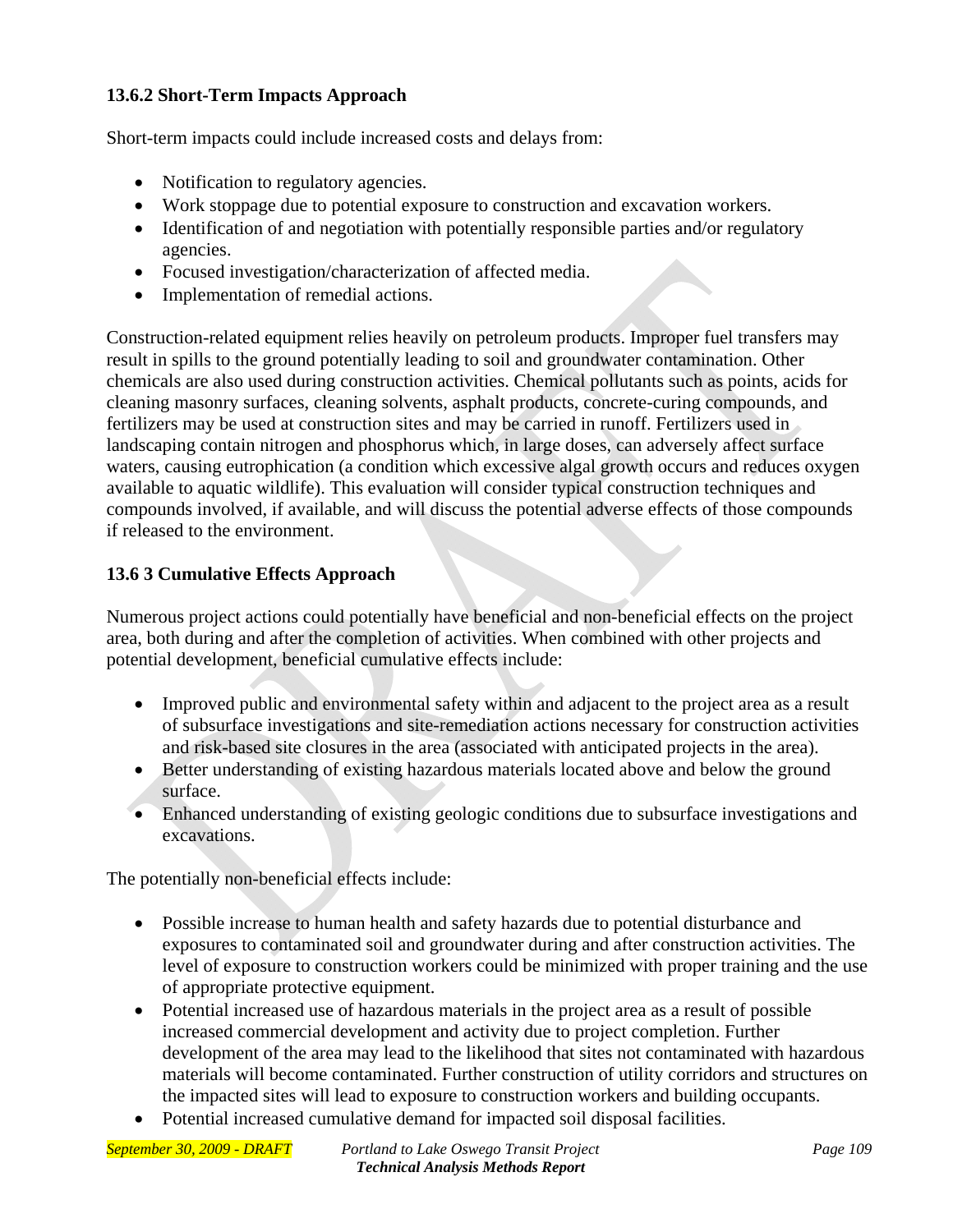### 13.6.2 Short-Term Impacts Approach

Short-term impacts could include increased costs and delays from:

- Notification to regulatory agencies.
- Work stoppage due to potential exposure to construction and excavation workers.
- Identification of and negotiation with potentially responsible parties and/or regulatory agencies.
- Focused investigation/characterization of affected media.
- Implementation of remedial actions.

Construction-related equipment relies heavily on petroleum products. Improper fuel transfers may result in spills to the ground potentially leading to soil and groundwater contamination. Other chemicals are also used during construction activities. Chemical pollutants such as points, acids for cleaning masonry surfaces, cleaning solvents, asphalt products, concrete-curing compounds, and fertilizers may be used at construction sites and may be carried in runoff. Fertilizers used in landscaping contain nitrogen and phosphorus which, in large doses, can adversely affect surface waters, causing eutrophication (a condition which excessive algal growth occurs and reduces oxygen available to aquatic wildlife). This evaluation will consider typical construction techniques and compounds involved, if available, and will discuss the potential adverse effects of those compounds if released to the environment.

### 13.6 3 Cumulative Effects Approach

Numerous project actions could potentially have beneficial and non-beneficial effects on the project area, both during and after the completion of activities. When combined with other projects and potential development, beneficial cumulative effects include:

- Improved public and environmental safety within and adjacent to the project area as a result of subsurface investigations and site-remediation actions necessary for construction activities and risk-based site closures in the area (associated with anticipated projects in the area).
- Better understanding of existing hazardous materials located above and below the ground surface.
- Enhanced understanding of existing geologic conditions due to subsurface investigations and excavations.

The potentially non-beneficial effects include:

- Possible increase to human health and safety hazards due to potential disturbance and exposures to contaminated soil and groundwater during and after construction activities. The level of exposure to construction workers could be minimized with proper training and the use of appropriate protective equipment.
- Potential increased use of hazardous materials in the project area as a result of possible increased commercial development and activity due to project completion. Further development of the area may lead to the likelihood that sites not contaminated with hazardous materials will become contaminated. Further construction of utility corridors and structures on the impacted sites will lead to exposure to construction workers and building occupants.
- Potential increased cumulative demand for impacted soil disposal facilities.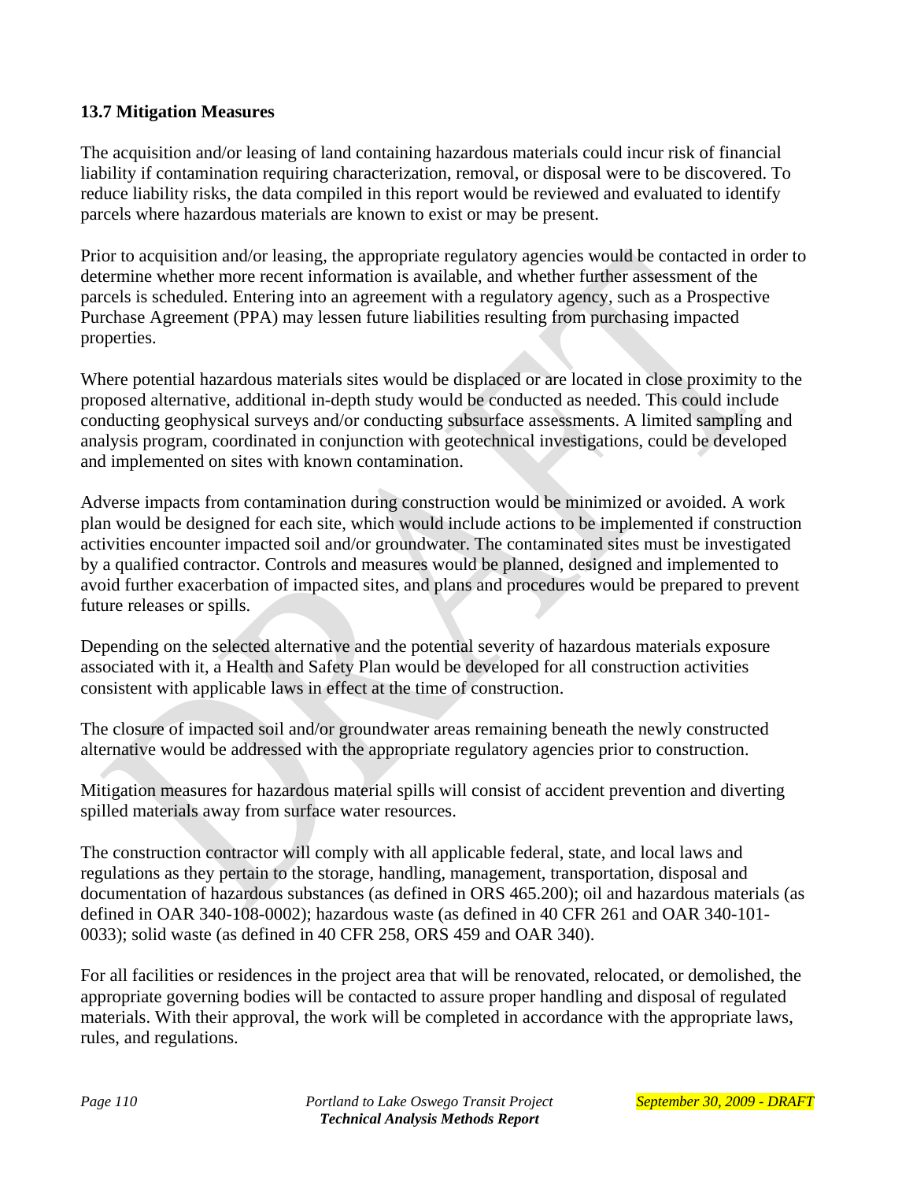### 13.7 Mitigation Measures

The acquisition and/or leasing of land containing hazardous materials could incur risk of financial liability if contamination requiring characterization, removal, or disposal were to be discovered. To reduce liability risks, the data compiled in this report would be reviewed and evaluated to identify parcels where hazardous materials are known to exist or may be present.

Prior to acquisition and/or leasing, the appropriate regulatory agencies would be contacted in order to determine whether more recent information is available, and whether further assessment of the parcels is scheduled. Entering into an agreement with a regulatory agency, such as a Prospective Purchase Agreement (PPA) may lessen future liabilities resulting from purchasing impacted properties.

Where potential hazardous materials sites would be displaced or are located in close proximity to the proposed alternative, additional in-depth study would be conducted as needed. This could include conducting geophysical surveys and/or conducting subsurface assessments. A limited sampling and analysis program, coordinated in conjunction with geotechnical investigations, could be developed and implemented on sites with known contamination.

Adverse impacts from contamination during construction would be minimized or avoided. A work plan would be designed for each site, which would include actions to be implemented if construction activities encounter impacted soil and/or groundwater. The contaminated sites must be investigated by a qualified contractor. Controls and measures would be planned, designed and implemented to avoid further exacerbation of impacted sites, and plans and procedures would be prepared to prevent future releases or spills.

Depending on the selected alternative and the potential severity of hazardous materials exposure associated with it, a Health and Safety Plan would be developed for all construction activities consistent with applicable laws in effect at the time of construction.

The closure of impacted soil and/or groundwater areas remaining beneath the newly constructed alternative would be addressed with the appropriate regulatory agencies prior to construction.

Mitigation measures for hazardous material spills will consist of accident prevention and diverting spilled materials away from surface water resources.

The construction contractor will comply with all applicable federal, state, and local laws and regulations as they pertain to the storage, handling, management, transportation, disposal and documentation of hazardous substances (as defined in ORS 465.200); oil and hazardous materials (as defined in OAR 340-108-0002); hazardous waste (as defined in 40 CFR 261 and OAR 340-101-0033); solid waste (as defined in 40 CFR 258, ORS 459 and OAR 340).

For all facilities or residences in the project area that will be renovated, relocated, or demolished, the appropriate governing bodies will be contacted to assure proper handling and disposal of regulated materials. With their approval, the work will be completed in accordance with the appropriate laws, rules, and regulations.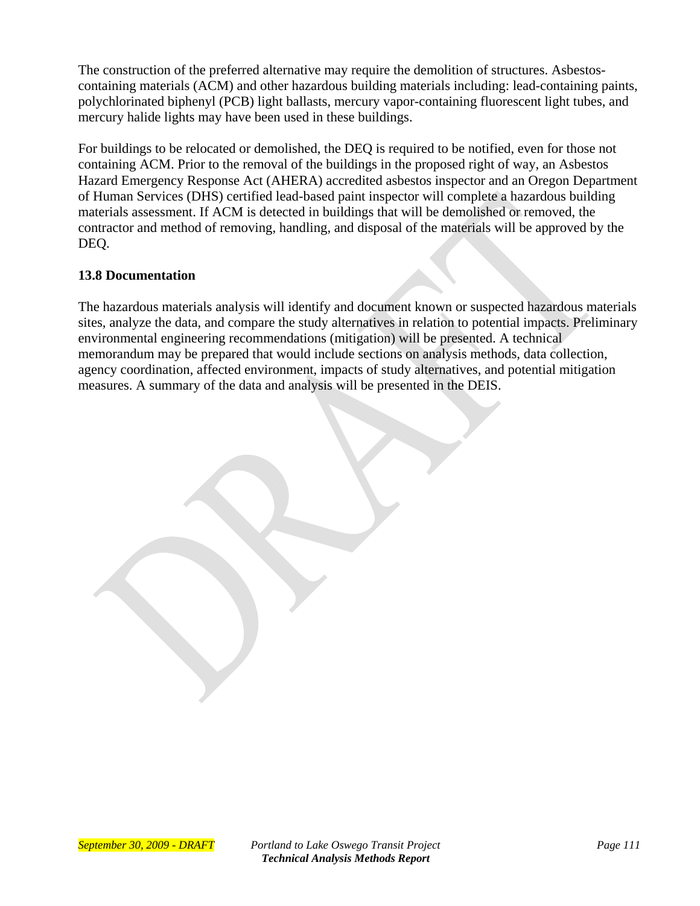The construction of the preferred alternative may require the demolition of structures. Asbestos-containing materials (ACM) and other hazardous building materials including: lead-containing paints, polychlorinated biphenyl (PCB) light ballasts, mercury vapor-containing fluorescent light tubes, and mercury halide lights may have been used in these buildings.

For buildings to be relocated or demolished, the DEQ is required to be notified, even for those not containing ACM. Prior to the removal of the buildings in the proposed right of way, an Asbestos Hazard Emergency Response Act (AHERA) accredited asbestos inspector and an Oregon Department of Human Services (DHS) certified lead-based paint inspector will complete a hazardous building materials assessment. If ACM is detected in buildings that will be demolished or removed, the contractor and method of removing, handling, and disposal of the materials will be approved by the DEQ.

### 13.8 Documentation

The hazardous materials analysis will identify and document known or suspected hazardous materials sites, analyze the data, and compare the study alternatives in relation to potential impacts. Preliminary environmental engineering recommendations (mitigation) will be presented. A technical memorandum may be prepared that would include sections on analysis methods, data collection, agency coordination, affected environment, impacts of study alternatives, and potential mitigation measures. A summary of the data and analysis will be presented in the DEIS.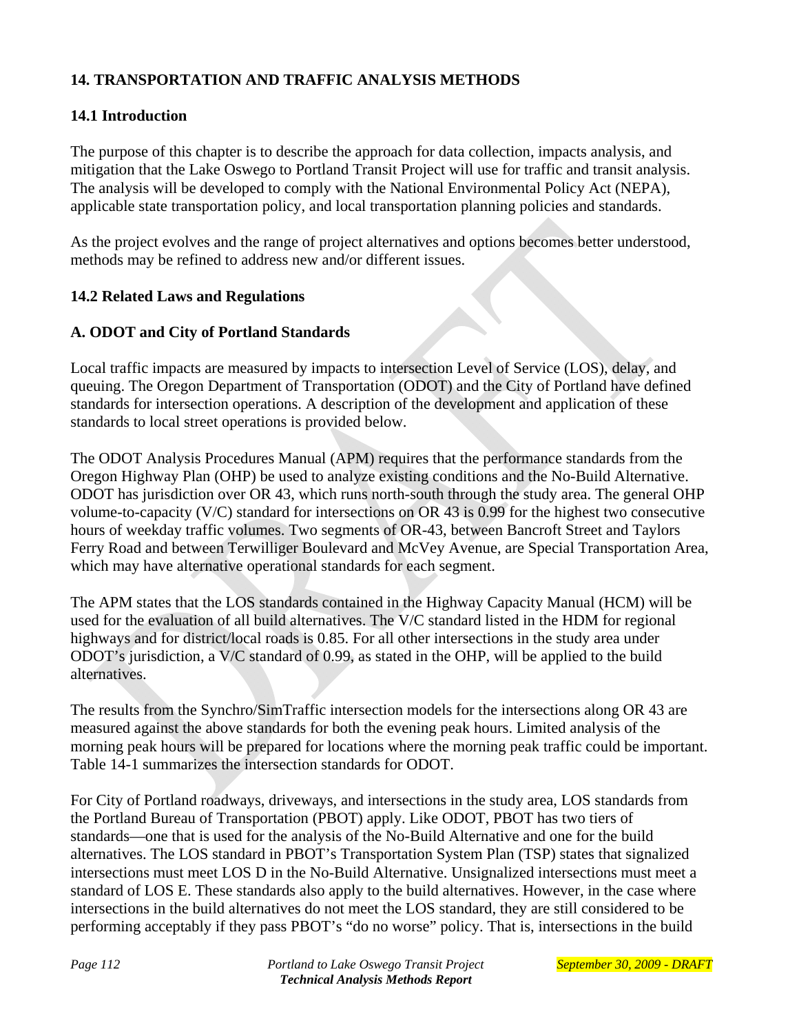## 14. TRANSPORTATION AND TRAFFIC ANALYSIS METHODS

### 14.1 Introduction

The purpose of this chapter is to describe the approach for data collection, impacts analysis, and mitigation that the Lake Oswego to Portland Transit Project will use for traffic and transit analysis. The analysis will be developed to comply with the National Environmental Policy Act (NEPA), applicable state transportation policy, and local transportation planning policies and standards.

As the project evolves and the range of project alternatives and options becomes better understood, methods may be refined to address new and/or different issues.

### 14.2 Related Laws and Regulations

#### A. ODOT and City of Portland Standards

Local traffic impacts are measured by impacts to intersection Level of Service (LOS), delay, and queuing. The Oregon Department of Transportation (ODOT) and the City of Portland have defined standards for intersection operations. A description of the development and application of these standards to local street operations is provided below.

The ODOT Analysis Procedures Manual (APM) requires that the performance standards from the Oregon Highway Plan (OHP) be used to analyze existing conditions and the No-Build Alternative. ODOT has jurisdiction over OR 43, which runs north-south through the study area. The general OHP volume-to-capacity (V/C) standard for intersections on OR 43 is 0.99 for the highest two consecutive hours of weekday traffic volumes. Two segments of OR-43, between Bancroft Street and Taylors Ferry Road and between Terwilliger Boulevard and McVey Avenue, are Special Transportation Area, which may have alternative operational standards for each segment.

The APM states that the LOS standards contained in the Highway Capacity Manual (HCM) will be used for the evaluation of all build alternatives. The V/C standard listed in the HDM for regional highways and for district/local roads is 0.85. For all other intersections in the study area under ODOT's jurisdiction, a V/C standard of 0.99, as stated in the OHP, will be applied to the build alternatives.

The results from the Synchro/SimTraffic intersection models for the intersections along OR 43 are measured against the above standards for both the evening peak hours. Limited analysis of the morning peak hours will be prepared for locations where the morning peak traffic could be important. Table 14-1 summarizes the intersection standards for ODOT.

For City of Portland roadways, driveways, and intersections in the study area, LOS standards from the Portland Bureau of Transportation (PBOT) apply. Like ODOT, PBOT has two tiers of standards—one that is used for the analysis of the No-Build Alternative and one for the build alternatives. The LOS standard in PBOT's Transportation System Plan (TSP) states that signalized intersections must meet LOS D in the No-Build Alternative. Unsignalized intersections must meet a standard of LOS E. These standards also apply to the build alternatives. However, in the case where intersections in the build alternatives do not meet the LOS standard, they are still considered to be performing acceptably if they pass PBOT's "do no worse" policy. That is, intersections in the build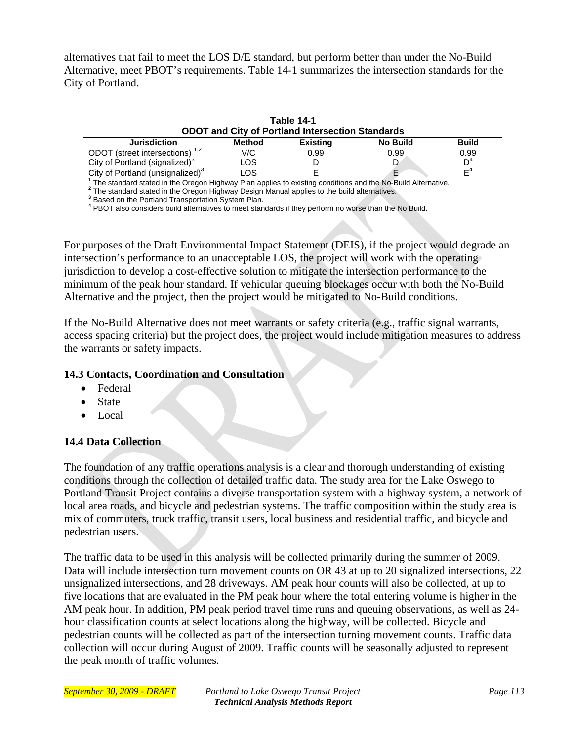alternatives that fail to meet the LOS D/E standard, but perform better than under the No-Build Alternative, meet PBOT's requirements. Table 14-1 summarizes the intersection standards for the City of Portland.

**Table 14-1**
**ODOT and City of Portland Intersection Standards**

| Jurisdiction | Method | Existing | No Build | Build |
|---|---|---|---|---|
| ODOT (street intersections) [1,2] | V/C | 0.99 | 0.99 | 0.99 |
| City of Portland (signalized)[3] | LOS | D | D | D[4] |
| City of Portland (unsignalized)[3] | LOS | E | E | E[4] |

[1] The standard stated in the Oregon Highway Plan applies to existing conditions and the No-Build Alternative.
[2] The standard stated in the Oregon Highway Design Manual applies to the build alternatives.
[3] Based on the Portland Transportation System Plan.
[4] PBOT also considers build alternatives to meet standards if they perform no worse than the No Build.

For purposes of the Draft Environmental Impact Statement (DEIS), if the project would degrade an intersection's performance to an unacceptable LOS, the project will work with the operating jurisdiction to develop a cost-effective solution to mitigate the intersection performance to the minimum of the peak hour standard. If vehicular queuing blockages occur with both the No-Build Alternative and the project, then the project would be mitigated to No-Build conditions.

If the No-Build Alternative does not meet warrants or safety criteria (e.g., traffic signal warrants, access spacing criteria) but the project does, the project would include mitigation measures to address the warrants or safety impacts.

### 14.3 Contacts, Coordination and Consultation

- Federal
- State
- Local

### 14.4 Data Collection

The foundation of any traffic operations analysis is a clear and thorough understanding of existing conditions through the collection of detailed traffic data. The study area for the Lake Oswego to Portland Transit Project contains a diverse transportation system with a highway system, a network of local area roads, and bicycle and pedestrian systems. The traffic composition within the study area is mix of commuters, truck traffic, transit users, local business and residential traffic, and bicycle and pedestrian users.

The traffic data to be used in this analysis will be collected primarily during the summer of 2009. Data will include intersection turn movement counts on OR 43 at up to 20 signalized intersections, 22 unsignalized intersections, and 28 driveways. AM peak hour counts will also be collected, at up to five locations that are evaluated in the PM peak hour where the total entering volume is higher in the AM peak hour. In addition, PM peak period travel time runs and queuing observations, as well as 24-hour classification counts at select locations along the highway, will be collected. Bicycle and pedestrian counts will be collected as part of the intersection turning movement counts. Traffic data collection will occur during August of 2009. Traffic counts will be seasonally adjusted to represent the peak month of traffic volumes.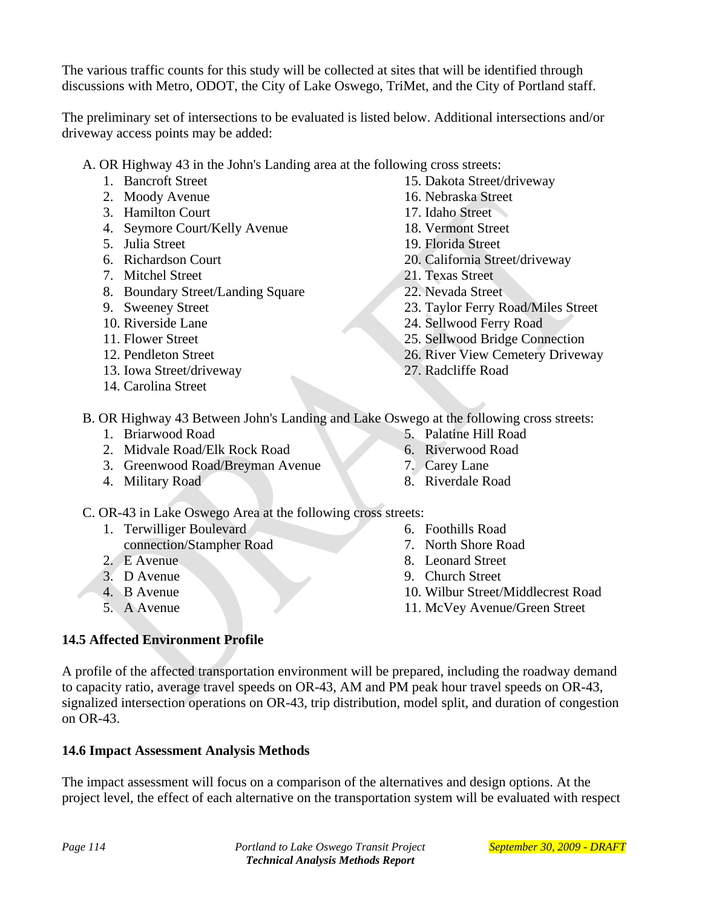The various traffic counts for this study will be collected at sites that will be identified through discussions with Metro, ODOT, the City of Lake Oswego, TriMet, and the City of Portland staff.

The preliminary set of intersections to be evaluated is listed below. Additional intersections and/or driveway access points may be added:

A. OR Highway 43 in the John's Landing area at the following cross streets:

1. Bancroft Street
2. Moody Avenue
3. Hamilton Court
4. Seymore Court/Kelly Avenue
5. Julia Street
6. Richardson Court
7. Mitchel Street
8. Boundary Street/Landing Square
9. Sweeney Street
10. Riverside Lane
11. Flower Street
12. Pendleton Street
13. Iowa Street/driveway
14. Carolina Street
15. Dakota Street/driveway
16. Nebraska Street
17. Idaho Street
18. Vermont Street
19. Florida Street
20. California Street/driveway
21. Texas Street
22. Nevada Street
23. Taylor Ferry Road/Miles Street
24. Sellwood Ferry Road
25. Sellwood Bridge Connection
26. River View Cemetery Driveway
27. Radcliffe Road

B. OR Highway 43 Between John's Landing and Lake Oswego at the following cross streets:

1. Briarwood Road
2. Midvale Road/Elk Rock Road
3. Greenwood Road/Breyman Avenue
4. Military Road
5. Palatine Hill Road
6. Riverwood Road
7. Carey Lane
8. Riverdale Road

C. OR-43 in Lake Oswego Area at the following cross streets:

1. Terwilliger Boulevard connection/Stampher Road
2. E Avenue
3. D Avenue
4. B Avenue
5. A Avenue
6. Foothills Road
7. North Shore Road
8. Leonard Street
9. Church Street
10. Wilbur Street/Middlecrest Road
11. McVey Avenue/Green Street

### 14.5 Affected Environment Profile

A profile of the affected transportation environment will be prepared, including the roadway demand to capacity ratio, average travel speeds on OR-43, AM and PM peak hour travel speeds on OR-43, signalized intersection operations on OR-43, trip distribution, model split, and duration of congestion on OR-43.

### 14.6 Impact Assessment Analysis Methods

The impact assessment will focus on a comparison of the alternatives and design options. At the project level, the effect of each alternative on the transportation system will be evaluated with respect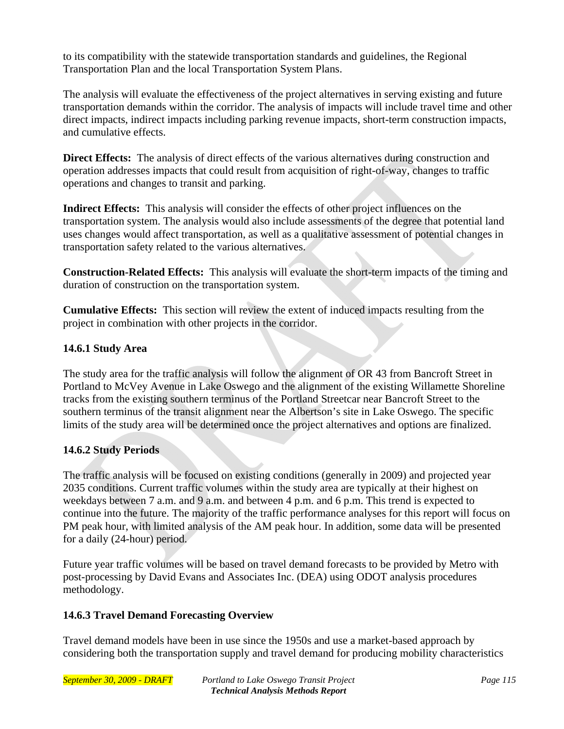to its compatibility with the statewide transportation standards and guidelines, the Regional Transportation Plan and the local Transportation System Plans.

The analysis will evaluate the effectiveness of the project alternatives in serving existing and future transportation demands within the corridor. The analysis of impacts will include travel time and other direct impacts, indirect impacts including parking revenue impacts, short-term construction impacts, and cumulative effects.

**Direct Effects:** The analysis of direct effects of the various alternatives during construction and operation addresses impacts that could result from acquisition of right-of-way, changes to traffic operations and changes to transit and parking.

**Indirect Effects:** This analysis will consider the effects of other project influences on the transportation system. The analysis would also include assessments of the degree that potential land uses changes would affect transportation, as well as a qualitative assessment of potential changes in transportation safety related to the various alternatives.

**Construction-Related Effects:** This analysis will evaluate the short-term impacts of the timing and duration of construction on the transportation system.

**Cumulative Effects:** This section will review the extent of induced impacts resulting from the project in combination with other projects in the corridor.

### 14.6.1 Study Area

The study area for the traffic analysis will follow the alignment of OR 43 from Bancroft Street in Portland to McVey Avenue in Lake Oswego and the alignment of the existing Willamette Shoreline tracks from the existing southern terminus of the Portland Streetcar near Bancroft Street to the southern terminus of the transit alignment near the Albertson's site in Lake Oswego. The specific limits of the study area will be determined once the project alternatives and options are finalized.

### 14.6.2 Study Periods

The traffic analysis will be focused on existing conditions (generally in 2009) and projected year 2035 conditions. Current traffic volumes within the study area are typically at their highest on weekdays between 7 a.m. and 9 a.m. and between 4 p.m. and 6 p.m. This trend is expected to continue into the future. The majority of the traffic performance analyses for this report will focus on PM peak hour, with limited analysis of the AM peak hour. In addition, some data will be presented for a daily (24-hour) period.

Future year traffic volumes will be based on travel demand forecasts to be provided by Metro with post-processing by David Evans and Associates Inc. (DEA) using ODOT analysis procedures methodology.

### 14.6.3 Travel Demand Forecasting Overview

Travel demand models have been in use since the 1950s and use a market-based approach by considering both the transportation supply and travel demand for producing mobility characteristics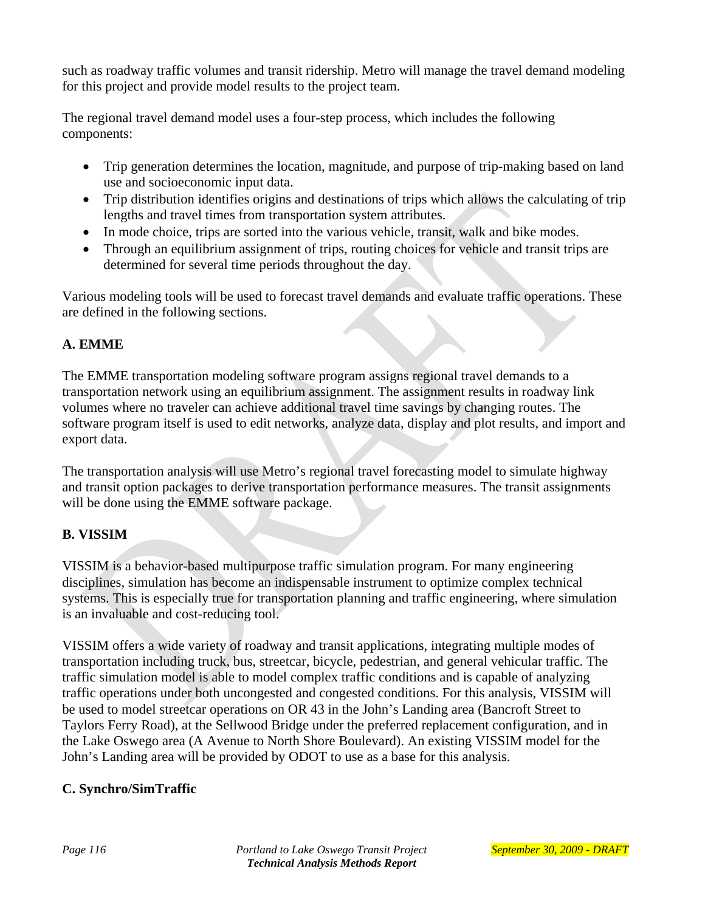such as roadway traffic volumes and transit ridership. Metro will manage the travel demand modeling for this project and provide model results to the project team.

The regional travel demand model uses a four-step process, which includes the following components:

- Trip generation determines the location, magnitude, and purpose of trip-making based on land use and socioeconomic input data.
- Trip distribution identifies origins and destinations of trips which allows the calculating of trip lengths and travel times from transportation system attributes.
- In mode choice, trips are sorted into the various vehicle, transit, walk and bike modes.
- Through an equilibrium assignment of trips, routing choices for vehicle and transit trips are determined for several time periods throughout the day.

Various modeling tools will be used to forecast travel demands and evaluate traffic operations. These are defined in the following sections.

### A. EMME

The EMME transportation modeling software program assigns regional travel demands to a transportation network using an equilibrium assignment. The assignment results in roadway link volumes where no traveler can achieve additional travel time savings by changing routes. The software program itself is used to edit networks, analyze data, display and plot results, and import and export data.

The transportation analysis will use Metro's regional travel forecasting model to simulate highway and transit option packages to derive transportation performance measures. The transit assignments will be done using the EMME software package.

### B. VISSIM

VISSIM is a behavior-based multipurpose traffic simulation program. For many engineering disciplines, simulation has become an indispensable instrument to optimize complex technical systems. This is especially true for transportation planning and traffic engineering, where simulation is an invaluable and cost-reducing tool.

VISSIM offers a wide variety of roadway and transit applications, integrating multiple modes of transportation including truck, bus, streetcar, bicycle, pedestrian, and general vehicular traffic. The traffic simulation model is able to model complex traffic conditions and is capable of analyzing traffic operations under both uncongested and congested conditions. For this analysis, VISSIM will be used to model streetcar operations on OR 43 in the John's Landing area (Bancroft Street to Taylors Ferry Road), at the Sellwood Bridge under the preferred replacement configuration, and in the Lake Oswego area (A Avenue to North Shore Boulevard). An existing VISSIM model for the John's Landing area will be provided by ODOT to use as a base for this analysis.

### C. Synchro/SimTraffic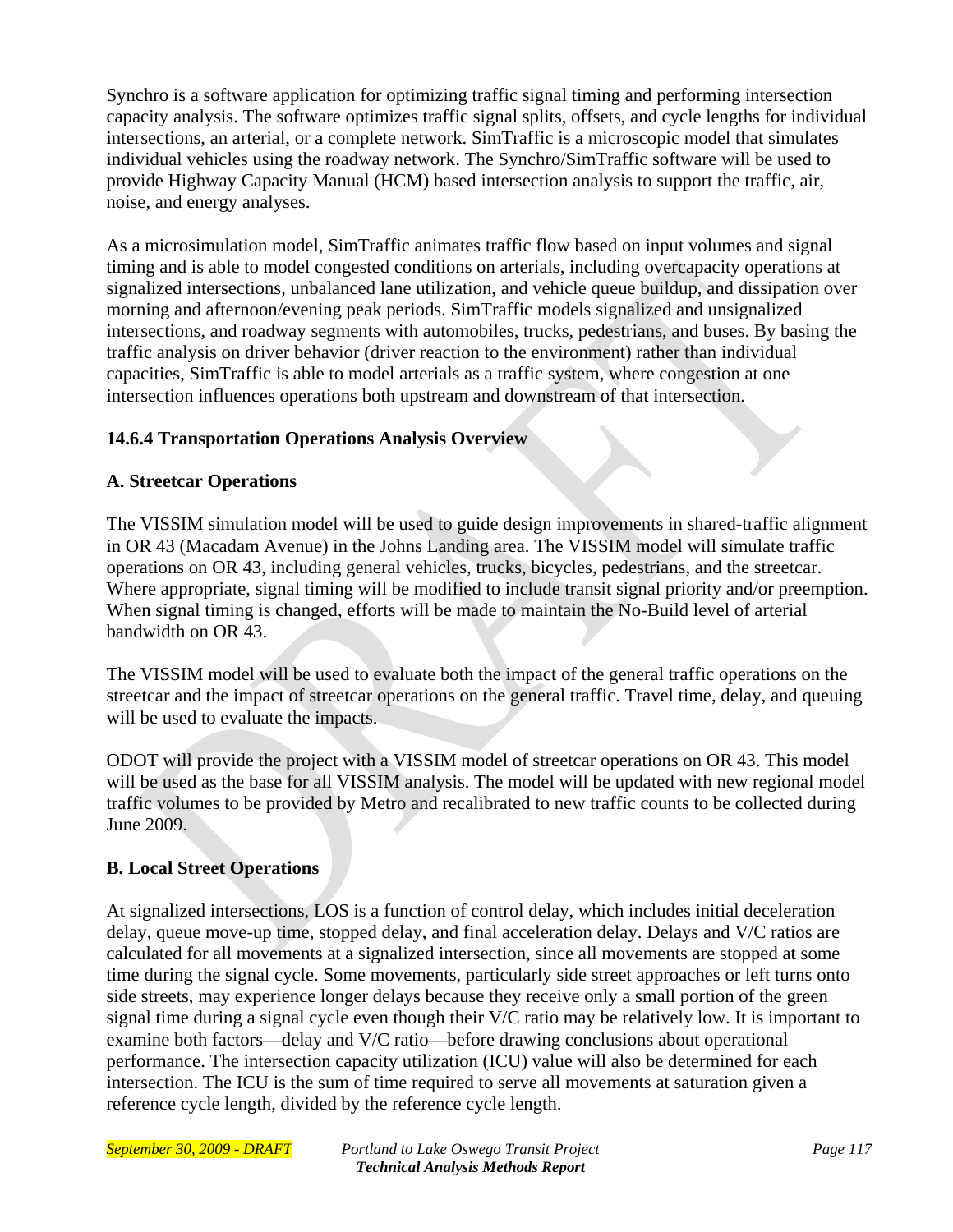Synchro is a software application for optimizing traffic signal timing and performing intersection capacity analysis. The software optimizes traffic signal splits, offsets, and cycle lengths for individual intersections, an arterial, or a complete network. SimTraffic is a microscopic model that simulates individual vehicles using the roadway network. The Synchro/SimTraffic software will be used to provide Highway Capacity Manual (HCM) based intersection analysis to support the traffic, air, noise, and energy analyses.

As a microsimulation model, SimTraffic animates traffic flow based on input volumes and signal timing and is able to model congested conditions on arterials, including overcapacity operations at signalized intersections, unbalanced lane utilization, and vehicle queue buildup, and dissipation over morning and afternoon/evening peak periods. SimTraffic models signalized and unsignalized intersections, and roadway segments with automobiles, trucks, pedestrians, and buses. By basing the traffic analysis on driver behavior (driver reaction to the environment) rather than individual capacities, SimTraffic is able to model arterials as a traffic system, where congestion at one intersection influences operations both upstream and downstream of that intersection.

### 14.6.4 Transportation Operations Analysis Overview

#### A. Streetcar Operations

The VISSIM simulation model will be used to guide design improvements in shared-traffic alignment in OR 43 (Macadam Avenue) in the Johns Landing area. The VISSIM model will simulate traffic operations on OR 43, including general vehicles, trucks, bicycles, pedestrians, and the streetcar. Where appropriate, signal timing will be modified to include transit signal priority and/or preemption. When signal timing is changed, efforts will be made to maintain the No-Build level of arterial bandwidth on OR 43.

The VISSIM model will be used to evaluate both the impact of the general traffic operations on the streetcar and the impact of streetcar operations on the general traffic. Travel time, delay, and queuing will be used to evaluate the impacts.

ODOT will provide the project with a VISSIM model of streetcar operations on OR 43. This model will be used as the base for all VISSIM analysis. The model will be updated with new regional model traffic volumes to be provided by Metro and recalibrated to new traffic counts to be collected during June 2009.

#### B. Local Street Operations

At signalized intersections, LOS is a function of control delay, which includes initial deceleration delay, queue move-up time, stopped delay, and final acceleration delay. Delays and V/C ratios are calculated for all movements at a signalized intersection, since all movements are stopped at some time during the signal cycle. Some movements, particularly side street approaches or left turns onto side streets, may experience longer delays because they receive only a small portion of the green signal time during a signal cycle even though their V/C ratio may be relatively low. It is important to examine both factors—delay and V/C ratio—before drawing conclusions about operational performance. The intersection capacity utilization (ICU) value will also be determined for each intersection. The ICU is the sum of time required to serve all movements at saturation given a reference cycle length, divided by the reference cycle length.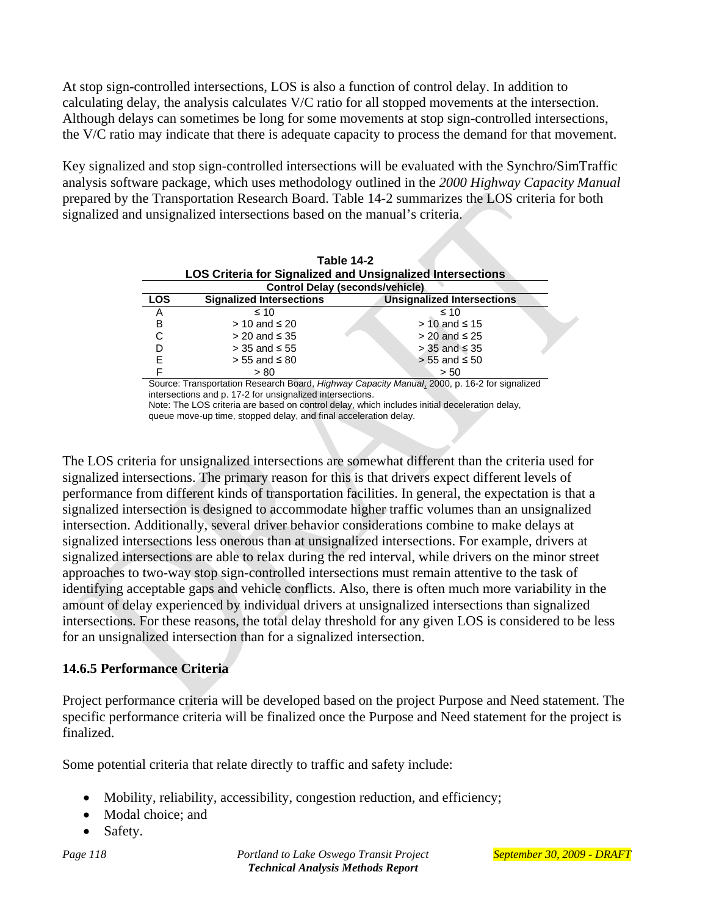At stop sign-controlled intersections, LOS is also a function of control delay. In addition to calculating delay, the analysis calculates V/C ratio for all stopped movements at the intersection. Although delays can sometimes be long for some movements at stop sign-controlled intersections, the V/C ratio may indicate that there is adequate capacity to process the demand for that movement.

Key signalized and stop sign-controlled intersections will be evaluated with the Synchro/SimTraffic analysis software package, which uses methodology outlined in the *2000 Highway Capacity Manual* prepared by the Transportation Research Board. Table 14-2 summarizes the LOS criteria for both signalized and unsignalized intersections based on the manual's criteria.

**Table 14-2**
**LOS Criteria for Signalized and Unsignalized Intersections**

| | Control Delay (seconds/vehicle) | |
|---|---|---|
| **LOS** | **Signalized Intersections** | **Unsignalized Intersections** |
| A | ≤ 10 | ≤ 10 |
| B | > 10 and ≤ 20 | > 10 and ≤ 15 |
| C | > 20 and ≤ 35 | > 20 and ≤ 25 |
| D | > 35 and ≤ 55 | > 35 and ≤ 35 |
| E | > 55 and ≤ 80 | > 55 and ≤ 50 |
| F | > 80 | > 50 |

Source: Transportation Research Board, *Highway Capacity Manual*, 2000, p. 16-2 for signalized intersections and p. 17-2 for unsignalized intersections.
Note: The LOS criteria are based on control delay, which includes initial deceleration delay, queue move-up time, stopped delay, and final acceleration delay.

The LOS criteria for unsignalized intersections are somewhat different than the criteria used for signalized intersections. The primary reason for this is that drivers expect different levels of performance from different kinds of transportation facilities. In general, the expectation is that a signalized intersection is designed to accommodate higher traffic volumes than an unsignalized intersection. Additionally, several driver behavior considerations combine to make delays at signalized intersections less onerous than at unsignalized intersections. For example, drivers at signalized intersections are able to relax during the red interval, while drivers on the minor street approaches to two-way stop sign-controlled intersections must remain attentive to the task of identifying acceptable gaps and vehicle conflicts. Also, there is often much more variability in the amount of delay experienced by individual drivers at unsignalized intersections than signalized intersections. For these reasons, the total delay threshold for any given LOS is considered to be less for an unsignalized intersection than for a signalized intersection.

### 14.6.5 Performance Criteria

Project performance criteria will be developed based on the project Purpose and Need statement. The specific performance criteria will be finalized once the Purpose and Need statement for the project is finalized.

Some potential criteria that relate directly to traffic and safety include:

- Mobility, reliability, accessibility, congestion reduction, and efficiency;
- Modal choice; and
- Safety.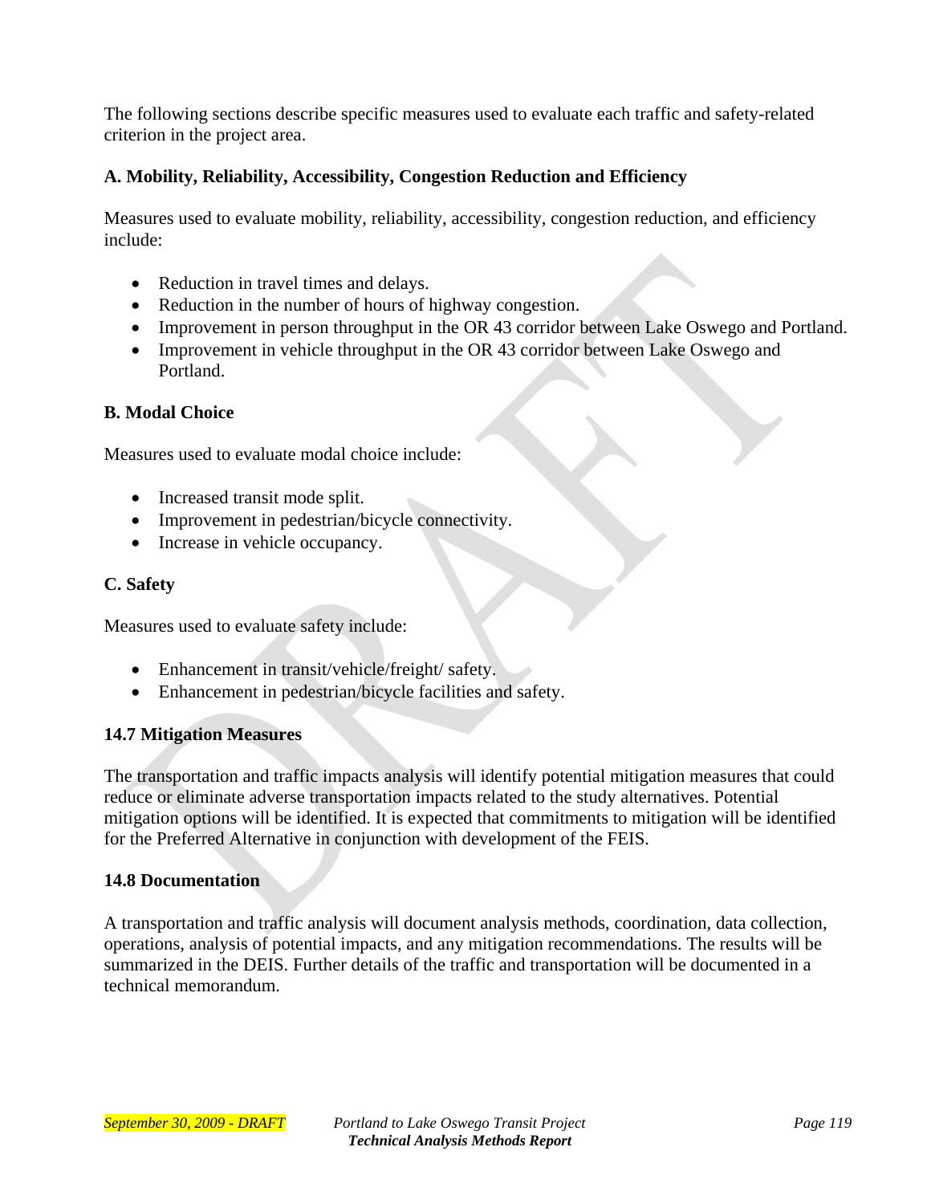The following sections describe specific measures used to evaluate each traffic and safety-related criterion in the project area.

**A. Mobility, Reliability, Accessibility, Congestion Reduction and Efficiency**

Measures used to evaluate mobility, reliability, accessibility, congestion reduction, and efficiency include:

- Reduction in travel times and delays.
- Reduction in the number of hours of highway congestion.
- Improvement in person throughput in the OR 43 corridor between Lake Oswego and Portland.
- Improvement in vehicle throughput in the OR 43 corridor between Lake Oswego and Portland.

**B. Modal Choice**

Measures used to evaluate modal choice include:

- Increased transit mode split.
- Improvement in pedestrian/bicycle connectivity.
- Increase in vehicle occupancy.

**C. Safety**

Measures used to evaluate safety include:

- Enhancement in transit/vehicle/freight/ safety.
- Enhancement in pedestrian/bicycle facilities and safety.

## 14.7 Mitigation Measures

The transportation and traffic impacts analysis will identify potential mitigation measures that could reduce or eliminate adverse transportation impacts related to the study alternatives. Potential mitigation options will be identified. It is expected that commitments to mitigation will be identified for the Preferred Alternative in conjunction with development of the FEIS.

## 14.8 Documentation

A transportation and traffic analysis will document analysis methods, coordination, data collection, operations, analysis of potential impacts, and any mitigation recommendations. The results will be summarized in the DEIS. Further details of the traffic and transportation will be documented in a technical memorandum.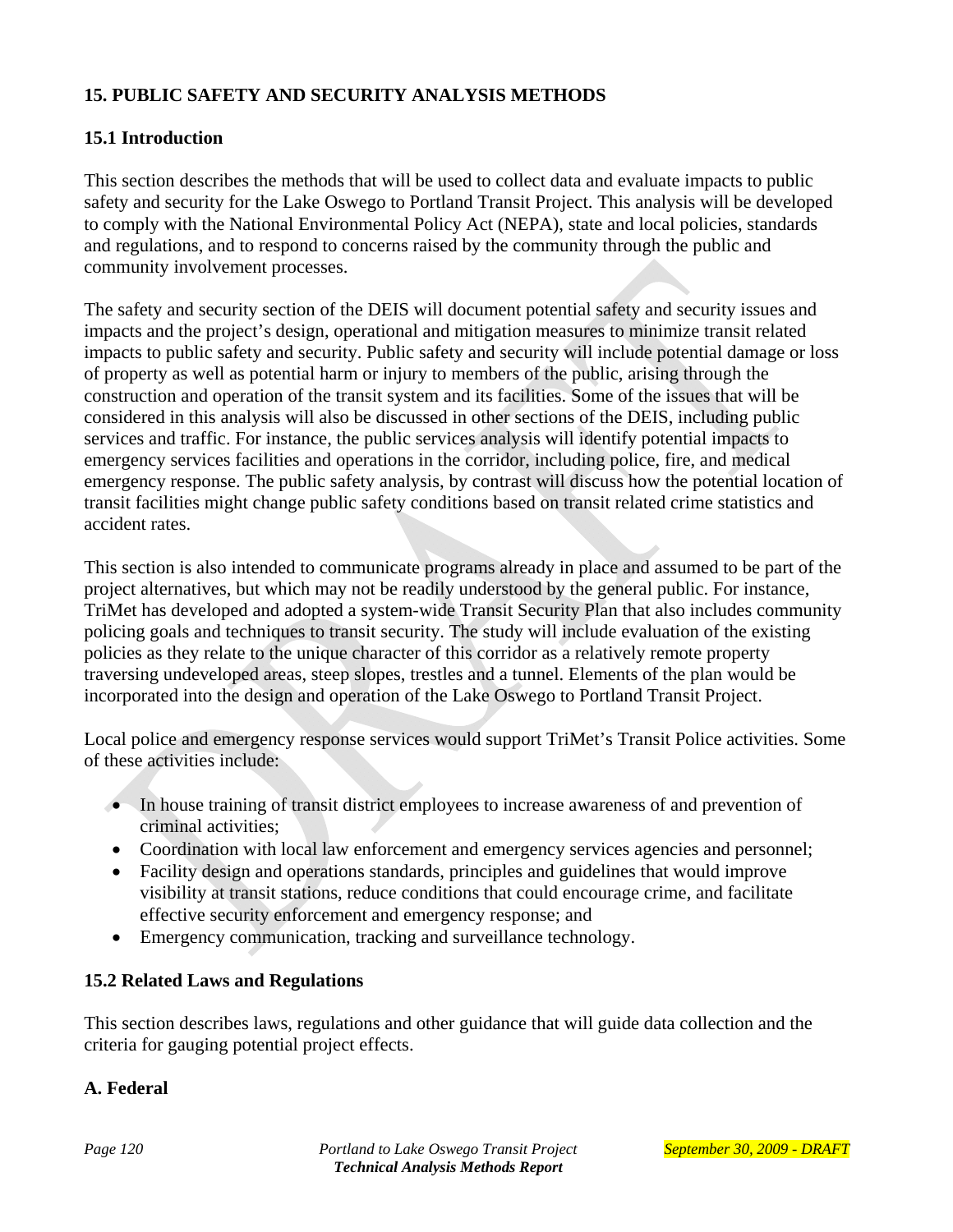## 15. PUBLIC SAFETY AND SECURITY ANALYSIS METHODS

### 15.1 Introduction

This section describes the methods that will be used to collect data and evaluate impacts to public safety and security for the Lake Oswego to Portland Transit Project. This analysis will be developed to comply with the National Environmental Policy Act (NEPA), state and local policies, standards and regulations, and to respond to concerns raised by the community through the public and community involvement processes.

The safety and security section of the DEIS will document potential safety and security issues and impacts and the project's design, operational and mitigation measures to minimize transit related impacts to public safety and security. Public safety and security will include potential damage or loss of property as well as potential harm or injury to members of the public, arising through the construction and operation of the transit system and its facilities. Some of the issues that will be considered in this analysis will also be discussed in other sections of the DEIS, including public services and traffic. For instance, the public services analysis will identify potential impacts to emergency services facilities and operations in the corridor, including police, fire, and medical emergency response. The public safety analysis, by contrast will discuss how the potential location of transit facilities might change public safety conditions based on transit related crime statistics and accident rates.

This section is also intended to communicate programs already in place and assumed to be part of the project alternatives, but which may not be readily understood by the general public. For instance, TriMet has developed and adopted a system-wide Transit Security Plan that also includes community policing goals and techniques to transit security. The study will include evaluation of the existing policies as they relate to the unique character of this corridor as a relatively remote property traversing undeveloped areas, steep slopes, trestles and a tunnel. Elements of the plan would be incorporated into the design and operation of the Lake Oswego to Portland Transit Project.

Local police and emergency response services would support TriMet's Transit Police activities. Some of these activities include:

- In house training of transit district employees to increase awareness of and prevention of criminal activities;
- Coordination with local law enforcement and emergency services agencies and personnel;
- Facility design and operations standards, principles and guidelines that would improve visibility at transit stations, reduce conditions that could encourage crime, and facilitate effective security enforcement and emergency response; and
- Emergency communication, tracking and surveillance technology.

### 15.2 Related Laws and Regulations

This section describes laws, regulations and other guidance that will guide data collection and the criteria for gauging potential project effects.

#### A. Federal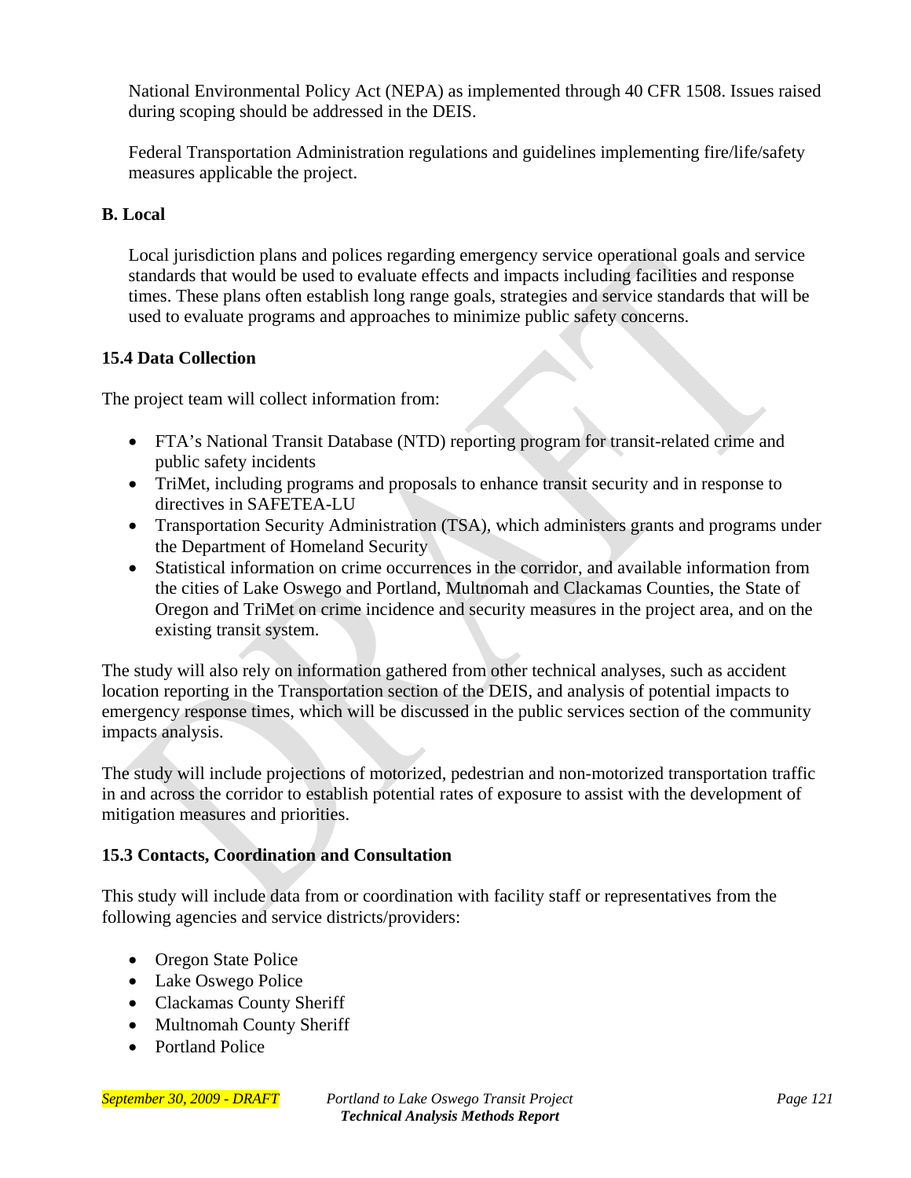National Environmental Policy Act (NEPA) as implemented through 40 CFR 1508. Issues raised during scoping should be addressed in the DEIS.

Federal Transportation Administration regulations and guidelines implementing fire/life/safety measures applicable the project.

**B. Local**

Local jurisdiction plans and polices regarding emergency service operational goals and service standards that would be used to evaluate effects and impacts including facilities and response times. These plans often establish long range goals, strategies and service standards that will be used to evaluate programs and approaches to minimize public safety concerns.

**15.4 Data Collection**

The project team will collect information from:

- FTA's National Transit Database (NTD) reporting program for transit-related crime and public safety incidents
- TriMet, including programs and proposals to enhance transit security and in response to directives in SAFETEA-LU
- Transportation Security Administration (TSA), which administers grants and programs under the Department of Homeland Security
- Statistical information on crime occurrences in the corridor, and available information from the cities of Lake Oswego and Portland, Multnomah and Clackamas Counties, the State of Oregon and TriMet on crime incidence and security measures in the project area, and on the existing transit system.

The study will also rely on information gathered from other technical analyses, such as accident location reporting in the Transportation section of the DEIS, and analysis of potential impacts to emergency response times, which will be discussed in the public services section of the community impacts analysis.

The study will include projections of motorized, pedestrian and non-motorized transportation traffic in and across the corridor to establish potential rates of exposure to assist with the development of mitigation measures and priorities.

**15.3 Contacts, Coordination and Consultation**

This study will include data from or coordination with facility staff or representatives from the following agencies and service districts/providers:

- Oregon State Police
- Lake Oswego Police
- Clackamas County Sheriff
- Multnomah County Sheriff
- Portland Police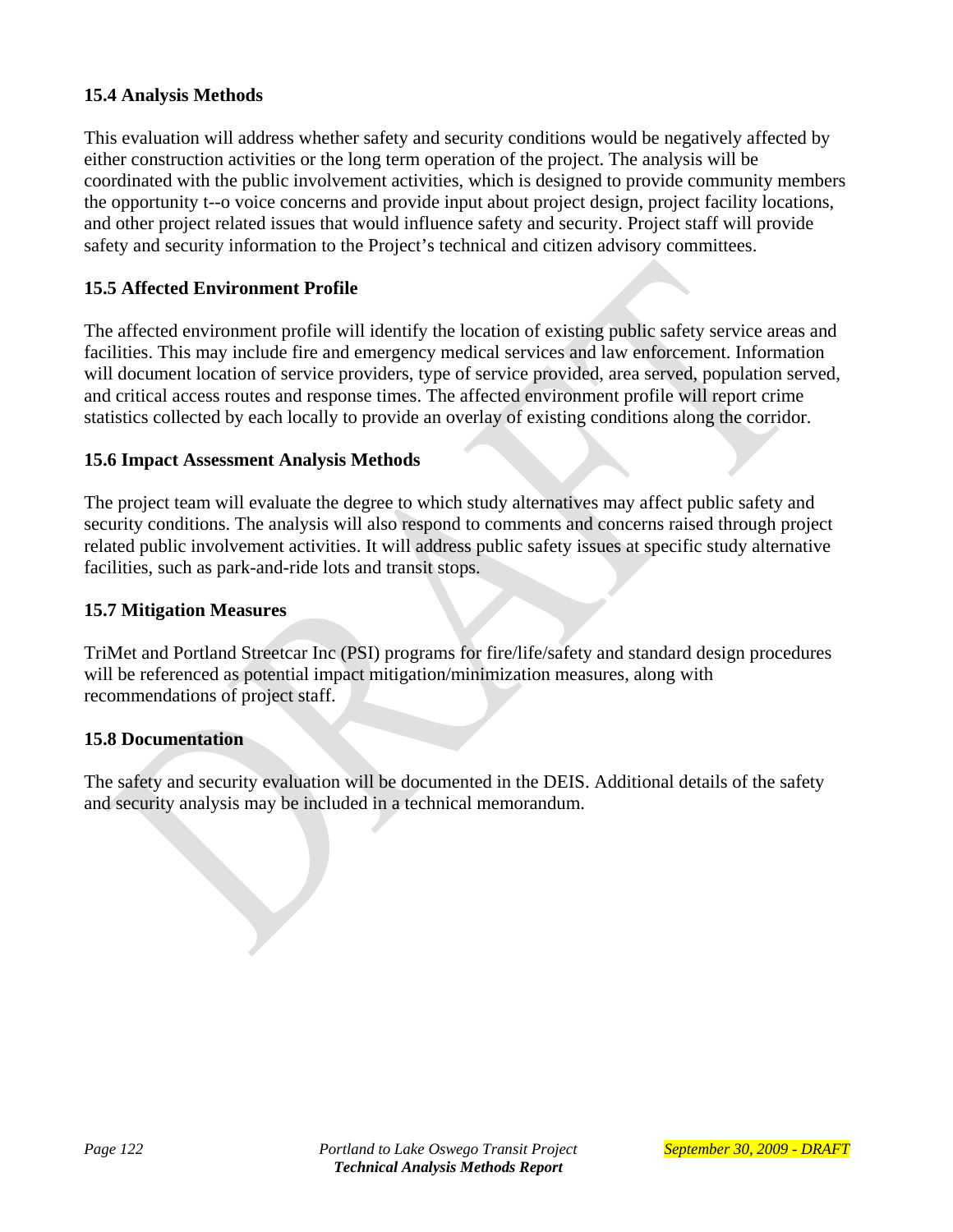### 15.4 Analysis Methods

This evaluation will address whether safety and security conditions would be negatively affected by either construction activities or the long term operation of the project. The analysis will be coordinated with the public involvement activities, which is designed to provide community members the opportunity t--o voice concerns and provide input about project design, project facility locations, and other project related issues that would influence safety and security. Project staff will provide safety and security information to the Project's technical and citizen advisory committees.

### 15.5 Affected Environment Profile

The affected environment profile will identify the location of existing public safety service areas and facilities. This may include fire and emergency medical services and law enforcement. Information will document location of service providers, type of service provided, area served, population served, and critical access routes and response times. The affected environment profile will report crime statistics collected by each locally to provide an overlay of existing conditions along the corridor.

### 15.6 Impact Assessment Analysis Methods

The project team will evaluate the degree to which study alternatives may affect public safety and security conditions. The analysis will also respond to comments and concerns raised through project related public involvement activities. It will address public safety issues at specific study alternative facilities, such as park-and-ride lots and transit stops.

### 15.7 Mitigation Measures

TriMet and Portland Streetcar Inc (PSI) programs for fire/life/safety and standard design procedures will be referenced as potential impact mitigation/minimization measures, along with recommendations of project staff.

### 15.8 Documentation

The safety and security evaluation will be documented in the DEIS. Additional details of the safety and security analysis may be included in a technical memorandum.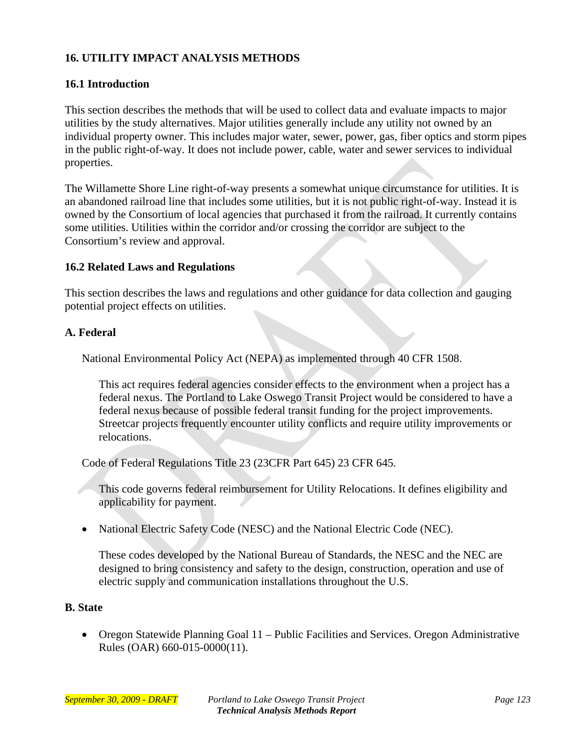## 16. UTILITY IMPACT ANALYSIS METHODS

### 16.1 Introduction

This section describes the methods that will be used to collect data and evaluate impacts to major utilities by the study alternatives. Major utilities generally include any utility not owned by an individual property owner. This includes major water, sewer, power, gas, fiber optics and storm pipes in the public right-of-way. It does not include power, cable, water and sewer services to individual properties.

The Willamette Shore Line right-of-way presents a somewhat unique circumstance for utilities. It is an abandoned railroad line that includes some utilities, but it is not public right-of-way. Instead it is owned by the Consortium of local agencies that purchased it from the railroad. It currently contains some utilities. Utilities within the corridor and/or crossing the corridor are subject to the Consortium's review and approval.

### 16.2 Related Laws and Regulations

This section describes the laws and regulations and other guidance for data collection and gauging potential project effects on utilities.

#### A. Federal

National Environmental Policy Act (NEPA) as implemented through 40 CFR 1508.

This act requires federal agencies consider effects to the environment when a project has a federal nexus. The Portland to Lake Oswego Transit Project would be considered to have a federal nexus because of possible federal transit funding for the project improvements. Streetcar projects frequently encounter utility conflicts and require utility improvements or relocations.

Code of Federal Regulations Title 23 (23CFR Part 645) 23 CFR 645.

This code governs federal reimbursement for Utility Relocations. It defines eligibility and applicability for payment.

- National Electric Safety Code (NESC) and the National Electric Code (NEC).

  These codes developed by the National Bureau of Standards, the NESC and the NEC are designed to bring consistency and safety to the design, construction, operation and use of electric supply and communication installations throughout the U.S.

#### B. State

- Oregon Statewide Planning Goal 11 – Public Facilities and Services. Oregon Administrative Rules (OAR) 660-015-0000(11).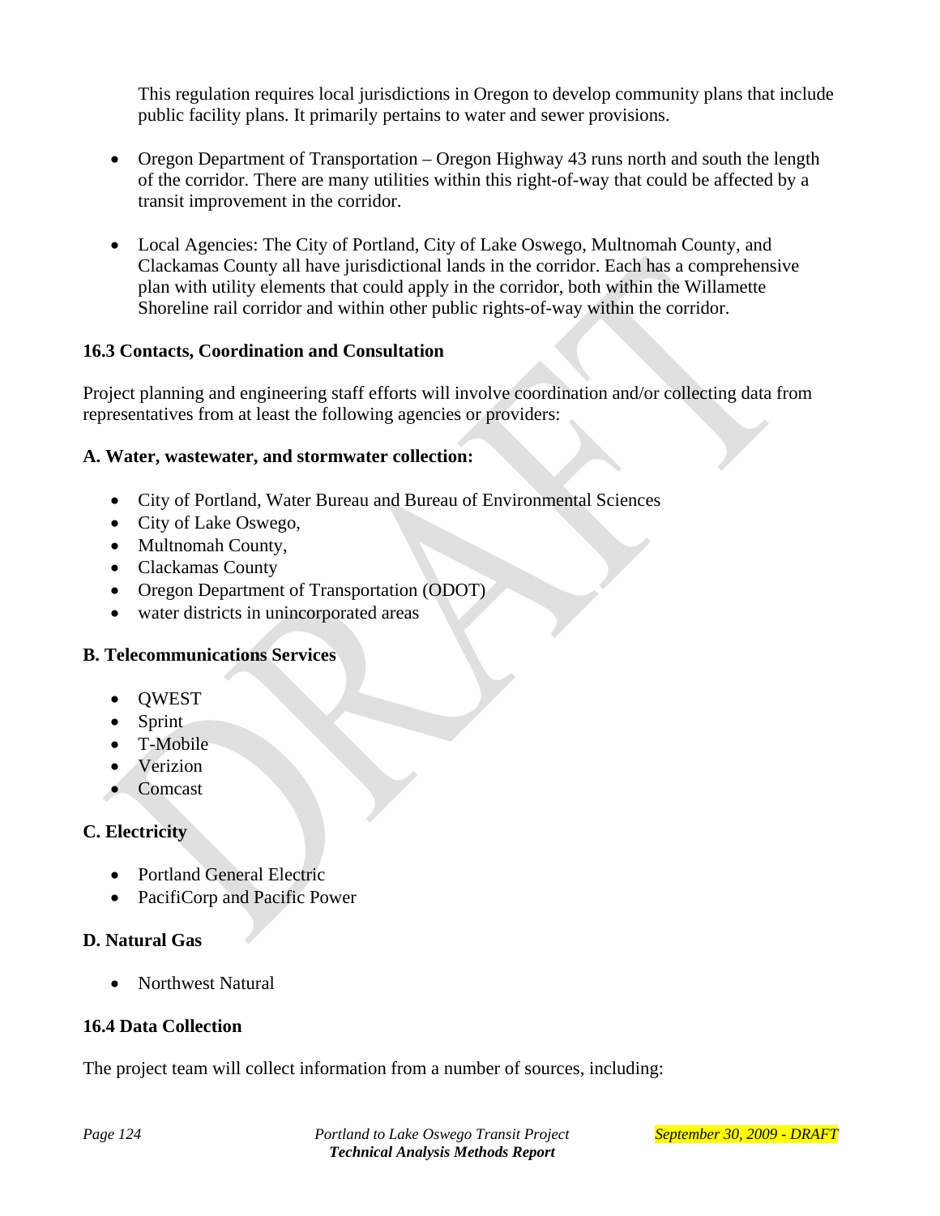This regulation requires local jurisdictions in Oregon to develop community plans that include public facility plans. It primarily pertains to water and sewer provisions.

- Oregon Department of Transportation – Oregon Highway 43 runs north and south the length of the corridor. There are many utilities within this right-of-way that could be affected by a transit improvement in the corridor.
- Local Agencies: The City of Portland, City of Lake Oswego, Multnomah County, and Clackamas County all have jurisdictional lands in the corridor. Each has a comprehensive plan with utility elements that could apply in the corridor, both within the Willamette Shoreline rail corridor and within other public rights-of-way within the corridor.

### 16.3 Contacts, Coordination and Consultation

Project planning and engineering staff efforts will involve coordination and/or collecting data from representatives from at least the following agencies or providers:

**A. Water, wastewater, and stormwater collection:**

- City of Portland, Water Bureau and Bureau of Environmental Sciences
- City of Lake Oswego,
- Multnomah County,
- Clackamas County
- Oregon Department of Transportation (ODOT)
- water districts in unincorporated areas

**B. Telecommunications Services**

- QWEST
- Sprint
- T-Mobile
- Verizion
- Comcast

**C. Electricity**

- Portland General Electric
- PacifiCorp and Pacific Power

**D. Natural Gas**

- Northwest Natural

### 16.4 Data Collection

The project team will collect information from a number of sources, including: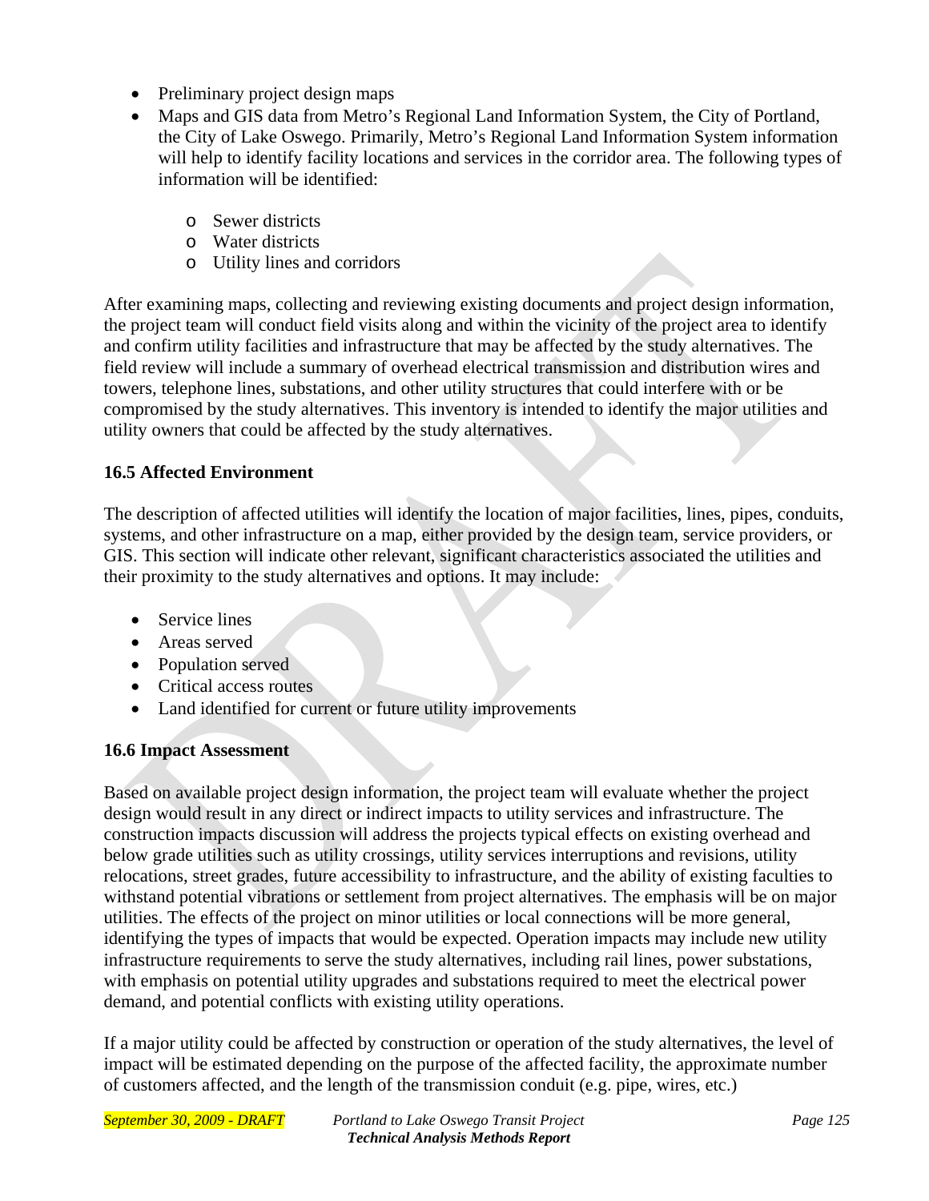- Preliminary project design maps
- Maps and GIS data from Metro's Regional Land Information System, the City of Portland, the City of Lake Oswego. Primarily, Metro's Regional Land Information System information will help to identify facility locations and services in the corridor area. The following types of information will be identified:
    - Sewer districts
    - Water districts
    - Utility lines and corridors

After examining maps, collecting and reviewing existing documents and project design information, the project team will conduct field visits along and within the vicinity of the project area to identify and confirm utility facilities and infrastructure that may be affected by the study alternatives. The field review will include a summary of overhead electrical transmission and distribution wires and towers, telephone lines, substations, and other utility structures that could interfere with or be compromised by the study alternatives. This inventory is intended to identify the major utilities and utility owners that could be affected by the study alternatives.

**16.5 Affected Environment**

The description of affected utilities will identify the location of major facilities, lines, pipes, conduits, systems, and other infrastructure on a map, either provided by the design team, service providers, or GIS. This section will indicate other relevant, significant characteristics associated the utilities and their proximity to the study alternatives and options. It may include:

- Service lines
- Areas served
- Population served
- Critical access routes
- Land identified for current or future utility improvements

**16.6 Impact Assessment**

Based on available project design information, the project team will evaluate whether the project design would result in any direct or indirect impacts to utility services and infrastructure. The construction impacts discussion will address the projects typical effects on existing overhead and below grade utilities such as utility crossings, utility services interruptions and revisions, utility relocations, street grades, future accessibility to infrastructure, and the ability of existing faculties to withstand potential vibrations or settlement from project alternatives. The emphasis will be on major utilities. The effects of the project on minor utilities or local connections will be more general, identifying the types of impacts that would be expected. Operation impacts may include new utility infrastructure requirements to serve the study alternatives, including rail lines, power substations, with emphasis on potential utility upgrades and substations required to meet the electrical power demand, and potential conflicts with existing utility operations.

If a major utility could be affected by construction or operation of the study alternatives, the level of impact will be estimated depending on the purpose of the affected facility, the approximate number of customers affected, and the length of the transmission conduit (e.g. pipe, wires, etc.)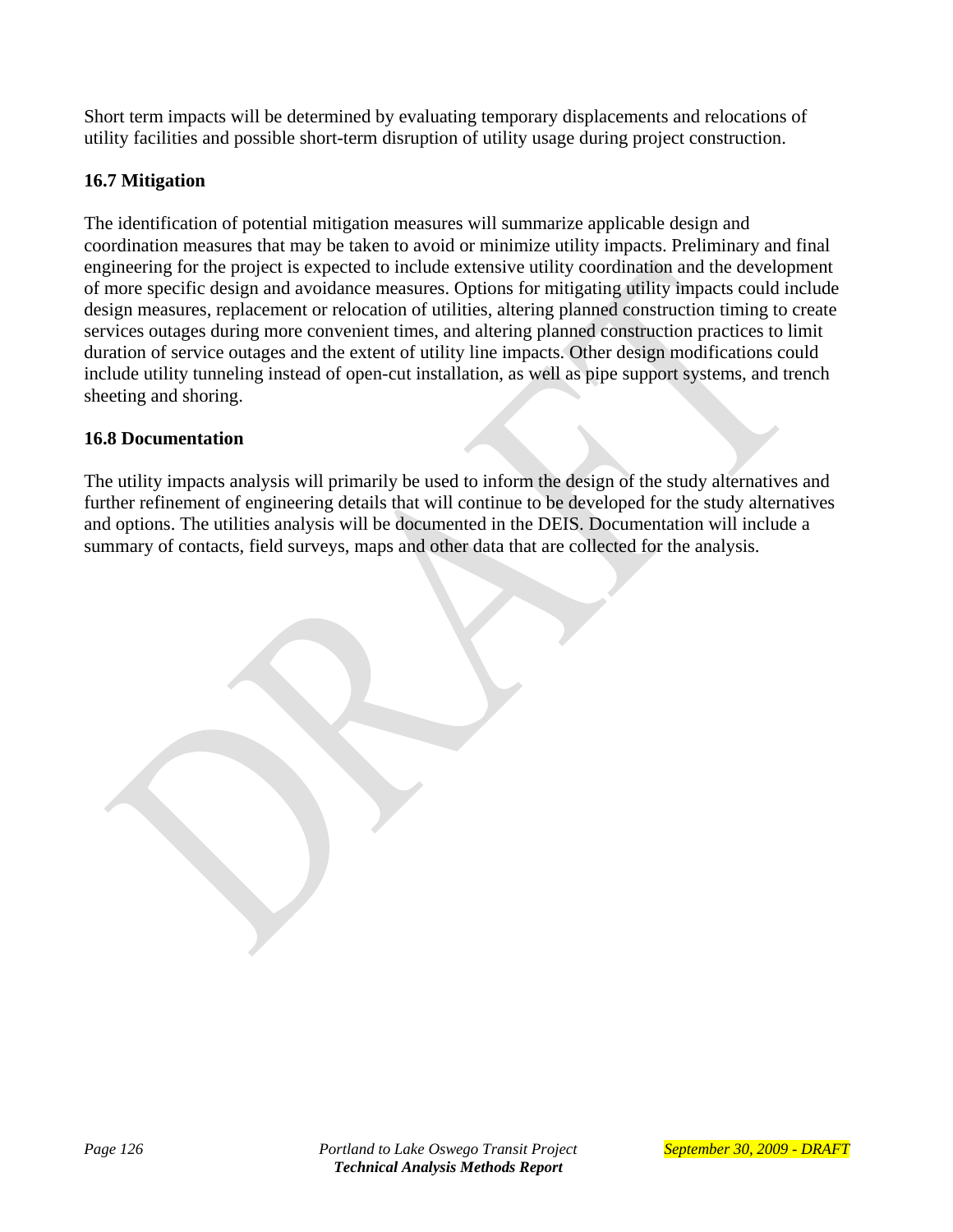Short term impacts will be determined by evaluating temporary displacements and relocations of utility facilities and possible short-term disruption of utility usage during project construction.

### 16.7 Mitigation

The identification of potential mitigation measures will summarize applicable design and coordination measures that may be taken to avoid or minimize utility impacts. Preliminary and final engineering for the project is expected to include extensive utility coordination and the development of more specific design and avoidance measures. Options for mitigating utility impacts could include design measures, replacement or relocation of utilities, altering planned construction timing to create services outages during more convenient times, and altering planned construction practices to limit duration of service outages and the extent of utility line impacts. Other design modifications could include utility tunneling instead of open-cut installation, as well as pipe support systems, and trench sheeting and shoring.

### 16.8 Documentation

The utility impacts analysis will primarily be used to inform the design of the study alternatives and further refinement of engineering details that will continue to be developed for the study alternatives and options. The utilities analysis will be documented in the DEIS. Documentation will include a summary of contacts, field surveys, maps and other data that are collected for the analysis.